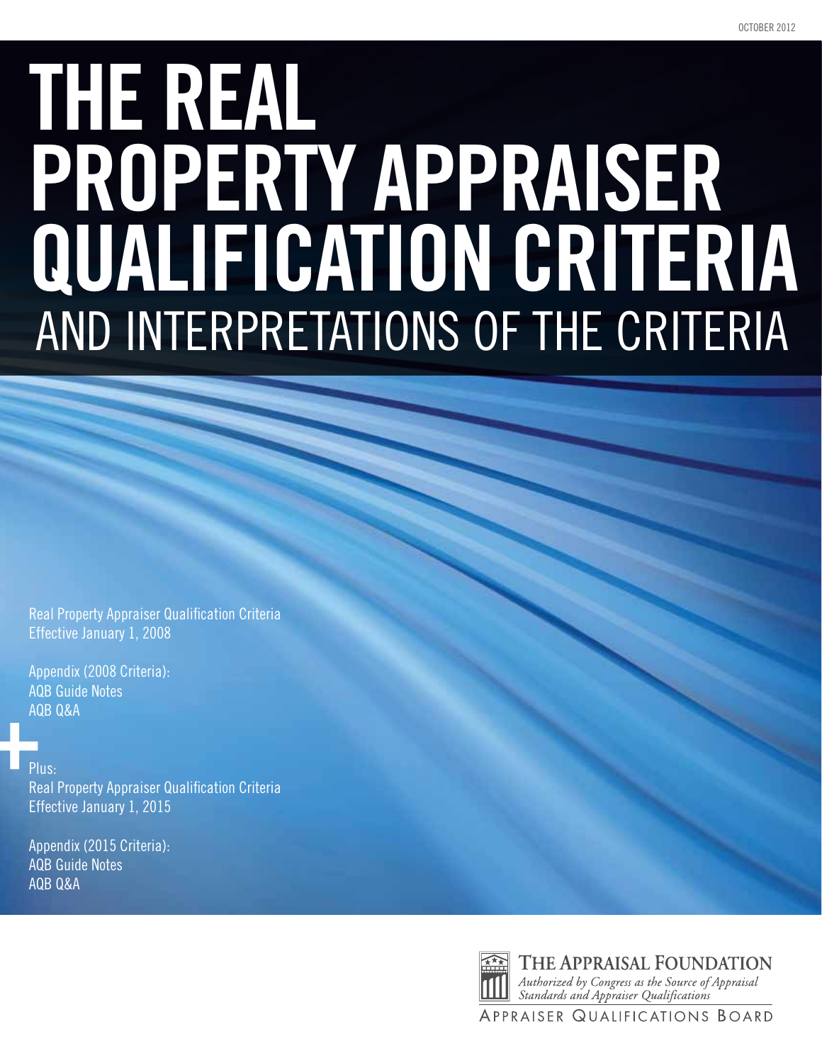OCTOBER 2012

# THE REAL PROPERTY APPRAISER QUALIFICATION CRITERIA

## AND INTERPRETATIONS OF THE CRITERIA

Real Property Appraiser Qualification Criteria
Effective January 1, 2008

Appendix (2008 Criteria):
AQB Guide Notes
AQB Q&A

+

Plus:
Real Property Appraiser Qualification Criteria
Effective January 1, 2015

Appendix (2015 Criteria):
AQB Guide Notes
AQB Q&A

THE APPRAISAL FOUNDATION

*Authorized by Congress as the Source of Appraisal Standards and Appraiser Qualifications*

APPRAISER QUALIFICATIONS BOARD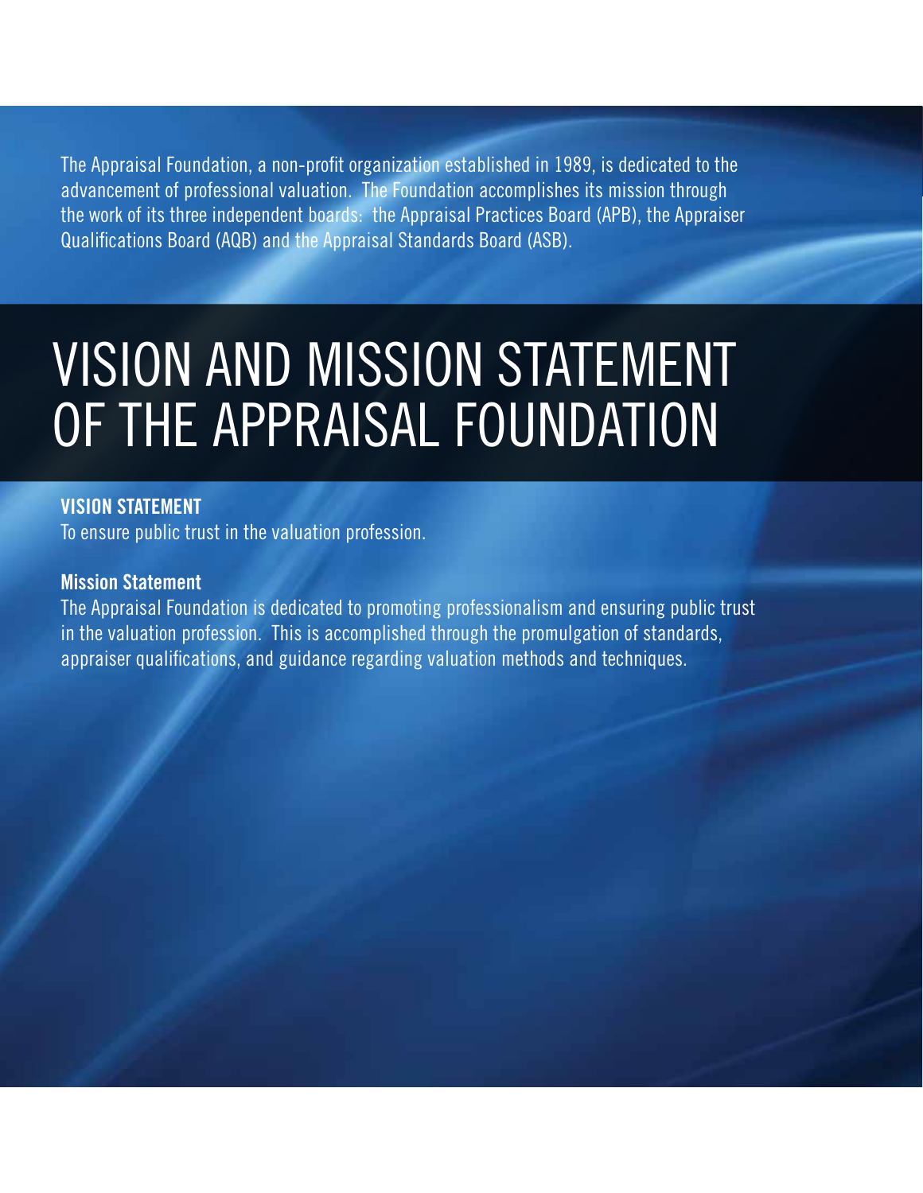The Appraisal Foundation, a non-profit organization established in 1989, is dedicated to the advancement of professional valuation. The Foundation accomplishes its mission through the work of its three independent boards: the Appraisal Practices Board (APB), the Appraiser Qualifications Board (AQB) and the Appraisal Standards Board (ASB).

# VISION AND MISSION STATEMENT OF THE APPRAISAL FOUNDATION

## VISION STATEMENT

To ensure public trust in the valuation profession.

## Mission Statement

The Appraisal Foundation is dedicated to promoting professionalism and ensuring public trust in the valuation profession. This is accomplished through the promulgation of standards, appraiser qualifications, and guidance regarding valuation methods and techniques.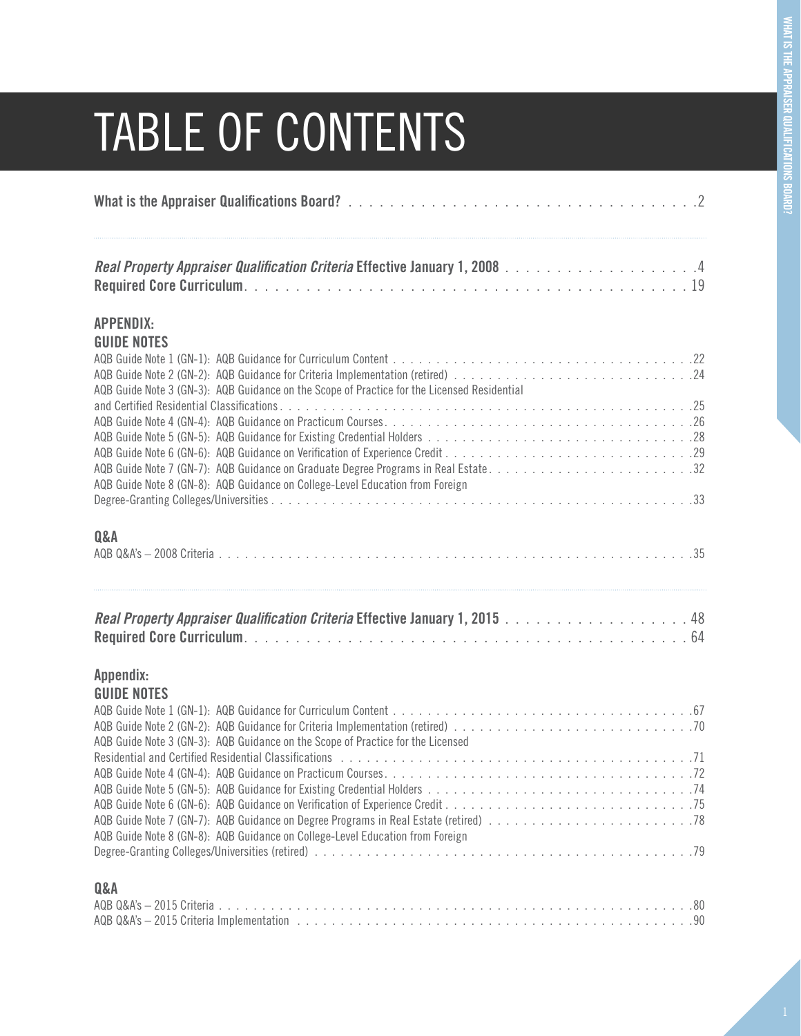# TABLE OF CONTENTS

**What is the Appraiser Qualifications Board?** . . . . . . . . . . . . . . . . . . . . . . . . . . . . . . . . . . . 2

***Real Property Appraiser Qualification Criteria* Effective January 1, 2008** . . . . . . . . . . . . . . . . . . . 4

**Required Core Curriculum** . . . . . . . . . . . . . . . . . . . . . . . . . . . . . . . . . . . . . . . . . 19

**APPENDIX:**

**GUIDE NOTES**

AQB Guide Note 1 (GN-1): AQB Guidance for Curriculum Content . . . . . . . . . . . . . . . . . . . . . . . . . . . . . . . . . . . 22

AQB Guide Note 2 (GN-2): AQB Guidance for Criteria Implementation (retired) . . . . . . . . . . . . . . . . . . . . . . . . . . . 24

AQB Guide Note 3 (GN-3): AQB Guidance on the Scope of Practice for the Licensed Residential and Certified Residential Classifications . . . . . . . . . . . . . . . . . . . . . . . . . . . . . . . . . . . . . . . . . . . . 25

AQB Guide Note 4 (GN-4): AQB Guidance on Practicum Courses . . . . . . . . . . . . . . . . . . . . . . . . . . . . . . . . . . . 26

AQB Guide Note 5 (GN-5): AQB Guidance for Existing Credential Holders . . . . . . . . . . . . . . . . . . . . . . . . . . . . . . 28

AQB Guide Note 6 (GN-6): AQB Guidance on Verification of Experience Credit . . . . . . . . . . . . . . . . . . . . . . . . . . . . 29

AQB Guide Note 7 (GN-7): AQB Guidance on Graduate Degree Programs in Real Estate . . . . . . . . . . . . . . . . . . . . . . . . 32

AQB Guide Note 8 (GN-8): AQB Guidance on College-Level Education from Foreign Degree-Granting Colleges/Universities . . . . . . . . . . . . . . . . . . . . . . . . . . . . . . . . . . . . . . . . . . . . . . . 33

**Q&A**

AQB Q&A's – 2008 Criteria . . . . . . . . . . . . . . . . . . . . . . . . . . . . . . . . . . . . . . . . . . . . . . . . . . 35

***Real Property Appraiser Qualification Criteria* Effective January 1, 2015** . . . . . . . . . . . . . . . . . . . 48

**Required Core Curriculum** . . . . . . . . . . . . . . . . . . . . . . . . . . . . . . . . . . . . . . . . . 64

**Appendix:**

**GUIDE NOTES**

AQB Guide Note 1 (GN-1): AQB Guidance for Curriculum Content . . . . . . . . . . . . . . . . . . . . . . . . . . . . . . . . . . . 67

AQB Guide Note 2 (GN-2): AQB Guidance for Criteria Implementation (retired) . . . . . . . . . . . . . . . . . . . . . . . . . . . 70

AQB Guide Note 3 (GN-3): AQB Guidance on the Scope of Practice for the Licensed Residential and Certified Residential Classifications . . . . . . . . . . . . . . . . . . . . . . . . . . . . . . . . . . . . . . . . . . . . 71

AQB Guide Note 4 (GN-4): AQB Guidance on Practicum Courses . . . . . . . . . . . . . . . . . . . . . . . . . . . . . . . . . . . 72

AQB Guide Note 5 (GN-5): AQB Guidance for Existing Credential Holders . . . . . . . . . . . . . . . . . . . . . . . . . . . . . . 74

AQB Guide Note 6 (GN-6): AQB Guidance on Verification of Experience Credit . . . . . . . . . . . . . . . . . . . . . . . . . . . . 75

AQB Guide Note 7 (GN-7): AQB Guidance on Degree Programs in Real Estate (retired) . . . . . . . . . . . . . . . . . . . . . . . . 78

AQB Guide Note 8 (GN-8): AQB Guidance on College-Level Education from Foreign Degree-Granting Colleges/Universities (retired) . . . . . . . . . . . . . . . . . . . . . . . . . . . . . . . . . . . . . . . . . . . . . 79

**Q&A**

AQB Q&A's – 2015 Criteria . . . . . . . . . . . . . . . . . . . . . . . . . . . . . . . . . . . . . . . . . . . . . . . . . . 80

AQB Q&A's – 2015 Criteria Implementation . . . . . . . . . . . . . . . . . . . . . . . . . . . . . . . . . . . . . . . . . 90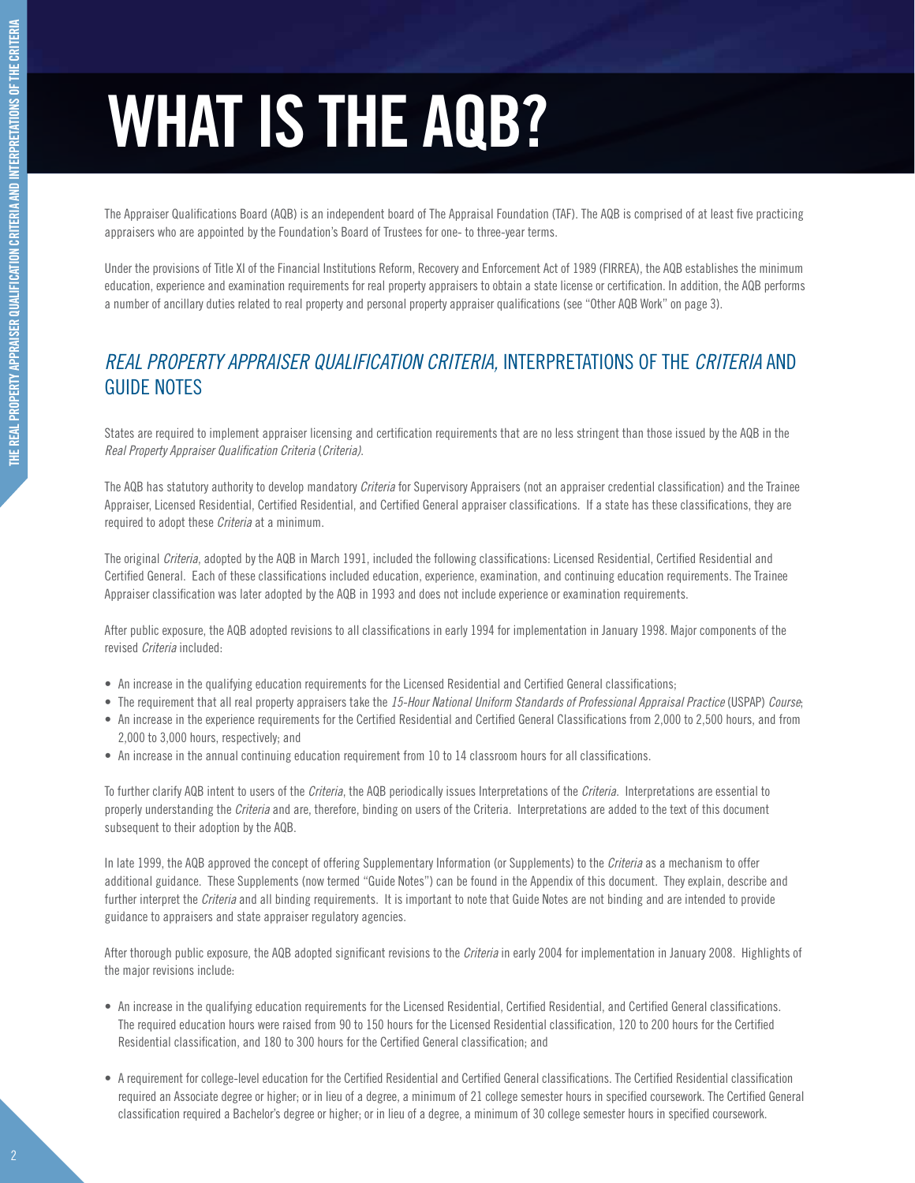# WHAT IS THE AQB?

The Appraiser Qualifications Board (AQB) is an independent board of The Appraisal Foundation (TAF). The AQB is comprised of at least five practicing appraisers who are appointed by the Foundation's Board of Trustees for one- to three-year terms.

Under the provisions of Title XI of the Financial Institutions Reform, Recovery and Enforcement Act of 1989 (FIRREA), the AQB establishes the minimum education, experience and examination requirements for real property appraisers to obtain a state license or certification. In addition, the AQB performs a number of ancillary duties related to real property and personal property appraiser qualifications (see "Other AQB Work" on page 3).

## *REAL PROPERTY APPRAISER QUALIFICATION CRITERIA,* INTERPRETATIONS OF THE *CRITERIA* AND GUIDE NOTES

States are required to implement appraiser licensing and certification requirements that are no less stringent than those issued by the AQB in the *Real Property Appraiser Qualification Criteria* (*Criteria).*

The AQB has statutory authority to develop mandatory *Criteria* for Supervisory Appraisers (not an appraiser credential classification) and the Trainee Appraiser, Licensed Residential, Certified Residential, and Certified General appraiser classifications. If a state has these classifications, they are required to adopt these *Criteria* at a minimum.

The original *Criteria*, adopted by the AQB in March 1991, included the following classifications: Licensed Residential, Certified Residential and Certified General. Each of these classifications included education, experience, examination, and continuing education requirements. The Trainee Appraiser classification was later adopted by the AQB in 1993 and does not include experience or examination requirements.

After public exposure, the AQB adopted revisions to all classifications in early 1994 for implementation in January 1998. Major components of the revised *Criteria* included:

- An increase in the qualifying education requirements for the Licensed Residential and Certified General classifications;
- The requirement that all real property appraisers take the *15-Hour National Uniform Standards of Professional Appraisal Practice* (USPAP) *Course*;
- An increase in the experience requirements for the Certified Residential and Certified General Classifications from 2,000 to 2,500 hours, and from 2,000 to 3,000 hours, respectively; and
- An increase in the annual continuing education requirement from 10 to 14 classroom hours for all classifications.

To further clarify AQB intent to users of the *Criteria*, the AQB periodically issues Interpretations of the *Criteria*. Interpretations are essential to properly understanding the *Criteria* and are, therefore, binding on users of the Criteria. Interpretations are added to the text of this document subsequent to their adoption by the AQB.

In late 1999, the AQB approved the concept of offering Supplementary Information (or Supplements) to the *Criteria* as a mechanism to offer additional guidance. These Supplements (now termed "Guide Notes") can be found in the Appendix of this document. They explain, describe and further interpret the *Criteria* and all binding requirements. It is important to note that Guide Notes are not binding and are intended to provide guidance to appraisers and state appraiser regulatory agencies.

After thorough public exposure, the AQB adopted significant revisions to the *Criteria* in early 2004 for implementation in January 2008. Highlights of the major revisions include:

- An increase in the qualifying education requirements for the Licensed Residential, Certified Residential, and Certified General classifications. The required education hours were raised from 90 to 150 hours for the Licensed Residential classification, 120 to 200 hours for the Certified Residential classification, and 180 to 300 hours for the Certified General classification; and
- A requirement for college-level education for the Certified Residential and Certified General classifications. The Certified Residential classification required an Associate degree or higher; or in lieu of a degree, a minimum of 21 college semester hours in specified coursework. The Certified General classification required a Bachelor's degree or higher; or in lieu of a degree, a minimum of 30 college semester hours in specified coursework.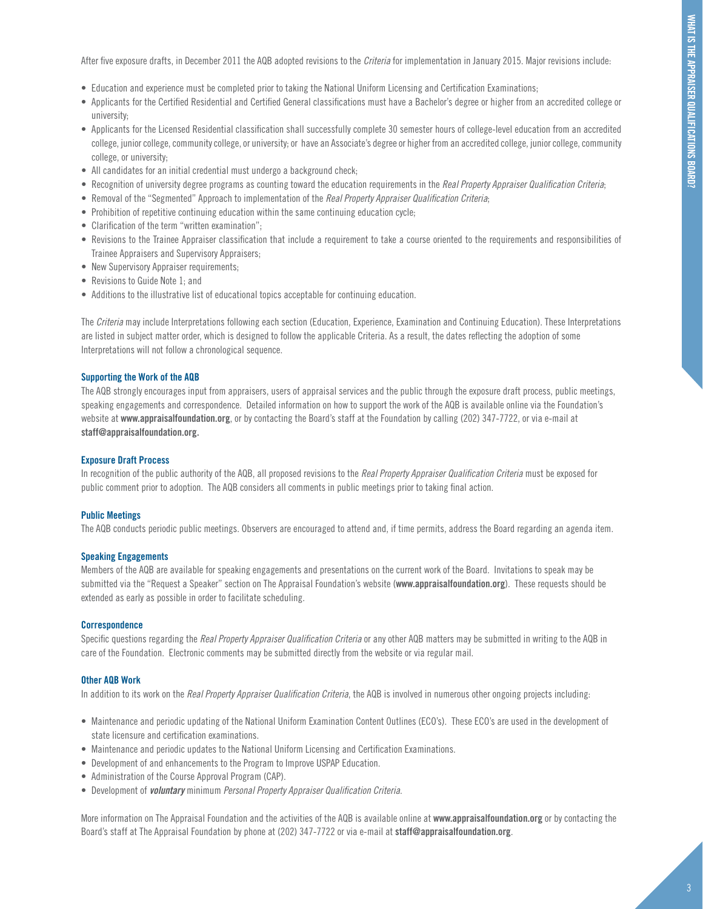After five exposure drafts, in December 2011 the AQB adopted revisions to the *Criteria* for implementation in January 2015. Major revisions include:

- Education and experience must be completed prior to taking the National Uniform Licensing and Certification Examinations;
- Applicants for the Certified Residential and Certified General classifications must have a Bachelor's degree or higher from an accredited college or university;
- Applicants for the Licensed Residential classification shall successfully complete 30 semester hours of college-level education from an accredited college, junior college, community college, or university; or have an Associate's degree or higher from an accredited college, junior college, community college, or university;
- All candidates for an initial credential must undergo a background check;
- Recognition of university degree programs as counting toward the education requirements in the *Real Property Appraiser Qualification Criteria*;
- Removal of the "Segmented" Approach to implementation of the *Real Property Appraiser Qualification Criteria*;
- Prohibition of repetitive continuing education within the same continuing education cycle;
- Clarification of the term "written examination";
- Revisions to the Trainee Appraiser classification that include a requirement to take a course oriented to the requirements and responsibilities of Trainee Appraisers and Supervisory Appraisers;
- New Supervisory Appraiser requirements;
- Revisions to Guide Note 1; and
- Additions to the illustrative list of educational topics acceptable for continuing education.

The *Criteria* may include Interpretations following each section (Education, Experience, Examination and Continuing Education). These Interpretations are listed in subject matter order, which is designed to follow the applicable Criteria. As a result, the dates reflecting the adoption of some Interpretations will not follow a chronological sequence.

### Supporting the Work of the AQB

The AQB strongly encourages input from appraisers, users of appraisal services and the public through the exposure draft process, public meetings, speaking engagements and correspondence. Detailed information on how to support the work of the AQB is available online via the Foundation's website at **www.appraisalfoundation.org**, or by contacting the Board's staff at the Foundation by calling (202) 347-7722, or via e-mail at **staff@appraisalfoundation.org.**

### Exposure Draft Process

In recognition of the public authority of the AQB, all proposed revisions to the *Real Property Appraiser Qualification Criteria* must be exposed for public comment prior to adoption. The AQB considers all comments in public meetings prior to taking final action.

### Public Meetings

The AQB conducts periodic public meetings. Observers are encouraged to attend and, if time permits, address the Board regarding an agenda item.

### Speaking Engagements

Members of the AQB are available for speaking engagements and presentations on the current work of the Board. Invitations to speak may be submitted via the "Request a Speaker" section on The Appraisal Foundation's website (**www.appraisalfoundation.org**). These requests should be extended as early as possible in order to facilitate scheduling.

### Correspondence

Specific questions regarding the *Real Property Appraiser Qualification Criteria* or any other AQB matters may be submitted in writing to the AQB in care of the Foundation. Electronic comments may be submitted directly from the website or via regular mail.

### Other AQB Work

In addition to its work on the *Real Property Appraiser Qualification Criteria*, the AQB is involved in numerous other ongoing projects including:

- Maintenance and periodic updating of the National Uniform Examination Content Outlines (ECO's). These ECO's are used in the development of state licensure and certification examinations.
- Maintenance and periodic updates to the National Uniform Licensing and Certification Examinations.
- Development of and enhancements to the Program to Improve USPAP Education.
- Administration of the Course Approval Program (CAP).
- Development of ***voluntary*** minimum *Personal Property Appraiser Qualification Criteria*.

More information on The Appraisal Foundation and the activities of the AQB is available online at **www.appraisalfoundation.org** or by contacting the Board's staff at The Appraisal Foundation by phone at (202) 347-7722 or via e-mail at **staff@appraisalfoundation.org**.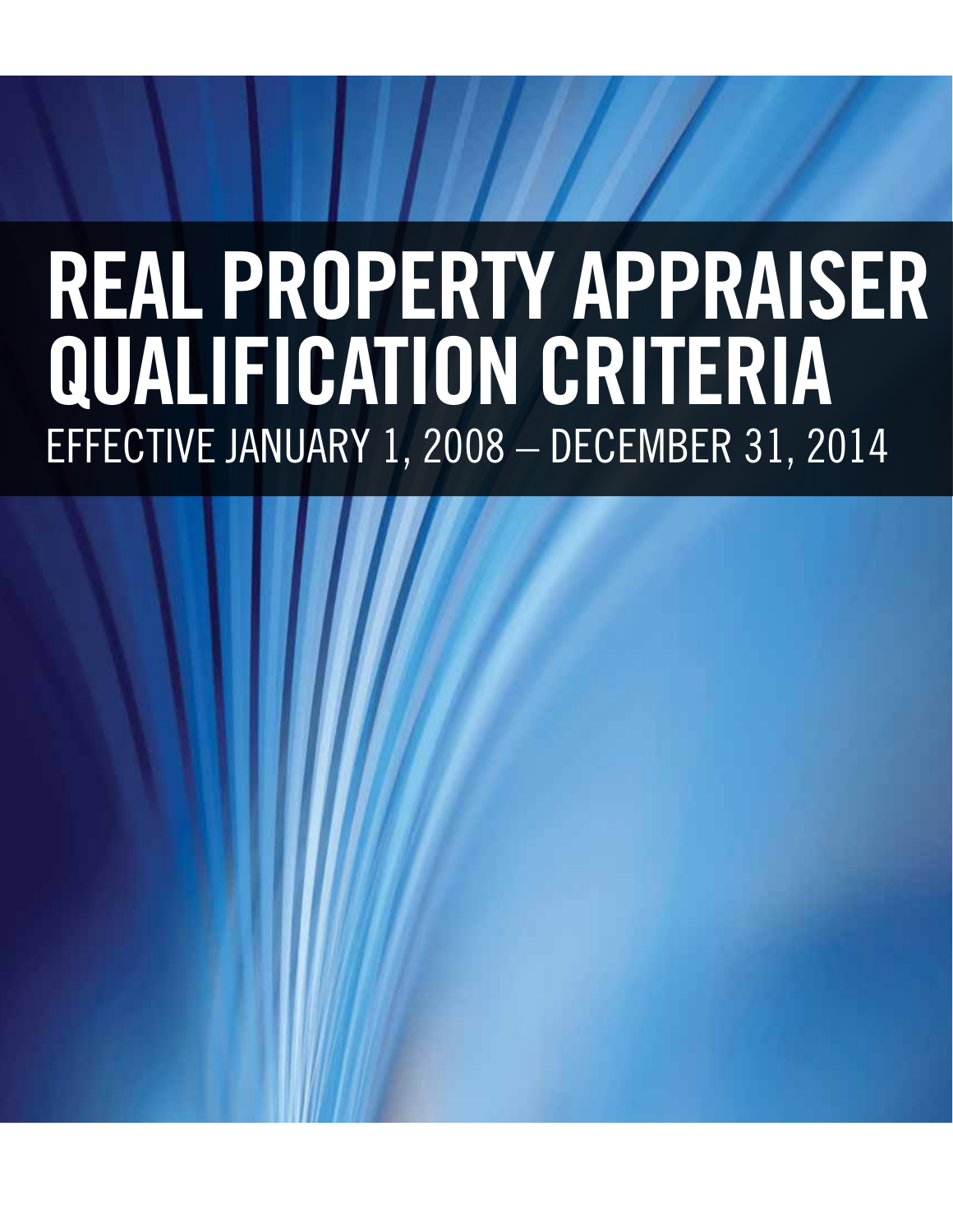# REAL PROPERTY APPRAISER QUALIFICATION CRITERIA

EFFECTIVE JANUARY 1, 2008 – DECEMBER 31, 2014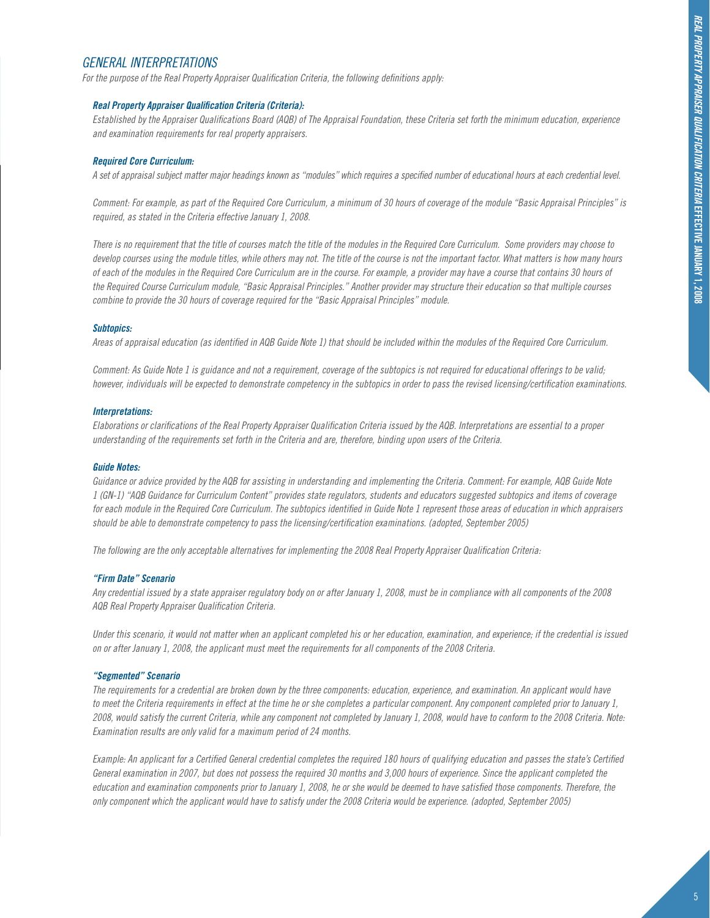## *GENERAL INTERPRETATIONS*

*For the purpose of the Real Property Appraiser Qualification Criteria, the following definitions apply:*

***Real Property Appraiser Qualification Criteria (Criteria):***

*Established by the Appraiser Qualifications Board (AQB) of The Appraisal Foundation, these Criteria set forth the minimum education, experience and examination requirements for real property appraisers.*

***Required Core Curriculum:***

*A set of appraisal subject matter major headings known as "modules" which requires a specified number of educational hours at each credential level.*

*Comment: For example, as part of the Required Core Curriculum, a minimum of 30 hours of coverage of the module "Basic Appraisal Principles" is required, as stated in the Criteria effective January 1, 2008.*

*There is no requirement that the title of courses match the title of the modules in the Required Core Curriculum. Some providers may choose to develop courses using the module titles, while others may not. The title of the course is not the important factor. What matters is how many hours of each of the modules in the Required Core Curriculum are in the course. For example, a provider may have a course that contains 30 hours of the Required Course Curriculum module, "Basic Appraisal Principles." Another provider may structure their education so that multiple courses combine to provide the 30 hours of coverage required for the "Basic Appraisal Principles" module.*

***Subtopics:***

*Areas of appraisal education (as identified in AQB Guide Note 1) that should be included within the modules of the Required Core Curriculum.*

*Comment: As Guide Note 1 is guidance and not a requirement, coverage of the subtopics is not required for educational offerings to be valid; however, individuals will be expected to demonstrate competency in the subtopics in order to pass the revised licensing/certification examinations.*

***Interpretations:***

*Elaborations or clarifications of the Real Property Appraiser Qualification Criteria issued by the AQB. Interpretations are essential to a proper understanding of the requirements set forth in the Criteria and are, therefore, binding upon users of the Criteria.*

***Guide Notes:***

*Guidance or advice provided by the AQB for assisting in understanding and implementing the Criteria. Comment: For example, AQB Guide Note 1 (GN-1) "AQB Guidance for Curriculum Content" provides state regulators, students and educators suggested subtopics and items of coverage for each module in the Required Core Curriculum. The subtopics identified in Guide Note 1 represent those areas of education in which appraisers should be able to demonstrate competency to pass the licensing/certification examinations. (adopted, September 2005)*

*The following are the only acceptable alternatives for implementing the 2008 Real Property Appraiser Qualification Criteria:*

***"Firm Date" Scenario***

*Any credential issued by a state appraiser regulatory body on or after January 1, 2008, must be in compliance with all components of the 2008 AQB Real Property Appraiser Qualification Criteria.*

*Under this scenario, it would not matter when an applicant completed his or her education, examination, and experience; if the credential is issued on or after January 1, 2008, the applicant must meet the requirements for all components of the 2008 Criteria.*

***"Segmented" Scenario***

*The requirements for a credential are broken down by the three components: education, experience, and examination. An applicant would have to meet the Criteria requirements in effect at the time he or she completes a particular component. Any component completed prior to January 1, 2008, would satisfy the current Criteria, while any component not completed by January 1, 2008, would have to conform to the 2008 Criteria. Note: Examination results are only valid for a maximum period of 24 months.*

*Example: An applicant for a Certified General credential completes the required 180 hours of qualifying education and passes the state's Certified General examination in 2007, but does not possess the required 30 months and 3,000 hours of experience. Since the applicant completed the education and examination components prior to January 1, 2008, he or she would be deemed to have satisfied those components. Therefore, the only component which the applicant would have to satisfy under the 2008 Criteria would be experience. (adopted, September 2005)*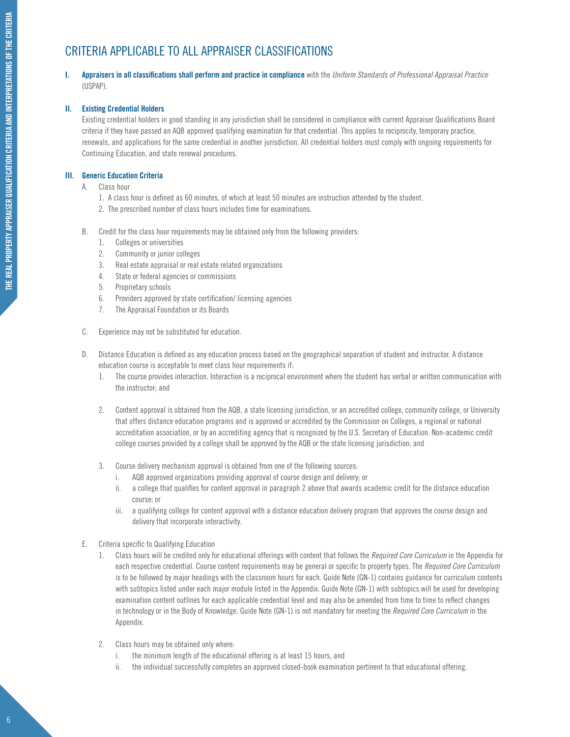# CRITERIA APPLICABLE TO ALL APPRAISER CLASSIFICATIONS

**I. Appraisers in all classifications shall perform and practice in compliance** with the *Uniform Standards of Professional Appraisal Practice* (USPAP).

**II. Existing Credential Holders**

Existing credential holders in good standing in any jurisdiction shall be considered in compliance with current Appraiser Qualifications Board criteria if they have passed an AQB approved qualifying examination for that credential. This applies to reciprocity, temporary practice, renewals, and applications for the same credential in another jurisdiction. All credential holders must comply with ongoing requirements for Continuing Education, and state renewal procedures.

**III. Generic Education Criteria**

A. Class hour

1. A class hour is defined as 60 minutes, of which at least 50 minutes are instruction attended by the student.
2. The prescribed number of class hours includes time for examinations.

B. Credit for the class hour requirements may be obtained only from the following providers:

1. Colleges or universities
2. Community or junior colleges
3. Real estate appraisal or real estate related organizations
4. State or federal agencies or commissions
5. Proprietary schools
6. Providers approved by state certification/ licensing agencies
7. The Appraisal Foundation or its Boards

C. Experience may not be substituted for education.

D. Distance Education is defined as any education process based on the geographical separation of student and instructor. A distance education course is acceptable to meet class hour requirements if:

1. The course provides interaction. Interaction is a reciprocal environment where the student has verbal or written communication with the instructor; and
2. Content approval is obtained from the AQB, a state licensing jurisdiction, or an accredited college, community college, or University that offers distance education programs and is approved or accredited by the Commission on Colleges, a regional or national accreditation association, or by an accrediting agency that is recognized by the U.S. Secretary of Education. Non-academic credit college courses provided by a college shall be approved by the AQB or the state licensing jurisdiction; and
3. Course delivery mechanism approval is obtained from one of the following sources:
   i. AQB approved organizations providing approval of course design and delivery; or
   ii. a college that qualifies for content approval in paragraph 2 above that awards academic credit for the distance education course; or
   iii. a qualifying college for content approval with a distance education delivery program that approves the course design and delivery that incorporate interactivity.

E. Criteria specific to Qualifying Education

1. Class hours will be credited only for educational offerings with content that follows the *Required Core Curriculum* in the Appendix for each respective credential. Course content requirements may be general or specific to property types. The *Required Core Curriculum* is to be followed by major headings with the classroom hours for each. Guide Note (GN-1) contains guidance for curriculum contents with subtopics listed under each major module listed in the Appendix. Guide Note (GN-1) with subtopics will be used for developing examination content outlines for each applicable credential level and may also be amended from time to time to reflect changes in technology or in the Body of Knowledge. Guide Note (GN-1) is not mandatory for meeting the *Required Core Curriculum* in the Appendix.
2. Class hours may be obtained only where:
   i. the minimum length of the educational offering is at least 15 hours, and
   ii. the individual successfully completes an approved closed-book examination pertinent to that educational offering.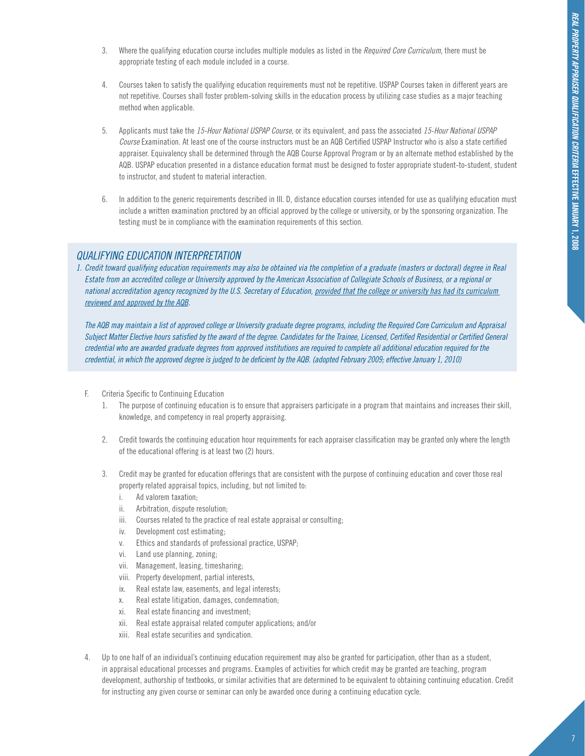3. Where the qualifying education course includes multiple modules as listed in the *Required Core Curriculum*, there must be appropriate testing of each module included in a course.

4. Courses taken to satisfy the qualifying education requirements must not be repetitive. USPAP Courses taken in different years are not repetitive. Courses shall foster problem-solving skills in the education process by utilizing case studies as a major teaching method when applicable.

5. Applicants must take the *15-Hour National USPAP Course*, or its equivalent, and pass the associated *15-Hour National USPAP Course* Examination. At least one of the course instructors must be an AQB Certified USPAP Instructor who is also a state certified appraiser. Equivalency shall be determined through the AQB Course Approval Program or by an alternate method established by the AQB. USPAP education presented in a distance education format must be designed to foster appropriate student-to-student, student to instructor, and student to material interaction.

6. In addition to the generic requirements described in III. D, distance education courses intended for use as qualifying education must include a written examination proctored by an official approved by the college or university, or by the sponsoring organization. The testing must be in compliance with the examination requirements of this section.

## *QUALIFYING EDUCATION INTERPRETATION*

*1. Credit toward qualifying education requirements may also be obtained via the completion of a graduate (masters or doctoral) degree in Real Estate from an accredited college or University approved by the American Association of Collegiate Schools of Business, or a regional or national accreditation agency recognized by the U.S. Secretary of Education, provided that the college or university has had its curriculum reviewed and approved by the AQB.*

*The AQB may maintain a list of approved college or University graduate degree programs, including the Required Core Curriculum and Appraisal Subject Matter Elective hours satisfied by the award of the degree. Candidates for the Trainee, Licensed, Certified Residential or Certified General credential who are awarded graduate degrees from approved institutions are required to complete all additional education required for the credential, in which the approved degree is judged to be deficient by the AQB. (adopted February 2009; effective January 1, 2010)*

F. Criteria Specific to Continuing Education

1. The purpose of continuing education is to ensure that appraisers participate in a program that maintains and increases their skill, knowledge, and competency in real property appraising.

2. Credit towards the continuing education hour requirements for each appraiser classification may be granted only where the length of the educational offering is at least two (2) hours.

3. Credit may be granted for education offerings that are consistent with the purpose of continuing education and cover those real property related appraisal topics, including, but not limited to:
   i. Ad valorem taxation;
   ii. Arbitration, dispute resolution;
   iii. Courses related to the practice of real estate appraisal or consulting;
   iv. Development cost estimating;
   v. Ethics and standards of professional practice, USPAP;
   vi. Land use planning, zoning;
   vii. Management, leasing, timesharing;
   viii. Property development, partial interests,
   ix. Real estate law, easements, and legal interests;
   x. Real estate litigation, damages, condemnation;
   xi. Real estate financing and investment;
   xii. Real estate appraisal related computer applications; and/or
   xiii. Real estate securities and syndication.

4. Up to one half of an individual's continuing education requirement may also be granted for participation, other than as a student, in appraisal educational processes and programs. Examples of activities for which credit may be granted are teaching, program development, authorship of textbooks, or similar activities that are determined to be equivalent to obtaining continuing education. Credit for instructing any given course or seminar can only be awarded once during a continuing education cycle.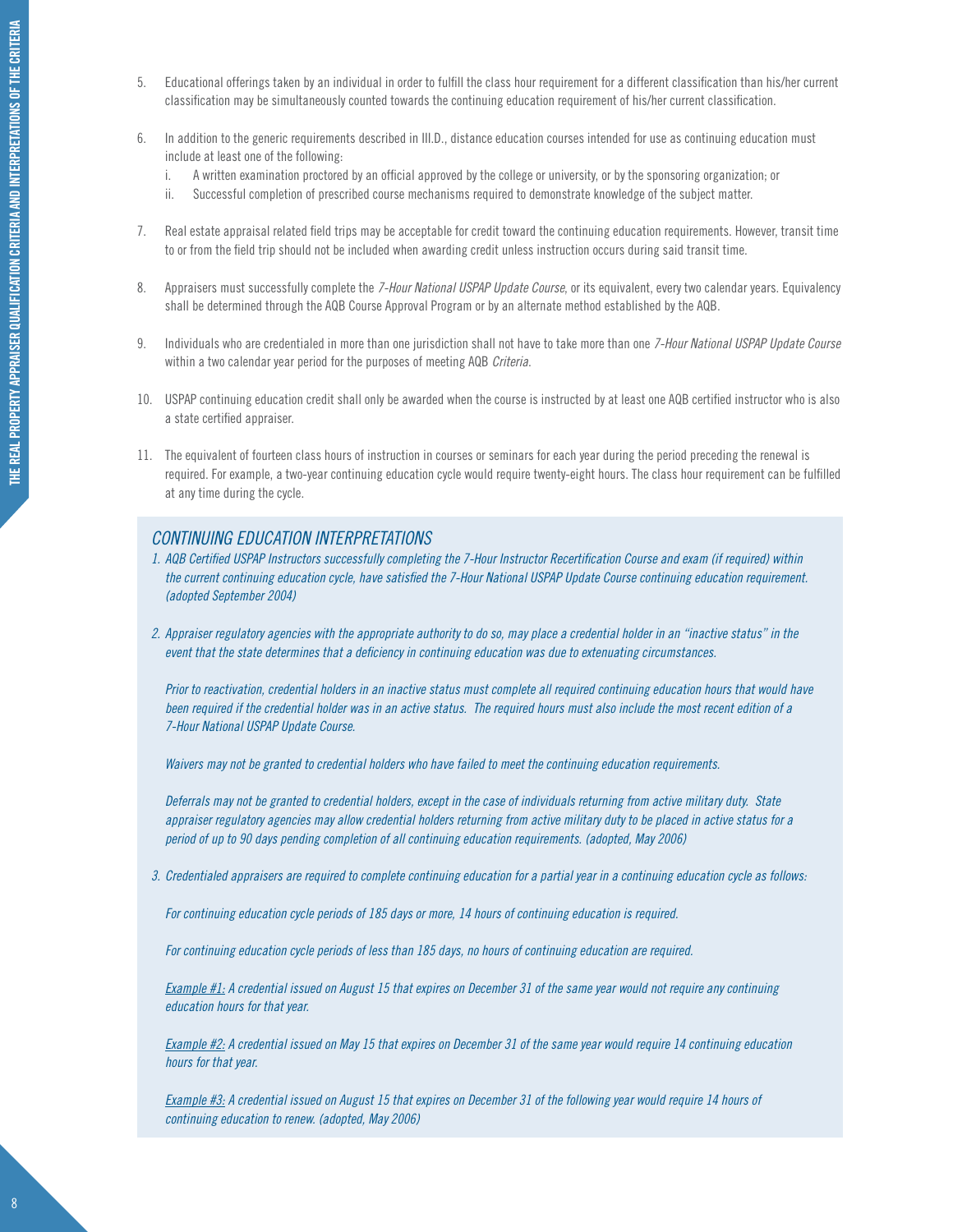5. Educational offerings taken by an individual in order to fulfill the class hour requirement for a different classification than his/her current classification may be simultaneously counted towards the continuing education requirement of his/her current classification.

6. In addition to the generic requirements described in III.D., distance education courses intended for use as continuing education must include at least one of the following:
   i. A written examination proctored by an official approved by the college or university, or by the sponsoring organization; or
   ii. Successful completion of prescribed course mechanisms required to demonstrate knowledge of the subject matter.

7. Real estate appraisal related field trips may be acceptable for credit toward the continuing education requirements. However, transit time to or from the field trip should not be included when awarding credit unless instruction occurs during said transit time.

8. Appraisers must successfully complete the *7-Hour National USPAP Update Course*, or its equivalent, every two calendar years. Equivalency shall be determined through the AQB Course Approval Program or by an alternate method established by the AQB.

9. Individuals who are credentialed in more than one jurisdiction shall not have to take more than one *7-Hour National USPAP Update Course* within a two calendar year period for the purposes of meeting AQB *Criteria*.

10. USPAP continuing education credit shall only be awarded when the course is instructed by at least one AQB certified instructor who is also a state certified appraiser.

11. The equivalent of fourteen class hours of instruction in courses or seminars for each year during the period preceding the renewal is required. For example, a two-year continuing education cycle would require twenty-eight hours. The class hour requirement can be fulfilled at any time during the cycle.

## *CONTINUING EDUCATION INTERPRETATIONS*

*1. AQB Certified USPAP Instructors successfully completing the 7-Hour Instructor Recertification Course and exam (if required) within the current continuing education cycle, have satisfied the 7-Hour National USPAP Update Course continuing education requirement. (adopted September 2004)*

*2. Appraiser regulatory agencies with the appropriate authority to do so, may place a credential holder in an "inactive status" in the event that the state determines that a deficiency in continuing education was due to extenuating circumstances.*

*Prior to reactivation, credential holders in an inactive status must complete all required continuing education hours that would have been required if the credential holder was in an active status. The required hours must also include the most recent edition of a 7-Hour National USPAP Update Course.*

*Waivers may not be granted to credential holders who have failed to meet the continuing education requirements.*

*Deferrals may not be granted to credential holders, except in the case of individuals returning from active military duty. State appraiser regulatory agencies may allow credential holders returning from active military duty to be placed in active status for a period of up to 90 days pending completion of all continuing education requirements. (adopted, May 2006)*

*3. Credentialed appraisers are required to complete continuing education for a partial year in a continuing education cycle as follows:*

*For continuing education cycle periods of 185 days or more, 14 hours of continuing education is required.*

*For continuing education cycle periods of less than 185 days, no hours of continuing education are required.*

*<u>Example #1:</u> A credential issued on August 15 that expires on December 31 of the same year would not require any continuing education hours for that year.*

*<u>Example #2:</u> A credential issued on May 15 that expires on December 31 of the same year would require 14 continuing education hours for that year.*

*<u>Example #3:</u> A credential issued on August 15 that expires on December 31 of the following year would require 14 hours of continuing education to renew. (adopted, May 2006)*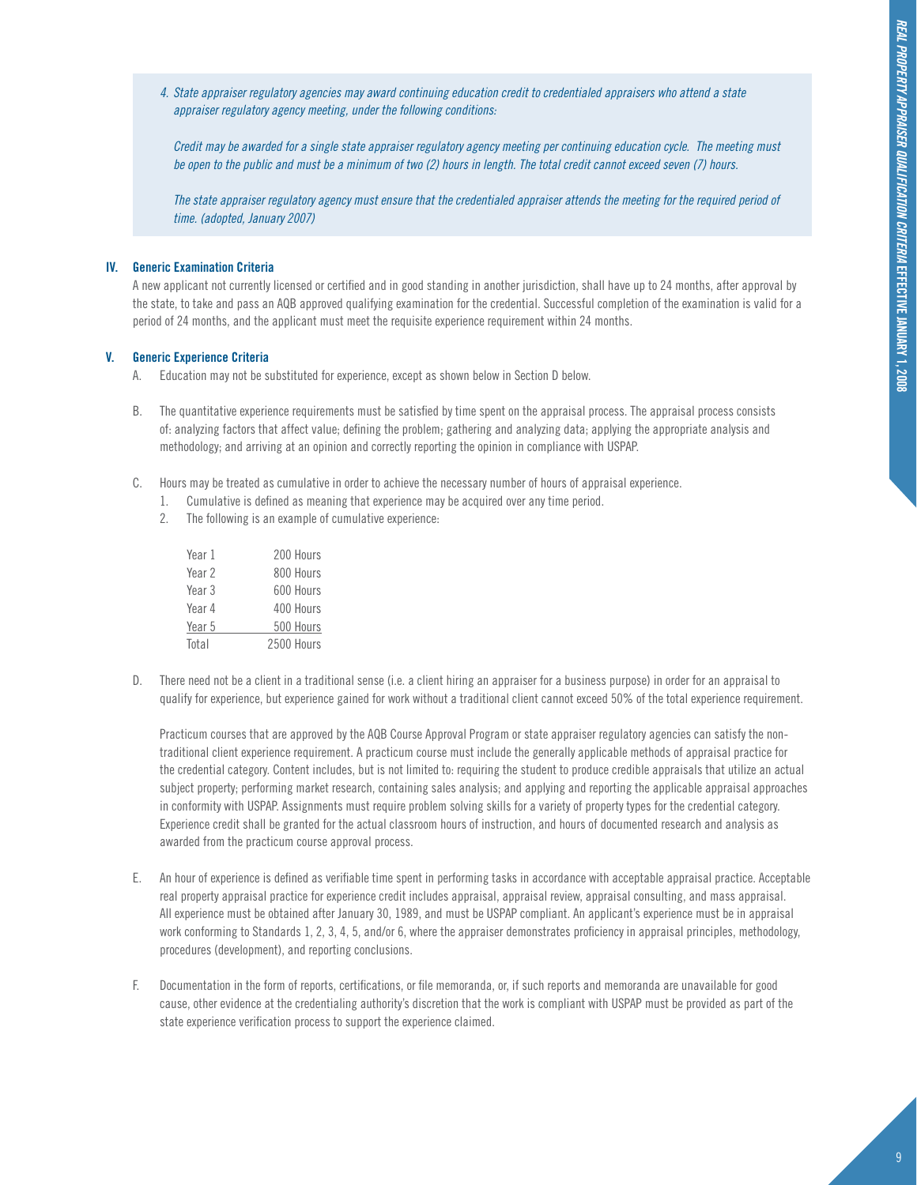*4. State appraiser regulatory agencies may award continuing education credit to credentialed appraisers who attend a state appraiser regulatory agency meeting, under the following conditions:*

*Credit may be awarded for a single state appraiser regulatory agency meeting per continuing education cycle. The meeting must be open to the public and must be a minimum of two (2) hours in length. The total credit cannot exceed seven (7) hours.*

*The state appraiser regulatory agency must ensure that the credentialed appraiser attends the meeting for the required period of time. (adopted, January 2007)*

## IV. Generic Examination Criteria

A new applicant not currently licensed or certified and in good standing in another jurisdiction, shall have up to 24 months, after approval by the state, to take and pass an AQB approved qualifying examination for the credential. Successful completion of the examination is valid for a period of 24 months, and the applicant must meet the requisite experience requirement within 24 months.

## V. Generic Experience Criteria

A. Education may not be substituted for experience, except as shown below in Section D below.

B. The quantitative experience requirements must be satisfied by time spent on the appraisal process. The appraisal process consists of: analyzing factors that affect value; defining the problem; gathering and analyzing data; applying the appropriate analysis and methodology; and arriving at an opinion and correctly reporting the opinion in compliance with USPAP.

C. Hours may be treated as cumulative in order to achieve the necessary number of hours of appraisal experience.

1. Cumulative is defined as meaning that experience may be acquired over any time period.
2. The following is an example of cumulative experience:

| | |
|---|---|
| Year 1 | 200 Hours |
| Year 2 | 800 Hours |
| Year 3 | 600 Hours |
| Year 4 | 400 Hours |
| Year 5 | 500 Hours |
| Total | 2500 Hours |

D. There need not be a client in a traditional sense (i.e. a client hiring an appraiser for a business purpose) in order for an appraisal to qualify for experience, but experience gained for work without a traditional client cannot exceed 50% of the total experience requirement.

Practicum courses that are approved by the AQB Course Approval Program or state appraiser regulatory agencies can satisfy the non-traditional client experience requirement. A practicum course must include the generally applicable methods of appraisal practice for the credential category. Content includes, but is not limited to: requiring the student to produce credible appraisals that utilize an actual subject property; performing market research, containing sales analysis; and applying and reporting the applicable appraisal approaches in conformity with USPAP. Assignments must require problem solving skills for a variety of property types for the credential category. Experience credit shall be granted for the actual classroom hours of instruction, and hours of documented research and analysis as awarded from the practicum course approval process.

E. An hour of experience is defined as verifiable time spent in performing tasks in accordance with acceptable appraisal practice. Acceptable real property appraisal practice for experience credit includes appraisal, appraisal review, appraisal consulting, and mass appraisal. All experience must be obtained after January 30, 1989, and must be USPAP compliant. An applicant's experience must be in appraisal work conforming to Standards 1, 2, 3, 4, 5, and/or 6, where the appraiser demonstrates proficiency in appraisal principles, methodology, procedures (development), and reporting conclusions.

F. Documentation in the form of reports, certifications, or file memoranda, or, if such reports and memoranda are unavailable for good cause, other evidence at the credentialing authority's discretion that the work is compliant with USPAP must be provided as part of the state experience verification process to support the experience claimed.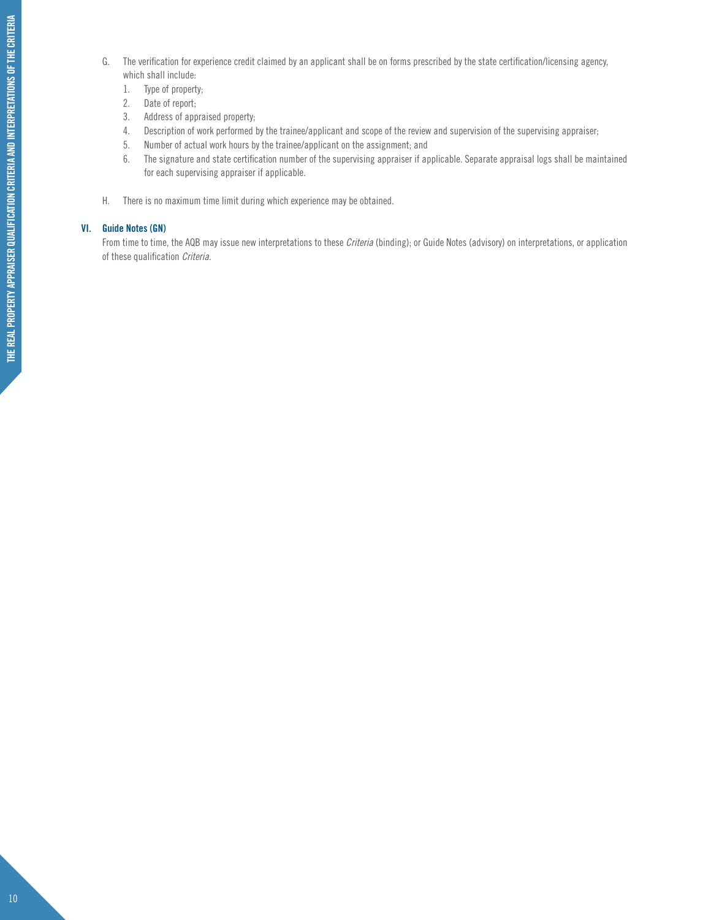G. The verification for experience credit claimed by an applicant shall be on forms prescribed by the state certification/licensing agency, which shall include:
   1. Type of property;
   2. Date of report;
   3. Address of appraised property;
   4. Description of work performed by the trainee/applicant and scope of the review and supervision of the supervising appraiser;
   5. Number of actual work hours by the trainee/applicant on the assignment; and
   6. The signature and state certification number of the supervising appraiser if applicable. Separate appraisal logs shall be maintained for each supervising appraiser if applicable.

H. There is no maximum time limit during which experience may be obtained.

## VI. Guide Notes (GN)

From time to time, the AQB may issue new interpretations to these *Criteria* (binding); or Guide Notes (advisory) on interpretations, or application of these qualification *Criteria*.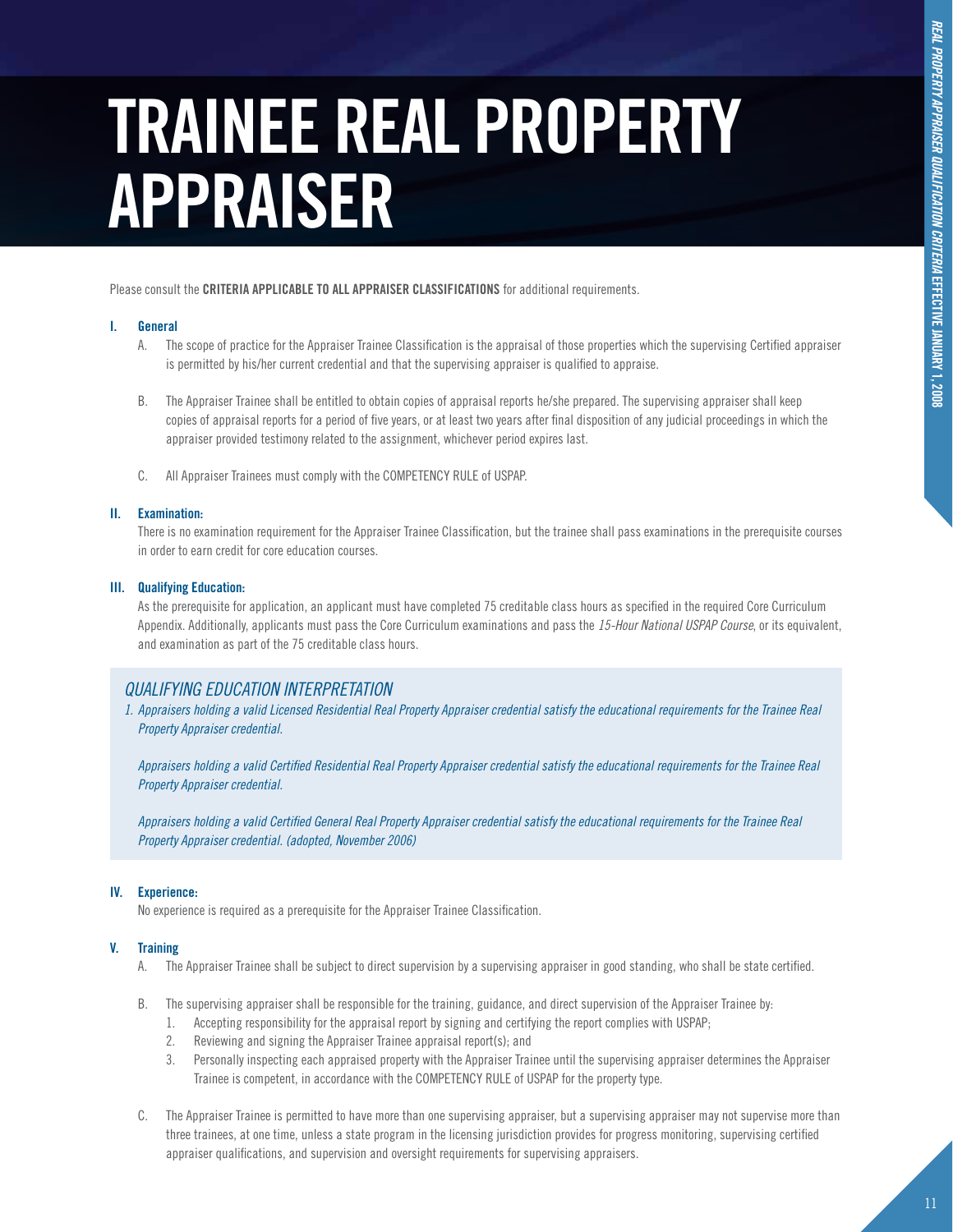# TRAINEE REAL PROPERTY APPRAISER

Please consult the **CRITERIA APPLICABLE TO ALL APPRAISER CLASSIFICATIONS** for additional requirements.

**I. General**

A. The scope of practice for the Appraiser Trainee Classification is the appraisal of those properties which the supervising Certified appraiser is permitted by his/her current credential and that the supervising appraiser is qualified to appraise.

B. The Appraiser Trainee shall be entitled to obtain copies of appraisal reports he/she prepared. The supervising appraiser shall keep copies of appraisal reports for a period of five years, or at least two years after final disposition of any judicial proceedings in which the appraiser provided testimony related to the assignment, whichever period expires last.

C. All Appraiser Trainees must comply with the COMPETENCY RULE of USPAP.

**II. Examination:**

There is no examination requirement for the Appraiser Trainee Classification, but the trainee shall pass examinations in the prerequisite courses in order to earn credit for core education courses.

**III. Qualifying Education:**

As the prerequisite for application, an applicant must have completed 75 creditable class hours as specified in the required Core Curriculum Appendix. Additionally, applicants must pass the Core Curriculum examinations and pass the *15-Hour National USPAP Course*, or its equivalent, and examination as part of the 75 creditable class hours.

## *QUALIFYING EDUCATION INTERPRETATION*

*1. Appraisers holding a valid Licensed Residential Real Property Appraiser credential satisfy the educational requirements for the Trainee Real Property Appraiser credential.*

*Appraisers holding a valid Certified Residential Real Property Appraiser credential satisfy the educational requirements for the Trainee Real Property Appraiser credential.*

*Appraisers holding a valid Certified General Real Property Appraiser credential satisfy the educational requirements for the Trainee Real Property Appraiser credential. (adopted, November 2006)*

**IV. Experience:**

No experience is required as a prerequisite for the Appraiser Trainee Classification.

**V. Training**

A. The Appraiser Trainee shall be subject to direct supervision by a supervising appraiser in good standing, who shall be state certified.

B. The supervising appraiser shall be responsible for the training, guidance, and direct supervision of the Appraiser Trainee by:

1. Accepting responsibility for the appraisal report by signing and certifying the report complies with USPAP;
2. Reviewing and signing the Appraiser Trainee appraisal report(s); and
3. Personally inspecting each appraised property with the Appraiser Trainee until the supervising appraiser determines the Appraiser Trainee is competent, in accordance with the COMPETENCY RULE of USPAP for the property type.

C. The Appraiser Trainee is permitted to have more than one supervising appraiser, but a supervising appraiser may not supervise more than three trainees, at one time, unless a state program in the licensing jurisdiction provides for progress monitoring, supervising certified appraiser qualifications, and supervision and oversight requirements for supervising appraisers.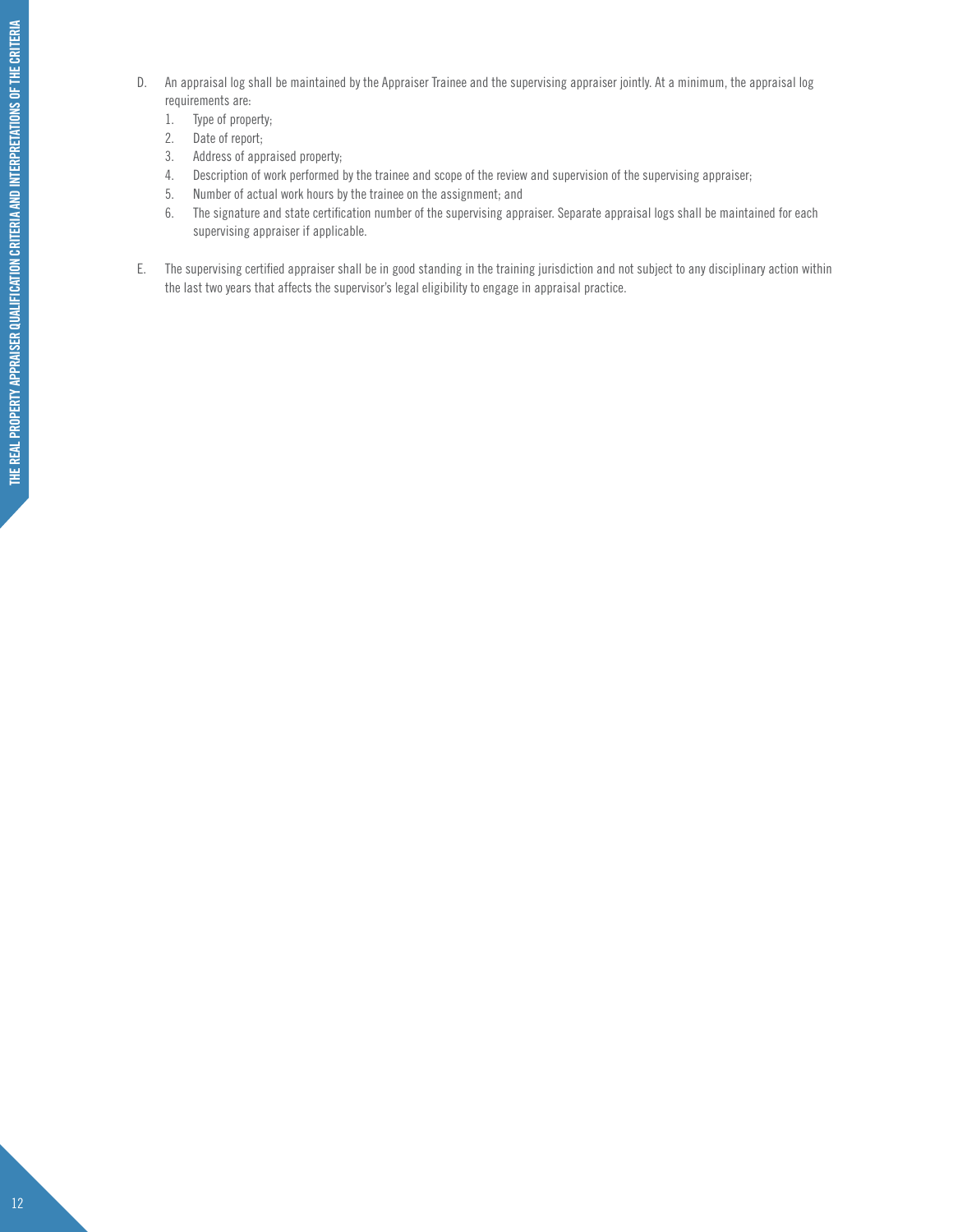D. An appraisal log shall be maintained by the Appraiser Trainee and the supervising appraiser jointly. At a minimum, the appraisal log requirements are:
   1. Type of property;
   2. Date of report;
   3. Address of appraised property;
   4. Description of work performed by the trainee and scope of the review and supervision of the supervising appraiser;
   5. Number of actual work hours by the trainee on the assignment; and
   6. The signature and state certification number of the supervising appraiser. Separate appraisal logs shall be maintained for each supervising appraiser if applicable.

E. The supervising certified appraiser shall be in good standing in the training jurisdiction and not subject to any disciplinary action within the last two years that affects the supervisor's legal eligibility to engage in appraisal practice.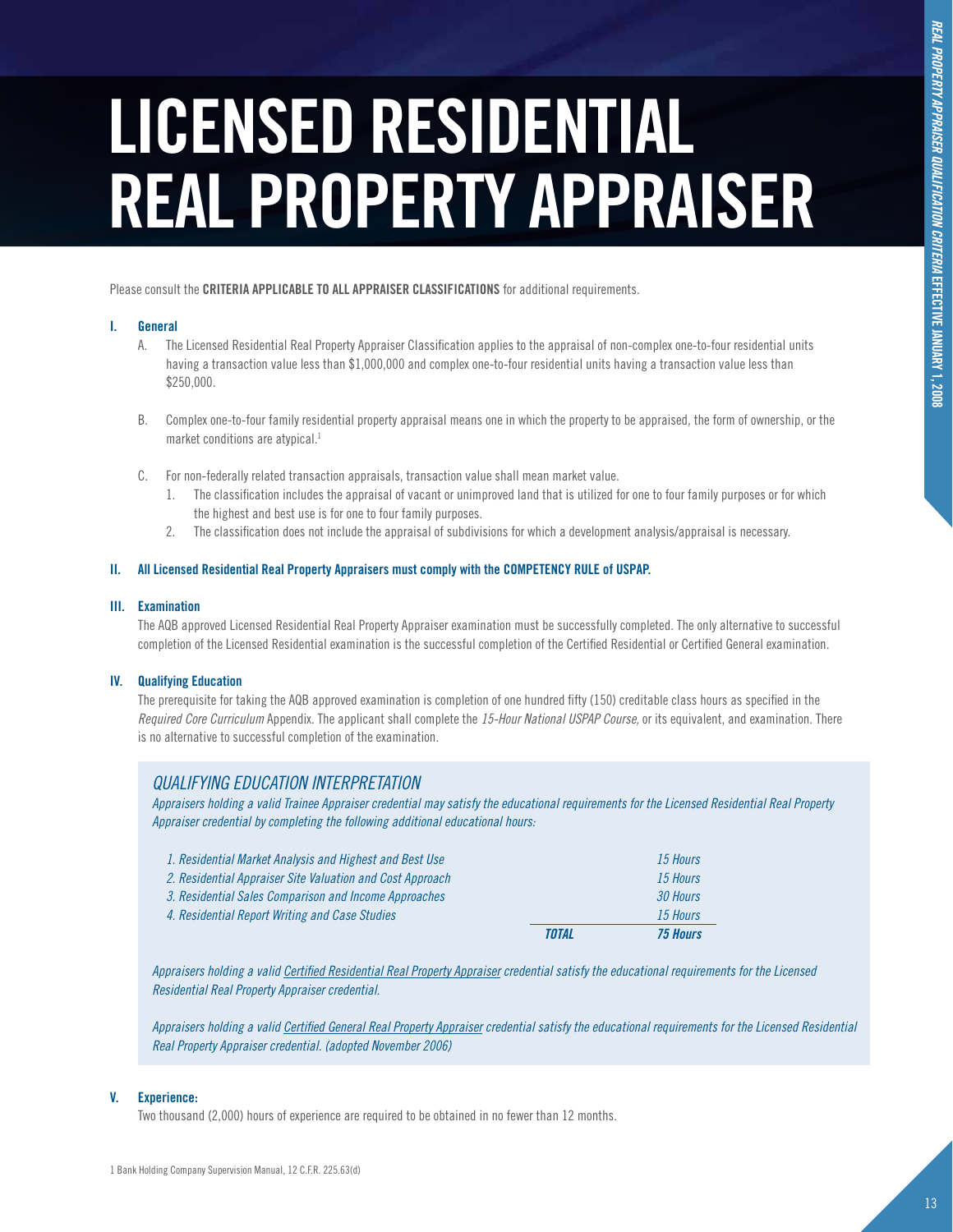# LICENSED RESIDENTIAL REAL PROPERTY APPRAISER

Please consult the **CRITERIA APPLICABLE TO ALL APPRAISER CLASSIFICATIONS** for additional requirements.

## I. General

A. The Licensed Residential Real Property Appraiser Classification applies to the appraisal of non-complex one-to-four residential units having a transaction value less than $1,000,000 and complex one-to-four residential units having a transaction value less than $250,000.

B. Complex one-to-four family residential property appraisal means one in which the property to be appraised, the form of ownership, or the market conditions are atypical.[1]

C. For non-federally related transaction appraisals, transaction value shall mean market value.

1. The classification includes the appraisal of vacant or unimproved land that is utilized for one to four family purposes or for which the highest and best use is for one to four family purposes.
2. The classification does not include the appraisal of subdivisions for which a development analysis/appraisal is necessary.

## II. All Licensed Residential Real Property Appraisers must comply with the COMPETENCY RULE of USPAP.

## III. Examination

The AQB approved Licensed Residential Real Property Appraiser examination must be successfully completed. The only alternative to successful completion of the Licensed Residential examination is the successful completion of the Certified Residential or Certified General examination.

## IV. Qualifying Education

The prerequisite for taking the AQB approved examination is completion of one hundred fifty (150) creditable class hours as specified in the *Required Core Curriculum* Appendix. The applicant shall complete the *15-Hour National USPAP Course*, or its equivalent, and examination. There is no alternative to successful completion of the examination.

### *QUALIFYING EDUCATION INTERPRETATION*

*Appraisers holding a valid Trainee Appraiser credential may satisfy the educational requirements for the Licensed Residential Real Property Appraiser credential by completing the following additional educational hours:*

| Course | | Hours |
|---|---|---|
| *1. Residential Market Analysis and Highest and Best Use* | | *15 Hours* |
| *2. Residential Appraiser Site Valuation and Cost Approach* | | *15 Hours* |
| *3. Residential Sales Comparison and Income Approaches* | | *30 Hours* |
| *4. Residential Report Writing and Case Studies* | | *15 Hours* |
| | ***TOTAL*** | ***75 Hours*** |

*Appraisers holding a valid Certified Residential Real Property Appraiser credential satisfy the educational requirements for the Licensed Residential Real Property Appraiser credential.*

*Appraisers holding a valid Certified General Real Property Appraiser credential satisfy the educational requirements for the Licensed Residential Real Property Appraiser credential. (adopted November 2006)*

## V. Experience:

Two thousand (2,000) hours of experience are required to be obtained in no fewer than 12 months.

---

1 Bank Holding Company Supervision Manual, 12 C.F.R. 225.63(d)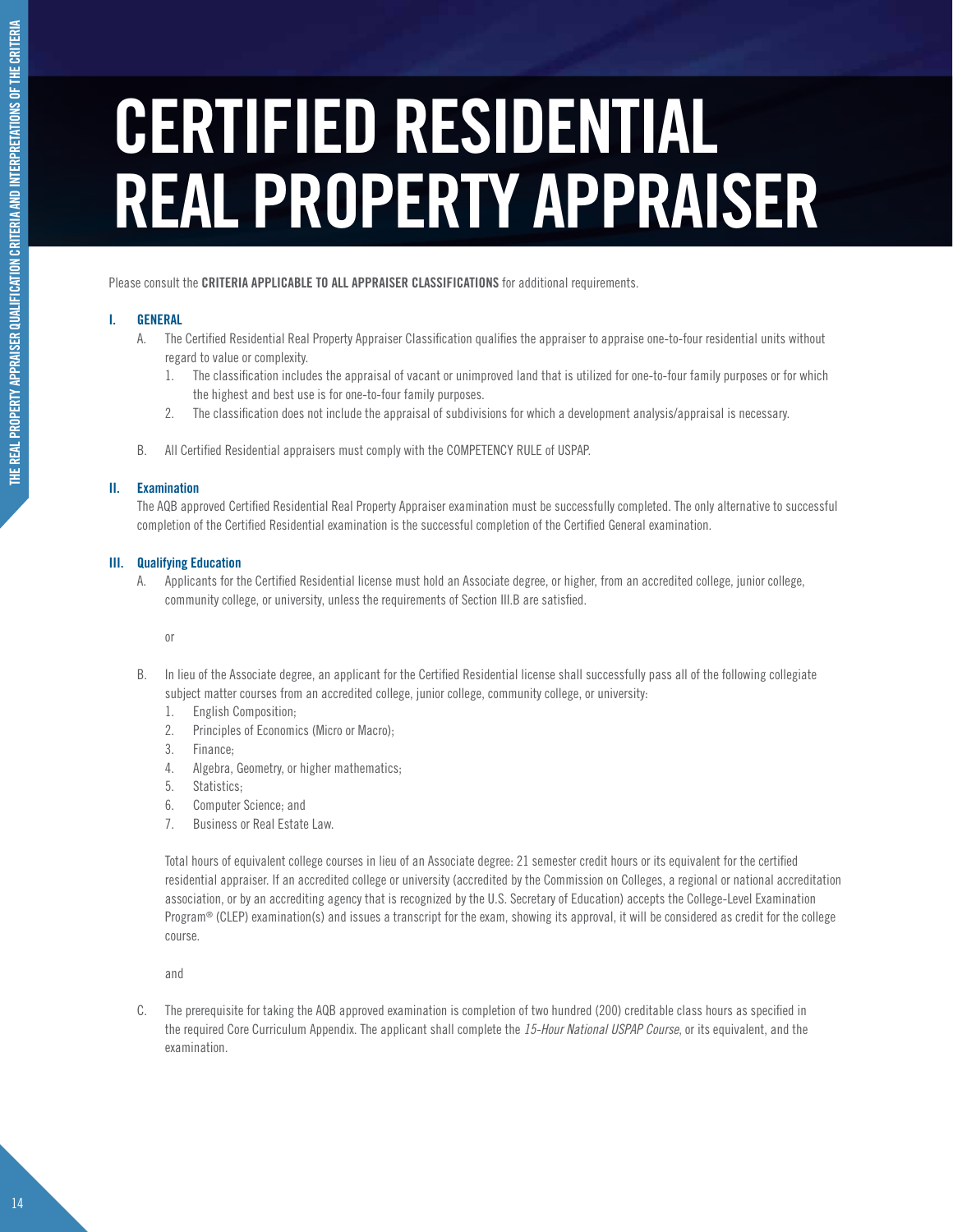# CERTIFIED RESIDENTIAL REAL PROPERTY APPRAISER

Please consult the **CRITERIA APPLICABLE TO ALL APPRAISER CLASSIFICATIONS** for additional requirements.

## I. GENERAL

A. The Certified Residential Real Property Appraiser Classification qualifies the appraiser to appraise one-to-four residential units without regard to value or complexity.

1. The classification includes the appraisal of vacant or unimproved land that is utilized for one-to-four family purposes or for which the highest and best use is for one-to-four family purposes.
2. The classification does not include the appraisal of subdivisions for which a development analysis/appraisal is necessary.

B. All Certified Residential appraisers must comply with the COMPETENCY RULE of USPAP.

## II. Examination

The AQB approved Certified Residential Real Property Appraiser examination must be successfully completed. The only alternative to successful completion of the Certified Residential examination is the successful completion of the Certified General examination.

## III. Qualifying Education

A. Applicants for the Certified Residential license must hold an Associate degree, or higher, from an accredited college, junior college, community college, or university, unless the requirements of Section III.B are satisfied.

or

B. In lieu of the Associate degree, an applicant for the Certified Residential license shall successfully pass all of the following collegiate subject matter courses from an accredited college, junior college, community college, or university:

1. English Composition;
2. Principles of Economics (Micro or Macro);
3. Finance;
4. Algebra, Geometry, or higher mathematics;
5. Statistics;
6. Computer Science; and
7. Business or Real Estate Law.

Total hours of equivalent college courses in lieu of an Associate degree: 21 semester credit hours or its equivalent for the certified residential appraiser. If an accredited college or university (accredited by the Commission on Colleges, a regional or national accreditation association, or by an accrediting agency that is recognized by the U.S. Secretary of Education) accepts the College-Level Examination Program® (CLEP) examination(s) and issues a transcript for the exam, showing its approval, it will be considered as credit for the college course.

and

C. The prerequisite for taking the AQB approved examination is completion of two hundred (200) creditable class hours as specified in the required Core Curriculum Appendix. The applicant shall complete the *15-Hour National USPAP Course*, or its equivalent, and the examination.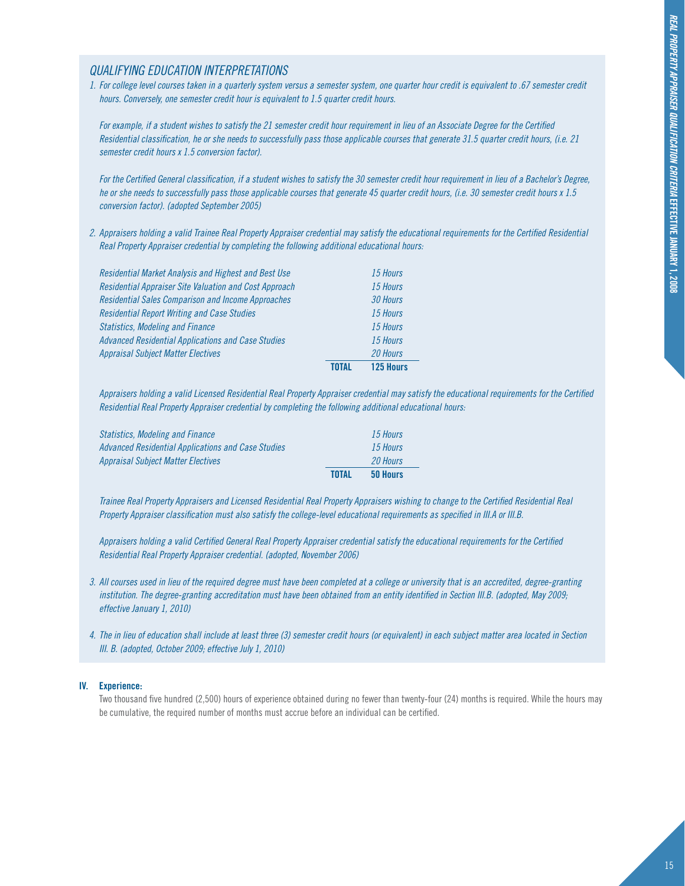## *QUALIFYING EDUCATION INTERPRETATIONS*

*1. For college level courses taken in a quarterly system versus a semester system, one quarter hour credit is equivalent to .67 semester credit hours. Conversely, one semester credit hour is equivalent to 1.5 quarter credit hours.*

*For example, if a student wishes to satisfy the 21 semester credit hour requirement in lieu of an Associate Degree for the Certified Residential classification, he or she needs to successfully pass those applicable courses that generate 31.5 quarter credit hours, (i.e. 21 semester credit hours x 1.5 conversion factor).*

*For the Certified General classification, if a student wishes to satisfy the 30 semester credit hour requirement in lieu of a Bachelor's Degree, he or she needs to successfully pass those applicable courses that generate 45 quarter credit hours, (i.e. 30 semester credit hours x 1.5 conversion factor). (adopted September 2005)*

*2. Appraisers holding a valid Trainee Real Property Appraiser credential may satisfy the educational requirements for the Certified Residential Real Property Appraiser credential by completing the following additional educational hours:*

| | | |
|---|---|---|
| *Residential Market Analysis and Highest and Best Use* | | *15 Hours* |
| *Residential Appraiser Site Valuation and Cost Approach* | | *15 Hours* |
| *Residential Sales Comparison and Income Approaches* | | *30 Hours* |
| *Residential Report Writing and Case Studies* | | *15 Hours* |
| *Statistics, Modeling and Finance* | | *15 Hours* |
| *Advanced Residential Applications and Case Studies* | | *15 Hours* |
| *Appraisal Subject Matter Electives* | | *20 Hours* |
| | **TOTAL** | **125 Hours** |

*Appraisers holding a valid Licensed Residential Real Property Appraiser credential may satisfy the educational requirements for the Certified Residential Real Property Appraiser credential by completing the following additional educational hours:*

| | | |
|---|---|---|
| *Statistics, Modeling and Finance* | | *15 Hours* |
| *Advanced Residential Applications and Case Studies* | | *15 Hours* |
| *Appraisal Subject Matter Electives* | | *20 Hours* |
| | **TOTAL** | **50 Hours** |

*Trainee Real Property Appraisers and Licensed Residential Real Property Appraisers wishing to change to the Certified Residential Real Property Appraiser classification must also satisfy the college-level educational requirements as specified in III.A or III.B.*

*Appraisers holding a valid Certified General Real Property Appraiser credential satisfy the educational requirements for the Certified Residential Real Property Appraiser credential. (adopted, November 2006)*

*3. All courses used in lieu of the required degree must have been completed at a college or university that is an accredited, degree-granting institution. The degree-granting accreditation must have been obtained from an entity identified in Section III.B. (adopted, May 2009; effective January 1, 2010)*

*4. The in lieu of education shall include at least three (3) semester credit hours (or equivalent) in each subject matter area located in Section III. B. (adopted, October 2009; effective July 1, 2010)*

### IV. Experience:

Two thousand five hundred (2,500) hours of experience obtained during no fewer than twenty-four (24) months is required. While the hours may be cumulative, the required number of months must accrue before an individual can be certified.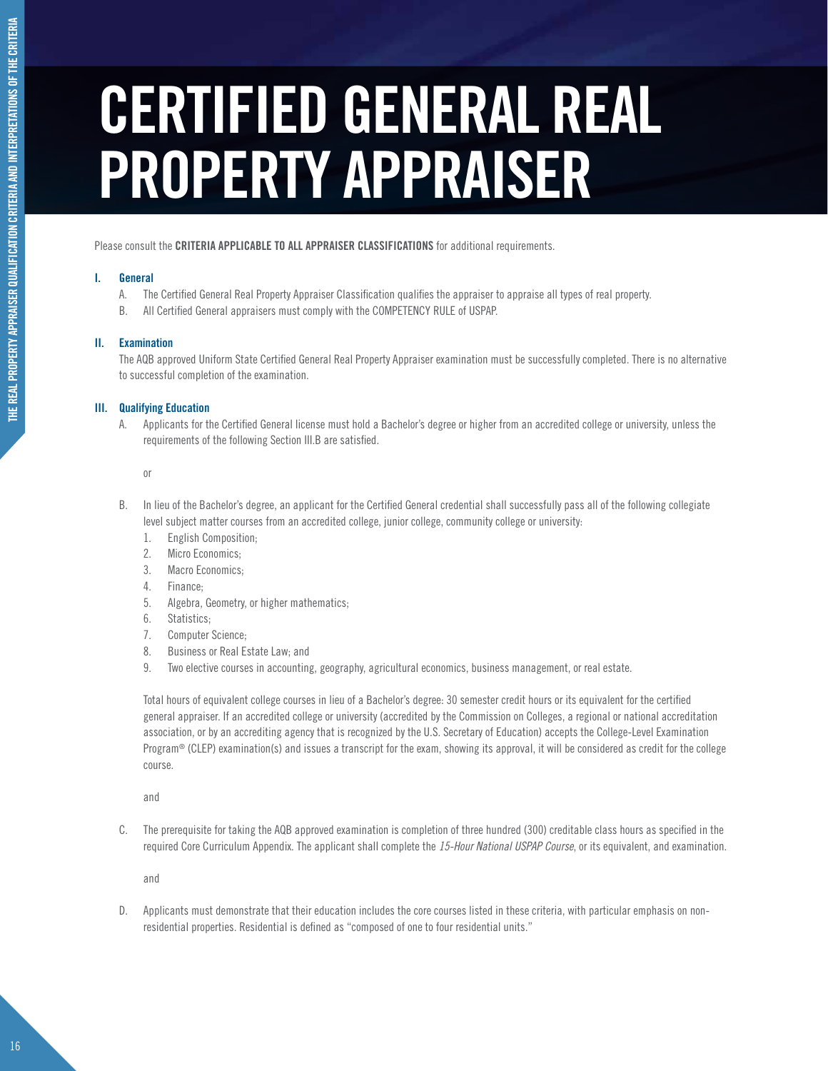# CERTIFIED GENERAL REAL PROPERTY APPRAISER

Please consult the **CRITERIA APPLICABLE TO ALL APPRAISER CLASSIFICATIONS** for additional requirements.

## I. General

A. The Certified General Real Property Appraiser Classification qualifies the appraiser to appraise all types of real property.

B. All Certified General appraisers must comply with the COMPETENCY RULE of USPAP.

## II. Examination

The AQB approved Uniform State Certified General Real Property Appraiser examination must be successfully completed. There is no alternative to successful completion of the examination.

## III. Qualifying Education

A. Applicants for the Certified General license must hold a Bachelor's degree or higher from an accredited college or university, unless the requirements of the following Section III.B are satisfied.

or

B. In lieu of the Bachelor's degree, an applicant for the Certified General credential shall successfully pass all of the following collegiate level subject matter courses from an accredited college, junior college, community college or university:

1. English Composition;
2. Micro Economics;
3. Macro Economics;
4. Finance;
5. Algebra, Geometry, or higher mathematics;
6. Statistics;
7. Computer Science;
8. Business or Real Estate Law; and
9. Two elective courses in accounting, geography, agricultural economics, business management, or real estate.

Total hours of equivalent college courses in lieu of a Bachelor's degree: 30 semester credit hours or its equivalent for the certified general appraiser. If an accredited college or university (accredited by the Commission on Colleges, a regional or national accreditation association, or by an accrediting agency that is recognized by the U.S. Secretary of Education) accepts the College-Level Examination Program® (CLEP) examination(s) and issues a transcript for the exam, showing its approval, it will be considered as credit for the college course.

and

C. The prerequisite for taking the AQB approved examination is completion of three hundred (300) creditable class hours as specified in the required Core Curriculum Appendix. The applicant shall complete the *15-Hour National USPAP Course*, or its equivalent, and examination.

and

D. Applicants must demonstrate that their education includes the core courses listed in these criteria, with particular emphasis on non-residential properties. Residential is defined as "composed of one to four residential units."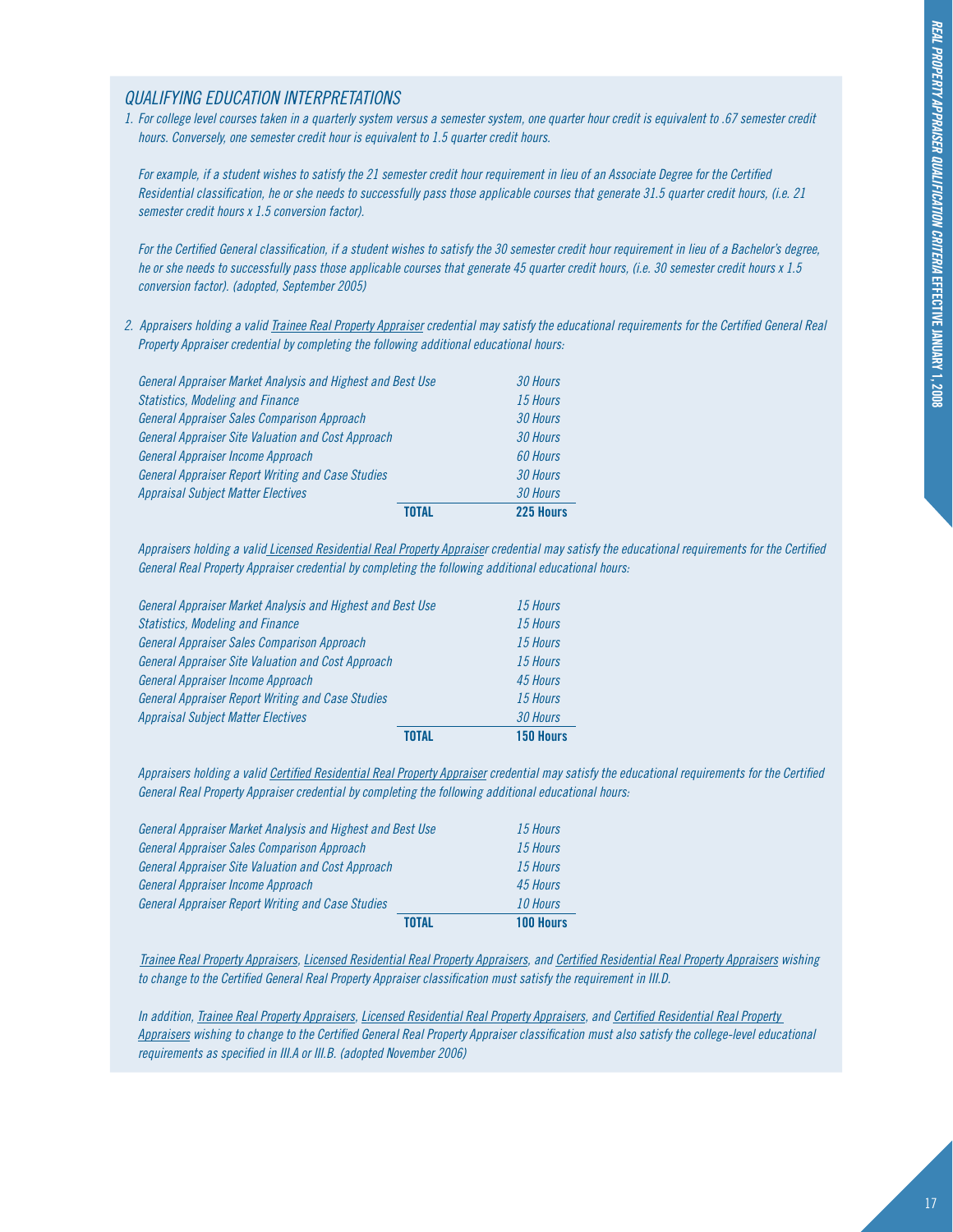## *QUALIFYING EDUCATION INTERPRETATIONS*

1. *For college level courses taken in a quarterly system versus a semester system, one quarter hour credit is equivalent to .67 semester credit hours. Conversely, one semester credit hour is equivalent to 1.5 quarter credit hours.*

   *For example, if a student wishes to satisfy the 21 semester credit hour requirement in lieu of an Associate Degree for the Certified Residential classification, he or she needs to successfully pass those applicable courses that generate 31.5 quarter credit hours, (i.e. 21 semester credit hours x 1.5 conversion factor).*

   *For the Certified General classification, if a student wishes to satisfy the 30 semester credit hour requirement in lieu of a Bachelor's degree, he or she needs to successfully pass those applicable courses that generate 45 quarter credit hours, (i.e. 30 semester credit hours x 1.5 conversion factor). (adopted, September 2005)*

2. *Appraisers holding a valid <u>Trainee Real Property Appraiser</u> credential may satisfy the educational requirements for the Certified General Real Property Appraiser credential by completing the following additional educational hours:*

| | |
|---|---|
| *General Appraiser Market Analysis and Highest and Best Use* | *30 Hours* |
| *Statistics, Modeling and Finance* | *15 Hours* |
| *General Appraiser Sales Comparison Approach* | *30 Hours* |
| *General Appraiser Site Valuation and Cost Approach* | *30 Hours* |
| *General Appraiser Income Approach* | *60 Hours* |
| *General Appraiser Report Writing and Case Studies* | *30 Hours* |
| *Appraisal Subject Matter Electives* | *30 Hours* |
| **TOTAL** | **225 Hours** |

*Appraisers holding a valid <u>Licensed Residential Real Property Appraiser</u> credential may satisfy the educational requirements for the Certified General Real Property Appraiser credential by completing the following additional educational hours:*

| | |
|---|---|
| *General Appraiser Market Analysis and Highest and Best Use* | *15 Hours* |
| *Statistics, Modeling and Finance* | *15 Hours* |
| *General Appraiser Sales Comparison Approach* | *15 Hours* |
| *General Appraiser Site Valuation and Cost Approach* | *15 Hours* |
| *General Appraiser Income Approach* | *45 Hours* |
| *General Appraiser Report Writing and Case Studies* | *15 Hours* |
| *Appraisal Subject Matter Electives* | *30 Hours* |
| **TOTAL** | **150 Hours** |

*Appraisers holding a valid <u>Certified Residential Real Property Appraiser</u> credential may satisfy the educational requirements for the Certified General Real Property Appraiser credential by completing the following additional educational hours:*

| | |
|---|---|
| *General Appraiser Market Analysis and Highest and Best Use* | *15 Hours* |
| *General Appraiser Sales Comparison Approach* | *15 Hours* |
| *General Appraiser Site Valuation and Cost Approach* | *15 Hours* |
| *General Appraiser Income Approach* | *45 Hours* |
| *General Appraiser Report Writing and Case Studies* | *10 Hours* |
| **TOTAL** | **100 Hours** |

*<u>Trainee Real Property Appraisers</u>, <u>Licensed Residential Real Property Appraisers</u>, and <u>Certified Residential Real Property Appraisers</u> wishing to change to the Certified General Real Property Appraiser classification must satisfy the requirement in III.D.*

*In addition, <u>Trainee Real Property Appraisers</u>, <u>Licensed Residential Real Property Appraisers</u>, and <u>Certified Residential Real Property Appraisers</u> wishing to change to the Certified General Real Property Appraiser classification must also satisfy the college-level educational requirements as specified in III.A or III.B. (adopted November 2006)*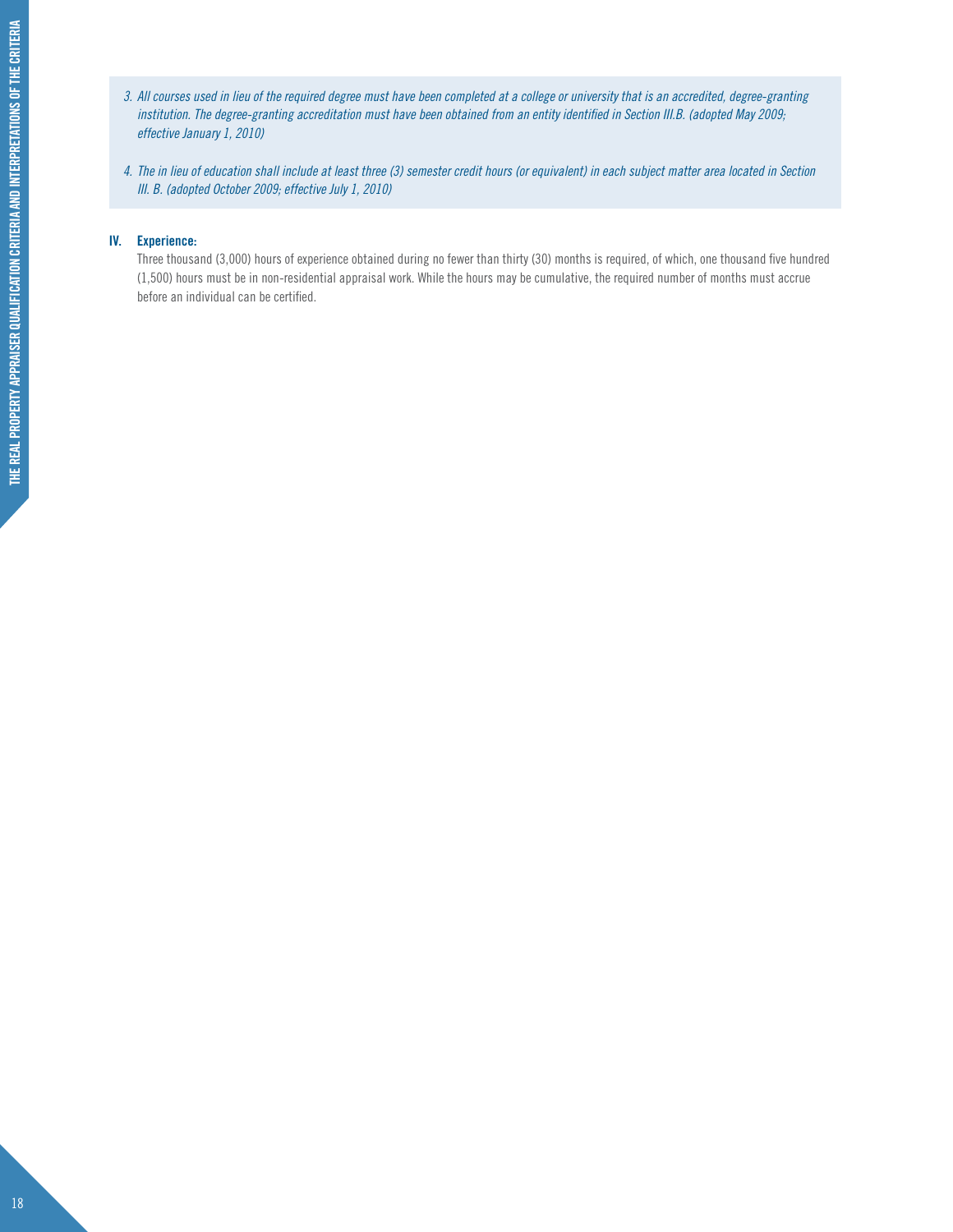3. *All courses used in lieu of the required degree must have been completed at a college or university that is an accredited, degree-granting institution. The degree-granting accreditation must have been obtained from an entity identified in Section III.B. (adopted May 2009; effective January 1, 2010)*

4. *The in lieu of education shall include at least three (3) semester credit hours (or equivalent) in each subject matter area located in Section III. B. (adopted October 2009; effective July 1, 2010)*

**IV. Experience:**

Three thousand (3,000) hours of experience obtained during no fewer than thirty (30) months is required, of which, one thousand five hundred (1,500) hours must be in non-residential appraisal work. While the hours may be cumulative, the required number of months must accrue before an individual can be certified.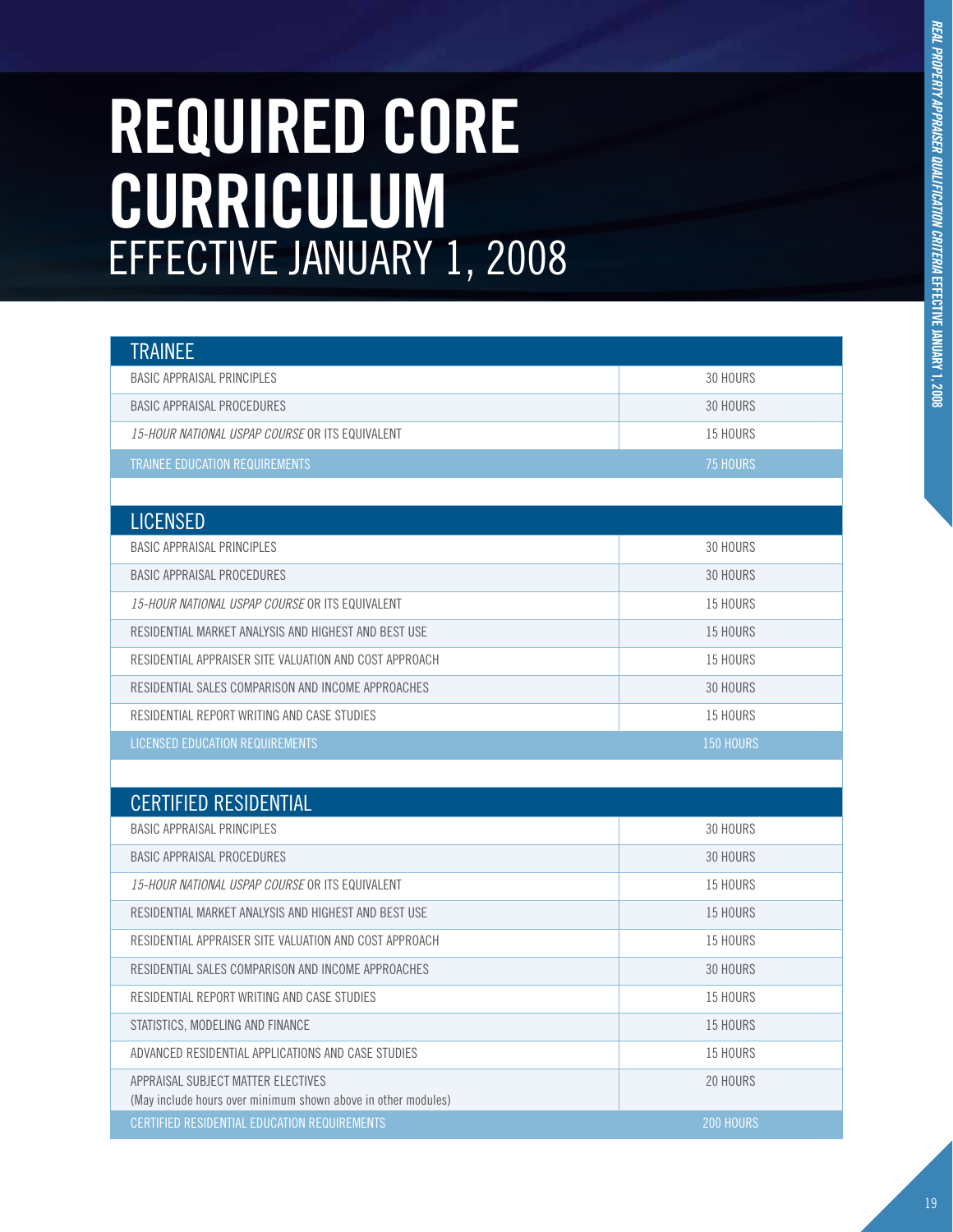# REQUIRED CORE CURRICULUM
## EFFECTIVE JANUARY 1, 2008

| TRAINEE | |
|---|---|
| BASIC APPRAISAL PRINCIPLES | 30 HOURS |
| BASIC APPRAISAL PROCEDURES | 30 HOURS |
| *15-HOUR NATIONAL USPAP COURSE* OR ITS EQUIVALENT | 15 HOURS |
| TRAINEE EDUCATION REQUIREMENTS | 75 HOURS |

| LICENSED | |
|---|---|
| BASIC APPRAISAL PRINCIPLES | 30 HOURS |
| BASIC APPRAISAL PROCEDURES | 30 HOURS |
| *15-HOUR NATIONAL USPAP COURSE* OR ITS EQUIVALENT | 15 HOURS |
| RESIDENTIAL MARKET ANALYSIS AND HIGHEST AND BEST USE | 15 HOURS |
| RESIDENTIAL APPRAISER SITE VALUATION AND COST APPROACH | 15 HOURS |
| RESIDENTIAL SALES COMPARISON AND INCOME APPROACHES | 30 HOURS |
| RESIDENTIAL REPORT WRITING AND CASE STUDIES | 15 HOURS |
| LICENSED EDUCATION REQUIREMENTS | 150 HOURS |

| CERTIFIED RESIDENTIAL | |
|---|---|
| BASIC APPRAISAL PRINCIPLES | 30 HOURS |
| BASIC APPRAISAL PROCEDURES | 30 HOURS |
| *15-HOUR NATIONAL USPAP COURSE* OR ITS EQUIVALENT | 15 HOURS |
| RESIDENTIAL MARKET ANALYSIS AND HIGHEST AND BEST USE | 15 HOURS |
| RESIDENTIAL APPRAISER SITE VALUATION AND COST APPROACH | 15 HOURS |
| RESIDENTIAL SALES COMPARISON AND INCOME APPROACHES | 30 HOURS |
| RESIDENTIAL REPORT WRITING AND CASE STUDIES | 15 HOURS |
| STATISTICS, MODELING AND FINANCE | 15 HOURS |
| ADVANCED RESIDENTIAL APPLICATIONS AND CASE STUDIES | 15 HOURS |
| APPRAISAL SUBJECT MATTER ELECTIVES (May include hours over minimum shown above in other modules) | 20 HOURS |
| CERTIFIED RESIDENTIAL EDUCATION REQUIREMENTS | 200 HOURS |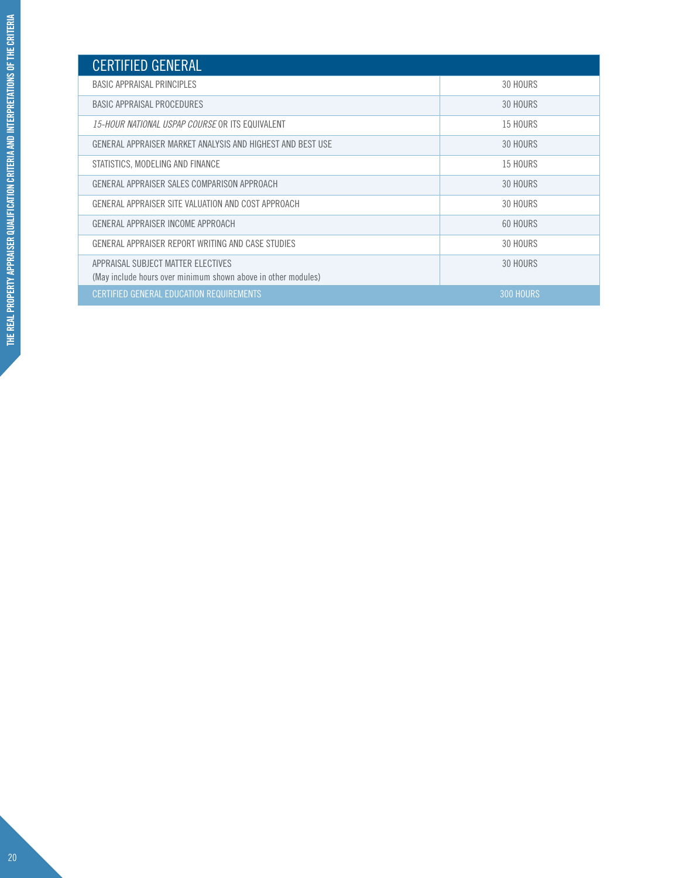| CERTIFIED GENERAL | |
|---|---|
| BASIC APPRAISAL PRINCIPLES | 30 HOURS |
| BASIC APPRAISAL PROCEDURES | 30 HOURS |
| *15-HOUR NATIONAL USPAP COURSE* OR ITS EQUIVALENT | 15 HOURS |
| GENERAL APPRAISER MARKET ANALYSIS AND HIGHEST AND BEST USE | 30 HOURS |
| STATISTICS, MODELING AND FINANCE | 15 HOURS |
| GENERAL APPRAISER SALES COMPARISON APPROACH | 30 HOURS |
| GENERAL APPRAISER SITE VALUATION AND COST APPROACH | 30 HOURS |
| GENERAL APPRAISER INCOME APPROACH | 60 HOURS |
| GENERAL APPRAISER REPORT WRITING AND CASE STUDIES | 30 HOURS |
| APPRAISAL SUBJECT MATTER ELECTIVES (May include hours over minimum shown above in other modules) | 30 HOURS |
| CERTIFIED GENERAL EDUCATION REQUIREMENTS | 300 HOURS |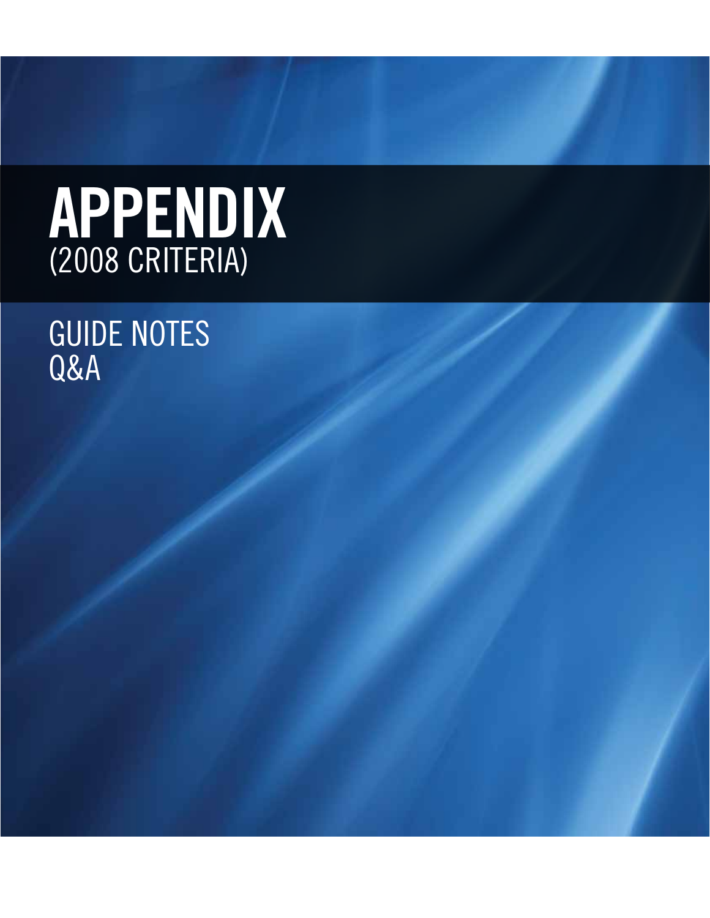# APPENDIX
(2008 CRITERIA)

GUIDE NOTES
Q&A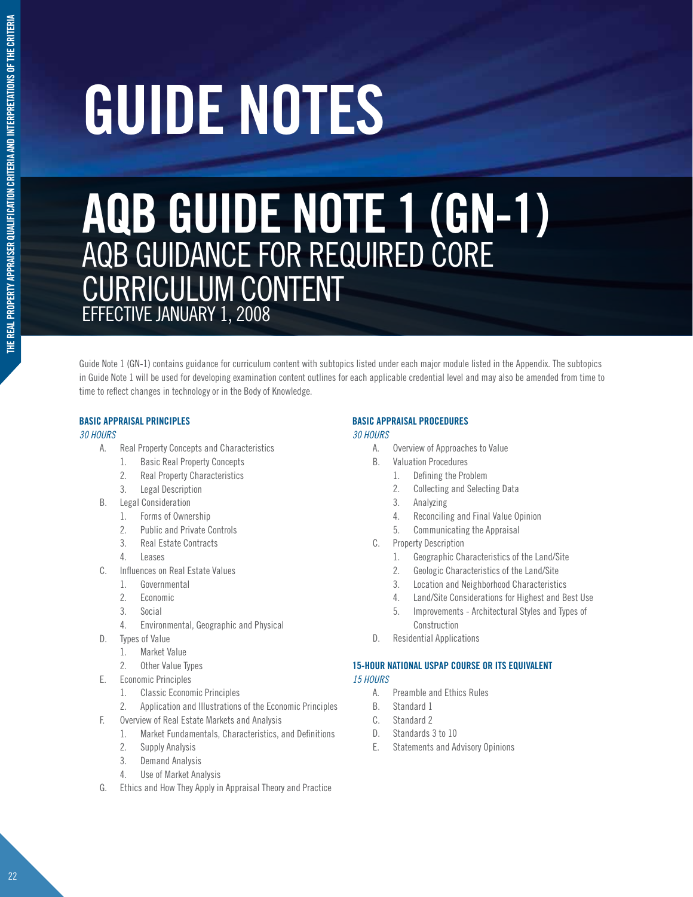# GUIDE NOTES

# AQB GUIDE NOTE 1 (GN-1)

## AQB GUIDANCE FOR REQUIRED CORE CURRICULUM CONTENT

EFFECTIVE JANUARY 1, 2008

Guide Note 1 (GN-1) contains guidance for curriculum content with subtopics listed under each major module listed in the Appendix. The subtopics in Guide Note 1 will be used for developing examination content outlines for each applicable credential level and may also be amended from time to time to reflect changes in technology or in the Body of Knowledge.

### BASIC APPRAISAL PRINCIPLES

*30 HOURS*

- A. Real Property Concepts and Characteristics
  1. Basic Real Property Concepts
  2. Real Property Characteristics
  3. Legal Description
- B. Legal Consideration
  1. Forms of Ownership
  2. Public and Private Controls
  3. Real Estate Contracts
  4. Leases
- C. Influences on Real Estate Values
  1. Governmental
  2. Economic
  3. Social
  4. Environmental, Geographic and Physical
- D. Types of Value
  1. Market Value
  2. Other Value Types
- E. Economic Principles
  1. Classic Economic Principles
  2. Application and Illustrations of the Economic Principles
- F. Overview of Real Estate Markets and Analysis
  1. Market Fundamentals, Characteristics, and Definitions
  2. Supply Analysis
  3. Demand Analysis
  4. Use of Market Analysis
- G. Ethics and How They Apply in Appraisal Theory and Practice

### BASIC APPRAISAL PROCEDURES

*30 HOURS*

- A. Overview of Approaches to Value
- B. Valuation Procedures
  1. Defining the Problem
  2. Collecting and Selecting Data
  3. Analyzing
  4. Reconciling and Final Value Opinion
  5. Communicating the Appraisal
- C. Property Description
  1. Geographic Characteristics of the Land/Site
  2. Geologic Characteristics of the Land/Site
  3. Location and Neighborhood Characteristics
  4. Land/Site Considerations for Highest and Best Use
  5. Improvements - Architectural Styles and Types of Construction
- D. Residential Applications

### 15-HOUR NATIONAL USPAP COURSE OR ITS EQUIVALENT

*15 HOURS*

- A. Preamble and Ethics Rules
- B. Standard 1
- C. Standard 2
- D. Standards 3 to 10
- E. Statements and Advisory Opinions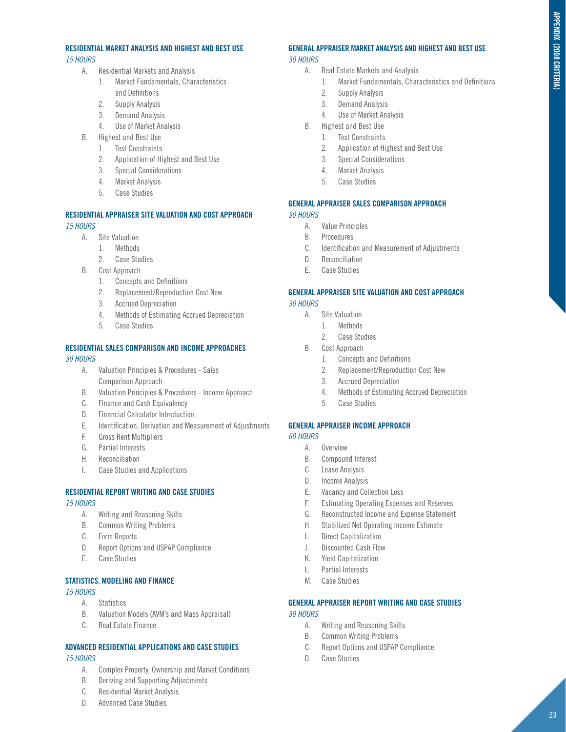## RESIDENTIAL MARKET ANALYSIS AND HIGHEST AND BEST USE

*15 HOURS*

- A. Residential Markets and Analysis
  1. Market Fundamentals, Characteristics and Definitions
  2. Supply Analysis
  3. Demand Analysis
  4. Use of Market Analysis
- B. Highest and Best Use
  1. Test Constraints
  2. Application of Highest and Best Use
  3. Special Considerations
  4. Market Analysis
  5. Case Studies

## RESIDENTIAL APPRAISER SITE VALUATION AND COST APPROACH

*15 HOURS*

- A. Site Valuation
  1. Methods
  2. Case Studies
- B. Cost Approach
  1. Concepts and Definitions
  2. Replacement/Reproduction Cost New
  3. Accrued Depreciation
  4. Methods of Estimating Accrued Depreciation
  5. Case Studies

## RESIDENTIAL SALES COMPARISON AND INCOME APPROACHES

*30 HOURS*

- A. Valuation Principles & Procedures - Sales Comparison Approach
- B. Valuation Principles & Procedures - Income Approach
- C. Finance and Cash Equivalency
- D. Financial Calculator Introduction
- E. Identification, Derivation and Measurement of Adjustments
- F. Gross Rent Multipliers
- G. Partial Interests
- H. Reconciliation
- I. Case Studies and Applications

## RESIDENTIAL REPORT WRITING AND CASE STUDIES

*15 HOURS*

- A. Writing and Reasoning Skills
- B. Common Writing Problems
- C. Form Reports
- D. Report Options and USPAP Compliance
- E. Case Studies

## STATISTICS, MODELING AND FINANCE

*15 HOURS*

- A. Statistics
- B. Valuation Models (AVM's and Mass Appraisal)
- C. Real Estate Finance

## ADVANCED RESIDENTIAL APPLICATIONS AND CASE STUDIES

*15 HOURS*

- A. Complex Property, Ownership and Market Conditions
- B. Deriving and Supporting Adjustments
- C. Residential Market Analysis
- D. Advanced Case Studies

## GENERAL APPRAISER MARKET ANALYSIS AND HIGHEST AND BEST USE

*30 HOURS*

- A. Real Estate Markets and Analysis
  1. Market Fundamentals, Characteristics and Definitions
  2. Supply Analysis
  3. Demand Analysis
  4. Use of Market Analysis
- B. Highest and Best Use
  1. Test Constraints
  2. Application of Highest and Best Use
  3. Special Considerations
  4. Market Analysis
  5. Case Studies

## GENERAL APPRAISER SALES COMPARISON APPROACH

*30 HOURS*

- A. Value Principles
- B. Procedures
- C. Identification and Measurement of Adjustments
- D. Reconciliation
- E. Case Studies

## GENERAL APPRAISER SITE VALUATION AND COST APPROACH

*30 HOURS*

- A. Site Valuation
  1. Methods
  2. Case Studies
- B. Cost Approach
  1. Concepts and Definitions
  2. Replacement/Reproduction Cost New
  3. Accrued Depreciation
  4. Methods of Estimating Accrued Depreciation
  5. Case Studies

## GENERAL APPRAISER INCOME APPROACH

*60 HOURS*

- A. Overview
- B. Compound Interest
- C. Lease Analysis
- D. Income Analysis
- E. Vacancy and Collection Loss
- F. Estimating Operating Expenses and Reserves
- G. Reconstructed Income and Expense Statement
- H. Stabilized Net Operating Income Estimate
- I. Direct Capitalization
- J. Discounted Cash Flow
- K. Yield Capitalization
- L. Partial Interests
- M. Case Studies

## GENERAL APPRAISER REPORT WRITING AND CASE STUDIES

*30 HOURS*

- A. Writing and Reasoning Skills
- B. Common Writing Problems
- C. Report Options and USPAP Compliance
- D. Case Studies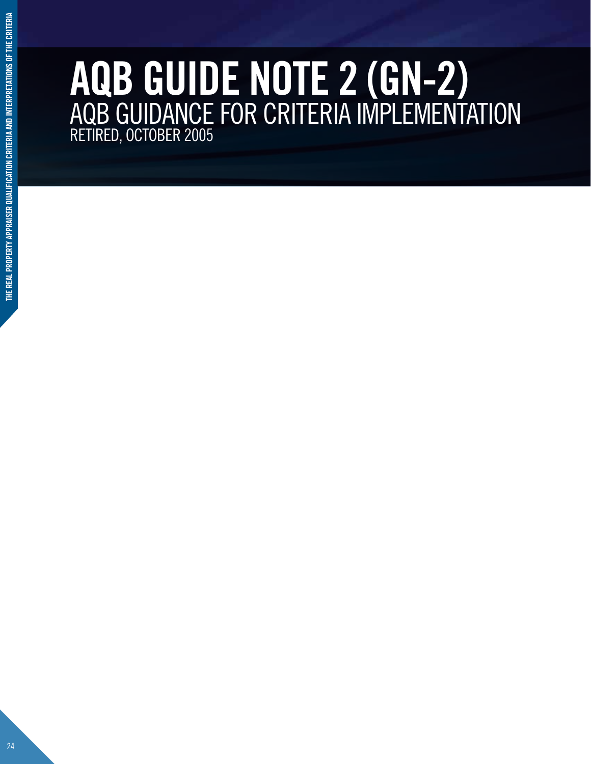# AQB GUIDE NOTE 2 (GN-2)

## AQB GUIDANCE FOR CRITERIA IMPLEMENTATION

RETIRED, OCTOBER 2005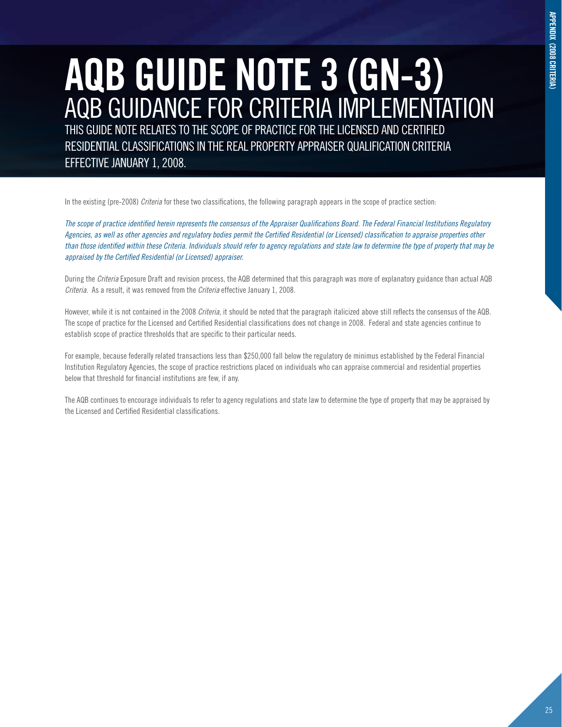# AQB GUIDE NOTE 3 (GN-3)

## AQB GUIDANCE FOR CRITERIA IMPLEMENTATION

### THIS GUIDE NOTE RELATES TO THE SCOPE OF PRACTICE FOR THE LICENSED AND CERTIFIED RESIDENTIAL CLASSIFICATIONS IN THE REAL PROPERTY APPRAISER QUALIFICATION CRITERIA EFFECTIVE JANUARY 1, 2008.

In the existing (pre-2008) *Criteria* for these two classifications, the following paragraph appears in the scope of practice section:

*The scope of practice identified herein represents the consensus of the Appraiser Qualifications Board. The Federal Financial Institutions Regulatory Agencies, as well as other agencies and regulatory bodies permit the Certified Residential (or Licensed) classification to appraise properties other than those identified within these Criteria. Individuals should refer to agency regulations and state law to determine the type of property that may be appraised by the Certified Residential (or Licensed) appraiser.*

During the *Criteria* Exposure Draft and revision process, the AQB determined that this paragraph was more of explanatory guidance than actual AQB *Criteria*. As a result, it was removed from the *Criteria* effective January 1, 2008.

However, while it is not contained in the 2008 *Criteria*, it should be noted that the paragraph italicized above still reflects the consensus of the AQB. The scope of practice for the Licensed and Certified Residential classifications does not change in 2008. Federal and state agencies continue to establish scope of practice thresholds that are specific to their particular needs.

For example, because federally related transactions less than $250,000 fall below the regulatory de minimus established by the Federal Financial Institution Regulatory Agencies, the scope of practice restrictions placed on individuals who can appraise commercial and residential properties below that threshold for financial institutions are few, if any.

The AQB continues to encourage individuals to refer to agency regulations and state law to determine the type of property that may be appraised by the Licensed and Certified Residential classifications.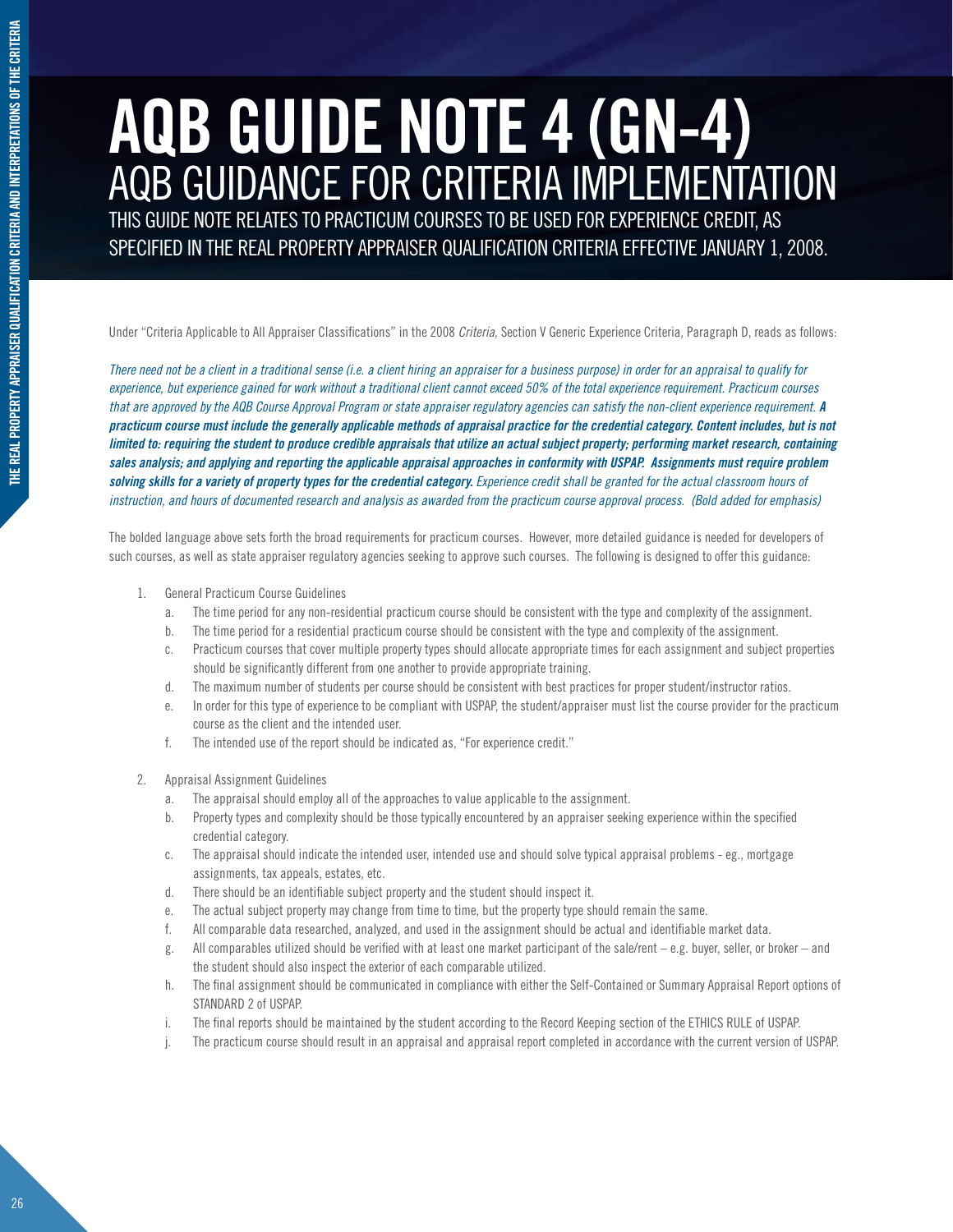# AQB GUIDE NOTE 4 (GN-4)

## AQB GUIDANCE FOR CRITERIA IMPLEMENTATION

THIS GUIDE NOTE RELATES TO PRACTICUM COURSES TO BE USED FOR EXPERIENCE CREDIT, AS SPECIFIED IN THE REAL PROPERTY APPRAISER QUALIFICATION CRITERIA EFFECTIVE JANUARY 1, 2008.

Under "Criteria Applicable to All Appraiser Classifications" in the 2008 *Criteria*, Section V Generic Experience Criteria, Paragraph D, reads as follows:

*There need not be a client in a traditional sense (i.e. a client hiring an appraiser for a business purpose) in order for an appraisal to qualify for experience, but experience gained for work without a traditional client cannot exceed 50% of the total experience requirement. Practicum courses that are approved by the AQB Course Approval Program or state appraiser regulatory agencies can satisfy the non-client experience requirement.* ***A practicum course must include the generally applicable methods of appraisal practice for the credential category. Content includes, but is not limited to: requiring the student to produce credible appraisals that utilize an actual subject property; performing market research, containing sales analysis; and applying and reporting the applicable appraisal approaches in conformity with USPAP. Assignments must require problem solving skills for a variety of property types for the credential category.*** *Experience credit shall be granted for the actual classroom hours of instruction, and hours of documented research and analysis as awarded from the practicum course approval process. (Bold added for emphasis)*

The bolded language above sets forth the broad requirements for practicum courses. However, more detailed guidance is needed for developers of such courses, as well as state appraiser regulatory agencies seeking to approve such courses. The following is designed to offer this guidance:

1. General Practicum Course Guidelines
   a. The time period for any non-residential practicum course should be consistent with the type and complexity of the assignment.
   b. The time period for a residential practicum course should be consistent with the type and complexity of the assignment.
   c. Practicum courses that cover multiple property types should allocate appropriate times for each assignment and subject properties should be significantly different from one another to provide appropriate training.
   d. The maximum number of students per course should be consistent with best practices for proper student/instructor ratios.
   e. In order for this type of experience to be compliant with USPAP, the student/appraiser must list the course provider for the practicum course as the client and the intended user.
   f. The intended use of the report should be indicated as, "For experience credit."

2. Appraisal Assignment Guidelines
   a. The appraisal should employ all of the approaches to value applicable to the assignment.
   b. Property types and complexity should be those typically encountered by an appraiser seeking experience within the specified credential category.
   c. The appraisal should indicate the intended user, intended use and should solve typical appraisal problems - eg., mortgage assignments, tax appeals, estates, etc.
   d. There should be an identifiable subject property and the student should inspect it.
   e. The actual subject property may change from time to time, but the property type should remain the same.
   f. All comparable data researched, analyzed, and used in the assignment should be actual and identifiable market data.
   g. All comparables utilized should be verified with at least one market participant of the sale/rent – e.g. buyer, seller, or broker – and the student should also inspect the exterior of each comparable utilized.
   h. The final assignment should be communicated in compliance with either the Self-Contained or Summary Appraisal Report options of STANDARD 2 of USPAP.
   i. The final reports should be maintained by the student according to the Record Keeping section of the ETHICS RULE of USPAP.
   j. The practicum course should result in an appraisal and appraisal report completed in accordance with the current version of USPAP.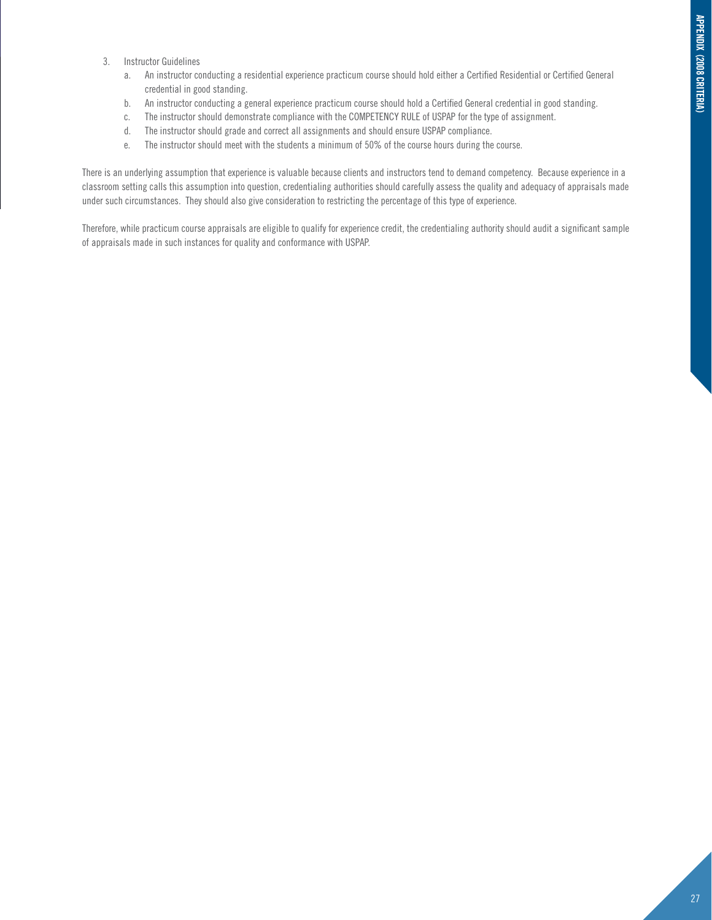3. Instructor Guidelines
    a. An instructor conducting a residential experience practicum course should hold either a Certified Residential or Certified General credential in good standing.
    b. An instructor conducting a general experience practicum course should hold a Certified General credential in good standing.
    c. The instructor should demonstrate compliance with the COMPETENCY RULE of USPAP for the type of assignment.
    d. The instructor should grade and correct all assignments and should ensure USPAP compliance.
    e. The instructor should meet with the students a minimum of 50% of the course hours during the course.

There is an underlying assumption that experience is valuable because clients and instructors tend to demand competency. Because experience in a classroom setting calls this assumption into question, credentialing authorities should carefully assess the quality and adequacy of appraisals made under such circumstances. They should also give consideration to restricting the percentage of this type of experience.

Therefore, while practicum course appraisals are eligible to qualify for experience credit, the credentialing authority should audit a significant sample of appraisals made in such instances for quality and conformance with USPAP.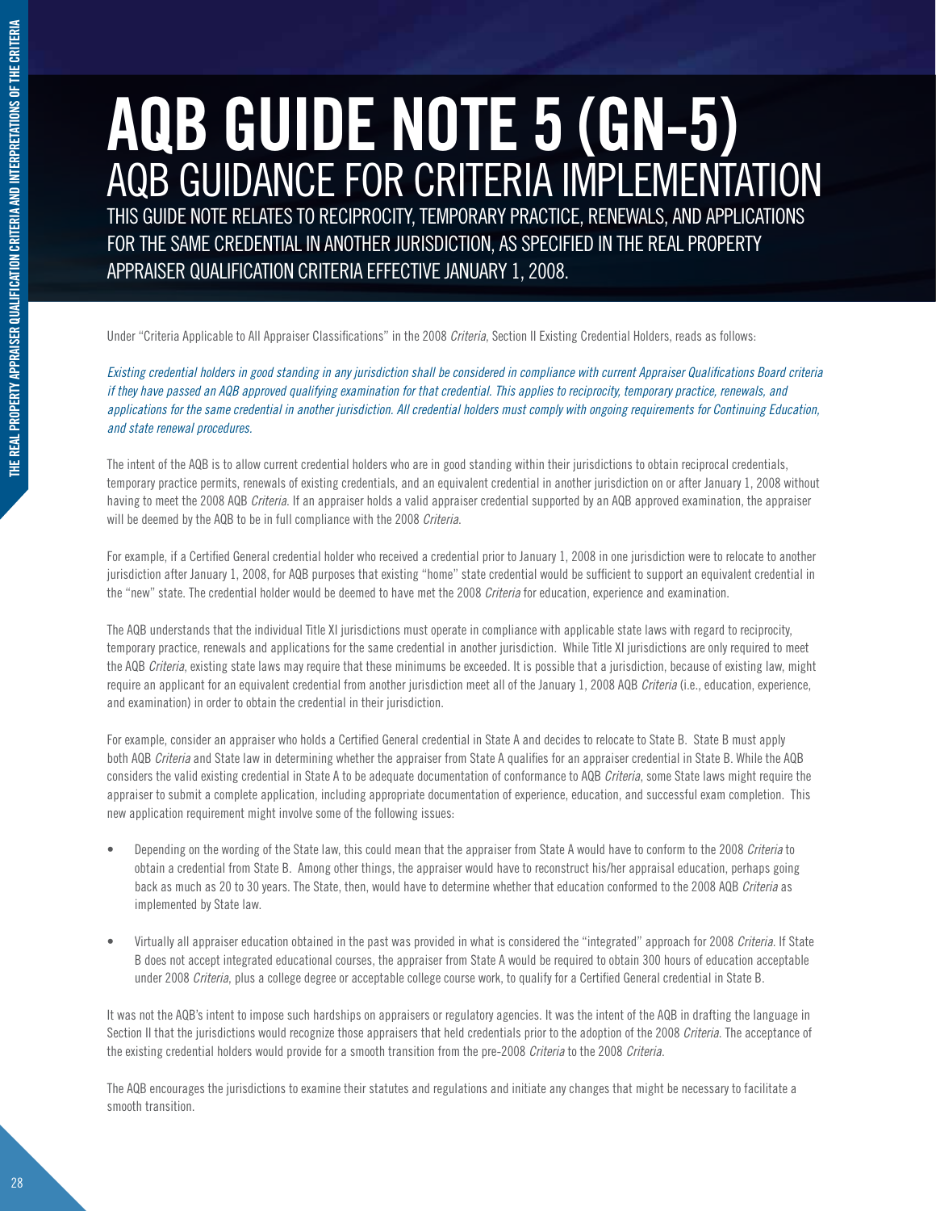# AQB GUIDE NOTE 5 (GN-5)

## AQB GUIDANCE FOR CRITERIA IMPLEMENTATION

THIS GUIDE NOTE RELATES TO RECIPROCITY, TEMPORARY PRACTICE, RENEWALS, AND APPLICATIONS FOR THE SAME CREDENTIAL IN ANOTHER JURISDICTION, AS SPECIFIED IN THE REAL PROPERTY APPRAISER QUALIFICATION CRITERIA EFFECTIVE JANUARY 1, 2008.

Under "Criteria Applicable to All Appraiser Classifications" in the 2008 *Criteria*, Section II Existing Credential Holders, reads as follows:

*Existing credential holders in good standing in any jurisdiction shall be considered in compliance with current Appraiser Qualifications Board criteria if they have passed an AQB approved qualifying examination for that credential. This applies to reciprocity, temporary practice, renewals, and applications for the same credential in another jurisdiction. All credential holders must comply with ongoing requirements for Continuing Education, and state renewal procedures.*

The intent of the AQB is to allow current credential holders who are in good standing within their jurisdictions to obtain reciprocal credentials, temporary practice permits, renewals of existing credentials, and an equivalent credential in another jurisdiction on or after January 1, 2008 without having to meet the 2008 AQB *Criteria*. If an appraiser holds a valid appraiser credential supported by an AQB approved examination, the appraiser will be deemed by the AQB to be in full compliance with the 2008 *Criteria*.

For example, if a Certified General credential holder who received a credential prior to January 1, 2008 in one jurisdiction were to relocate to another jurisdiction after January 1, 2008, for AQB purposes that existing "home" state credential would be sufficient to support an equivalent credential in the "new" state. The credential holder would be deemed to have met the 2008 *Criteria* for education, experience and examination.

The AQB understands that the individual Title XI jurisdictions must operate in compliance with applicable state laws with regard to reciprocity, temporary practice, renewals and applications for the same credential in another jurisdiction. While Title XI jurisdictions are only required to meet the AQB *Criteria*, existing state laws may require that these minimums be exceeded. It is possible that a jurisdiction, because of existing law, might require an applicant for an equivalent credential from another jurisdiction meet all of the January 1, 2008 AQB *Criteria* (i.e., education, experience, and examination) in order to obtain the credential in their jurisdiction.

For example, consider an appraiser who holds a Certified General credential in State A and decides to relocate to State B. State B must apply both AQB *Criteria* and State law in determining whether the appraiser from State A qualifies for an appraiser credential in State B. While the AQB considers the valid existing credential in State A to be adequate documentation of conformance to AQB *Criteria*, some State laws might require the appraiser to submit a complete application, including appropriate documentation of experience, education, and successful exam completion. This new application requirement might involve some of the following issues:

- Depending on the wording of the State law, this could mean that the appraiser from State A would have to conform to the 2008 *Criteria* to obtain a credential from State B. Among other things, the appraiser would have to reconstruct his/her appraisal education, perhaps going back as much as 20 to 30 years. The State, then, would have to determine whether that education conformed to the 2008 AQB *Criteria* as implemented by State law.
- Virtually all appraiser education obtained in the past was provided in what is considered the "integrated" approach for 2008 *Criteria*. If State B does not accept integrated educational courses, the appraiser from State A would be required to obtain 300 hours of education acceptable under 2008 *Criteria*, plus a college degree or acceptable college course work, to qualify for a Certified General credential in State B.

It was not the AQB's intent to impose such hardships on appraisers or regulatory agencies. It was the intent of the AQB in drafting the language in Section II that the jurisdictions would recognize those appraisers that held credentials prior to the adoption of the 2008 *Criteria*. The acceptance of the existing credential holders would provide for a smooth transition from the pre-2008 *Criteria* to the 2008 *Criteria*.

The AQB encourages the jurisdictions to examine their statutes and regulations and initiate any changes that might be necessary to facilitate a smooth transition.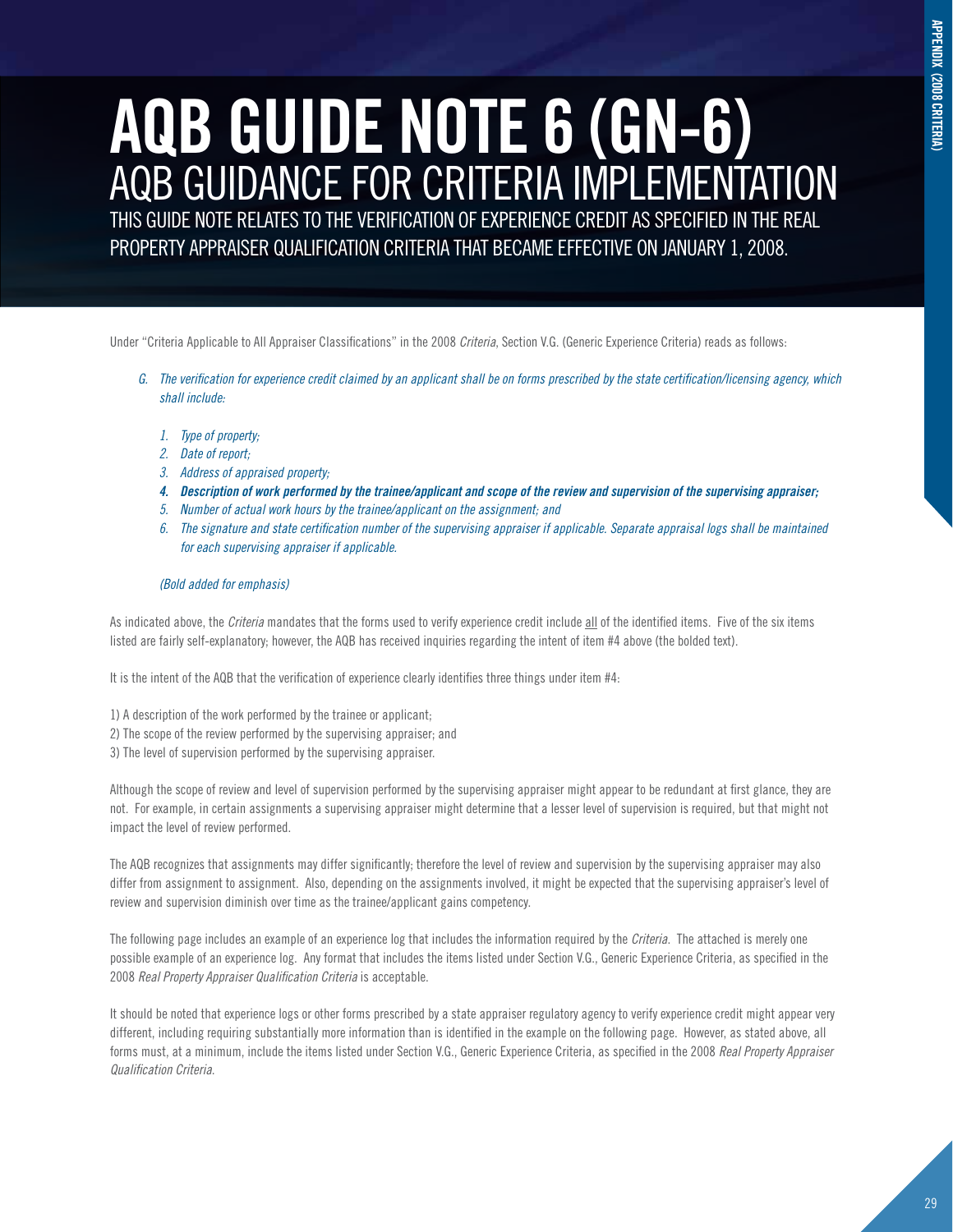# AQB GUIDE NOTE 6 (GN-6)

## AQB GUIDANCE FOR CRITERIA IMPLEMENTATION

THIS GUIDE NOTE RELATES TO THE VERIFICATION OF EXPERIENCE CREDIT AS SPECIFIED IN THE REAL PROPERTY APPRAISER QUALIFICATION CRITERIA THAT BECAME EFFECTIVE ON JANUARY 1, 2008.

Under "Criteria Applicable to All Appraiser Classifications" in the 2008 *Criteria*, Section V.G. (Generic Experience Criteria) reads as follows:

> *G. The verification for experience credit claimed by an applicant shall be on forms prescribed by the state certification/licensing agency, which shall include:*
>
> *1. Type of property;*
> *2. Date of report;*
> *3. Address of appraised property;*
> ***4. Description of work performed by the trainee/applicant and scope of the review and supervision of the supervising appraiser;***
> *5. Number of actual work hours by the trainee/applicant on the assignment; and*
> *6. The signature and state certification number of the supervising appraiser if applicable. Separate appraisal logs shall be maintained for each supervising appraiser if applicable.*
>
> *(Bold added for emphasis)*

As indicated above, the *Criteria* mandates that the forms used to verify experience credit include all of the identified items. Five of the six items listed are fairly self-explanatory; however, the AQB has received inquiries regarding the intent of item #4 above (the bolded text).

It is the intent of the AQB that the verification of experience clearly identifies three things under item #4:

1) A description of the work performed by the trainee or applicant;
2) The scope of the review performed by the supervising appraiser; and
3) The level of supervision performed by the supervising appraiser.

Although the scope of review and level of supervision performed by the supervising appraiser might appear to be redundant at first glance, they are not. For example, in certain assignments a supervising appraiser might determine that a lesser level of supervision is required, but that might not impact the level of review performed.

The AQB recognizes that assignments may differ significantly; therefore the level of review and supervision by the supervising appraiser may also differ from assignment to assignment. Also, depending on the assignments involved, it might be expected that the supervising appraiser's level of review and supervision diminish over time as the trainee/applicant gains competency.

The following page includes an example of an experience log that includes the information required by the *Criteria*. The attached is merely one possible example of an experience log. Any format that includes the items listed under Section V.G., Generic Experience Criteria, as specified in the 2008 *Real Property Appraiser Qualification Criteria* is acceptable.

It should be noted that experience logs or other forms prescribed by a state appraiser regulatory agency to verify experience credit might appear very different, including requiring substantially more information than is identified in the example on the following page. However, as stated above, all forms must, at a minimum, include the items listed under Section V.G., Generic Experience Criteria, as specified in the 2008 *Real Property Appraiser Qualification Criteria*.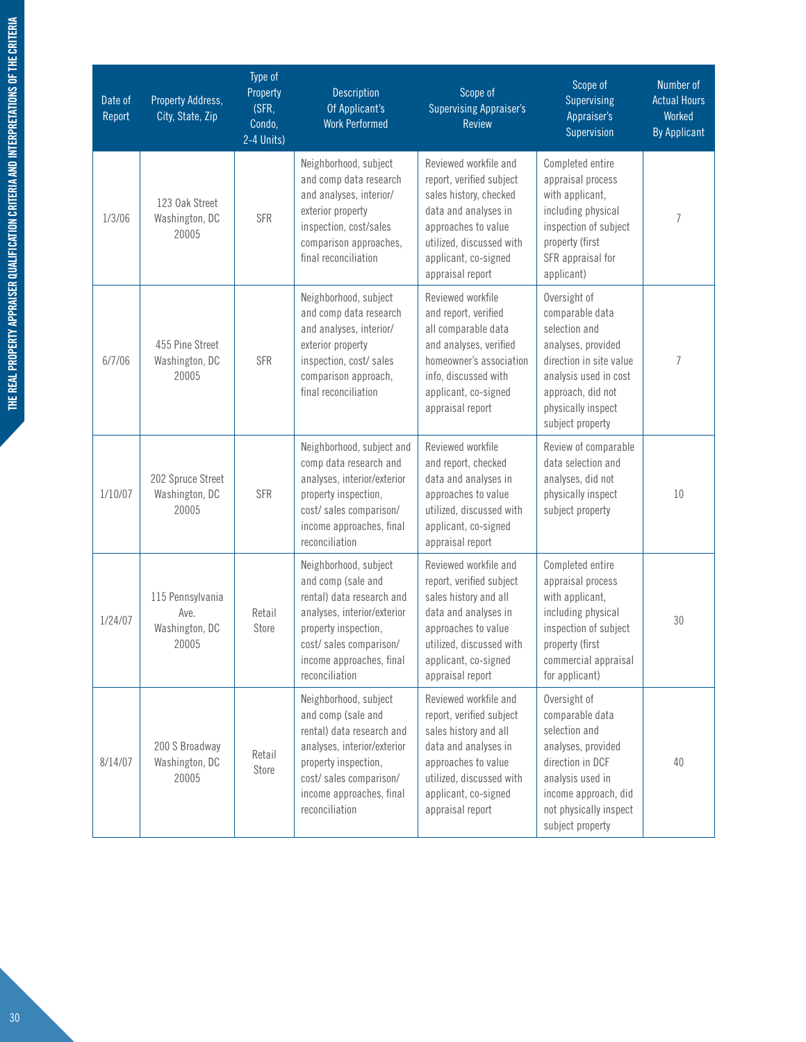| Date of Report | Property Address, City, State, Zip | Type of Property (SFR, Condo, 2-4 Units) | Description Of Applicant's Work Performed | Scope of Supervising Appraiser's Review | Scope of Supervising Appraiser's Supervision | Number of Actual Hours Worked By Applicant |
|---|---|---|---|---|---|---|
| 1/3/06 | 123 Oak Street Washington, DC 20005 | SFR | Neighborhood, subject and comp data research and analyses, interior/ exterior property inspection, cost/sales comparison approaches, final reconciliation | Reviewed workfile and report, verified subject sales history, checked data and analyses in approaches to value utilized, discussed with applicant, co-signed appraisal report | Completed entire appraisal process with applicant, including physical inspection of subject property (first SFR appraisal for applicant) | 7 |
| 6/7/06 | 455 Pine Street Washington, DC 20005 | SFR | Neighborhood, subject and comp data research and analyses, interior/ exterior property inspection, cost/ sales comparison approach, final reconciliation | Reviewed workfile and report, verified all comparable data and analyses, verified homeowner's association info, discussed with applicant, co-signed appraisal report | Oversight of comparable data selection and analyses, provided direction in site value analysis used in cost approach, did not physically inspect subject property | 7 |
| 1/10/07 | 202 Spruce Street Washington, DC 20005 | SFR | Neighborhood, subject and comp data research and analyses, interior/exterior property inspection, cost/ sales comparison/ income approaches, final reconciliation | Reviewed workfile and report, checked data and analyses in approaches to value utilized, discussed with applicant, co-signed appraisal report | Review of comparable data selection and analyses, did not physically inspect subject property | 10 |
| 1/24/07 | 115 Pennsylvania Ave. Washington, DC 20005 | Retail Store | Neighborhood, subject and comp (sale and rental) data research and analyses, interior/exterior property inspection, cost/ sales comparison/ income approaches, final reconciliation | Reviewed workfile and report, verified subject sales history and all data and analyses in approaches to value utilized, discussed with applicant, co-signed appraisal report | Completed entire appraisal process with applicant, including physical inspection of subject property (first commercial appraisal for applicant) | 30 |
| 8/14/07 | 200 S Broadway Washington, DC 20005 | Retail Store | Neighborhood, subject and comp (sale and rental) data research and analyses, interior/exterior property inspection, cost/ sales comparison/ income approaches, final reconciliation | Reviewed workfile and report, verified subject sales history and all data and analyses in approaches to value utilized, discussed with applicant, co-signed appraisal report | Oversight of comparable data selection and analyses, provided direction in DCF analysis used in income approach, did not physically inspect subject property | 40 |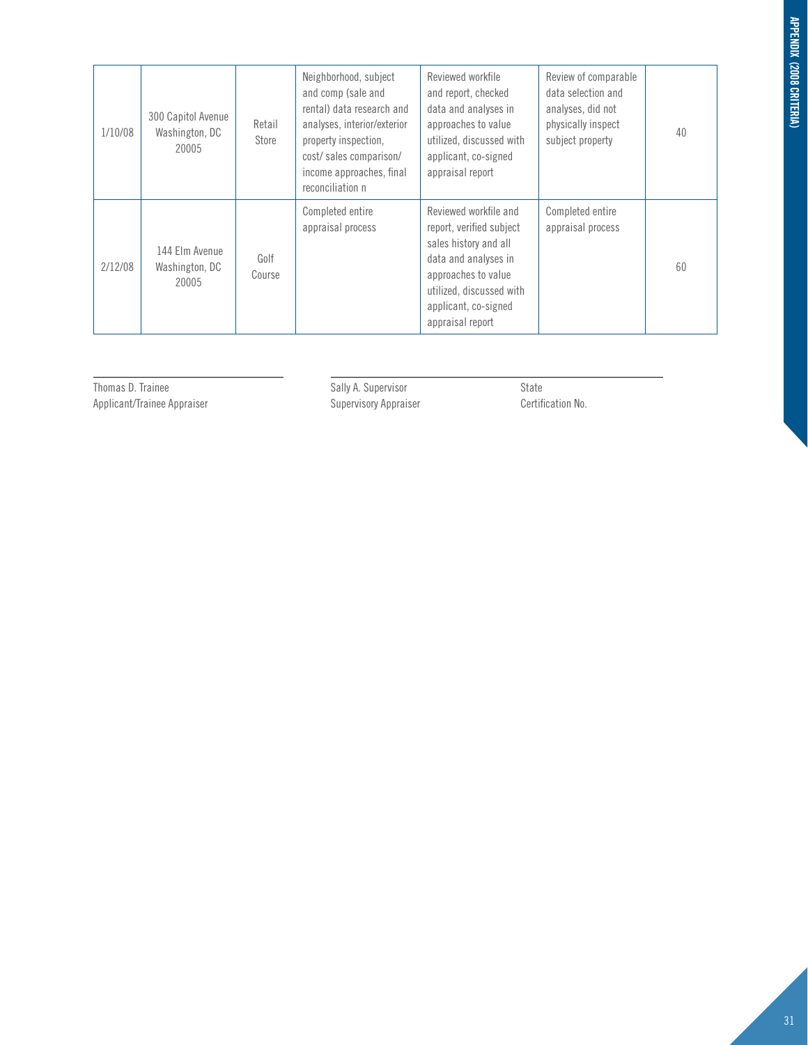| | | | | | | |
|---|---|---|---|---|---|---|
| 1/10/08 | 300 Capitol Avenue Washington, DC 20005 | Retail Store | Neighborhood, subject and comp (sale and rental) data research and analyses, interior/exterior property inspection, cost/ sales comparison/ income approaches, final reconciliation n | Reviewed workfile and report, checked data and analyses in approaches to value utilized, discussed with applicant, co-signed appraisal report | Review of comparable data selection and analyses, did not physically inspect subject property | 40 |
| 2/12/08 | 144 Elm Avenue Washington, DC 20005 | Golf Course | Completed entire appraisal process | Reviewed workfile and report, verified subject sales history and all data and analyses in approaches to value utilized, discussed with applicant, co-signed appraisal report | Completed entire appraisal process | 60 |

Thomas D. Trainee
Applicant/Trainee Appraiser

Sally A. Supervisor
Supervisory Appraiser

State
Certification No.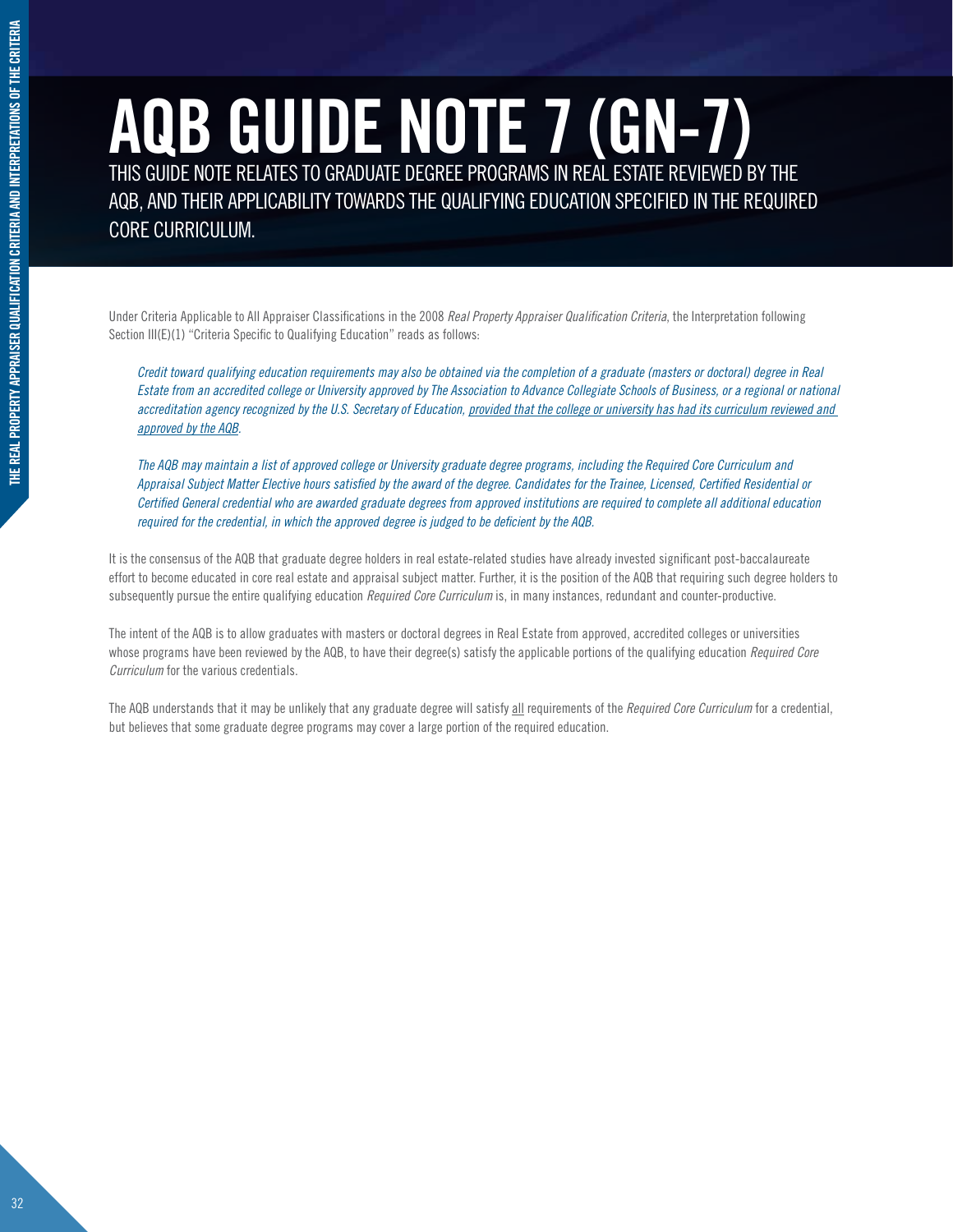# AQB GUIDE NOTE 7 (GN-7)

THIS GUIDE NOTE RELATES TO GRADUATE DEGREE PROGRAMS IN REAL ESTATE REVIEWED BY THE AQB, AND THEIR APPLICABILITY TOWARDS THE QUALIFYING EDUCATION SPECIFIED IN THE REQUIRED CORE CURRICULUM.

Under Criteria Applicable to All Appraiser Classifications in the 2008 *Real Property Appraiser Qualification Criteria*, the Interpretation following Section III(E)(1) "Criteria Specific to Qualifying Education" reads as follows:

> *Credit toward qualifying education requirements may also be obtained via the completion of a graduate (masters or doctoral) degree in Real Estate from an accredited college or University approved by The Association to Advance Collegiate Schools of Business, or a regional or national accreditation agency recognized by the U.S. Secretary of Education, <u>provided that the college or university has had its curriculum reviewed and approved by the AQB</u>.*
>
> *The AQB may maintain a list of approved college or University graduate degree programs, including the Required Core Curriculum and Appraisal Subject Matter Elective hours satisfied by the award of the degree. Candidates for the Trainee, Licensed, Certified Residential or Certified General credential who are awarded graduate degrees from approved institutions are required to complete all additional education required for the credential, in which the approved degree is judged to be deficient by the AQB.*

It is the consensus of the AQB that graduate degree holders in real estate-related studies have already invested significant post-baccalaureate effort to become educated in core real estate and appraisal subject matter. Further, it is the position of the AQB that requiring such degree holders to subsequently pursue the entire qualifying education *Required Core Curriculum* is, in many instances, redundant and counter-productive.

The intent of the AQB is to allow graduates with masters or doctoral degrees in Real Estate from approved, accredited colleges or universities whose programs have been reviewed by the AQB, to have their degree(s) satisfy the applicable portions of the qualifying education *Required Core Curriculum* for the various credentials.

The AQB understands that it may be unlikely that any graduate degree will satisfy <u>all</u> requirements of the *Required Core Curriculum* for a credential, but believes that some graduate degree programs may cover a large portion of the required education.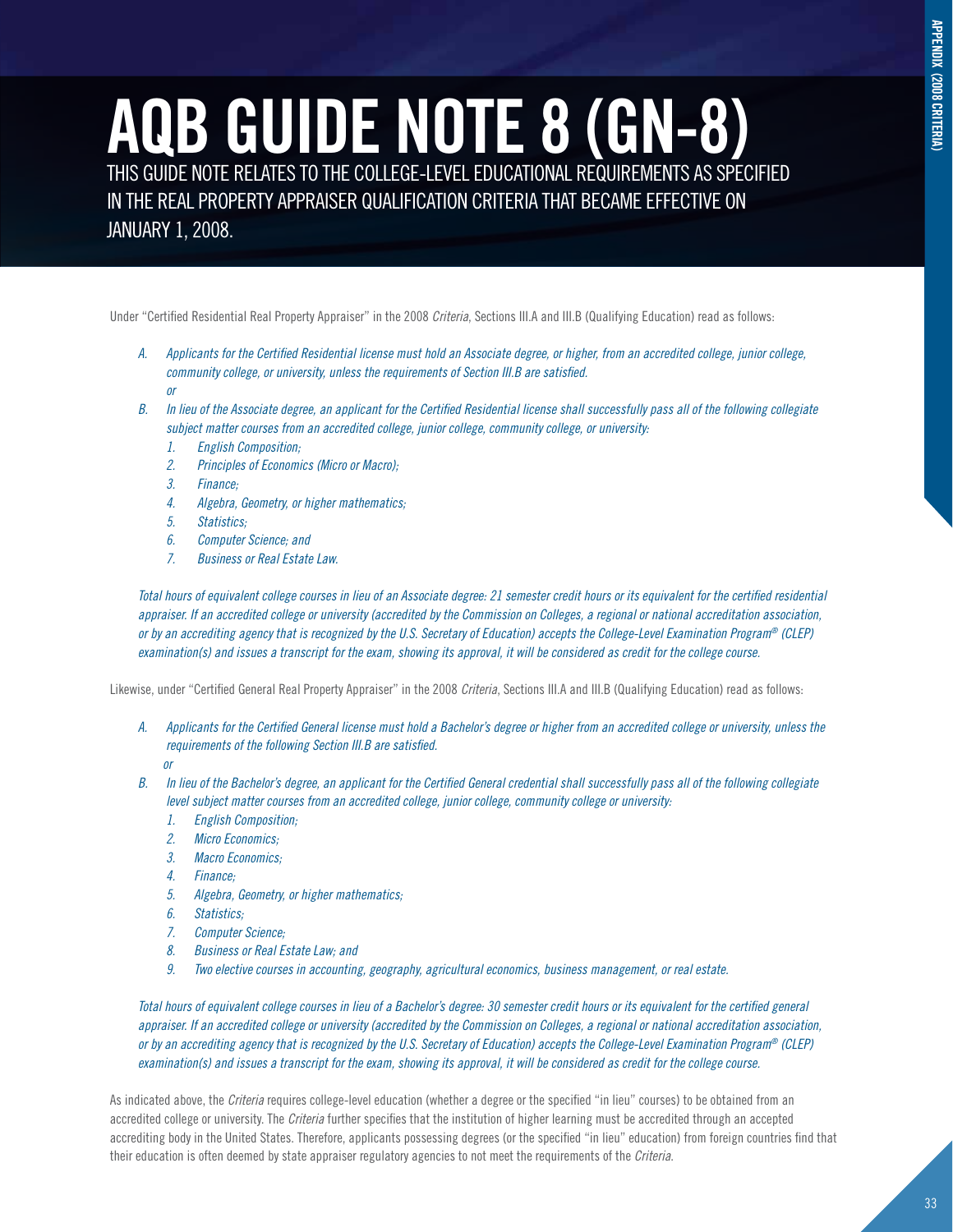# AQB GUIDE NOTE 8 (GN-8)

THIS GUIDE NOTE RELATES TO THE COLLEGE-LEVEL EDUCATIONAL REQUIREMENTS AS SPECIFIED IN THE REAL PROPERTY APPRAISER QUALIFICATION CRITERIA THAT BECAME EFFECTIVE ON JANUARY 1, 2008.

Under "Certified Residential Real Property Appraiser" in the 2008 *Criteria*, Sections III.A and III.B (Qualifying Education) read as follows:

*A. Applicants for the Certified Residential license must hold an Associate degree, or higher, from an accredited college, junior college, community college, or university, unless the requirements of Section III.B are satisfied.*

*or*

*B. In lieu of the Associate degree, an applicant for the Certified Residential license shall successfully pass all of the following collegiate subject matter courses from an accredited college, junior college, community college, or university:*

1. *English Composition;*
2. *Principles of Economics (Micro or Macro);*
3. *Finance;*
4. *Algebra, Geometry, or higher mathematics;*
5. *Statistics;*
6. *Computer Science; and*
7. *Business or Real Estate Law.*

*Total hours of equivalent college courses in lieu of an Associate degree: 21 semester credit hours or its equivalent for the certified residential appraiser. If an accredited college or university (accredited by the Commission on Colleges, a regional or national accreditation association, or by an accrediting agency that is recognized by the U.S. Secretary of Education) accepts the College-Level Examination Program® (CLEP) examination(s) and issues a transcript for the exam, showing its approval, it will be considered as credit for the college course.*

Likewise, under "Certified General Real Property Appraiser" in the 2008 *Criteria*, Sections III.A and III.B (Qualifying Education) read as follows:

*A. Applicants for the Certified General license must hold a Bachelor's degree or higher from an accredited college or university, unless the requirements of the following Section III.B are satisfied.*

*or*

*B. In lieu of the Bachelor's degree, an applicant for the Certified General credential shall successfully pass all of the following collegiate level subject matter courses from an accredited college, junior college, community college or university:*

1. *English Composition;*
2. *Micro Economics;*
3. *Macro Economics;*
4. *Finance;*
5. *Algebra, Geometry, or higher mathematics;*
6. *Statistics;*
7. *Computer Science;*
8. *Business or Real Estate Law; and*
9. *Two elective courses in accounting, geography, agricultural economics, business management, or real estate.*

*Total hours of equivalent college courses in lieu of a Bachelor's degree: 30 semester credit hours or its equivalent for the certified general appraiser. If an accredited college or university (accredited by the Commission on Colleges, a regional or national accreditation association, or by an accrediting agency that is recognized by the U.S. Secretary of Education) accepts the College-Level Examination Program® (CLEP) examination(s) and issues a transcript for the exam, showing its approval, it will be considered as credit for the college course.*

As indicated above, the *Criteria* requires college-level education (whether a degree or the specified "in lieu" courses) to be obtained from an accredited college or university. The *Criteria* further specifies that the institution of higher learning must be accredited through an accepted accrediting body in the United States. Therefore, applicants possessing degrees (or the specified "in lieu" education) from foreign countries find that their education is often deemed by state appraiser regulatory agencies to not meet the requirements of the *Criteria*.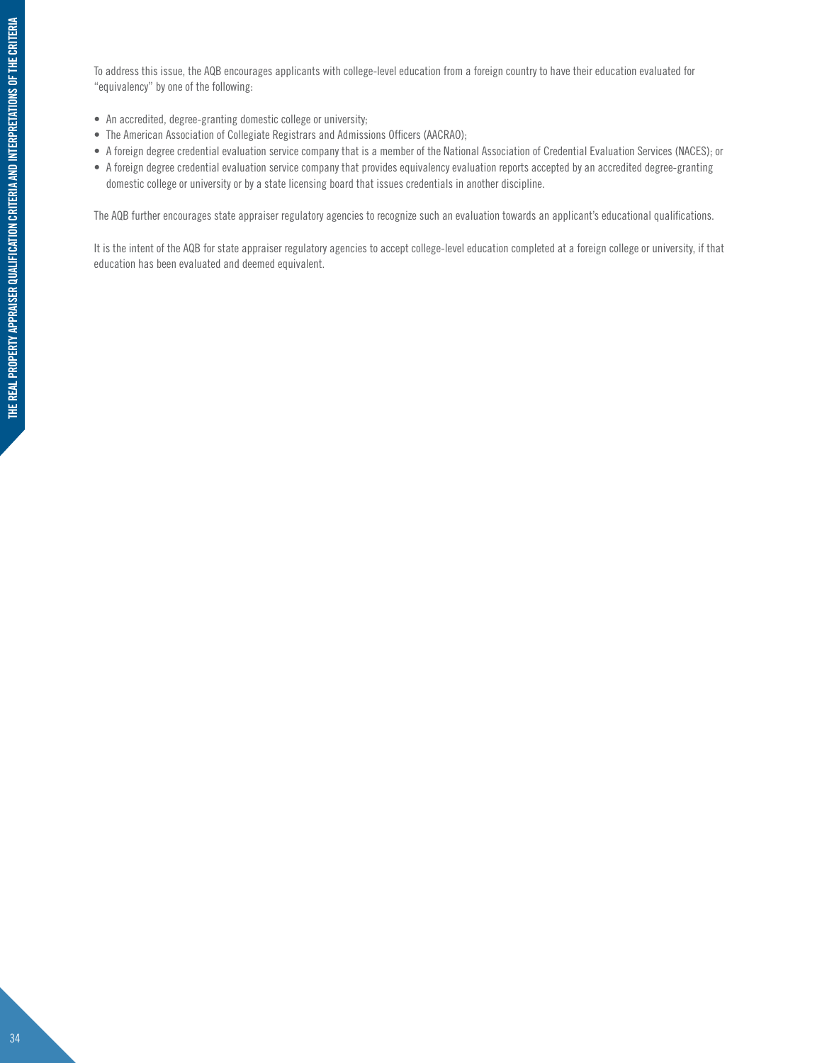To address this issue, the AQB encourages applicants with college-level education from a foreign country to have their education evaluated for "equivalency" by one of the following:

- An accredited, degree-granting domestic college or university;
- The American Association of Collegiate Registrars and Admissions Officers (AACRAO);
- A foreign degree credential evaluation service company that is a member of the National Association of Credential Evaluation Services (NACES); or
- A foreign degree credential evaluation service company that provides equivalency evaluation reports accepted by an accredited degree-granting domestic college or university or by a state licensing board that issues credentials in another discipline.

The AQB further encourages state appraiser regulatory agencies to recognize such an evaluation towards an applicant's educational qualifications.

It is the intent of the AQB for state appraiser regulatory agencies to accept college-level education completed at a foreign college or university, if that education has been evaluated and deemed equivalent.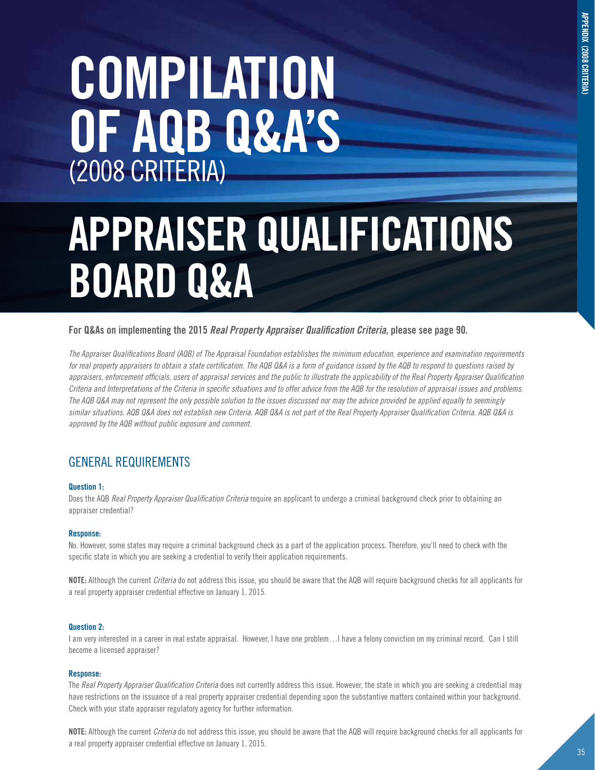# COMPILATION OF AQB Q&A'S (2008 CRITERIA)

# APPRAISER QUALIFICATIONS BOARD Q&A

**For Q&As on implementing the 2015 *Real Property Appraiser Qualification Criteria*, please see page 90.**

*The Appraiser Qualifications Board (AQB) of The Appraisal Foundation establishes the minimum education, experience and examination requirements for real property appraisers to obtain a state certification. The AQB Q&A is a form of guidance issued by the AQB to respond to questions raised by appraisers, enforcement officials, users of appraisal services and the public to illustrate the applicability of the Real Property Appraiser Qualification Criteria and Interpretations of the Criteria in specific situations and to offer advice from the AQB for the resolution of appraisal issues and problems. The AQB Q&A may not represent the only possible solution to the issues discussed nor may the advice provided be applied equally to seemingly similar situations. AQB Q&A does not establish new Criteria. AQB Q&A is not part of the Real Property Appraiser Qualification Criteria. AQB Q&A is approved by the AQB without public exposure and comment.*

## GENERAL REQUIREMENTS

**Question 1:**

Does the AQB *Real Property Appraiser Qualification Criteria* require an applicant to undergo a criminal background check prior to obtaining an appraiser credential?

**Response:**

No. However, some states may require a criminal background check as a part of the application process. Therefore, you'll need to check with the specific state in which you are seeking a credential to verify their application requirements.

**NOTE:** Although the current *Criteria* do not address this issue, you should be aware that the AQB will require background checks for all applicants for a real property appraiser credential effective on January 1, 2015.

**Question 2:**

I am very interested in a career in real estate appraisal. However, I have one problem…I have a felony conviction on my criminal record. Can I still become a licensed appraiser?

**Response:**

The *Real Property Appraiser Qualification Criteria* does not currently address this issue. However, the state in which you are seeking a credential may have restrictions on the issuance of a real property appraiser credential depending upon the substantive matters contained within your background. Check with your state appraiser regulatory agency for further information.

**NOTE:** Although the current *Criteria* do not address this issue, you should be aware that the AQB will require background checks for all applicants for a real property appraiser credential effective on January 1, 2015.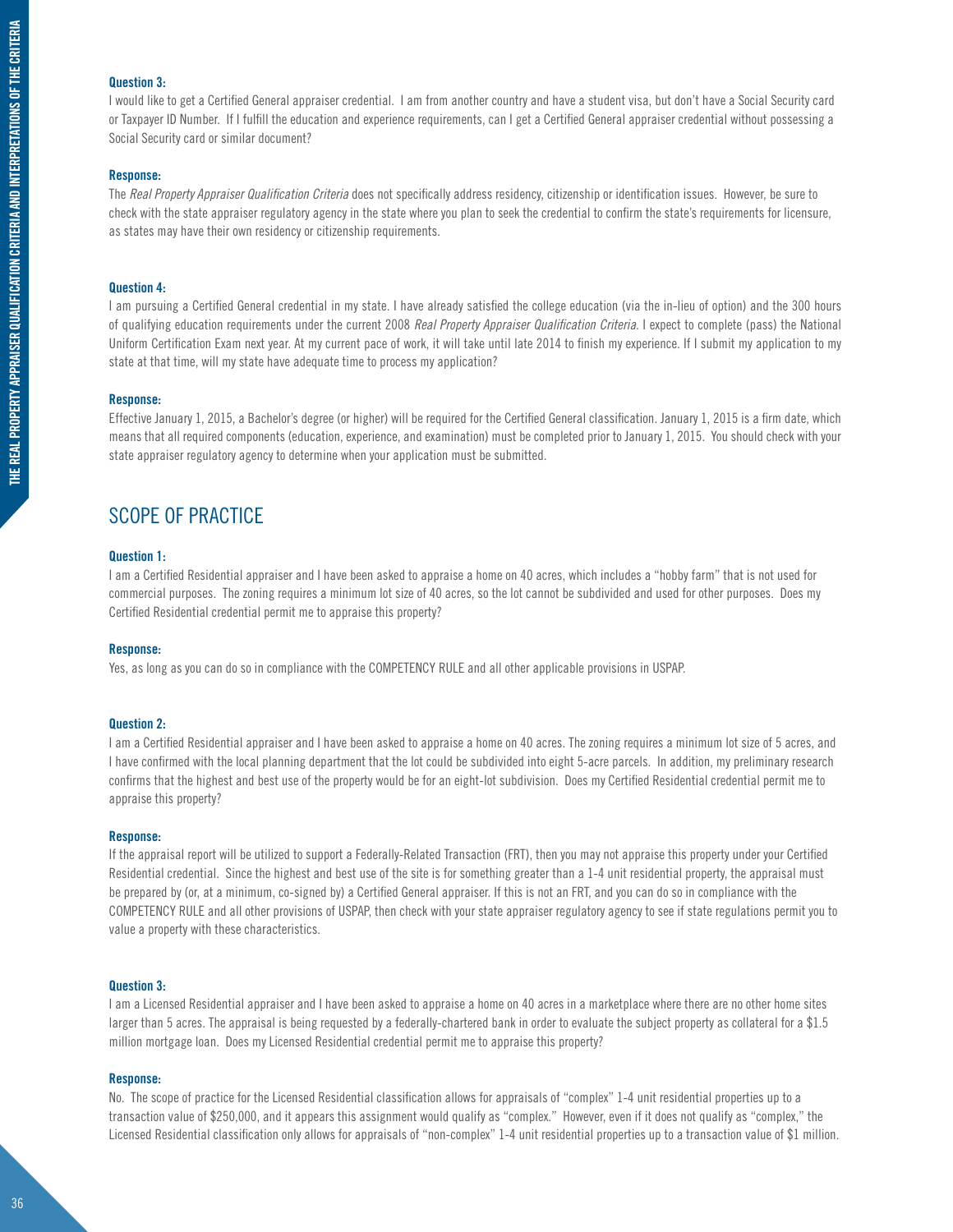#### Question 3:

I would like to get a Certified General appraiser credential. I am from another country and have a student visa, but don't have a Social Security card or Taxpayer ID Number. If I fulfill the education and experience requirements, can I get a Certified General appraiser credential without possessing a Social Security card or similar document?

#### Response:

The *Real Property Appraiser Qualification Criteria* does not specifically address residency, citizenship or identification issues. However, be sure to check with the state appraiser regulatory agency in the state where you plan to seek the credential to confirm the state's requirements for licensure, as states may have their own residency or citizenship requirements.

#### Question 4:

I am pursuing a Certified General credential in my state. I have already satisfied the college education (via the in-lieu of option) and the 300 hours of qualifying education requirements under the current 2008 *Real Property Appraiser Qualification Criteria*. I expect to complete (pass) the National Uniform Certification Exam next year. At my current pace of work, it will take until late 2014 to finish my experience. If I submit my application to my state at that time, will my state have adequate time to process my application?

#### Response:

Effective January 1, 2015, a Bachelor's degree (or higher) will be required for the Certified General classification. January 1, 2015 is a firm date, which means that all required components (education, experience, and examination) must be completed prior to January 1, 2015. You should check with your state appraiser regulatory agency to determine when your application must be submitted.

## SCOPE OF PRACTICE

#### Question 1:

I am a Certified Residential appraiser and I have been asked to appraise a home on 40 acres, which includes a "hobby farm" that is not used for commercial purposes. The zoning requires a minimum lot size of 40 acres, so the lot cannot be subdivided and used for other purposes. Does my Certified Residential credential permit me to appraise this property?

#### Response:

Yes, as long as you can do so in compliance with the COMPETENCY RULE and all other applicable provisions in USPAP.

#### Question 2:

I am a Certified Residential appraiser and I have been asked to appraise a home on 40 acres. The zoning requires a minimum lot size of 5 acres, and I have confirmed with the local planning department that the lot could be subdivided into eight 5-acre parcels. In addition, my preliminary research confirms that the highest and best use of the property would be for an eight-lot subdivision. Does my Certified Residential credential permit me to appraise this property?

#### Response:

If the appraisal report will be utilized to support a Federally-Related Transaction (FRT), then you may not appraise this property under your Certified Residential credential. Since the highest and best use of the site is for something greater than a 1-4 unit residential property, the appraisal must be prepared by (or, at a minimum, co-signed by) a Certified General appraiser. If this is not an FRT, and you can do so in compliance with the COMPETENCY RULE and all other provisions of USPAP, then check with your state appraiser regulatory agency to see if state regulations permit you to value a property with these characteristics.

#### Question 3:

I am a Licensed Residential appraiser and I have been asked to appraise a home on 40 acres in a marketplace where there are no other home sites larger than 5 acres. The appraisal is being requested by a federally-chartered bank in order to evaluate the subject property as collateral for a $1.5 million mortgage loan. Does my Licensed Residential credential permit me to appraise this property?

#### Response:

No. The scope of practice for the Licensed Residential classification allows for appraisals of "complex" 1-4 unit residential properties up to a transaction value of $250,000, and it appears this assignment would qualify as "complex." However, even if it does not qualify as "complex," the Licensed Residential classification only allows for appraisals of "non-complex" 1-4 unit residential properties up to a transaction value of $1 million.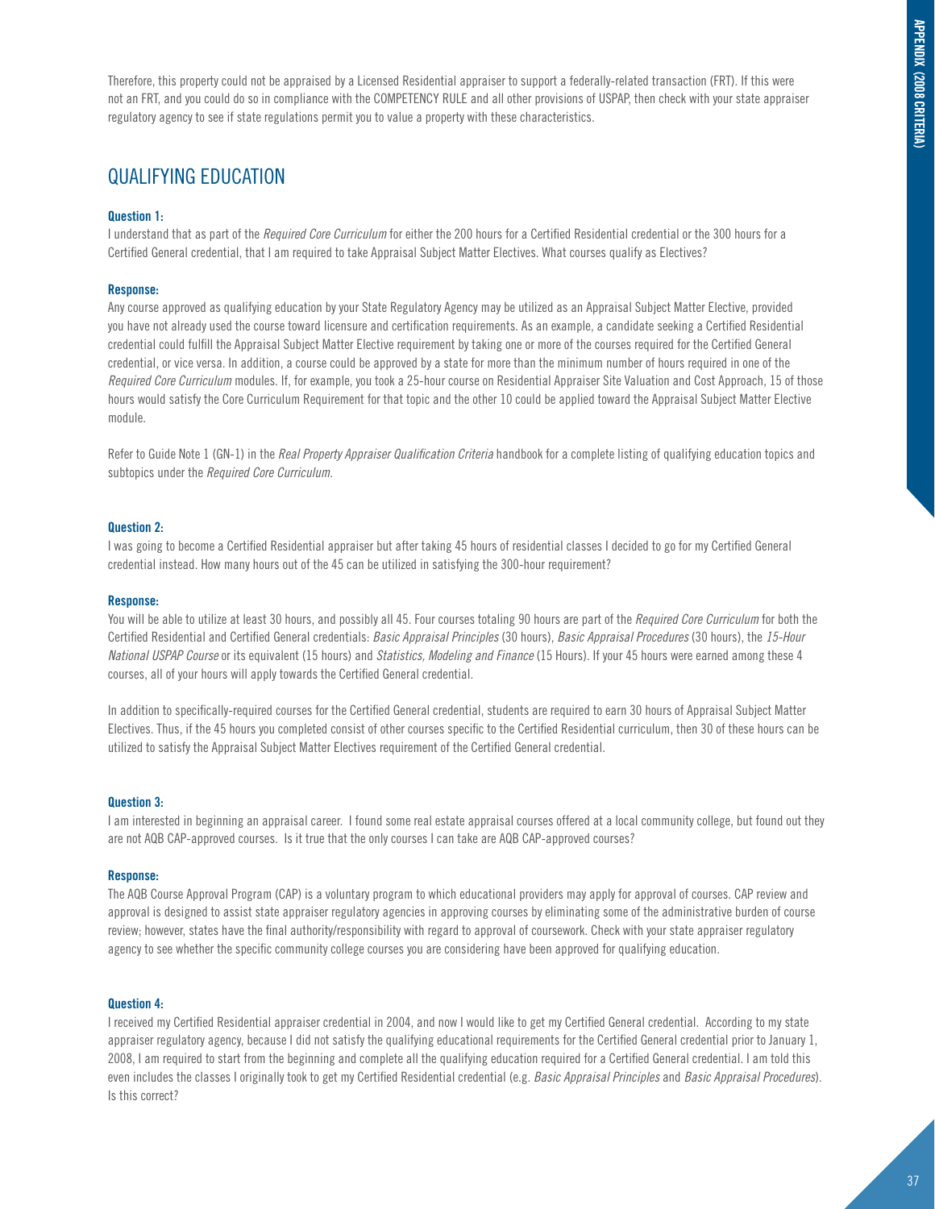Therefore, this property could not be appraised by a Licensed Residential appraiser to support a federally-related transaction (FRT). If this were not an FRT, and you could do so in compliance with the COMPETENCY RULE and all other provisions of USPAP, then check with your state appraiser regulatory agency to see if state regulations permit you to value a property with these characteristics.

## QUALIFYING EDUCATION

**Question 1:**

I understand that as part of the *Required Core Curriculum* for either the 200 hours for a Certified Residential credential or the 300 hours for a Certified General credential, that I am required to take Appraisal Subject Matter Electives. What courses qualify as Electives?

**Response:**

Any course approved as qualifying education by your State Regulatory Agency may be utilized as an Appraisal Subject Matter Elective, provided you have not already used the course toward licensure and certification requirements. As an example, a candidate seeking a Certified Residential credential could fulfill the Appraisal Subject Matter Elective requirement by taking one or more of the courses required for the Certified General credential, or vice versa. In addition, a course could be approved by a state for more than the minimum number of hours required in one of the *Required Core Curriculum* modules. If, for example, you took a 25-hour course on Residential Appraiser Site Valuation and Cost Approach, 15 of those hours would satisfy the Core Curriculum Requirement for that topic and the other 10 could be applied toward the Appraisal Subject Matter Elective module.

Refer to Guide Note 1 (GN-1) in the *Real Property Appraiser Qualification Criteria* handbook for a complete listing of qualifying education topics and subtopics under the *Required Core Curriculum*.

**Question 2:**

I was going to become a Certified Residential appraiser but after taking 45 hours of residential classes I decided to go for my Certified General credential instead. How many hours out of the 45 can be utilized in satisfying the 300-hour requirement?

**Response:**

You will be able to utilize at least 30 hours, and possibly all 45. Four courses totaling 90 hours are part of the *Required Core Curriculum* for both the Certified Residential and Certified General credentials: *Basic Appraisal Principles* (30 hours), *Basic Appraisal Procedures* (30 hours), the *15-Hour National USPAP Course* or its equivalent (15 hours) and *Statistics, Modeling and Finance* (15 Hours). If your 45 hours were earned among these 4 courses, all of your hours will apply towards the Certified General credential.

In addition to specifically-required courses for the Certified General credential, students are required to earn 30 hours of Appraisal Subject Matter Electives. Thus, if the 45 hours you completed consist of other courses specific to the Certified Residential curriculum, then 30 of these hours can be utilized to satisfy the Appraisal Subject Matter Electives requirement of the Certified General credential.

**Question 3:**

I am interested in beginning an appraisal career. I found some real estate appraisal courses offered at a local community college, but found out they are not AQB CAP-approved courses. Is it true that the only courses I can take are AQB CAP-approved courses?

**Response:**

The AQB Course Approval Program (CAP) is a voluntary program to which educational providers may apply for approval of courses. CAP review and approval is designed to assist state appraiser regulatory agencies in approving courses by eliminating some of the administrative burden of course review; however, states have the final authority/responsibility with regard to approval of coursework. Check with your state appraiser regulatory agency to see whether the specific community college courses you are considering have been approved for qualifying education.

**Question 4:**

I received my Certified Residential appraiser credential in 2004, and now I would like to get my Certified General credential. According to my state appraiser regulatory agency, because I did not satisfy the qualifying educational requirements for the Certified General credential prior to January 1, 2008, I am required to start from the beginning and complete all the qualifying education required for a Certified General credential. I am told this even includes the classes I originally took to get my Certified Residential credential (e.g. *Basic Appraisal Principles* and *Basic Appraisal Procedures*). Is this correct?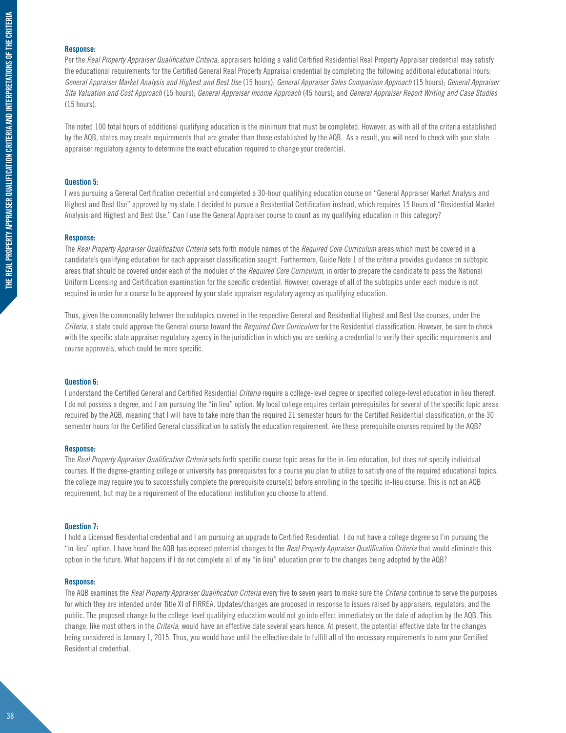**Response:**

Per the *Real Property Appraiser Qualification Criteria*, appraisers holding a valid Certified Residential Real Property Appraiser credential may satisfy the educational requirements for the Certified General Real Property Appraisal credential by completing the following additional educational hours: *General Appraiser Market Analysis and Highest and Best Use* (15 hours); *General Appraiser Sales Comparison Approach* (15 hours); *General Appraiser Site Valuation and Cost Approach* (15 hours); *General Appraiser Income Approach* (45 hours); and *General Appraiser Report Writing and Case Studies* (15 hours).

The noted 100 total hours of additional qualifying education is the minimum that must be completed. However, as with all of the criteria established by the AQB, states may create requirements that are greater than those established by the AQB. As a result, you will need to check with your state appraiser regulatory agency to determine the exact education required to change your credential.

**Question 5:**

I was pursuing a General Certification credential and completed a 30-hour qualifying education course on "General Appraiser Market Analysis and Highest and Best Use" approved by my state. I decided to pursue a Residential Certification instead, which requires 15 Hours of "Residential Market Analysis and Highest and Best Use." Can I use the General Appraiser course to count as my qualifying education in this category?

**Response:**

The *Real Property Appraiser Qualification Criteria* sets forth module names of the *Required Core Curriculum* areas which must be covered in a candidate's qualifying education for each appraiser classification sought. Furthermore, Guide Note 1 of the criteria provides guidance on subtopic areas that should be covered under each of the modules of the *Required Core Curriculum*, in order to prepare the candidate to pass the National Uniform Licensing and Certification examination for the specific credential. However, coverage of all of the subtopics under each module is not required in order for a course to be approved by your state appraiser regulatory agency as qualifying education.

Thus, given the commonality between the subtopics covered in the respective General and Residential Highest and Best Use courses, under the *Criteria*, a state could approve the General course toward the *Required Core Curriculum* for the Residential classification. However, be sure to check with the specific state appraiser regulatory agency in the jurisdiction in which you are seeking a credential to verify their specific requirements and course approvals, which could be more specific.

**Question 6:**

I understand the Certified General and Certified Residential *Criteria* require a college-level degree or specified college-level education in lieu thereof. I do not possess a degree, and I am pursuing the "in lieu" option. My local college requires certain prerequisites for several of the specific topic areas required by the AQB, meaning that I will have to take more than the required 21 semester hours for the Certified Residential classification, or the 30 semester hours for the Certified General classification to satisfy the education requirement. Are these prerequisite courses required by the AQB?

**Response:**

The *Real Property Appraiser Qualification Criteria* sets forth specific course topic areas for the in-lieu education, but does not specify individual courses. If the degree-granting college or university has prerequisites for a course you plan to utilize to satisfy one of the required educational topics, the college may require you to successfully complete the prerequisite course(s) before enrolling in the specific in-lieu course. This is not an AQB requirement, but may be a requirement of the educational institution you choose to attend.

**Question 7:**

I hold a Licensed Residential credential and I am pursuing an upgrade to Certified Residential. I do not have a college degree so I'm pursuing the "in-lieu" option. I have heard the AQB has exposed potential changes to the *Real Property Appraiser Qualification Criteria* that would eliminate this option in the future. What happens if I do not complete all of my "in lieu" education prior to the changes being adopted by the AQB?

**Response:**

The AQB examines the *Real Property Appraiser Qualification Criteria* every five to seven years to make sure the *Criteria* continue to serve the purposes for which they are intended under Title XI of FIRREA. Updates/changes are proposed in response to issues raised by appraisers, regulators, and the public. The proposed change to the college-level qualifying education would not go into effect immediately on the date of adoption by the AQB. This change, like most others in the *Criteria*, would have an effective date several years hence. At present, the potential effective date for the changes being considered is January 1, 2015. Thus, you would have until the effective date to fulfill all of the necessary requirements to earn your Certified Residential credential.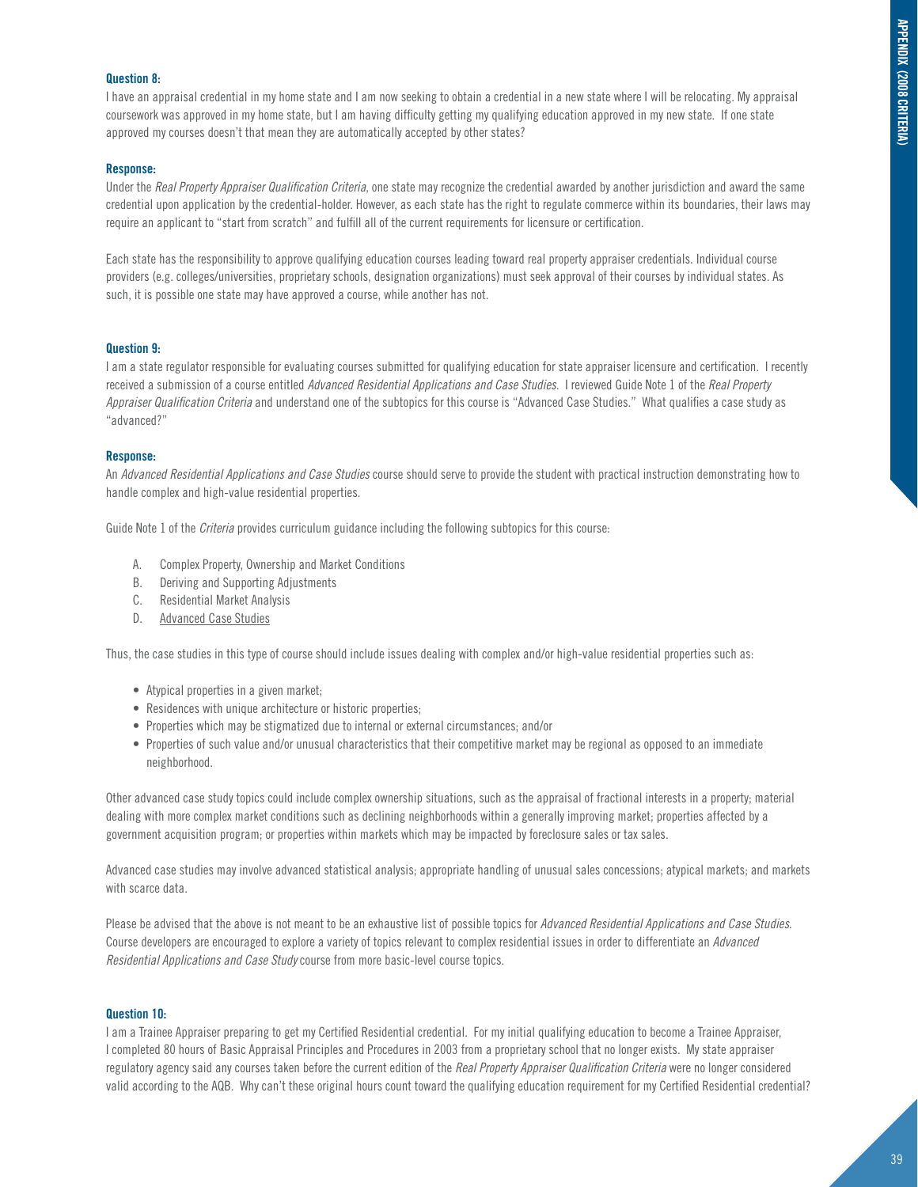#### Question 8:

I have an appraisal credential in my home state and I am now seeking to obtain a credential in a new state where I will be relocating. My appraisal coursework was approved in my home state, but I am having difficulty getting my qualifying education approved in my new state. If one state approved my courses doesn't that mean they are automatically accepted by other states?

#### Response:

Under the *Real Property Appraiser Qualification Criteria*, one state may recognize the credential awarded by another jurisdiction and award the same credential upon application by the credential-holder. However, as each state has the right to regulate commerce within its boundaries, their laws may require an applicant to "start from scratch" and fulfill all of the current requirements for licensure or certification.

Each state has the responsibility to approve qualifying education courses leading toward real property appraiser credentials. Individual course providers (e.g. colleges/universities, proprietary schools, designation organizations) must seek approval of their courses by individual states. As such, it is possible one state may have approved a course, while another has not.

#### Question 9:

I am a state regulator responsible for evaluating courses submitted for qualifying education for state appraiser licensure and certification. I recently received a submission of a course entitled *Advanced Residential Applications and Case Studies*. I reviewed Guide Note 1 of the *Real Property Appraiser Qualification Criteria* and understand one of the subtopics for this course is "Advanced Case Studies." What qualifies a case study as "advanced?"

#### Response:

An *Advanced Residential Applications and Case Studies* course should serve to provide the student with practical instruction demonstrating how to handle complex and high-value residential properties.

Guide Note 1 of the *Criteria* provides curriculum guidance including the following subtopics for this course:

A. Complex Property, Ownership and Market Conditions
B. Deriving and Supporting Adjustments
C. Residential Market Analysis
D. Advanced Case Studies

Thus, the case studies in this type of course should include issues dealing with complex and/or high-value residential properties such as:

- Atypical properties in a given market;
- Residences with unique architecture or historic properties;
- Properties which may be stigmatized due to internal or external circumstances; and/or
- Properties of such value and/or unusual characteristics that their competitive market may be regional as opposed to an immediate neighborhood.

Other advanced case study topics could include complex ownership situations, such as the appraisal of fractional interests in a property; material dealing with more complex market conditions such as declining neighborhoods within a generally improving market; properties affected by a government acquisition program; or properties within markets which may be impacted by foreclosure sales or tax sales.

Advanced case studies may involve advanced statistical analysis; appropriate handling of unusual sales concessions; atypical markets; and markets with scarce data.

Please be advised that the above is not meant to be an exhaustive list of possible topics for *Advanced Residential Applications and Case Studies*. Course developers are encouraged to explore a variety of topics relevant to complex residential issues in order to differentiate an *Advanced Residential Applications and Case Study* course from more basic-level course topics.

#### Question 10:

I am a Trainee Appraiser preparing to get my Certified Residential credential. For my initial qualifying education to become a Trainee Appraiser, I completed 80 hours of Basic Appraisal Principles and Procedures in 2003 from a proprietary school that no longer exists. My state appraiser regulatory agency said any courses taken before the current edition of the *Real Property Appraiser Qualification Criteria* were no longer considered valid according to the AQB. Why can't these original hours count toward the qualifying education requirement for my Certified Residential credential?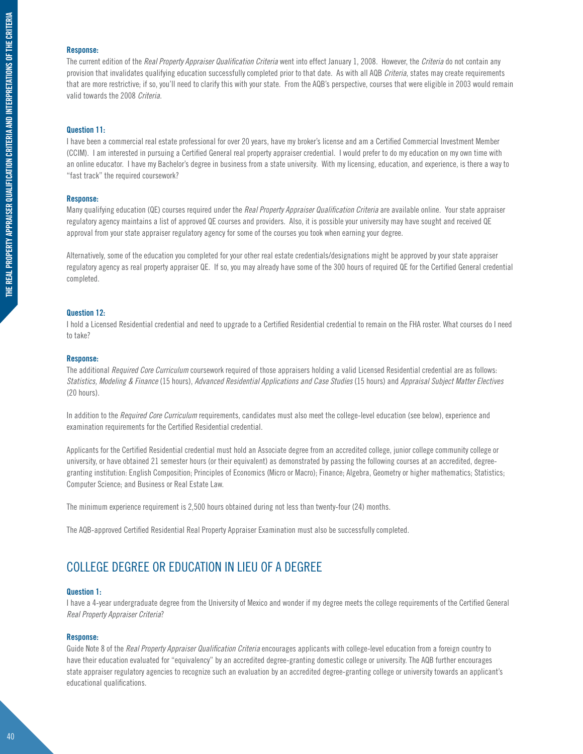**Response:**

The current edition of the *Real Property Appraiser Qualification Criteria* went into effect January 1, 2008. However, the *Criteria* do not contain any provision that invalidates qualifying education successfully completed prior to that date. As with all AQB *Criteria*, states may create requirements that are more restrictive; if so, you'll need to clarify this with your state. From the AQB's perspective, courses that were eligible in 2003 would remain valid towards the 2008 *Criteria*.

**Question 11:**

I have been a commercial real estate professional for over 20 years, have my broker's license and am a Certified Commercial Investment Member (CCIM). I am interested in pursuing a Certified General real property appraiser credential. I would prefer to do my education on my own time with an online educator. I have my Bachelor's degree in business from a state university. With my licensing, education, and experience, is there a way to "fast track" the required coursework?

**Response:**

Many qualifying education (QE) courses required under the *Real Property Appraiser Qualification Criteria* are available online. Your state appraiser regulatory agency maintains a list of approved QE courses and providers. Also, it is possible your university may have sought and received QE approval from your state appraiser regulatory agency for some of the courses you took when earning your degree.

Alternatively, some of the education you completed for your other real estate credentials/designations might be approved by your state appraiser regulatory agency as real property appraiser QE. If so, you may already have some of the 300 hours of required QE for the Certified General credential completed.

**Question 12:**

I hold a Licensed Residential credential and need to upgrade to a Certified Residential credential to remain on the FHA roster. What courses do I need to take?

**Response:**

The additional *Required Core Curriculum* coursework required of those appraisers holding a valid Licensed Residential credential are as follows: *Statistics, Modeling & Finance* (15 hours), *Advanced Residential Applications and Case Studies* (15 hours) and *Appraisal Subject Matter Electives* (20 hours).

In addition to the *Required Core Curriculum* requirements, candidates must also meet the college-level education (see below), experience and examination requirements for the Certified Residential credential.

Applicants for the Certified Residential credential must hold an Associate degree from an accredited college, junior college community college or university, or have obtained 21 semester hours (or their equivalent) as demonstrated by passing the following courses at an accredited, degree-granting institution: English Composition; Principles of Economics (Micro or Macro); Finance; Algebra, Geometry or higher mathematics; Statistics; Computer Science; and Business or Real Estate Law.

The minimum experience requirement is 2,500 hours obtained during not less than twenty-four (24) months.

The AQB-approved Certified Residential Real Property Appraiser Examination must also be successfully completed.

## COLLEGE DEGREE OR EDUCATION IN LIEU OF A DEGREE

**Question 1:**

I have a 4-year undergraduate degree from the University of Mexico and wonder if my degree meets the college requirements of the Certified General *Real Property Appraiser Criteria*?

**Response:**

Guide Note 8 of the *Real Property Appraiser Qualification Criteria* encourages applicants with college-level education from a foreign country to have their education evaluated for "equivalency" by an accredited degree-granting domestic college or university. The AQB further encourages state appraiser regulatory agencies to recognize such an evaluation by an accredited degree-granting college or university towards an applicant's educational qualifications.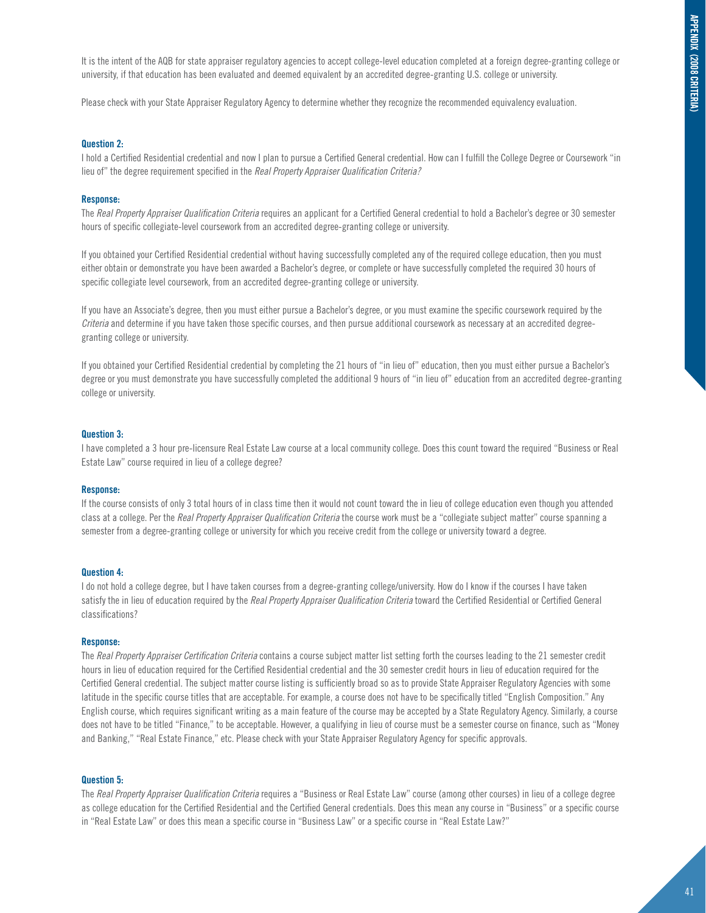It is the intent of the AQB for state appraiser regulatory agencies to accept college-level education completed at a foreign degree-granting college or university, if that education has been evaluated and deemed equivalent by an accredited degree-granting U.S. college or university.

Please check with your State Appraiser Regulatory Agency to determine whether they recognize the recommended equivalency evaluation.

**Question 2:**

I hold a Certified Residential credential and now I plan to pursue a Certified General credential. How can I fulfill the College Degree or Coursework "in lieu of" the degree requirement specified in the *Real Property Appraiser Qualification Criteria?*

**Response:**

The *Real Property Appraiser Qualification Criteria* requires an applicant for a Certified General credential to hold a Bachelor's degree or 30 semester hours of specific collegiate-level coursework from an accredited degree-granting college or university.

If you obtained your Certified Residential credential without having successfully completed any of the required college education, then you must either obtain or demonstrate you have been awarded a Bachelor's degree, or complete or have successfully completed the required 30 hours of specific collegiate level coursework, from an accredited degree-granting college or university.

If you have an Associate's degree, then you must either pursue a Bachelor's degree, or you must examine the specific coursework required by the *Criteria* and determine if you have taken those specific courses, and then pursue additional coursework as necessary at an accredited degree-granting college or university.

If you obtained your Certified Residential credential by completing the 21 hours of "in lieu of" education, then you must either pursue a Bachelor's degree or you must demonstrate you have successfully completed the additional 9 hours of "in lieu of" education from an accredited degree-granting college or university.

**Question 3:**

I have completed a 3 hour pre-licensure Real Estate Law course at a local community college. Does this count toward the required "Business or Real Estate Law" course required in lieu of a college degree?

**Response:**

If the course consists of only 3 total hours of in class time then it would not count toward the in lieu of college education even though you attended class at a college. Per the *Real Property Appraiser Qualification Criteria* the course work must be a "collegiate subject matter" course spanning a semester from a degree-granting college or university for which you receive credit from the college or university toward a degree.

**Question 4:**

I do not hold a college degree, but I have taken courses from a degree-granting college/university. How do I know if the courses I have taken satisfy the in lieu of education required by the *Real Property Appraiser Qualification Criteria* toward the Certified Residential or Certified General classifications?

**Response:**

The *Real Property Appraiser Certification Criteria* contains a course subject matter list setting forth the courses leading to the 21 semester credit hours in lieu of education required for the Certified Residential credential and the 30 semester credit hours in lieu of education required for the Certified General credential. The subject matter course listing is sufficiently broad so as to provide State Appraiser Regulatory Agencies with some latitude in the specific course titles that are acceptable. For example, a course does not have to be specifically titled "English Composition." Any English course, which requires significant writing as a main feature of the course may be accepted by a State Regulatory Agency. Similarly, a course does not have to be titled "Finance," to be acceptable. However, a qualifying in lieu of course must be a semester course on finance, such as "Money and Banking," "Real Estate Finance," etc. Please check with your State Appraiser Regulatory Agency for specific approvals.

**Question 5:**

The *Real Property Appraiser Qualification Criteria* requires a "Business or Real Estate Law" course (among other courses) in lieu of a college degree as college education for the Certified Residential and the Certified General credentials. Does this mean any course in "Business" or a specific course in "Real Estate Law" or does this mean a specific course in "Business Law" or a specific course in "Real Estate Law?"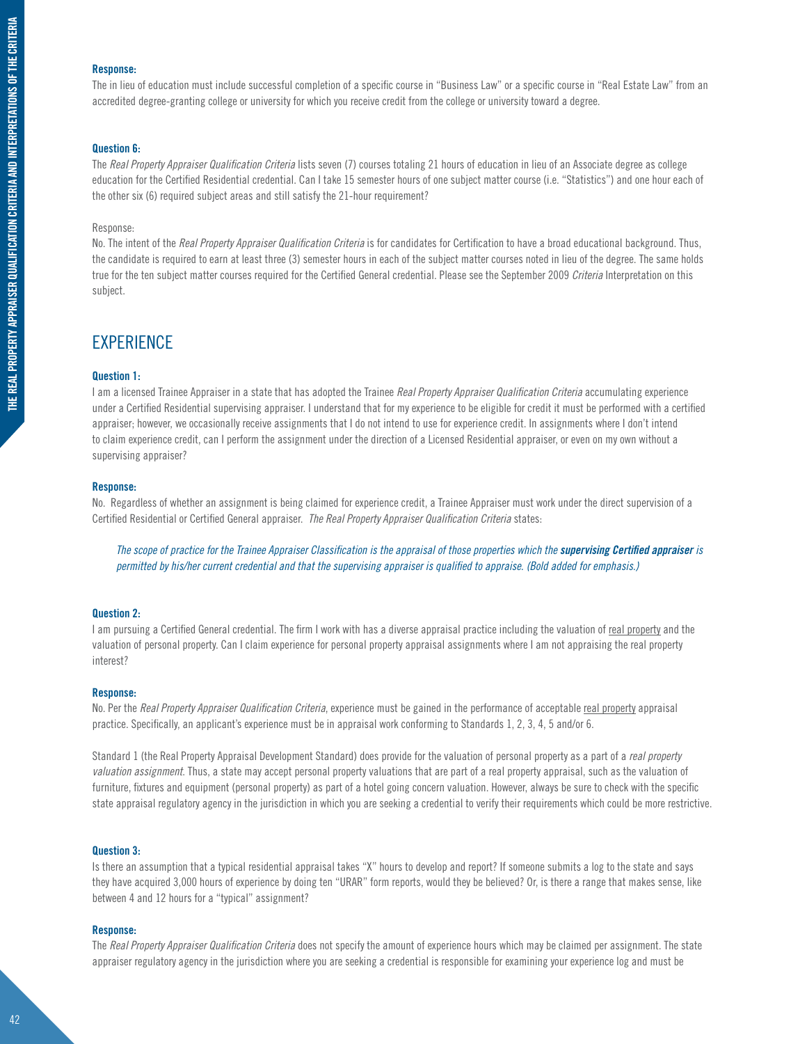**Response:**

The in lieu of education must include successful completion of a specific course in "Business Law" or a specific course in "Real Estate Law" from an accredited degree-granting college or university for which you receive credit from the college or university toward a degree.

**Question 6:**

The *Real Property Appraiser Qualification Criteria* lists seven (7) courses totaling 21 hours of education in lieu of an Associate degree as college education for the Certified Residential credential. Can I take 15 semester hours of one subject matter course (i.e. "Statistics") and one hour each of the other six (6) required subject areas and still satisfy the 21-hour requirement?

Response:

No. The intent of the *Real Property Appraiser Qualification Criteria* is for candidates for Certification to have a broad educational background. Thus, the candidate is required to earn at least three (3) semester hours in each of the subject matter courses noted in lieu of the degree. The same holds true for the ten subject matter courses required for the Certified General credential. Please see the September 2009 *Criteria* Interpretation on this subject.

## EXPERIENCE

**Question 1:**

I am a licensed Trainee Appraiser in a state that has adopted the Trainee *Real Property Appraiser Qualification Criteria* accumulating experience under a Certified Residential supervising appraiser. I understand that for my experience to be eligible for credit it must be performed with a certified appraiser; however, we occasionally receive assignments that I do not intend to use for experience credit. In assignments where I don't intend to claim experience credit, can I perform the assignment under the direction of a Licensed Residential appraiser, or even on my own without a supervising appraiser?

**Response:**

No. Regardless of whether an assignment is being claimed for experience credit, a Trainee Appraiser must work under the direct supervision of a Certified Residential or Certified General appraiser. *The Real Property Appraiser Qualification Criteria* states:

> *The scope of practice for the Trainee Appraiser Classification is the appraisal of those properties which the* ***supervising Certified appraiser*** *is permitted by his/her current credential and that the supervising appraiser is qualified to appraise. (Bold added for emphasis.)*

**Question 2:**

I am pursuing a Certified General credential. The firm I work with has a diverse appraisal practice including the valuation of real property and the valuation of personal property. Can I claim experience for personal property appraisal assignments where I am not appraising the real property interest?

**Response:**

No. Per the *Real Property Appraiser Qualification Criteria*, experience must be gained in the performance of acceptable real property appraisal practice. Specifically, an applicant's experience must be in appraisal work conforming to Standards 1, 2, 3, 4, 5 and/or 6.

Standard 1 (the Real Property Appraisal Development Standard) does provide for the valuation of personal property as a part of a *real property valuation assignment*. Thus, a state may accept personal property valuations that are part of a real property appraisal, such as the valuation of furniture, fixtures and equipment (personal property) as part of a hotel going concern valuation. However, always be sure to check with the specific state appraisal regulatory agency in the jurisdiction in which you are seeking a credential to verify their requirements which could be more restrictive.

**Question 3:**

Is there an assumption that a typical residential appraisal takes "X" hours to develop and report? If someone submits a log to the state and says they have acquired 3,000 hours of experience by doing ten "URAR" form reports, would they be believed? Or, is there a range that makes sense, like between 4 and 12 hours for a "typical" assignment?

**Response:**

The *Real Property Appraiser Qualification Criteria* does not specify the amount of experience hours which may be claimed per assignment. The state appraiser regulatory agency in the jurisdiction where you are seeking a credential is responsible for examining your experience log and must be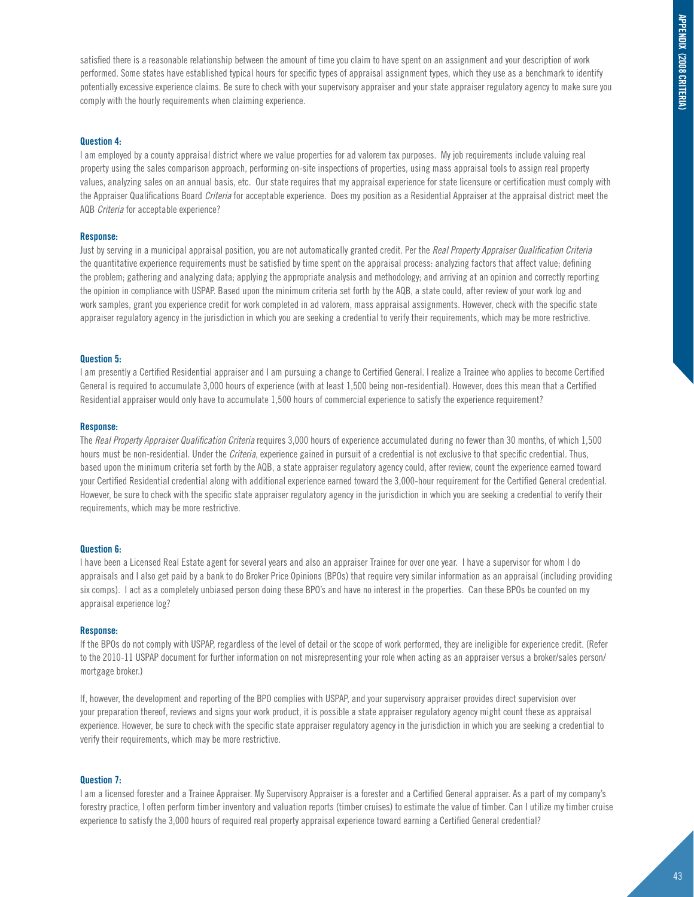satisfied there is a reasonable relationship between the amount of time you claim to have spent on an assignment and your description of work performed. Some states have established typical hours for specific types of appraisal assignment types, which they use as a benchmark to identify potentially excessive experience claims. Be sure to check with your supervisory appraiser and your state appraiser regulatory agency to make sure you comply with the hourly requirements when claiming experience.

**Question 4:**

I am employed by a county appraisal district where we value properties for ad valorem tax purposes. My job requirements include valuing real property using the sales comparison approach, performing on-site inspections of properties, using mass appraisal tools to assign real property values, analyzing sales on an annual basis, etc. Our state requires that my appraisal experience for state licensure or certification must comply with the Appraiser Qualifications Board *Criteria* for acceptable experience. Does my position as a Residential Appraiser at the appraisal district meet the AQB *Criteria* for acceptable experience?

**Response:**

Just by serving in a municipal appraisal position, you are not automatically granted credit. Per the *Real Property Appraiser Qualification Criteria* the quantitative experience requirements must be satisfied by time spent on the appraisal process: analyzing factors that affect value; defining the problem; gathering and analyzing data; applying the appropriate analysis and methodology; and arriving at an opinion and correctly reporting the opinion in compliance with USPAP. Based upon the minimum criteria set forth by the AQB, a state could, after review of your work log and work samples, grant you experience credit for work completed in ad valorem, mass appraisal assignments. However, check with the specific state appraiser regulatory agency in the jurisdiction in which you are seeking a credential to verify their requirements, which may be more restrictive.

**Question 5:**

I am presently a Certified Residential appraiser and I am pursuing a change to Certified General. I realize a Trainee who applies to become Certified General is required to accumulate 3,000 hours of experience (with at least 1,500 being non-residential). However, does this mean that a Certified Residential appraiser would only have to accumulate 1,500 hours of commercial experience to satisfy the experience requirement?

**Response:**

The *Real Property Appraiser Qualification Criteria* requires 3,000 hours of experience accumulated during no fewer than 30 months, of which 1,500 hours must be non-residential. Under the *Criteria*, experience gained in pursuit of a credential is not exclusive to that specific credential. Thus, based upon the minimum criteria set forth by the AQB, a state appraiser regulatory agency could, after review, count the experience earned toward your Certified Residential credential along with additional experience earned toward the 3,000-hour requirement for the Certified General credential. However, be sure to check with the specific state appraiser regulatory agency in the jurisdiction in which you are seeking a credential to verify their requirements, which may be more restrictive.

**Question 6:**

I have been a Licensed Real Estate agent for several years and also an appraiser Trainee for over one year. I have a supervisor for whom I do appraisals and I also get paid by a bank to do Broker Price Opinions (BPOs) that require very similar information as an appraisal (including providing six comps). I act as a completely unbiased person doing these BPO's and have no interest in the properties. Can these BPOs be counted on my appraisal experience log?

**Response:**

If the BPOs do not comply with USPAP, regardless of the level of detail or the scope of work performed, they are ineligible for experience credit. (Refer to the 2010-11 USPAP document for further information on not misrepresenting your role when acting as an appraiser versus a broker/sales person/mortgage broker.)

If, however, the development and reporting of the BPO complies with USPAP, and your supervisory appraiser provides direct supervision over your preparation thereof, reviews and signs your work product, it is possible a state appraiser regulatory agency might count these as appraisal experience. However, be sure to check with the specific state appraiser regulatory agency in the jurisdiction in which you are seeking a credential to verify their requirements, which may be more restrictive.

**Question 7:**

I am a licensed forester and a Trainee Appraiser. My Supervisory Appraiser is a forester and a Certified General appraiser. As a part of my company's forestry practice, I often perform timber inventory and valuation reports (timber cruises) to estimate the value of timber. Can I utilize my timber cruise experience to satisfy the 3,000 hours of required real property appraisal experience toward earning a Certified General credential?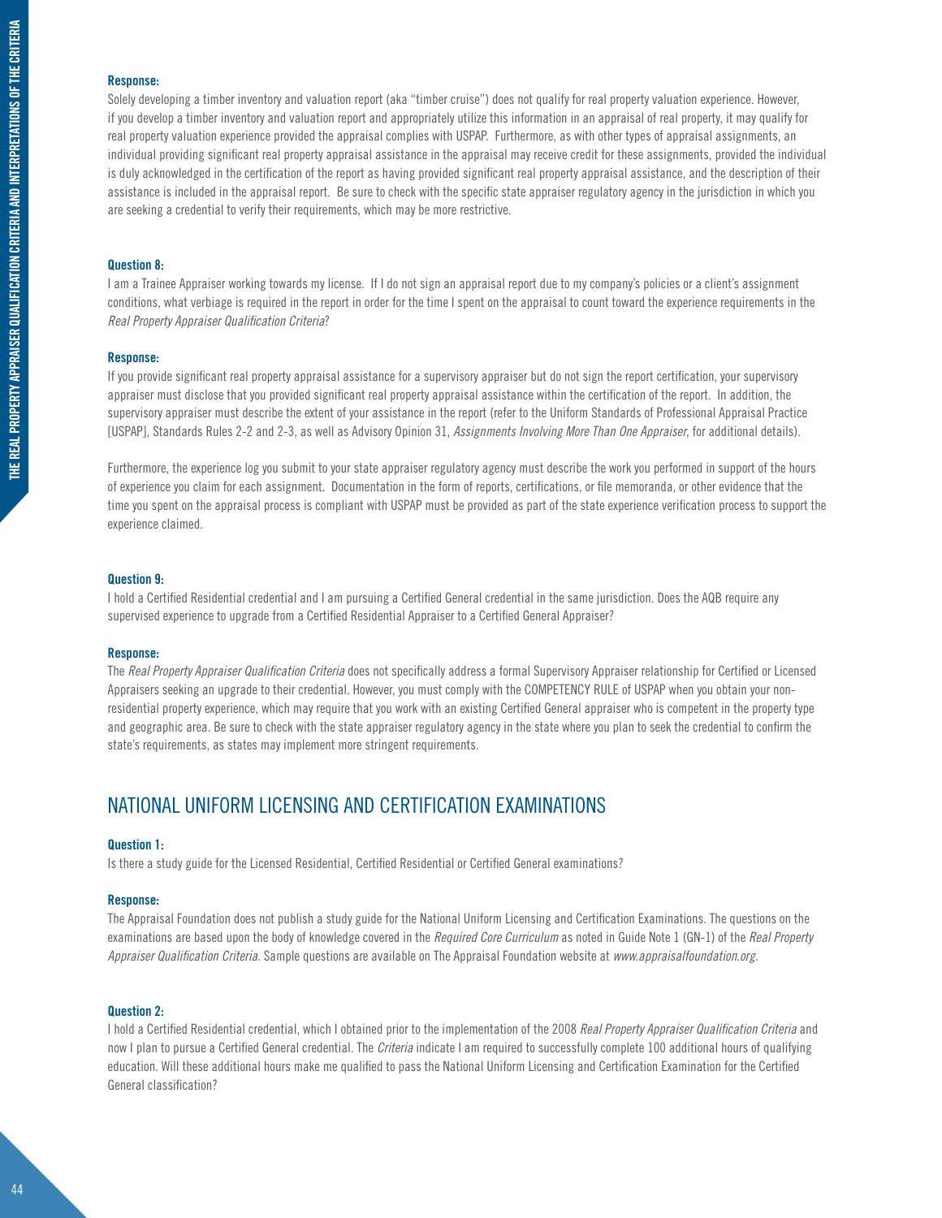**Response:**

Solely developing a timber inventory and valuation report (aka "timber cruise") does not qualify for real property valuation experience. However, if you develop a timber inventory and valuation report and appropriately utilize this information in an appraisal of real property, it may qualify for real property valuation experience provided the appraisal complies with USPAP. Furthermore, as with other types of appraisal assignments, an individual providing significant real property appraisal assistance in the appraisal may receive credit for these assignments, provided the individual is duly acknowledged in the certification of the report as having provided significant real property appraisal assistance, and the description of their assistance is included in the appraisal report. Be sure to check with the specific state appraiser regulatory agency in the jurisdiction in which you are seeking a credential to verify their requirements, which may be more restrictive.

**Question 8:**

I am a Trainee Appraiser working towards my license. If I do not sign an appraisal report due to my company's policies or a client's assignment conditions, what verbiage is required in the report in order for the time I spent on the appraisal to count toward the experience requirements in the *Real Property Appraiser Qualification Criteria*?

**Response:**

If you provide significant real property appraisal assistance for a supervisory appraiser but do not sign the report certification, your supervisory appraiser must disclose that you provided significant real property appraisal assistance within the certification of the report. In addition, the supervisory appraiser must describe the extent of your assistance in the report (refer to the Uniform Standards of Professional Appraisal Practice [USPAP], Standards Rules 2-2 and 2-3, as well as Advisory Opinion 31, *Assignments Involving More Than One Appraiser*, for additional details).

Furthermore, the experience log you submit to your state appraiser regulatory agency must describe the work you performed in support of the hours of experience you claim for each assignment. Documentation in the form of reports, certifications, or file memoranda, or other evidence that the time you spent on the appraisal process is compliant with USPAP must be provided as part of the state experience verification process to support the experience claimed.

**Question 9:**

I hold a Certified Residential credential and I am pursuing a Certified General credential in the same jurisdiction. Does the AQB require any supervised experience to upgrade from a Certified Residential Appraiser to a Certified General Appraiser?

**Response:**

The *Real Property Appraiser Qualification Criteria* does not specifically address a formal Supervisory Appraiser relationship for Certified or Licensed Appraisers seeking an upgrade to their credential. However, you must comply with the COMPETENCY RULE of USPAP when you obtain your non-residential property experience, which may require that you work with an existing Certified General appraiser who is competent in the property type and geographic area. Be sure to check with the state appraiser regulatory agency in the state where you plan to seek the credential to confirm the state's requirements, as states may implement more stringent requirements.

## NATIONAL UNIFORM LICENSING AND CERTIFICATION EXAMINATIONS

**Question 1:**

Is there a study guide for the Licensed Residential, Certified Residential or Certified General examinations?

**Response:**

The Appraisal Foundation does not publish a study guide for the National Uniform Licensing and Certification Examinations. The questions on the examinations are based upon the body of knowledge covered in the *Required Core Curriculum* as noted in Guide Note 1 (GN-1) of the *Real Property Appraiser Qualification Criteria*. Sample questions are available on The Appraisal Foundation website at *www.appraisalfoundation.org*.

**Question 2:**

I hold a Certified Residential credential, which I obtained prior to the implementation of the 2008 *Real Property Appraiser Qualification Criteria* and now I plan to pursue a Certified General credential. The *Criteria* indicate I am required to successfully complete 100 additional hours of qualifying education. Will these additional hours make me qualified to pass the National Uniform Licensing and Certification Examination for the Certified General classification?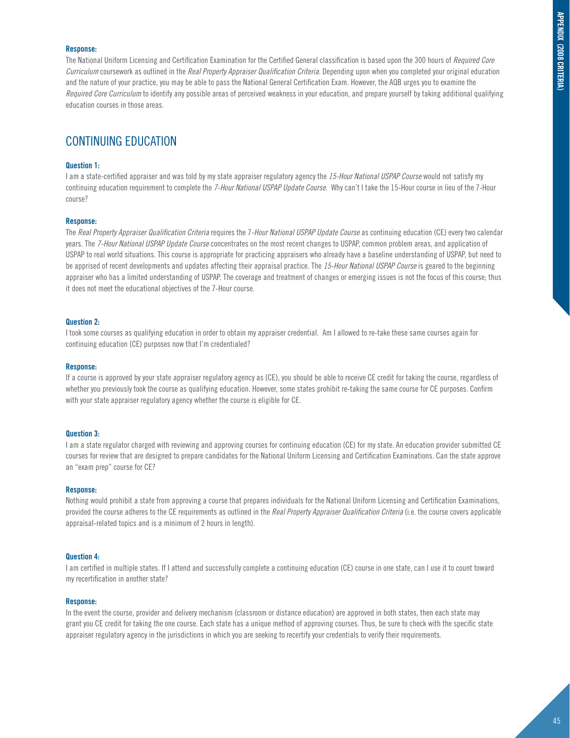**Response:**

The National Uniform Licensing and Certification Examination for the Certified General classification is based upon the 300 hours of *Required Core Curriculum* coursework as outlined in the *Real Property Appraiser Qualification Criteria*. Depending upon when you completed your original education and the nature of your practice, you may be able to pass the National General Certification Exam. However, the AQB urges you to examine the *Required Core Curriculum* to identify any possible areas of perceived weakness in your education, and prepare yourself by taking additional qualifying education courses in those areas.

## CONTINUING EDUCATION

**Question 1:**

I am a state-certified appraiser and was told by my state appraiser regulatory agency the *15-Hour National USPAP Course* would not satisfy my continuing education requirement to complete the *7-Hour National USPAP Update Course*. Why can't I take the 15-Hour course in lieu of the 7-Hour course?

**Response:**

The *Real Property Appraiser Qualification Criteria* requires the 7*-Hour National USPAP Update Course* as continuing education (CE) every two calendar years. The *7-Hour National USPAP Update Course* concentrates on the most recent changes to USPAP, common problem areas, and application of USPAP to real world situations. This course is appropriate for practicing appraisers who already have a baseline understanding of USPAP, but need to be apprised of recent developments and updates affecting their appraisal practice. The *15-Hour National USPAP Course* is geared to the beginning appraiser who has a limited understanding of USPAP. The coverage and treatment of changes or emerging issues is not the focus of this course; thus it does not meet the educational objectives of the 7-Hour course.

**Question 2:**

I took some courses as qualifying education in order to obtain my appraiser credential. Am I allowed to re-take these same courses again for continuing education (CE) purposes now that I'm credentialed?

**Response:**

If a course is approved by your state appraiser regulatory agency as (CE), you should be able to receive CE credit for taking the course, regardless of whether you previously took the course as qualifying education. However, some states prohibit re-taking the same course for CE purposes. Confirm with your state appraiser regulatory agency whether the course is eligible for CE.

**Question 3:**

I am a state regulator charged with reviewing and approving courses for continuing education (CE) for my state. An education provider submitted CE courses for review that are designed to prepare candidates for the National Uniform Licensing and Certification Examinations. Can the state approve an "exam prep" course for CE?

**Response:**

Nothing would prohibit a state from approving a course that prepares individuals for the National Uniform Licensing and Certification Examinations, provided the course adheres to the CE requirements as outlined in the *Real Property Appraiser Qualification Criteria* (i.e. the course covers applicable appraisal-related topics and is a minimum of 2 hours in length).

**Question 4:**

I am certified in multiple states. If I attend and successfully complete a continuing education (CE) course in one state, can I use it to count toward my recertification in another state?

**Response:**

In the event the course, provider and delivery mechanism (classroom or distance education) are approved in both states, then each state may grant you CE credit for taking the one course. Each state has a unique method of approving courses. Thus, be sure to check with the specific state appraiser regulatory agency in the jurisdictions in which you are seeking to recertify your credentials to verify their requirements.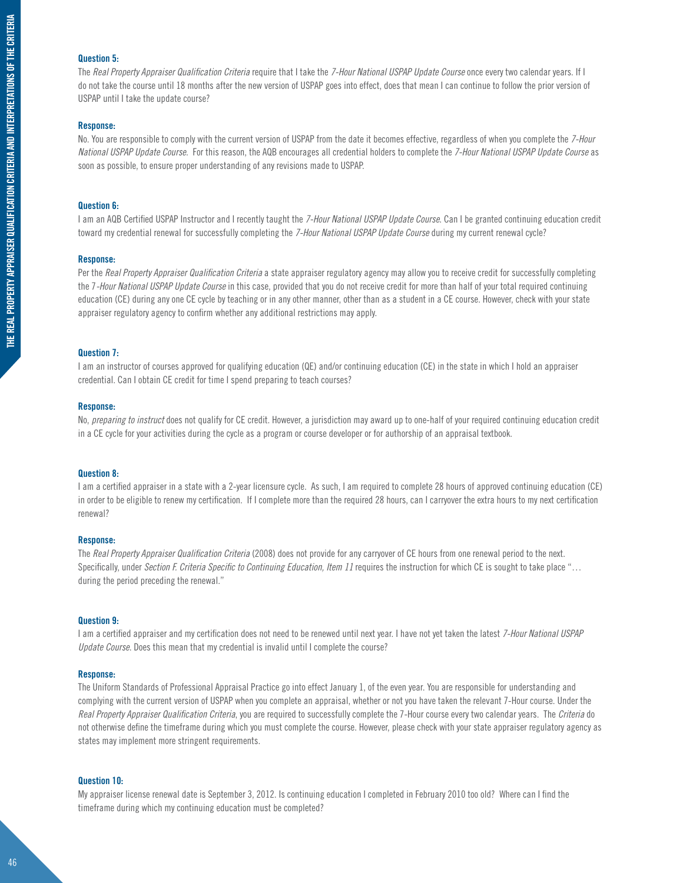**Question 5:**

The *Real Property Appraiser Qualification Criteria* require that I take the *7-Hour National USPAP Update Course* once every two calendar years. If I do not take the course until 18 months after the new version of USPAP goes into effect, does that mean I can continue to follow the prior version of USPAP until I take the update course?

**Response:**

No. You are responsible to comply with the current version of USPAP from the date it becomes effective, regardless of when you complete the *7-Hour National USPAP Update Course*. For this reason, the AQB encourages all credential holders to complete the *7-Hour National USPAP Update Course* as soon as possible, to ensure proper understanding of any revisions made to USPAP.

**Question 6:**

I am an AQB Certified USPAP Instructor and I recently taught the *7-Hour National USPAP Update Course*. Can I be granted continuing education credit toward my credential renewal for successfully completing the *7-Hour National USPAP Update Course* during my current renewal cycle?

**Response:**

Per the *Real Property Appraiser Qualification Criteria* a state appraiser regulatory agency may allow you to receive credit for successfully completing the 7*-Hour National USPAP Update Course* in this case, provided that you do not receive credit for more than half of your total required continuing education (CE) during any one CE cycle by teaching or in any other manner, other than as a student in a CE course. However, check with your state appraiser regulatory agency to confirm whether any additional restrictions may apply.

**Question 7:**

I am an instructor of courses approved for qualifying education (QE) and/or continuing education (CE) in the state in which I hold an appraiser credential. Can I obtain CE credit for time I spend preparing to teach courses?

**Response:**

No, *preparing to instruct* does not qualify for CE credit. However, a jurisdiction may award up to one-half of your required continuing education credit in a CE cycle for your activities during the cycle as a program or course developer or for authorship of an appraisal textbook.

**Question 8:**

I am a certified appraiser in a state with a 2-year licensure cycle. As such, I am required to complete 28 hours of approved continuing education (CE) in order to be eligible to renew my certification. If I complete more than the required 28 hours, can I carryover the extra hours to my next certification renewal?

**Response:**

The *Real Property Appraiser Qualification Criteria* (2008) does not provide for any carryover of CE hours from one renewal period to the next. Specifically, under *Section F. Criteria Specific to Continuing Education, Item 11* requires the instruction for which CE is sought to take place "… during the period preceding the renewal."

**Question 9:**

I am a certified appraiser and my certification does not need to be renewed until next year. I have not yet taken the latest *7-Hour National USPAP Update Course*. Does this mean that my credential is invalid until I complete the course?

**Response:**

The Uniform Standards of Professional Appraisal Practice go into effect January 1, of the even year. You are responsible for understanding and complying with the current version of USPAP when you complete an appraisal, whether or not you have taken the relevant 7-Hour course. Under the *Real Property Appraiser Qualification Criteria*, you are required to successfully complete the 7-Hour course every two calendar years. The *Criteria* do not otherwise define the timeframe during which you must complete the course. However, please check with your state appraiser regulatory agency as states may implement more stringent requirements.

**Question 10:**

My appraiser license renewal date is September 3, 2012. Is continuing education I completed in February 2010 too old? Where can I find the timeframe during which my continuing education must be completed?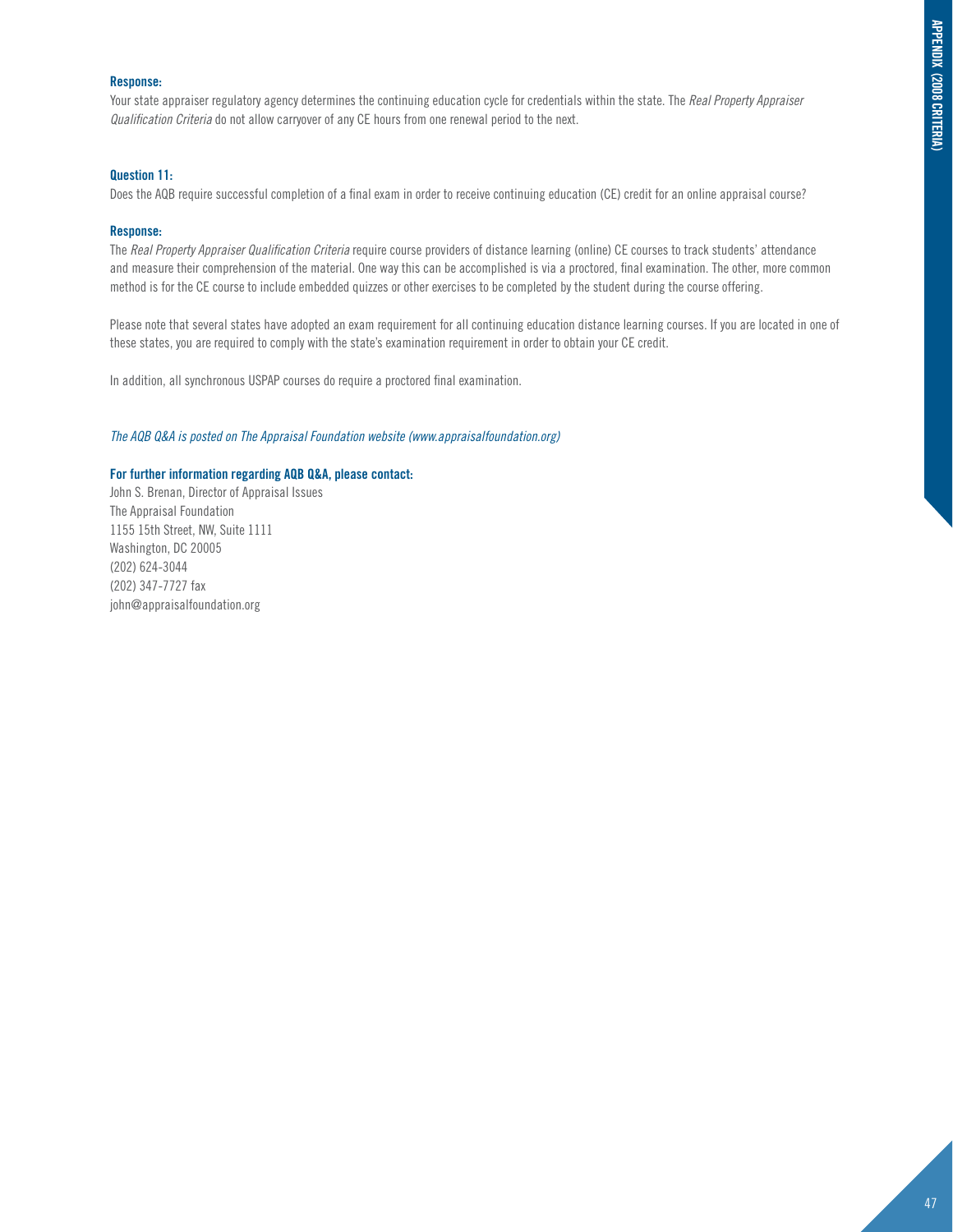**Response:**

Your state appraiser regulatory agency determines the continuing education cycle for credentials within the state. The *Real Property Appraiser Qualification Criteria* do not allow carryover of any CE hours from one renewal period to the next.

**Question 11:**

Does the AQB require successful completion of a final exam in order to receive continuing education (CE) credit for an online appraisal course?

**Response:**

The *Real Property Appraiser Qualification Criteria* require course providers of distance learning (online) CE courses to track students' attendance and measure their comprehension of the material. One way this can be accomplished is via a proctored, final examination. The other, more common method is for the CE course to include embedded quizzes or other exercises to be completed by the student during the course offering.

Please note that several states have adopted an exam requirement for all continuing education distance learning courses. If you are located in one of these states, you are required to comply with the state's examination requirement in order to obtain your CE credit.

In addition, all synchronous USPAP courses do require a proctored final examination.

*The AQB Q&A is posted on The Appraisal Foundation website (www.appraisalfoundation.org)*

**For further information regarding AQB Q&A, please contact:**

John S. Brenan, Director of Appraisal Issues
The Appraisal Foundation
1155 15th Street, NW, Suite 1111
Washington, DC 20005
(202) 624-3044
(202) 347-7727 fax
john@appraisalfoundation.org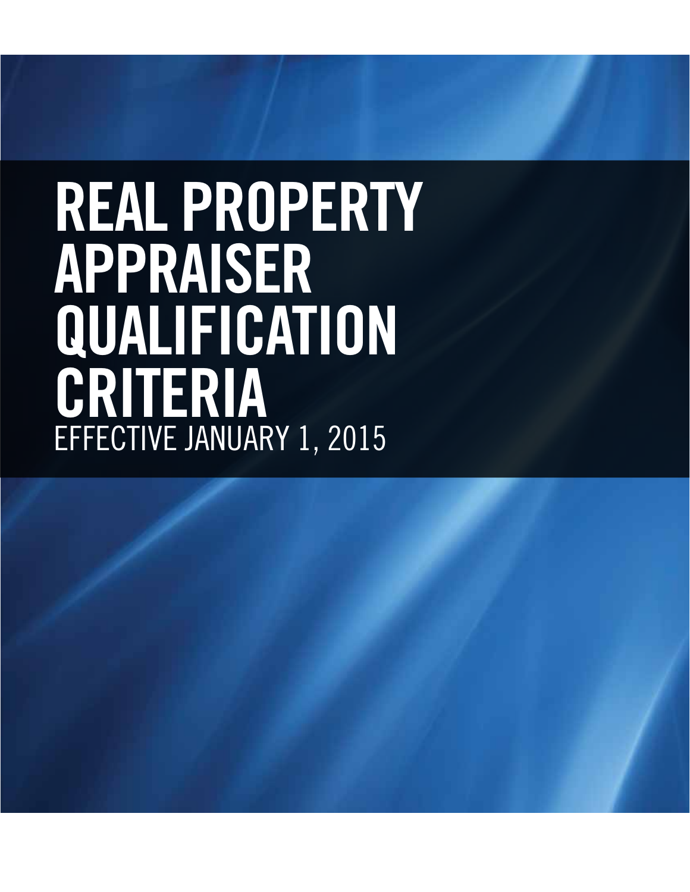# REAL PROPERTY APPRAISER QUALIFICATION CRITERIA

EFFECTIVE JANUARY 1, 2015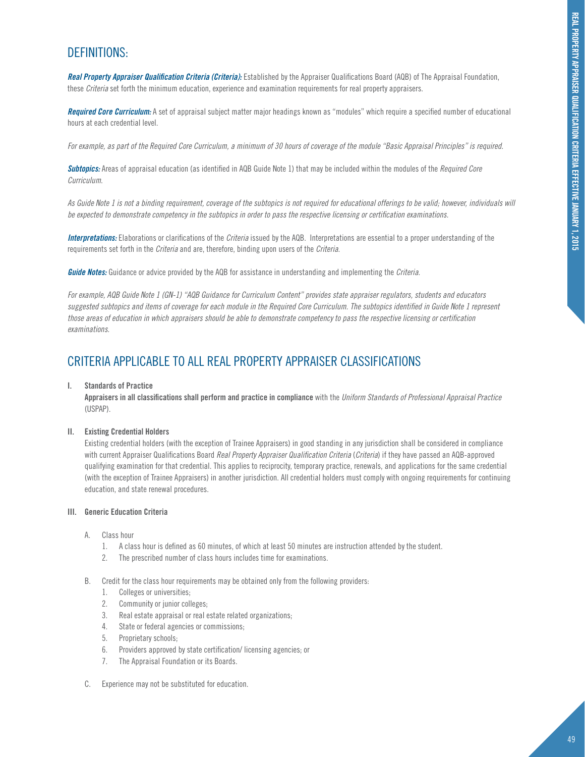## DEFINITIONS:

***Real Property Appraiser Qualification Criteria (Criteria):*** Established by the Appraiser Qualifications Board (AQB) of The Appraisal Foundation, these *Criteria* set forth the minimum education, experience and examination requirements for real property appraisers.

***Required Core Curriculum:*** A set of appraisal subject matter major headings known as "modules" which require a specified number of educational hours at each credential level.

*For example, as part of the Required Core Curriculum, a minimum of 30 hours of coverage of the module "Basic Appraisal Principles" is required.*

***Subtopics:*** Areas of appraisal education (as identified in AQB Guide Note 1) that may be included within the modules of the *Required Core Curriculum*.

*As Guide Note 1 is not a binding requirement, coverage of the subtopics is not required for educational offerings to be valid; however, individuals will be expected to demonstrate competency in the subtopics in order to pass the respective licensing or certification examinations.*

***Interpretations:*** Elaborations or clarifications of the *Criteria* issued by the AQB. Interpretations are essential to a proper understanding of the requirements set forth in the *Criteria* and are, therefore, binding upon users of the *Criteria*.

***Guide Notes:*** Guidance or advice provided by the AQB for assistance in understanding and implementing the *Criteria*.

*For example, AQB Guide Note 1 (GN-1) "AQB Guidance for Curriculum Content" provides state appraiser regulators, students and educators suggested subtopics and items of coverage for each module in the Required Core Curriculum. The subtopics identified in Guide Note 1 represent those areas of education in which appraisers should be able to demonstrate competency to pass the respective licensing or certification examinations.*

## CRITERIA APPLICABLE TO ALL REAL PROPERTY APPRAISER CLASSIFICATIONS

**I. Standards of Practice**

**Appraisers in all classifications shall perform and practice in compliance** with the *Uniform Standards of Professional Appraisal Practice* (USPAP).

**II. Existing Credential Holders**

Existing credential holders (with the exception of Trainee Appraisers) in good standing in any jurisdiction shall be considered in compliance with current Appraiser Qualifications Board *Real Property Appraiser Qualification Criteria* (*Criteria*) if they have passed an AQB-approved qualifying examination for that credential. This applies to reciprocity, temporary practice, renewals, and applications for the same credential (with the exception of Trainee Appraisers) in another jurisdiction. All credential holders must comply with ongoing requirements for continuing education, and state renewal procedures.

**III. Generic Education Criteria**

A. Class hour
   1. A class hour is defined as 60 minutes, of which at least 50 minutes are instruction attended by the student.
   2. The prescribed number of class hours includes time for examinations.

B. Credit for the class hour requirements may be obtained only from the following providers:
   1. Colleges or universities;
   2. Community or junior colleges;
   3. Real estate appraisal or real estate related organizations;
   4. State or federal agencies or commissions;
   5. Proprietary schools;
   6. Providers approved by state certification/ licensing agencies; or
   7. The Appraisal Foundation or its Boards.

C. Experience may not be substituted for education.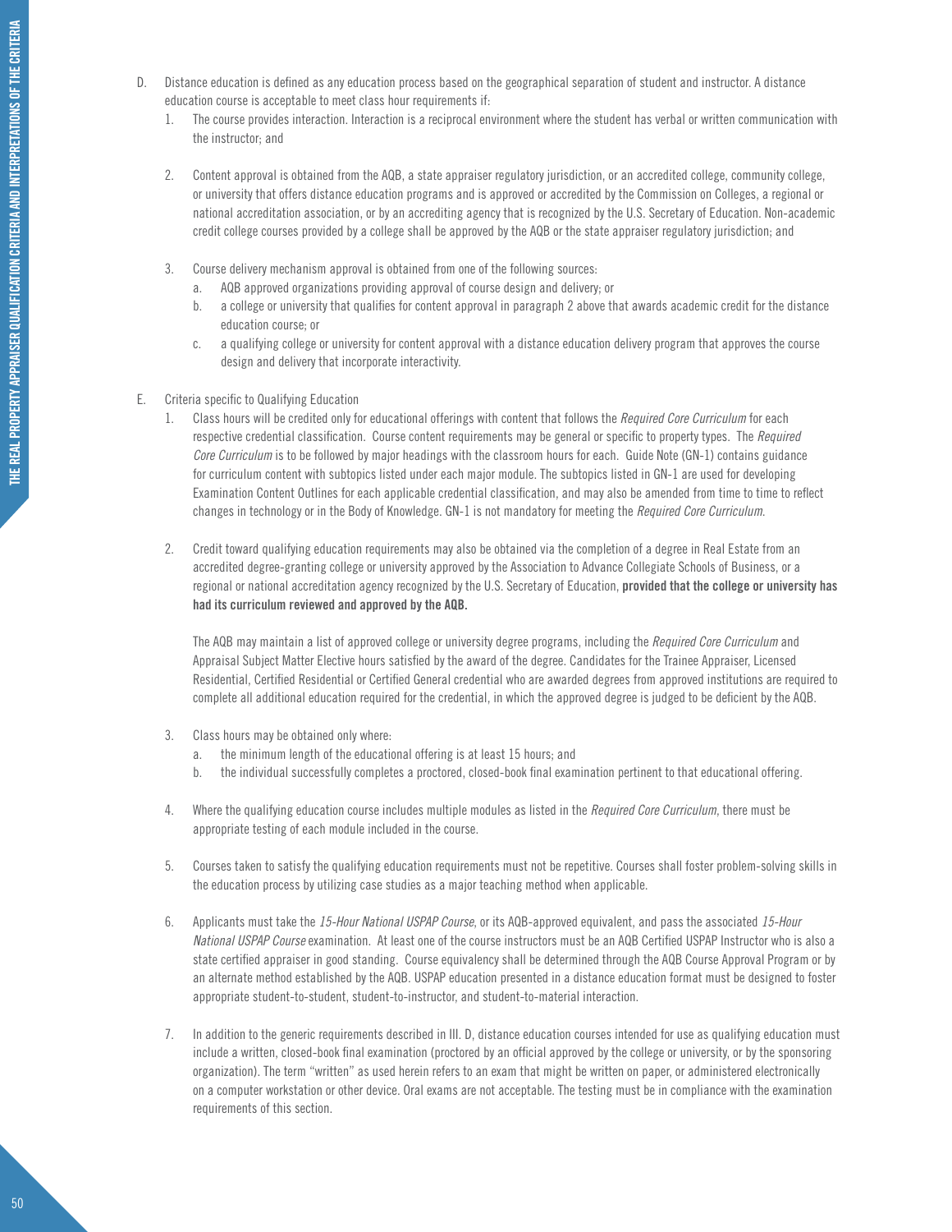D. Distance education is defined as any education process based on the geographical separation of student and instructor. A distance education course is acceptable to meet class hour requirements if:

1. The course provides interaction. Interaction is a reciprocal environment where the student has verbal or written communication with the instructor; and

2. Content approval is obtained from the AQB, a state appraiser regulatory jurisdiction, or an accredited college, community college, or university that offers distance education programs and is approved or accredited by the Commission on Colleges, a regional or national accreditation association, or by an accrediting agency that is recognized by the U.S. Secretary of Education. Non-academic credit college courses provided by a college shall be approved by the AQB or the state appraiser regulatory jurisdiction; and

3. Course delivery mechanism approval is obtained from one of the following sources:
   a. AQB approved organizations providing approval of course design and delivery; or
   b. a college or university that qualifies for content approval in paragraph 2 above that awards academic credit for the distance education course; or
   c. a qualifying college or university for content approval with a distance education delivery program that approves the course design and delivery that incorporate interactivity.

E. Criteria specific to Qualifying Education

1. Class hours will be credited only for educational offerings with content that follows the *Required Core Curriculum* for each respective credential classification. Course content requirements may be general or specific to property types. The *Required Core Curriculum* is to be followed by major headings with the classroom hours for each. Guide Note (GN-1) contains guidance for curriculum content with subtopics listed under each major module. The subtopics listed in GN-1 are used for developing Examination Content Outlines for each applicable credential classification, and may also be amended from time to time to reflect changes in technology or in the Body of Knowledge. GN-1 is not mandatory for meeting the *Required Core Curriculum*.

2. Credit toward qualifying education requirements may also be obtained via the completion of a degree in Real Estate from an accredited degree-granting college or university approved by the Association to Advance Collegiate Schools of Business, or a regional or national accreditation agency recognized by the U.S. Secretary of Education, **provided that the college or university has had its curriculum reviewed and approved by the AQB.**

   The AQB may maintain a list of approved college or university degree programs, including the *Required Core Curriculum* and Appraisal Subject Matter Elective hours satisfied by the award of the degree. Candidates for the Trainee Appraiser, Licensed Residential, Certified Residential or Certified General credential who are awarded degrees from approved institutions are required to complete all additional education required for the credential, in which the approved degree is judged to be deficient by the AQB.

3. Class hours may be obtained only where:
   a. the minimum length of the educational offering is at least 15 hours; and
   b. the individual successfully completes a proctored, closed-book final examination pertinent to that educational offering.

4. Where the qualifying education course includes multiple modules as listed in the *Required Core Curriculum*, there must be appropriate testing of each module included in the course.

5. Courses taken to satisfy the qualifying education requirements must not be repetitive. Courses shall foster problem-solving skills in the education process by utilizing case studies as a major teaching method when applicable.

6. Applicants must take the *15-Hour National USPAP Course*, or its AQB-approved equivalent, and pass the associated *15-Hour National USPAP Course* examination. At least one of the course instructors must be an AQB Certified USPAP Instructor who is also a state certified appraiser in good standing. Course equivalency shall be determined through the AQB Course Approval Program or by an alternate method established by the AQB. USPAP education presented in a distance education format must be designed to foster appropriate student-to-student, student-to-instructor, and student-to-material interaction.

7. In addition to the generic requirements described in III. D, distance education courses intended for use as qualifying education must include a written, closed-book final examination (proctored by an official approved by the college or university, or by the sponsoring organization). The term "written" as used herein refers to an exam that might be written on paper, or administered electronically on a computer workstation or other device. Oral exams are not acceptable. The testing must be in compliance with the examination requirements of this section.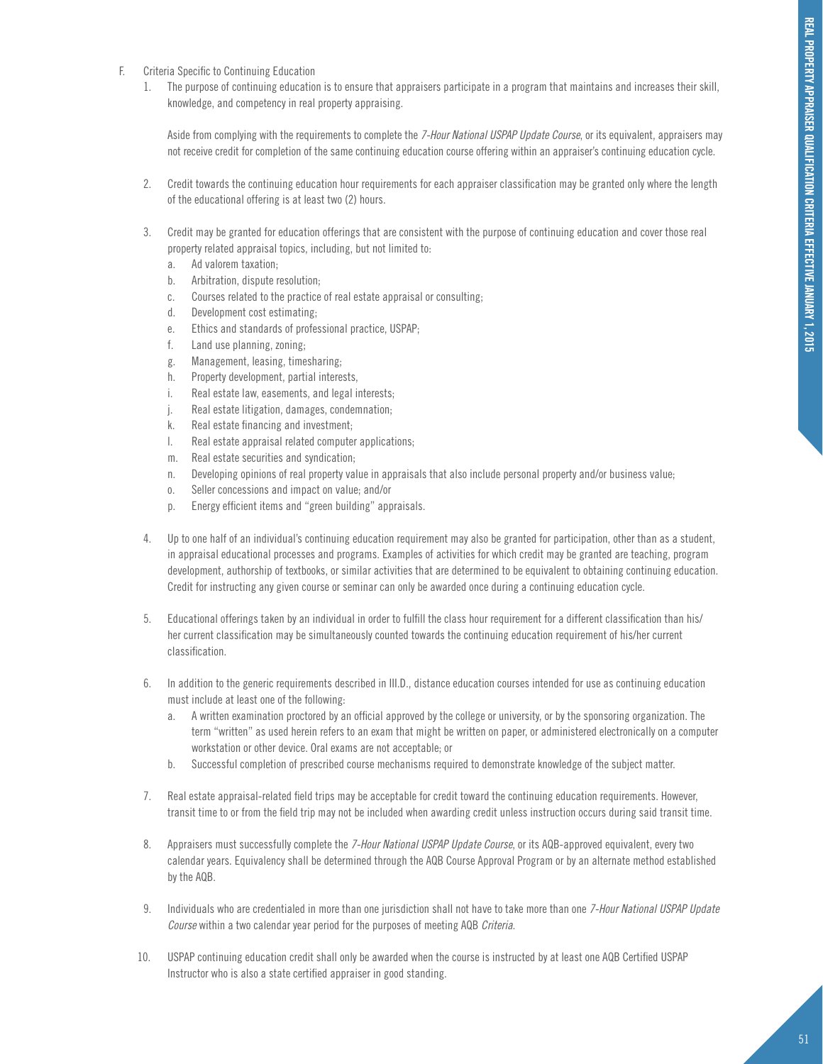F. Criteria Specific to Continuing Education

1. The purpose of continuing education is to ensure that appraisers participate in a program that maintains and increases their skill, knowledge, and competency in real property appraising.

   Aside from complying with the requirements to complete the *7-Hour National USPAP Update Course*, or its equivalent, appraisers may not receive credit for completion of the same continuing education course offering within an appraiser's continuing education cycle.

2. Credit towards the continuing education hour requirements for each appraiser classification may be granted only where the length of the educational offering is at least two (2) hours.

3. Credit may be granted for education offerings that are consistent with the purpose of continuing education and cover those real property related appraisal topics, including, but not limited to:
   a. Ad valorem taxation;
   b. Arbitration, dispute resolution;
   c. Courses related to the practice of real estate appraisal or consulting;
   d. Development cost estimating;
   e. Ethics and standards of professional practice, USPAP;
   f. Land use planning, zoning;
   g. Management, leasing, timesharing;
   h. Property development, partial interests,
   i. Real estate law, easements, and legal interests;
   j. Real estate litigation, damages, condemnation;
   k. Real estate financing and investment;
   l. Real estate appraisal related computer applications;
   m. Real estate securities and syndication;
   n. Developing opinions of real property value in appraisals that also include personal property and/or business value;
   o. Seller concessions and impact on value; and/or
   p. Energy efficient items and "green building" appraisals.

4. Up to one half of an individual's continuing education requirement may also be granted for participation, other than as a student, in appraisal educational processes and programs. Examples of activities for which credit may be granted are teaching, program development, authorship of textbooks, or similar activities that are determined to be equivalent to obtaining continuing education. Credit for instructing any given course or seminar can only be awarded once during a continuing education cycle.

5. Educational offerings taken by an individual in order to fulfill the class hour requirement for a different classification than his/her current classification may be simultaneously counted towards the continuing education requirement of his/her current classification.

6. In addition to the generic requirements described in III.D., distance education courses intended for use as continuing education must include at least one of the following:
   a. A written examination proctored by an official approved by the college or university, or by the sponsoring organization. The term "written" as used herein refers to an exam that might be written on paper, or administered electronically on a computer workstation or other device. Oral exams are not acceptable; or
   b. Successful completion of prescribed course mechanisms required to demonstrate knowledge of the subject matter.

7. Real estate appraisal-related field trips may be acceptable for credit toward the continuing education requirements. However, transit time to or from the field trip may not be included when awarding credit unless instruction occurs during said transit time.

8. Appraisers must successfully complete the *7-Hour National USPAP Update Course*, or its AQB-approved equivalent, every two calendar years. Equivalency shall be determined through the AQB Course Approval Program or by an alternate method established by the AQB.

9. Individuals who are credentialed in more than one jurisdiction shall not have to take more than one *7-Hour National USPAP Update Course* within a two calendar year period for the purposes of meeting AQB *Criteria*.

10. USPAP continuing education credit shall only be awarded when the course is instructed by at least one AQB Certified USPAP Instructor who is also a state certified appraiser in good standing.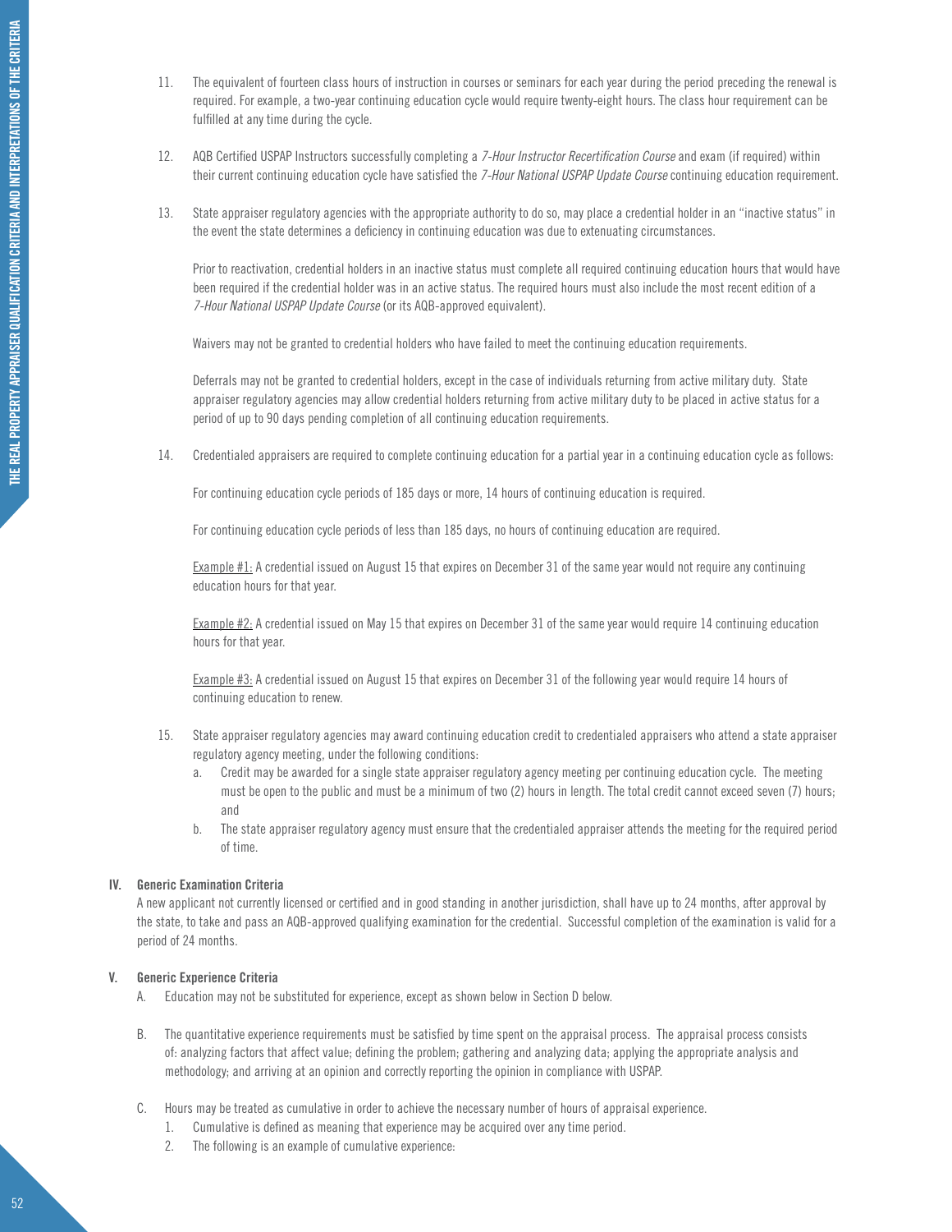11. The equivalent of fourteen class hours of instruction in courses or seminars for each year during the period preceding the renewal is required. For example, a two-year continuing education cycle would require twenty-eight hours. The class hour requirement can be fulfilled at any time during the cycle.

12. AQB Certified USPAP Instructors successfully completing a *7-Hour Instructor Recertification Course* and exam (if required) within their current continuing education cycle have satisfied the *7-Hour National USPAP Update Course* continuing education requirement.

13. State appraiser regulatory agencies with the appropriate authority to do so, may place a credential holder in an "inactive status" in the event the state determines a deficiency in continuing education was due to extenuating circumstances.

    Prior to reactivation, credential holders in an inactive status must complete all required continuing education hours that would have been required if the credential holder was in an active status. The required hours must also include the most recent edition of a *7-Hour National USPAP Update Course* (or its AQB-approved equivalent).

    Waivers may not be granted to credential holders who have failed to meet the continuing education requirements.

    Deferrals may not be granted to credential holders, except in the case of individuals returning from active military duty. State appraiser regulatory agencies may allow credential holders returning from active military duty to be placed in active status for a period of up to 90 days pending completion of all continuing education requirements.

14. Credentialed appraisers are required to complete continuing education for a partial year in a continuing education cycle as follows:

    For continuing education cycle periods of 185 days or more, 14 hours of continuing education is required.

    For continuing education cycle periods of less than 185 days, no hours of continuing education are required.

    Example #1: A credential issued on August 15 that expires on December 31 of the same year would not require any continuing education hours for that year.

    Example #2: A credential issued on May 15 that expires on December 31 of the same year would require 14 continuing education hours for that year.

    Example #3: A credential issued on August 15 that expires on December 31 of the following year would require 14 hours of continuing education to renew.

15. State appraiser regulatory agencies may award continuing education credit to credentialed appraisers who attend a state appraiser regulatory agency meeting, under the following conditions:
    a. Credit may be awarded for a single state appraiser regulatory agency meeting per continuing education cycle. The meeting must be open to the public and must be a minimum of two (2) hours in length. The total credit cannot exceed seven (7) hours; and
    b. The state appraiser regulatory agency must ensure that the credentialed appraiser attends the meeting for the required period of time.

## IV. Generic Examination Criteria

A new applicant not currently licensed or certified and in good standing in another jurisdiction, shall have up to 24 months, after approval by the state, to take and pass an AQB-approved qualifying examination for the credential. Successful completion of the examination is valid for a period of 24 months.

## V. Generic Experience Criteria

A. Education may not be substituted for experience, except as shown below in Section D below.

B. The quantitative experience requirements must be satisfied by time spent on the appraisal process. The appraisal process consists of: analyzing factors that affect value; defining the problem; gathering and analyzing data; applying the appropriate analysis and methodology; and arriving at an opinion and correctly reporting the opinion in compliance with USPAP.

C. Hours may be treated as cumulative in order to achieve the necessary number of hours of appraisal experience.
   1. Cumulative is defined as meaning that experience may be acquired over any time period.
   2. The following is an example of cumulative experience: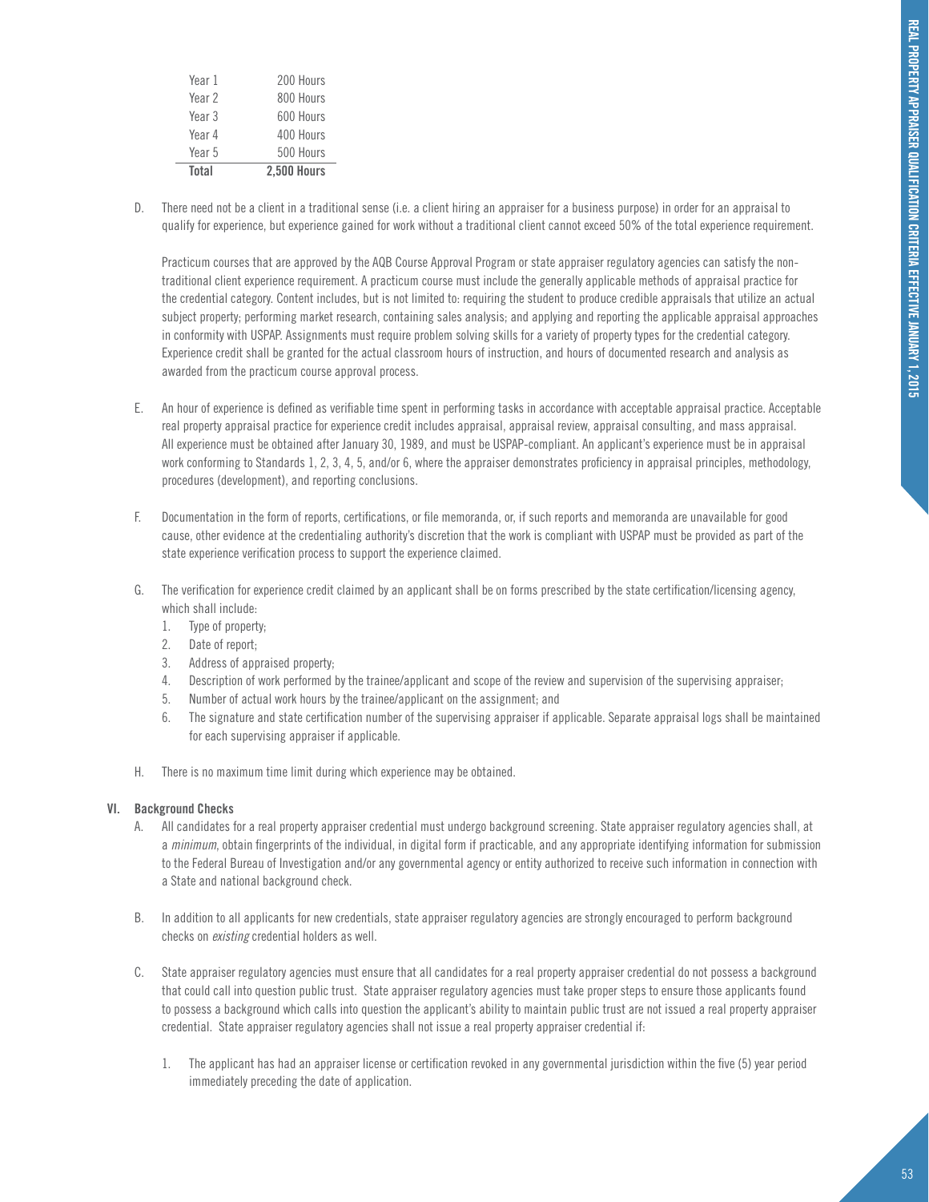| Year | Hours |
|---|---|
| Year 1 | 200 Hours |
| Year 2 | 800 Hours |
| Year 3 | 600 Hours |
| Year 4 | 400 Hours |
| Year 5 | 500 Hours |
| **Total** | **2,500 Hours** |

D. There need not be a client in a traditional sense (i.e. a client hiring an appraiser for a business purpose) in order for an appraisal to qualify for experience, but experience gained for work without a traditional client cannot exceed 50% of the total experience requirement.

   Practicum courses that are approved by the AQB Course Approval Program or state appraiser regulatory agencies can satisfy the non-traditional client experience requirement. A practicum course must include the generally applicable methods of appraisal practice for the credential category. Content includes, but is not limited to: requiring the student to produce credible appraisals that utilize an actual subject property; performing market research, containing sales analysis; and applying and reporting the applicable appraisal approaches in conformity with USPAP. Assignments must require problem solving skills for a variety of property types for the credential category. Experience credit shall be granted for the actual classroom hours of instruction, and hours of documented research and analysis as awarded from the practicum course approval process.

E. An hour of experience is defined as verifiable time spent in performing tasks in accordance with acceptable appraisal practice. Acceptable real property appraisal practice for experience credit includes appraisal, appraisal review, appraisal consulting, and mass appraisal. All experience must be obtained after January 30, 1989, and must be USPAP-compliant. An applicant's experience must be in appraisal work conforming to Standards 1, 2, 3, 4, 5, and/or 6, where the appraiser demonstrates proficiency in appraisal principles, methodology, procedures (development), and reporting conclusions.

F. Documentation in the form of reports, certifications, or file memoranda, or, if such reports and memoranda are unavailable for good cause, other evidence at the credentialing authority's discretion that the work is compliant with USPAP must be provided as part of the state experience verification process to support the experience claimed.

G. The verification for experience credit claimed by an applicant shall be on forms prescribed by the state certification/licensing agency, which shall include:
   1. Type of property;
   2. Date of report;
   3. Address of appraised property;
   4. Description of work performed by the trainee/applicant and scope of the review and supervision of the supervising appraiser;
   5. Number of actual work hours by the trainee/applicant on the assignment; and
   6. The signature and state certification number of the supervising appraiser if applicable. Separate appraisal logs shall be maintained for each supervising appraiser if applicable.

H. There is no maximum time limit during which experience may be obtained.

## VI. Background Checks

A. All candidates for a real property appraiser credential must undergo background screening. State appraiser regulatory agencies shall, at a *minimum*, obtain fingerprints of the individual, in digital form if practicable, and any appropriate identifying information for submission to the Federal Bureau of Investigation and/or any governmental agency or entity authorized to receive such information in connection with a State and national background check.

B. In addition to all applicants for new credentials, state appraiser regulatory agencies are strongly encouraged to perform background checks on *existing* credential holders as well.

C. State appraiser regulatory agencies must ensure that all candidates for a real property appraiser credential do not possess a background that could call into question public trust. State appraiser regulatory agencies must take proper steps to ensure those applicants found to possess a background which calls into question the applicant's ability to maintain public trust are not issued a real property appraiser credential. State appraiser regulatory agencies shall not issue a real property appraiser credential if:

   1. The applicant has had an appraiser license or certification revoked in any governmental jurisdiction within the five (5) year period immediately preceding the date of application.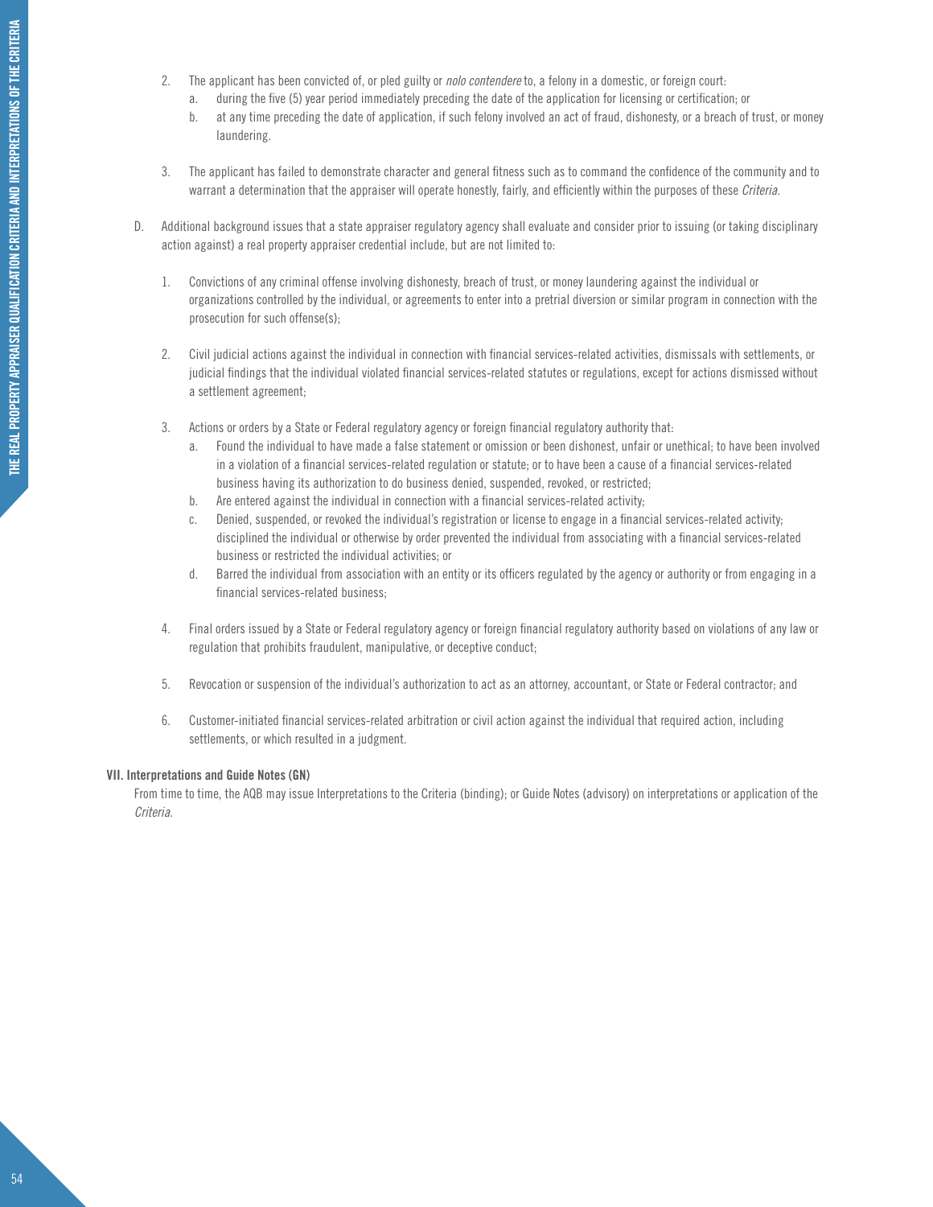2. The applicant has been convicted of, or pled guilty or *nolo contendere* to, a felony in a domestic, or foreign court:
   a. during the five (5) year period immediately preceding the date of the application for licensing or certification; or
   b. at any time preceding the date of application, if such felony involved an act of fraud, dishonesty, or a breach of trust, or money laundering.

3. The applicant has failed to demonstrate character and general fitness such as to command the confidence of the community and to warrant a determination that the appraiser will operate honestly, fairly, and efficiently within the purposes of these *Criteria*.

D. Additional background issues that a state appraiser regulatory agency shall evaluate and consider prior to issuing (or taking disciplinary action against) a real property appraiser credential include, but are not limited to:

1. Convictions of any criminal offense involving dishonesty, breach of trust, or money laundering against the individual or organizations controlled by the individual, or agreements to enter into a pretrial diversion or similar program in connection with the prosecution for such offense(s);

2. Civil judicial actions against the individual in connection with financial services-related activities, dismissals with settlements, or judicial findings that the individual violated financial services-related statutes or regulations, except for actions dismissed without a settlement agreement;

3. Actions or orders by a State or Federal regulatory agency or foreign financial regulatory authority that:
   a. Found the individual to have made a false statement or omission or been dishonest, unfair or unethical; to have been involved in a violation of a financial services-related regulation or statute; or to have been a cause of a financial services-related business having its authorization to do business denied, suspended, revoked, or restricted;
   b. Are entered against the individual in connection with a financial services-related activity;
   c. Denied, suspended, or revoked the individual's registration or license to engage in a financial services-related activity; disciplined the individual or otherwise by order prevented the individual from associating with a financial services-related business or restricted the individual activities; or
   d. Barred the individual from association with an entity or its officers regulated by the agency or authority or from engaging in a financial services-related business;

4. Final orders issued by a State or Federal regulatory agency or foreign financial regulatory authority based on violations of any law or regulation that prohibits fraudulent, manipulative, or deceptive conduct;

5. Revocation or suspension of the individual's authorization to act as an attorney, accountant, or State or Federal contractor; and

6. Customer-initiated financial services-related arbitration or civil action against the individual that required action, including settlements, or which resulted in a judgment.

**VII. Interpretations and Guide Notes (GN)**

From time to time, the AQB may issue Interpretations to the Criteria (binding); or Guide Notes (advisory) on interpretations or application of the *Criteria*.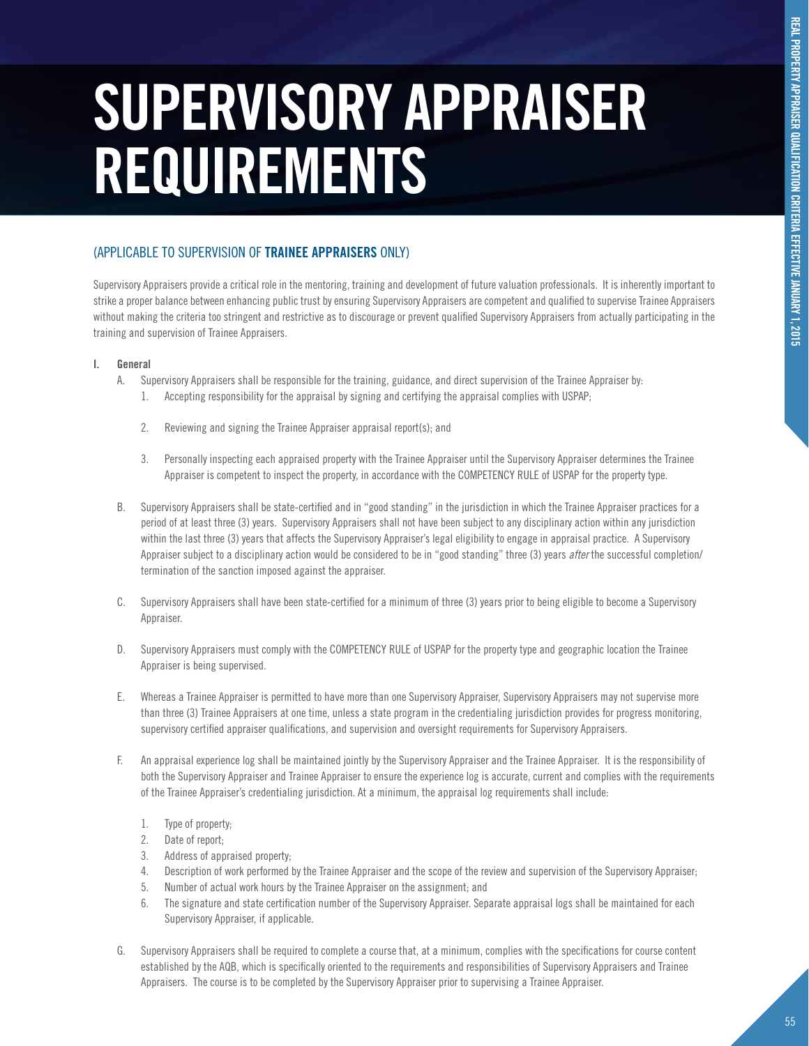# SUPERVISORY APPRAISER REQUIREMENTS

(APPLICABLE TO SUPERVISION OF **TRAINEE APPRAISERS** ONLY)

Supervisory Appraisers provide a critical role in the mentoring, training and development of future valuation professionals. It is inherently important to strike a proper balance between enhancing public trust by ensuring Supervisory Appraisers are competent and qualified to supervise Trainee Appraisers without making the criteria too stringent and restrictive as to discourage or prevent qualified Supervisory Appraisers from actually participating in the training and supervision of Trainee Appraisers.

**I. General**

A. Supervisory Appraisers shall be responsible for the training, guidance, and direct supervision of the Trainee Appraiser by:

1. Accepting responsibility for the appraisal by signing and certifying the appraisal complies with USPAP;
2. Reviewing and signing the Trainee Appraiser appraisal report(s); and
3. Personally inspecting each appraised property with the Trainee Appraiser until the Supervisory Appraiser determines the Trainee Appraiser is competent to inspect the property, in accordance with the COMPETENCY RULE of USPAP for the property type.

B. Supervisory Appraisers shall be state-certified and in "good standing" in the jurisdiction in which the Trainee Appraiser practices for a period of at least three (3) years. Supervisory Appraisers shall not have been subject to any disciplinary action within any jurisdiction within the last three (3) years that affects the Supervisory Appraiser's legal eligibility to engage in appraisal practice. A Supervisory Appraiser subject to a disciplinary action would be considered to be in "good standing" three (3) years *after* the successful completion/termination of the sanction imposed against the appraiser.

C. Supervisory Appraisers shall have been state-certified for a minimum of three (3) years prior to being eligible to become a Supervisory Appraiser.

D. Supervisory Appraisers must comply with the COMPETENCY RULE of USPAP for the property type and geographic location the Trainee Appraiser is being supervised.

E. Whereas a Trainee Appraiser is permitted to have more than one Supervisory Appraiser, Supervisory Appraisers may not supervise more than three (3) Trainee Appraisers at one time, unless a state program in the credentialing jurisdiction provides for progress monitoring, supervisory certified appraiser qualifications, and supervision and oversight requirements for Supervisory Appraisers.

F. An appraisal experience log shall be maintained jointly by the Supervisory Appraiser and the Trainee Appraiser. It is the responsibility of both the Supervisory Appraiser and Trainee Appraiser to ensure the experience log is accurate, current and complies with the requirements of the Trainee Appraiser's credentialing jurisdiction. At a minimum, the appraisal log requirements shall include:

1. Type of property;
2. Date of report;
3. Address of appraised property;
4. Description of work performed by the Trainee Appraiser and the scope of the review and supervision of the Supervisory Appraiser;
5. Number of actual work hours by the Trainee Appraiser on the assignment; and
6. The signature and state certification number of the Supervisory Appraiser. Separate appraisal logs shall be maintained for each Supervisory Appraiser, if applicable.

G. Supervisory Appraisers shall be required to complete a course that, at a minimum, complies with the specifications for course content established by the AQB, which is specifically oriented to the requirements and responsibilities of Supervisory Appraisers and Trainee Appraisers. The course is to be completed by the Supervisory Appraiser prior to supervising a Trainee Appraiser.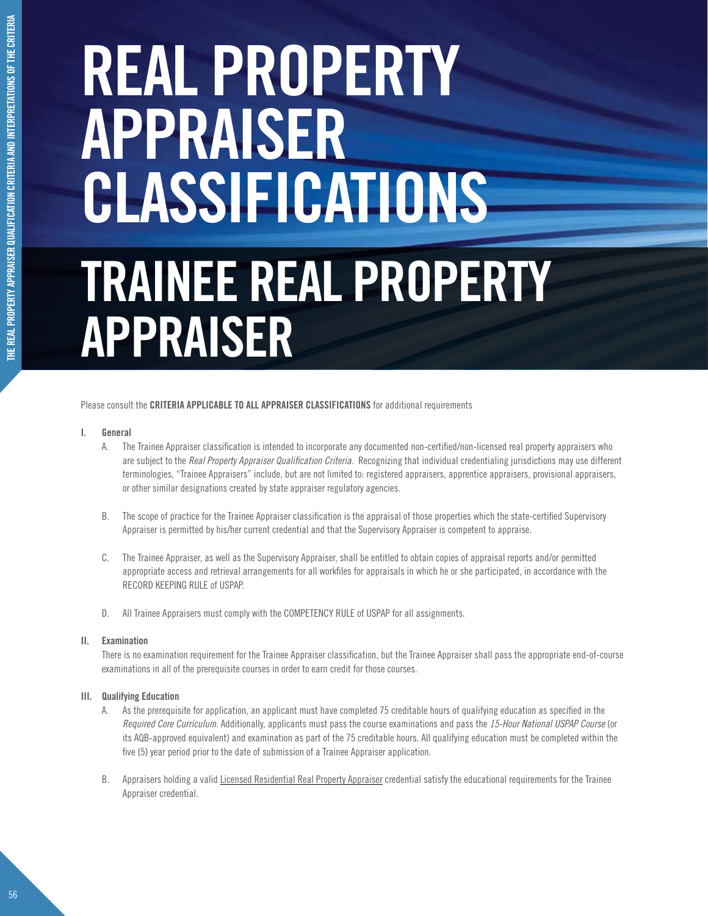# REAL PROPERTY APPRAISER CLASSIFICATIONS

# TRAINEE REAL PROPERTY APPRAISER

Please consult the **CRITERIA APPLICABLE TO ALL APPRAISER CLASSIFICATIONS** for additional requirements

**I. General**

A. The Trainee Appraiser classification is intended to incorporate any documented non-certified/non-licensed real property appraisers who are subject to the *Real Property Appraiser Qualification Criteria.* Recognizing that individual credentialing jurisdictions may use different terminologies, "Trainee Appraisers" include, but are not limited to: registered appraisers, apprentice appraisers, provisional appraisers, or other similar designations created by state appraiser regulatory agencies.

B. The scope of practice for the Trainee Appraiser classification is the appraisal of those properties which the state-certified Supervisory Appraiser is permitted by his/her current credential and that the Supervisory Appraiser is competent to appraise.

C. The Trainee Appraiser, as well as the Supervisory Appraiser, shall be entitled to obtain copies of appraisal reports and/or permitted appropriate access and retrieval arrangements for all workfiles for appraisals in which he or she participated, in accordance with the RECORD KEEPING RULE of USPAP.

D. All Trainee Appraisers must comply with the COMPETENCY RULE of USPAP for all assignments.

**II. Examination**

There is no examination requirement for the Trainee Appraiser classification, but the Trainee Appraiser shall pass the appropriate end-of-course examinations in all of the prerequisite courses in order to earn credit for those courses.

**III. Qualifying Education**

A. As the prerequisite for application, an applicant must have completed 75 creditable hours of qualifying education as specified in the *Required Core Curriculum*. Additionally, applicants must pass the course examinations and pass the *15-Hour National USPAP Course* (or its AQB-approved equivalent) and examination as part of the 75 creditable hours. All qualifying education must be completed within the five (5) year period prior to the date of submission of a Trainee Appraiser application.

B. Appraisers holding a valid Licensed Residential Real Property Appraiser credential satisfy the educational requirements for the Trainee Appraiser credential.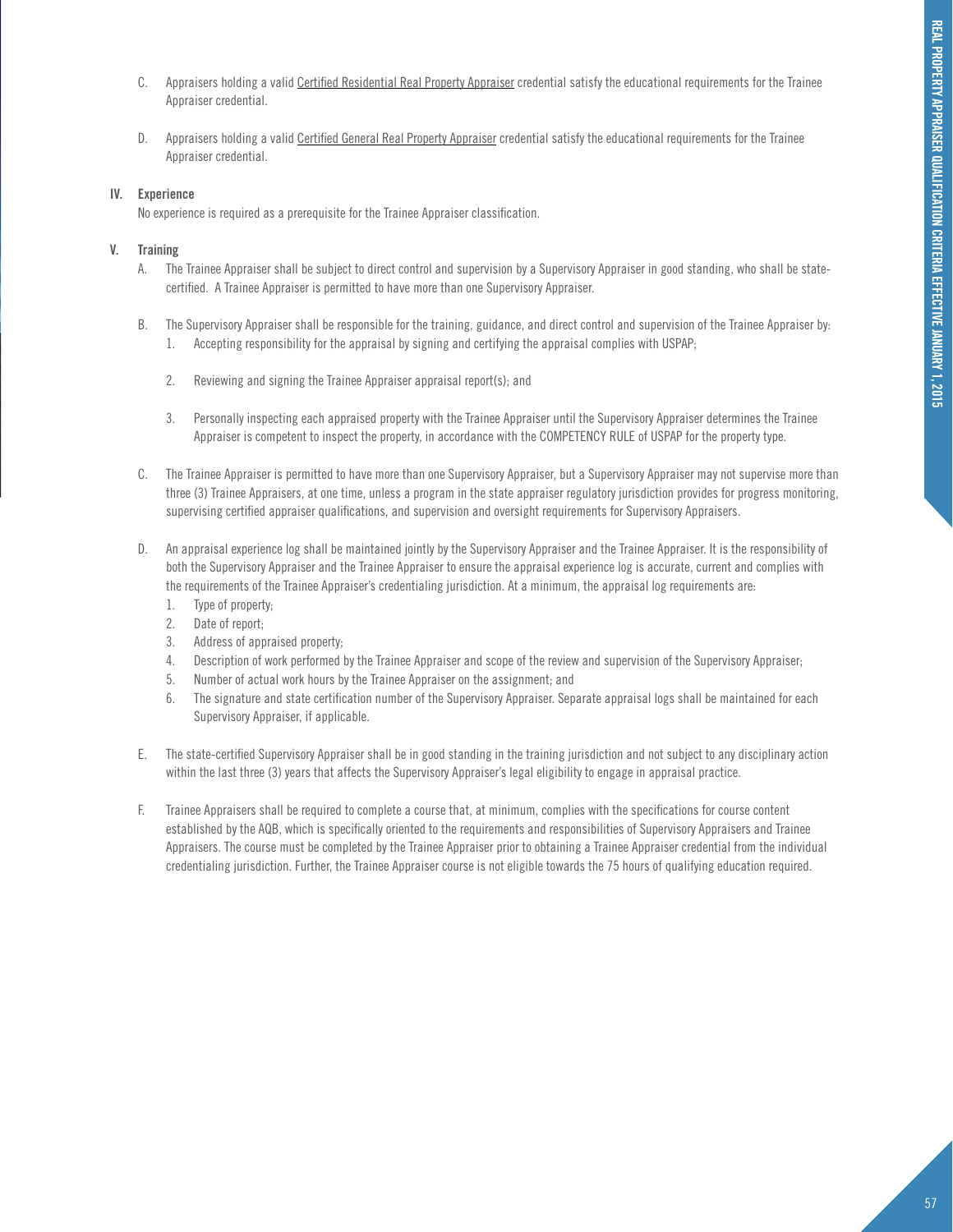C. Appraisers holding a valid Certified Residential Real Property Appraiser credential satisfy the educational requirements for the Trainee Appraiser credential.

D. Appraisers holding a valid Certified General Real Property Appraiser credential satisfy the educational requirements for the Trainee Appraiser credential.

## IV. Experience

No experience is required as a prerequisite for the Trainee Appraiser classification.

## V. Training

A. The Trainee Appraiser shall be subject to direct control and supervision by a Supervisory Appraiser in good standing, who shall be state-certified. A Trainee Appraiser is permitted to have more than one Supervisory Appraiser.

B. The Supervisory Appraiser shall be responsible for the training, guidance, and direct control and supervision of the Trainee Appraiser by:

1. Accepting responsibility for the appraisal by signing and certifying the appraisal complies with USPAP;
2. Reviewing and signing the Trainee Appraiser appraisal report(s); and
3. Personally inspecting each appraised property with the Trainee Appraiser until the Supervisory Appraiser determines the Trainee Appraiser is competent to inspect the property, in accordance with the COMPETENCY RULE of USPAP for the property type.

C. The Trainee Appraiser is permitted to have more than one Supervisory Appraiser, but a Supervisory Appraiser may not supervise more than three (3) Trainee Appraisers, at one time, unless a program in the state appraiser regulatory jurisdiction provides for progress monitoring, supervising certified appraiser qualifications, and supervision and oversight requirements for Supervisory Appraisers.

D. An appraisal experience log shall be maintained jointly by the Supervisory Appraiser and the Trainee Appraiser. It is the responsibility of both the Supervisory Appraiser and the Trainee Appraiser to ensure the appraisal experience log is accurate, current and complies with the requirements of the Trainee Appraiser's credentialing jurisdiction. At a minimum, the appraisal log requirements are:

1. Type of property;
2. Date of report;
3. Address of appraised property;
4. Description of work performed by the Trainee Appraiser and scope of the review and supervision of the Supervisory Appraiser;
5. Number of actual work hours by the Trainee Appraiser on the assignment; and
6. The signature and state certification number of the Supervisory Appraiser. Separate appraisal logs shall be maintained for each Supervisory Appraiser, if applicable.

E. The state-certified Supervisory Appraiser shall be in good standing in the training jurisdiction and not subject to any disciplinary action within the last three (3) years that affects the Supervisory Appraiser's legal eligibility to engage in appraisal practice.

F. Trainee Appraisers shall be required to complete a course that, at minimum, complies with the specifications for course content established by the AQB, which is specifically oriented to the requirements and responsibilities of Supervisory Appraisers and Trainee Appraisers. The course must be completed by the Trainee Appraiser prior to obtaining a Trainee Appraiser credential from the individual credentialing jurisdiction. Further, the Trainee Appraiser course is not eligible towards the 75 hours of qualifying education required.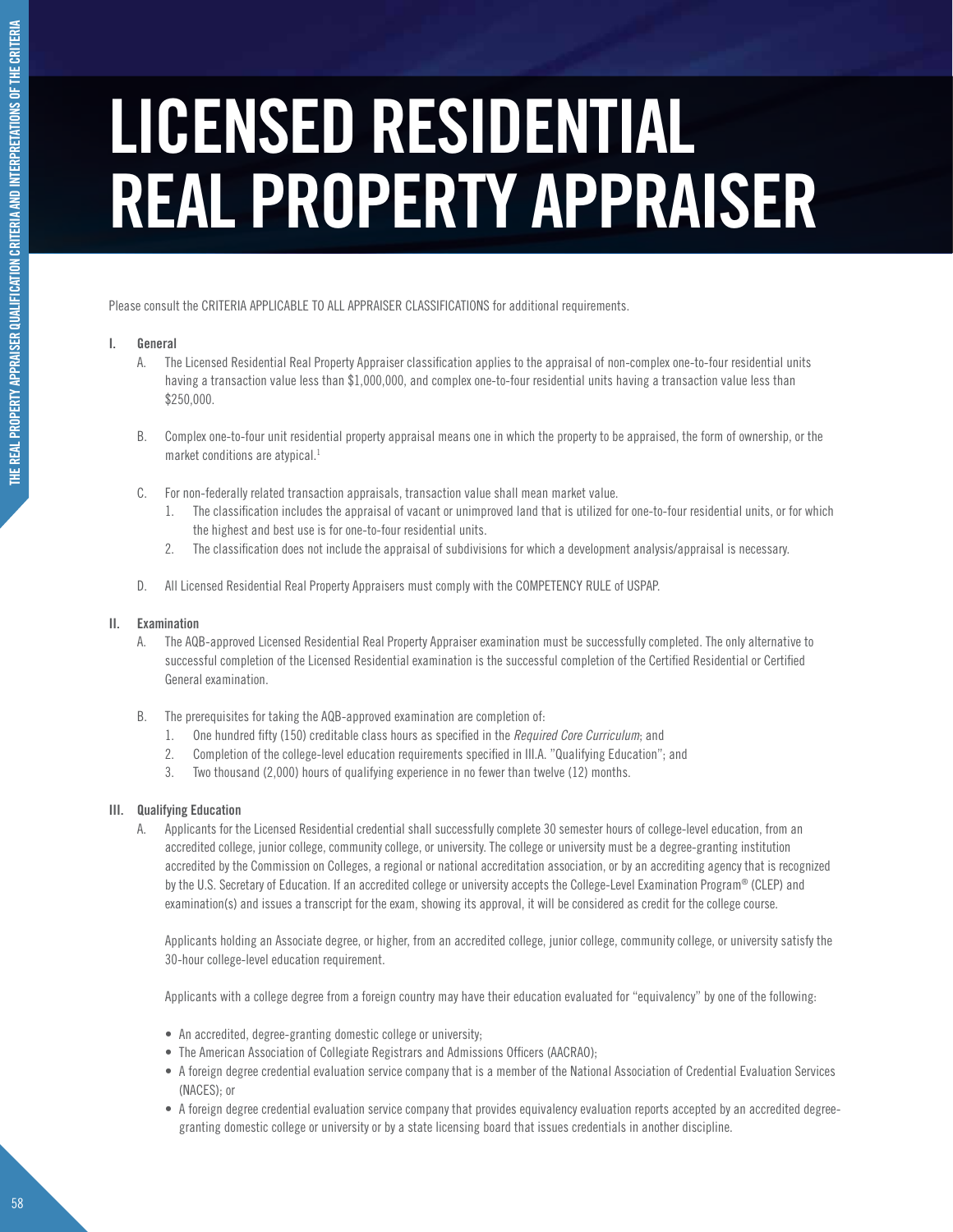# LICENSED RESIDENTIAL REAL PROPERTY APPRAISER

Please consult the CRITERIA APPLICABLE TO ALL APPRAISER CLASSIFICATIONS for additional requirements.

**I. General**

A. The Licensed Residential Real Property Appraiser classification applies to the appraisal of non-complex one-to-four residential units having a transaction value less than $1,000,000, and complex one-to-four residential units having a transaction value less than $250,000.

B. Complex one-to-four unit residential property appraisal means one in which the property to be appraised, the form of ownership, or the market conditions are atypical.[1]

C. For non-federally related transaction appraisals, transaction value shall mean market value.

1. The classification includes the appraisal of vacant or unimproved land that is utilized for one-to-four residential units, or for which the highest and best use is for one-to-four residential units.
2. The classification does not include the appraisal of subdivisions for which a development analysis/appraisal is necessary.

D. All Licensed Residential Real Property Appraisers must comply with the COMPETENCY RULE of USPAP.

**II. Examination**

A. The AQB-approved Licensed Residential Real Property Appraiser examination must be successfully completed. The only alternative to successful completion of the Licensed Residential examination is the successful completion of the Certified Residential or Certified General examination.

B. The prerequisites for taking the AQB-approved examination are completion of:

1. One hundred fifty (150) creditable class hours as specified in the *Required Core Curriculum*; and
2. Completion of the college-level education requirements specified in III.A. "Qualifying Education"; and
3. Two thousand (2,000) hours of qualifying experience in no fewer than twelve (12) months.

**III. Qualifying Education**

A. Applicants for the Licensed Residential credential shall successfully complete 30 semester hours of college-level education, from an accredited college, junior college, community college, or university. The college or university must be a degree-granting institution accredited by the Commission on Colleges, a regional or national accreditation association, or by an accrediting agency that is recognized by the U.S. Secretary of Education. If an accredited college or university accepts the College-Level Examination Program® (CLEP) and examination(s) and issues a transcript for the exam, showing its approval, it will be considered as credit for the college course.

Applicants holding an Associate degree, or higher, from an accredited college, junior college, community college, or university satisfy the 30-hour college-level education requirement.

Applicants with a college degree from a foreign country may have their education evaluated for "equivalency" by one of the following:

- An accredited, degree-granting domestic college or university;
- The American Association of Collegiate Registrars and Admissions Officers (AACRAO);
- A foreign degree credential evaluation service company that is a member of the National Association of Credential Evaluation Services (NACES); or
- A foreign degree credential evaluation service company that provides equivalency evaluation reports accepted by an accredited degree-granting domestic college or university or by a state licensing board that issues credentials in another discipline.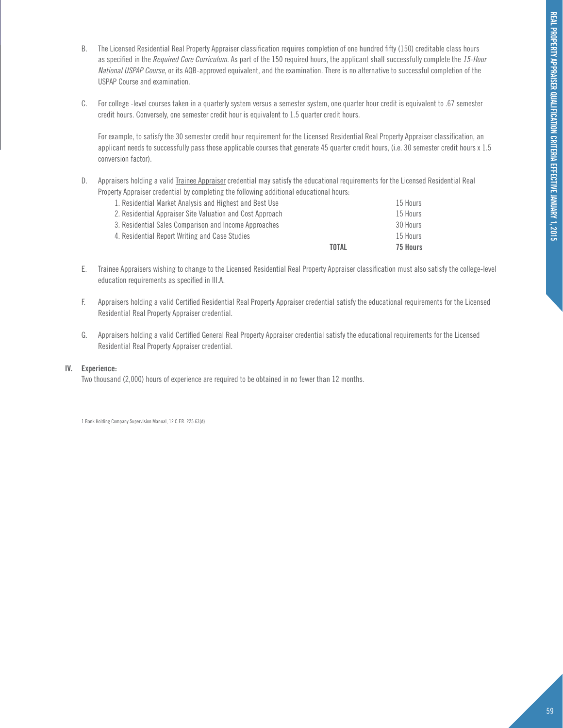B. The Licensed Residential Real Property Appraiser classification requires completion of one hundred fifty (150) creditable class hours as specified in the *Required Core Curriculum*. As part of the 150 required hours, the applicant shall successfully complete the *15-Hour National USPAP Course*, or its AQB-approved equivalent, and the examination. There is no alternative to successful completion of the USPAP Course and examination.

C. For college -level courses taken in a quarterly system versus a semester system, one quarter hour credit is equivalent to .67 semester credit hours. Conversely, one semester credit hour is equivalent to 1.5 quarter credit hours.

For example, to satisfy the 30 semester credit hour requirement for the Licensed Residential Real Property Appraiser classification, an applicant needs to successfully pass those applicable courses that generate 45 quarter credit hours, (i.e. 30 semester credit hours x 1.5 conversion factor).

D. Appraisers holding a valid Trainee Appraiser credential may satisfy the educational requirements for the Licensed Residential Real Property Appraiser credential by completing the following additional educational hours:

| | |
|---|---|
| 1. Residential Market Analysis and Highest and Best Use | 15 Hours |
| 2. Residential Appraiser Site Valuation and Cost Approach | 15 Hours |
| 3. Residential Sales Comparison and Income Approaches | 30 Hours |
| 4. Residential Report Writing and Case Studies | 15 Hours |
| **TOTAL** | **75 Hours** |

E. Trainee Appraisers wishing to change to the Licensed Residential Real Property Appraiser classification must also satisfy the college-level education requirements as specified in III.A.

F. Appraisers holding a valid Certified Residential Real Property Appraiser credential satisfy the educational requirements for the Licensed Residential Real Property Appraiser credential.

G. Appraisers holding a valid Certified General Real Property Appraiser credential satisfy the educational requirements for the Licensed Residential Real Property Appraiser credential.

## IV. Experience:

Two thousand (2,000) hours of experience are required to be obtained in no fewer than 12 months.

1 Bank Holding Company Supervision Manual, 12 C.F.R. 225.63(d)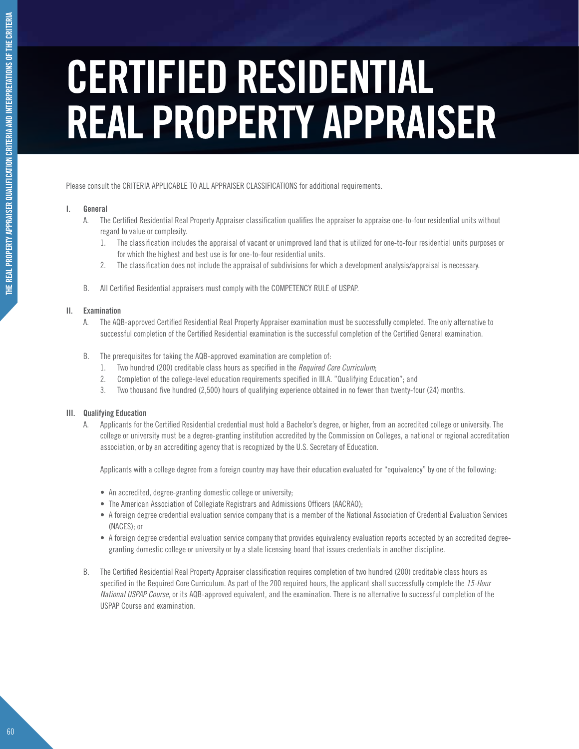# CERTIFIED RESIDENTIAL REAL PROPERTY APPRAISER

Please consult the CRITERIA APPLICABLE TO ALL APPRAISER CLASSIFICATIONS for additional requirements.

**I. General**

A. The Certified Residential Real Property Appraiser classification qualifies the appraiser to appraise one-to-four residential units without regard to value or complexity.

1. The classification includes the appraisal of vacant or unimproved land that is utilized for one-to-four residential units purposes or for which the highest and best use is for one-to-four residential units.
2. The classification does not include the appraisal of subdivisions for which a development analysis/appraisal is necessary.

B. All Certified Residential appraisers must comply with the COMPETENCY RULE of USPAP.

**II. Examination**

A. The AQB-approved Certified Residential Real Property Appraiser examination must be successfully completed. The only alternative to successful completion of the Certified Residential examination is the successful completion of the Certified General examination.

B. The prerequisites for taking the AQB-approved examination are completion of:

1. Two hundred (200) creditable class hours as specified in the *Required Core Curriculum*;
2. Completion of the college-level education requirements specified in III.A. "Qualifying Education"; and
3. Two thousand five hundred (2,500) hours of qualifying experience obtained in no fewer than twenty-four (24) months.

**III. Qualifying Education**

A. Applicants for the Certified Residential credential must hold a Bachelor's degree, or higher, from an accredited college or university. The college or university must be a degree-granting institution accredited by the Commission on Colleges, a national or regional accreditation association, or by an accrediting agency that is recognized by the U.S. Secretary of Education.

Applicants with a college degree from a foreign country may have their education evaluated for "equivalency" by one of the following:

- An accredited, degree-granting domestic college or university;
- The American Association of Collegiate Registrars and Admissions Officers (AACRAO);
- A foreign degree credential evaluation service company that is a member of the National Association of Credential Evaluation Services (NACES); or
- A foreign degree credential evaluation service company that provides equivalency evaluation reports accepted by an accredited degree-granting domestic college or university or by a state licensing board that issues credentials in another discipline.

B. The Certified Residential Real Property Appraiser classification requires completion of two hundred (200) creditable class hours as specified in the Required Core Curriculum. As part of the 200 required hours, the applicant shall successfully complete the *15-Hour National USPAP Course*, or its AQB-approved equivalent, and the examination. There is no alternative to successful completion of the USPAP Course and examination.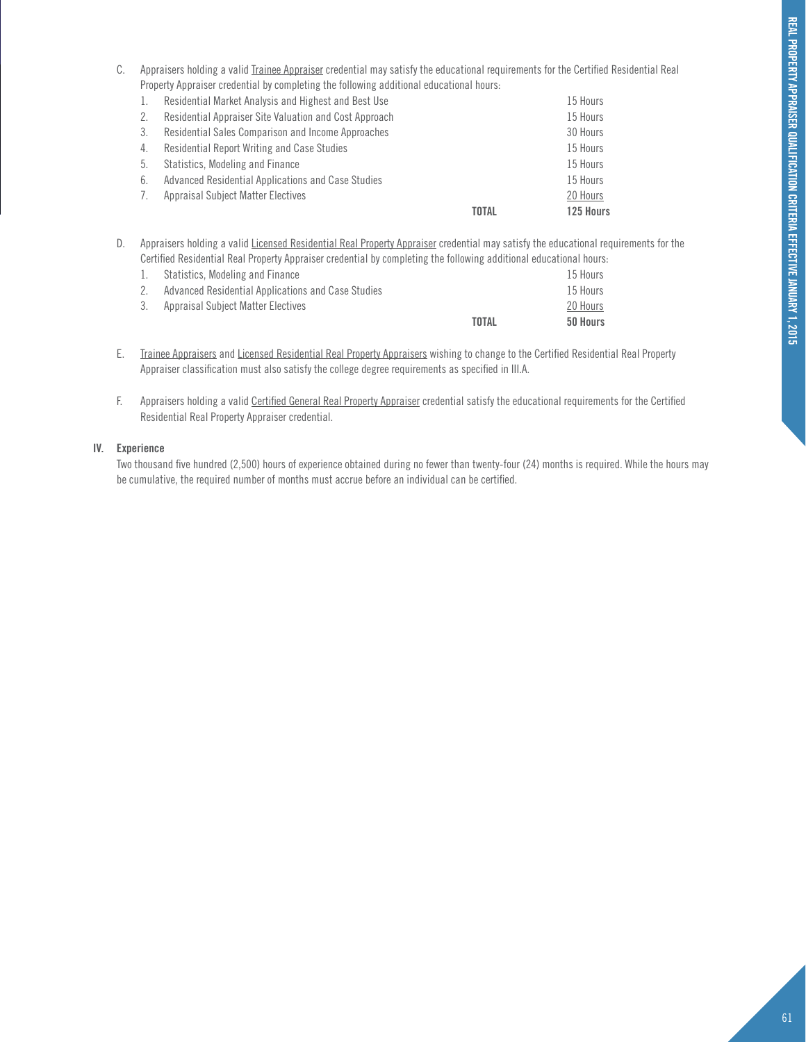C. Appraisers holding a valid <u>Trainee Appraiser</u> credential may satisfy the educational requirements for the Certified Residential Real Property Appraiser credential by completing the following additional educational hours:

| | | |
|---|---|---|
| 1. | Residential Market Analysis and Highest and Best Use | 15 Hours |
| 2. | Residential Appraiser Site Valuation and Cost Approach | 15 Hours |
| 3. | Residential Sales Comparison and Income Approaches | 30 Hours |
| 4. | Residential Report Writing and Case Studies | 15 Hours |
| 5. | Statistics, Modeling and Finance | 15 Hours |
| 6. | Advanced Residential Applications and Case Studies | 15 Hours |
| 7. | Appraisal Subject Matter Electives | 20 Hours |
| | **TOTAL** | **125 Hours** |

D. Appraisers holding a valid <u>Licensed Residential Real Property Appraiser</u> credential may satisfy the educational requirements for the Certified Residential Real Property Appraiser credential by completing the following additional educational hours:

| | | |
|---|---|---|
| 1. | Statistics, Modeling and Finance | 15 Hours |
| 2. | Advanced Residential Applications and Case Studies | 15 Hours |
| 3. | Appraisal Subject Matter Electives | 20 Hours |
| | **TOTAL** | **50 Hours** |

E. <u>Trainee Appraisers</u> and <u>Licensed Residential Real Property Appraisers</u> wishing to change to the Certified Residential Real Property Appraiser classification must also satisfy the college degree requirements as specified in III.A.

F. Appraisers holding a valid <u>Certified General Real Property Appraiser</u> credential satisfy the educational requirements for the Certified Residential Real Property Appraiser credential.

## IV. Experience

Two thousand five hundred (2,500) hours of experience obtained during no fewer than twenty-four (24) months is required. While the hours may be cumulative, the required number of months must accrue before an individual can be certified.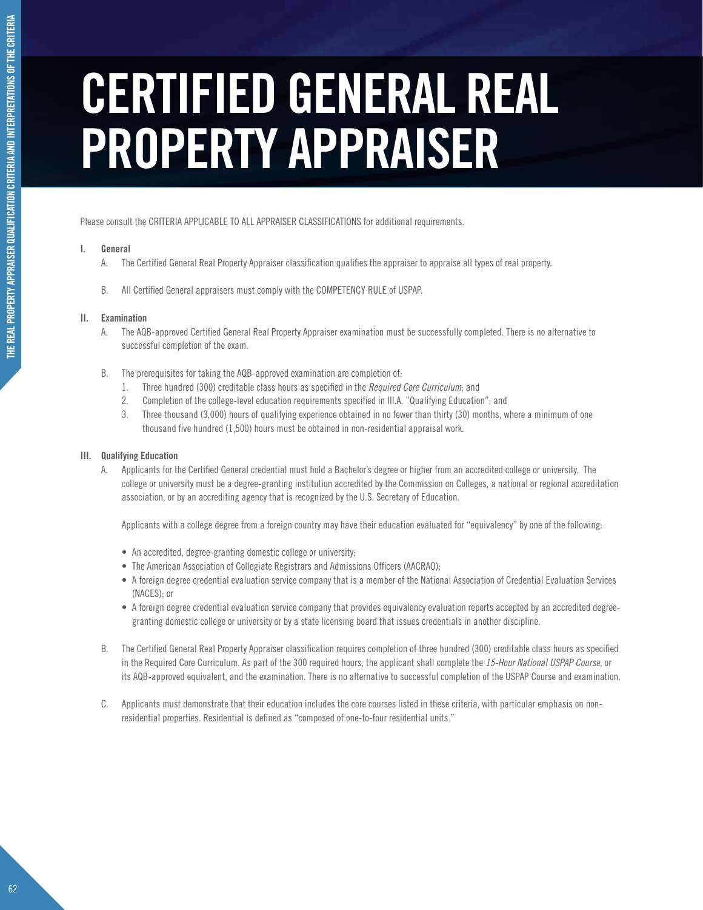# CERTIFIED GENERAL REAL PROPERTY APPRAISER

Please consult the CRITERIA APPLICABLE TO ALL APPRAISER CLASSIFICATIONS for additional requirements.

**I. General**

A. The Certified General Real Property Appraiser classification qualifies the appraiser to appraise all types of real property.

B. All Certified General appraisers must comply with the COMPETENCY RULE of USPAP.

**II. Examination**

A. The AQB-approved Certified General Real Property Appraiser examination must be successfully completed. There is no alternative to successful completion of the exam.

B. The prerequisites for taking the AQB-approved examination are completion of:

1. Three hundred (300) creditable class hours as specified in the *Required Core Curriculum*; and
2. Completion of the college-level education requirements specified in III.A. "Qualifying Education"; and
3. Three thousand (3,000) hours of qualifying experience obtained in no fewer than thirty (30) months, where a minimum of one thousand five hundred (1,500) hours must be obtained in non-residential appraisal work.

**III. Qualifying Education**

A. Applicants for the Certified General credential must hold a Bachelor's degree or higher from an accredited college or university. The college or university must be a degree-granting institution accredited by the Commission on Colleges, a national or regional accreditation association, or by an accrediting agency that is recognized by the U.S. Secretary of Education.

Applicants with a college degree from a foreign country may have their education evaluated for "equivalency" by one of the following:

- An accredited, degree-granting domestic college or university;
- The American Association of Collegiate Registrars and Admissions Officers (AACRAO);
- A foreign degree credential evaluation service company that is a member of the National Association of Credential Evaluation Services (NACES); or
- A foreign degree credential evaluation service company that provides equivalency evaluation reports accepted by an accredited degree-granting domestic college or university or by a state licensing board that issues credentials in another discipline.

B. The Certified General Real Property Appraiser classification requires completion of three hundred (300) creditable class hours as specified in the Required Core Curriculum. As part of the 300 required hours, the applicant shall complete the *15-Hour National USPAP Course*, or its AQB-approved equivalent, and the examination. There is no alternative to successful completion of the USPAP Course and examination.

C. Applicants must demonstrate that their education includes the core courses listed in these criteria, with particular emphasis on non-residential properties. Residential is defined as "composed of one-to-four residential units."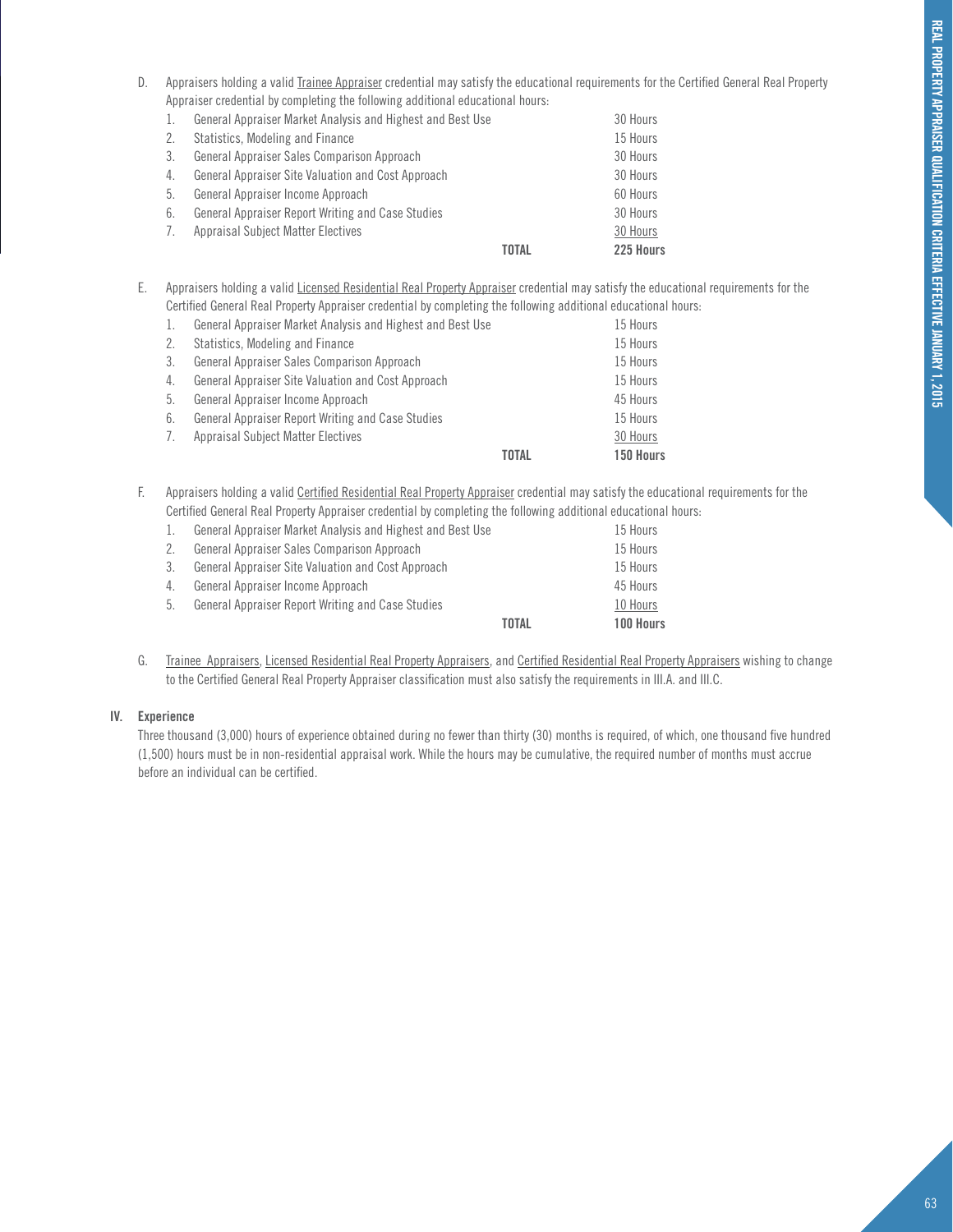D. Appraisers holding a valid Trainee Appraiser credential may satisfy the educational requirements for the Certified General Real Property Appraiser credential by completing the following additional educational hours:

| | | |
|---|---|---|
| 1. General Appraiser Market Analysis and Highest and Best Use | | 30 Hours |
| 2. Statistics, Modeling and Finance | | 15 Hours |
| 3. General Appraiser Sales Comparison Approach | | 30 Hours |
| 4. General Appraiser Site Valuation and Cost Approach | | 30 Hours |
| 5. General Appraiser Income Approach | | 60 Hours |
| 6. General Appraiser Report Writing and Case Studies | | 30 Hours |
| 7. Appraisal Subject Matter Electives | | 30 Hours |
| | **TOTAL** | **225 Hours** |

E. Appraisers holding a valid Licensed Residential Real Property Appraiser credential may satisfy the educational requirements for the Certified General Real Property Appraiser credential by completing the following additional educational hours:

| | | |
|---|---|---|
| 1. General Appraiser Market Analysis and Highest and Best Use | | 15 Hours |
| 2. Statistics, Modeling and Finance | | 15 Hours |
| 3. General Appraiser Sales Comparison Approach | | 15 Hours |
| 4. General Appraiser Site Valuation and Cost Approach | | 15 Hours |
| 5. General Appraiser Income Approach | | 45 Hours |
| 6. General Appraiser Report Writing and Case Studies | | 15 Hours |
| 7. Appraisal Subject Matter Electives | | 30 Hours |
| | **TOTAL** | **150 Hours** |

F. Appraisers holding a valid Certified Residential Real Property Appraiser credential may satisfy the educational requirements for the Certified General Real Property Appraiser credential by completing the following additional educational hours:

| | | |
|---|---|---|
| 1. General Appraiser Market Analysis and Highest and Best Use | | 15 Hours |
| 2. General Appraiser Sales Comparison Approach | | 15 Hours |
| 3. General Appraiser Site Valuation and Cost Approach | | 15 Hours |
| 4. General Appraiser Income Approach | | 45 Hours |
| 5. General Appraiser Report Writing and Case Studies | | 10 Hours |
| | **TOTAL** | **100 Hours** |

G. Trainee Appraisers, Licensed Residential Real Property Appraisers, and Certified Residential Real Property Appraisers wishing to change to the Certified General Real Property Appraiser classification must also satisfy the requirements in III.A. and III.C.

## IV. Experience

Three thousand (3,000) hours of experience obtained during no fewer than thirty (30) months is required, of which, one thousand five hundred (1,500) hours must be in non-residential appraisal work. While the hours may be cumulative, the required number of months must accrue before an individual can be certified.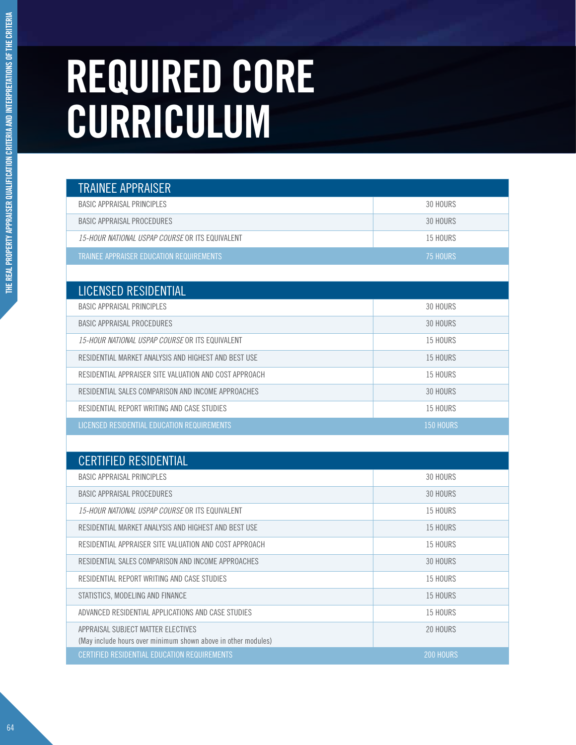# REQUIRED CORE CURRICULUM

| TRAINEE APPRAISER | |
|---|---|
| BASIC APPRAISAL PRINCIPLES | 30 HOURS |
| BASIC APPRAISAL PROCEDURES | 30 HOURS |
| *15-HOUR NATIONAL USPAP COURSE* OR ITS EQUIVALENT | 15 HOURS |
| TRAINEE APPRAISER EDUCATION REQUIREMENTS | 75 HOURS |

| LICENSED RESIDENTIAL | |
|---|---|
| BASIC APPRAISAL PRINCIPLES | 30 HOURS |
| BASIC APPRAISAL PROCEDURES | 30 HOURS |
| *15-HOUR NATIONAL USPAP COURSE* OR ITS EQUIVALENT | 15 HOURS |
| RESIDENTIAL MARKET ANALYSIS AND HIGHEST AND BEST USE | 15 HOURS |
| RESIDENTIAL APPRAISER SITE VALUATION AND COST APPROACH | 15 HOURS |
| RESIDENTIAL SALES COMPARISON AND INCOME APPROACHES | 30 HOURS |
| RESIDENTIAL REPORT WRITING AND CASE STUDIES | 15 HOURS |
| LICENSED RESIDENTIAL EDUCATION REQUIREMENTS | 150 HOURS |

| CERTIFIED RESIDENTIAL | |
|---|---|
| BASIC APPRAISAL PRINCIPLES | 30 HOURS |
| BASIC APPRAISAL PROCEDURES | 30 HOURS |
| *15-HOUR NATIONAL USPAP COURSE* OR ITS EQUIVALENT | 15 HOURS |
| RESIDENTIAL MARKET ANALYSIS AND HIGHEST AND BEST USE | 15 HOURS |
| RESIDENTIAL APPRAISER SITE VALUATION AND COST APPROACH | 15 HOURS |
| RESIDENTIAL SALES COMPARISON AND INCOME APPROACHES | 30 HOURS |
| RESIDENTIAL REPORT WRITING AND CASE STUDIES | 15 HOURS |
| STATISTICS, MODELING AND FINANCE | 15 HOURS |
| ADVANCED RESIDENTIAL APPLICATIONS AND CASE STUDIES | 15 HOURS |
| APPRAISAL SUBJECT MATTER ELECTIVES (May include hours over minimum shown above in other modules) | 20 HOURS |
| CERTIFIED RESIDENTIAL EDUCATION REQUIREMENTS | 200 HOURS |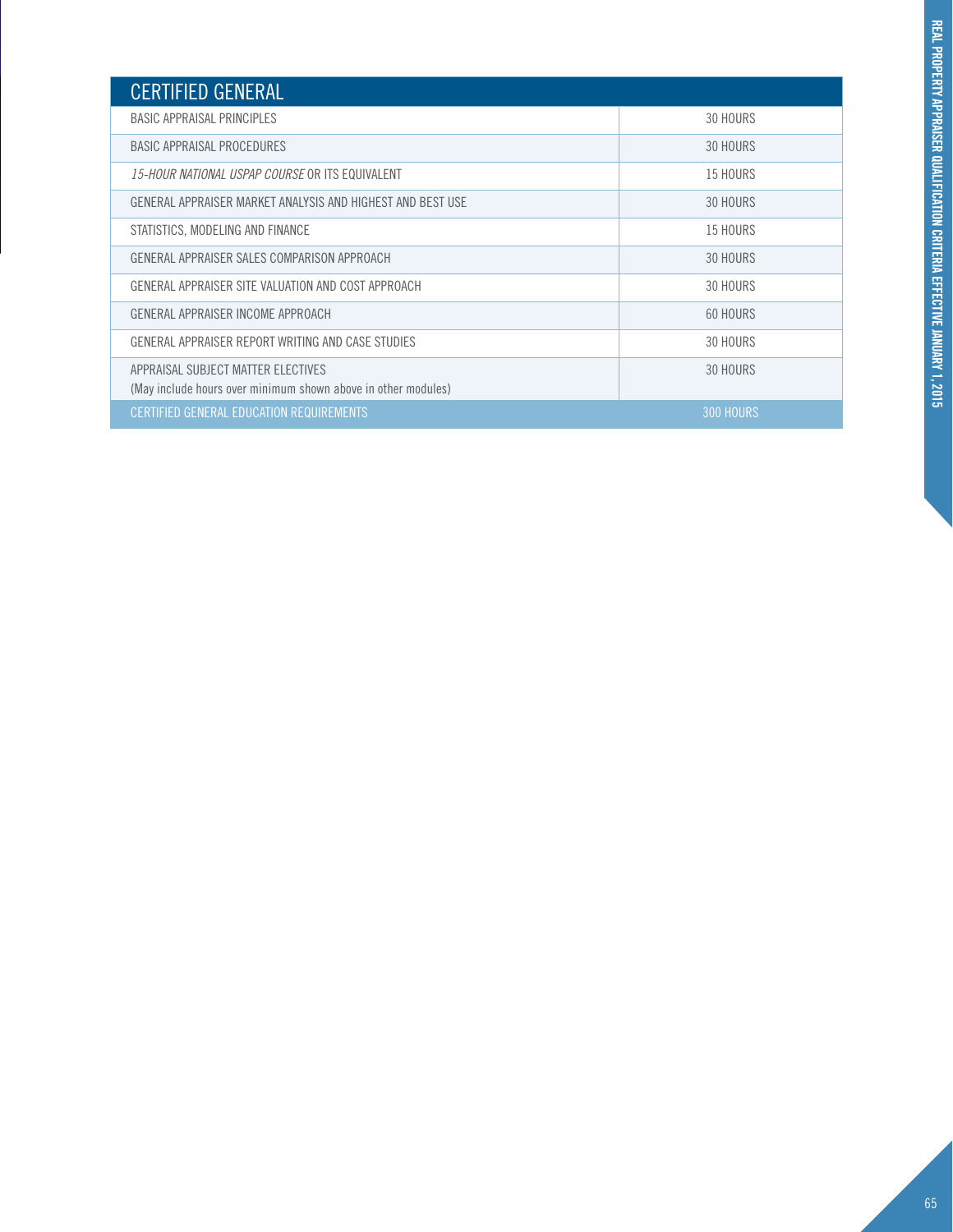| CERTIFIED GENERAL | |
|---|---|
| BASIC APPRAISAL PRINCIPLES | 30 HOURS |
| BASIC APPRAISAL PROCEDURES | 30 HOURS |
| *15-HOUR NATIONAL USPAP COURSE* OR ITS EQUIVALENT | 15 HOURS |
| GENERAL APPRAISER MARKET ANALYSIS AND HIGHEST AND BEST USE | 30 HOURS |
| STATISTICS, MODELING AND FINANCE | 15 HOURS |
| GENERAL APPRAISER SALES COMPARISON APPROACH | 30 HOURS |
| GENERAL APPRAISER SITE VALUATION AND COST APPROACH | 30 HOURS |
| GENERAL APPRAISER INCOME APPROACH | 60 HOURS |
| GENERAL APPRAISER REPORT WRITING AND CASE STUDIES | 30 HOURS |
| APPRAISAL SUBJECT MATTER ELECTIVES (May include hours over minimum shown above in other modules) | 30 HOURS |
| CERTIFIED GENERAL EDUCATION REQUIREMENTS | 300 HOURS |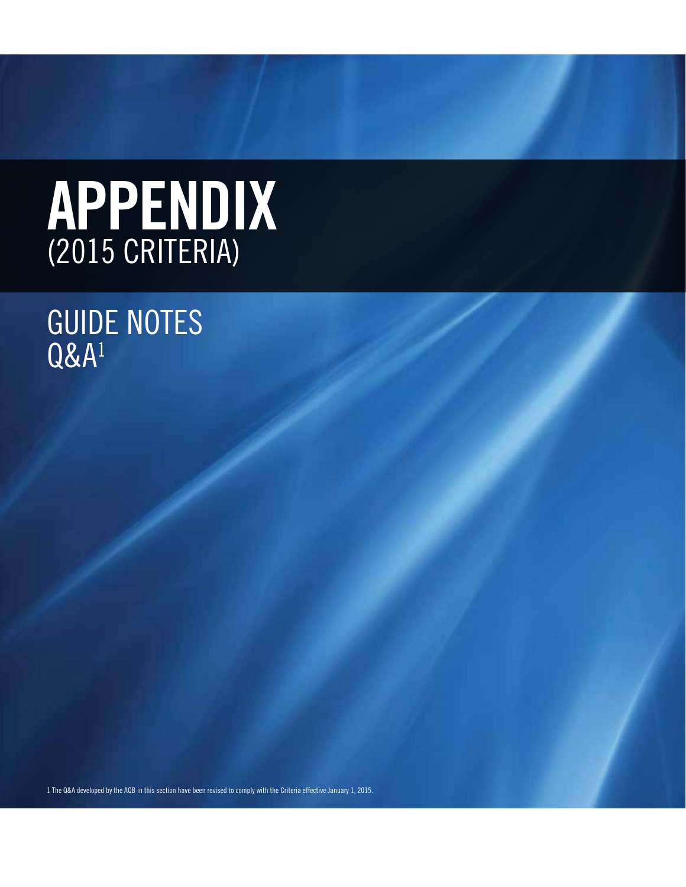# APPENDIX

(2015 CRITERIA)

## GUIDE NOTES

## Q&A[1]

1 The Q&A developed by the AQB in this section have been revised to comply with the Criteria effective January 1, 2015.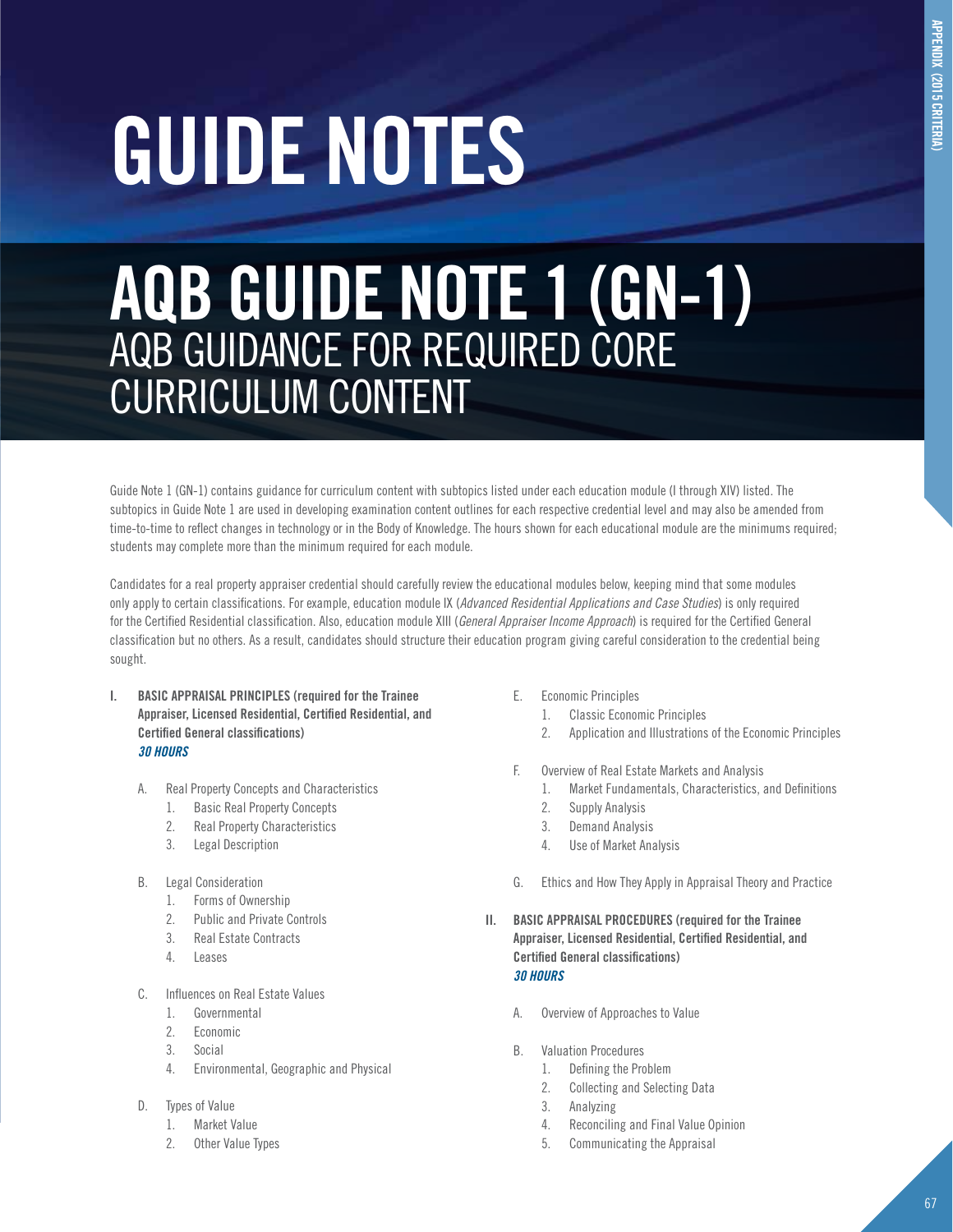# GUIDE NOTES

## AQB GUIDE NOTE 1 (GN-1)

### AQB GUIDANCE FOR REQUIRED CORE CURRICULUM CONTENT

Guide Note 1 (GN-1) contains guidance for curriculum content with subtopics listed under each education module (I through XIV) listed. The subtopics in Guide Note 1 are used in developing examination content outlines for each respective credential level and may also be amended from time-to-time to reflect changes in technology or in the Body of Knowledge. The hours shown for each educational module are the minimums required; students may complete more than the minimum required for each module.

Candidates for a real property appraiser credential should carefully review the educational modules below, keeping mind that some modules only apply to certain classifications. For example, education module IX (*Advanced Residential Applications and Case Studies*) is only required for the Certified Residential classification. Also, education module XIII (*General Appraiser Income Approach*) is required for the Certified General classification but no others. As a result, candidates should structure their education program giving careful consideration to the credential being sought.

**I. BASIC APPRAISAL PRINCIPLES (required for the Trainee Appraiser, Licensed Residential, Certified Residential, and Certified General classifications)**
***30 HOURS***

A. Real Property Concepts and Characteristics
   1. Basic Real Property Concepts
   2. Real Property Characteristics
   3. Legal Description

B. Legal Consideration
   1. Forms of Ownership
   2. Public and Private Controls
   3. Real Estate Contracts
   4. Leases

C. Influences on Real Estate Values
   1. Governmental
   2. Economic
   3. Social
   4. Environmental, Geographic and Physical

D. Types of Value
   1. Market Value
   2. Other Value Types

E. Economic Principles
   1. Classic Economic Principles
   2. Application and Illustrations of the Economic Principles

F. Overview of Real Estate Markets and Analysis
   1. Market Fundamentals, Characteristics, and Definitions
   2. Supply Analysis
   3. Demand Analysis
   4. Use of Market Analysis

G. Ethics and How They Apply in Appraisal Theory and Practice

**II. BASIC APPRAISAL PROCEDURES (required for the Trainee Appraiser, Licensed Residential, Certified Residential, and Certified General classifications)**
***30 HOURS***

A. Overview of Approaches to Value

B. Valuation Procedures
   1. Defining the Problem
   2. Collecting and Selecting Data
   3. Analyzing
   4. Reconciling and Final Value Opinion
   5. Communicating the Appraisal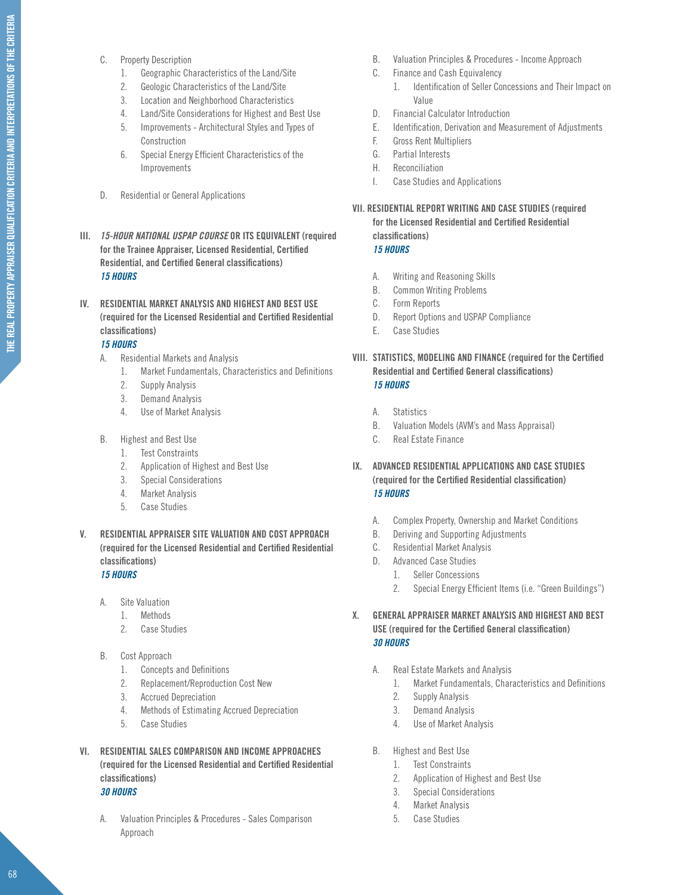C. Property Description
   1. Geographic Characteristics of the Land/Site
   2. Geologic Characteristics of the Land/Site
   3. Location and Neighborhood Characteristics
   4. Land/Site Considerations for Highest and Best Use
   5. Improvements - Architectural Styles and Types of Construction
   6. Special Energy Efficient Characteristics of the Improvements

D. Residential or General Applications

## III. *15-HOUR NATIONAL USPAP COURSE* OR ITS EQUIVALENT (required for the Trainee Appraiser, Licensed Residential, Certified Residential, and Certified General classifications)

***15 HOURS***

## IV. RESIDENTIAL MARKET ANALYSIS AND HIGHEST AND BEST USE (required for the Licensed Residential and Certified Residential classifications)

***15 HOURS***

A. Residential Markets and Analysis
   1. Market Fundamentals, Characteristics and Definitions
   2. Supply Analysis
   3. Demand Analysis
   4. Use of Market Analysis

B. Highest and Best Use
   1. Test Constraints
   2. Application of Highest and Best Use
   3. Special Considerations
   4. Market Analysis
   5. Case Studies

## V. RESIDENTIAL APPRAISER SITE VALUATION AND COST APPROACH (required for the Licensed Residential and Certified Residential classifications)

***15 HOURS***

A. Site Valuation
   1. Methods
   2. Case Studies

B. Cost Approach
   1. Concepts and Definitions
   2. Replacement/Reproduction Cost New
   3. Accrued Depreciation
   4. Methods of Estimating Accrued Depreciation
   5. Case Studies

## VI. RESIDENTIAL SALES COMPARISON AND INCOME APPROACHES (required for the Licensed Residential and Certified Residential classifications)

***30 HOURS***

A. Valuation Principles & Procedures - Sales Comparison Approach

B. Valuation Principles & Procedures - Income Approach

C. Finance and Cash Equivalency
   1. Identification of Seller Concessions and Their Impact on Value

D. Financial Calculator Introduction

E. Identification, Derivation and Measurement of Adjustments

F. Gross Rent Multipliers

G. Partial Interests

H. Reconciliation

I. Case Studies and Applications

## VII. RESIDENTIAL REPORT WRITING AND CASE STUDIES (required for the Licensed Residential and Certified Residential classifications)

***15 HOURS***

A. Writing and Reasoning Skills

B. Common Writing Problems

C. Form Reports

D. Report Options and USPAP Compliance

E. Case Studies

## VIII. STATISTICS, MODELING AND FINANCE (required for the Certified Residential and Certified General classifications)

***15 HOURS***

A. Statistics

B. Valuation Models (AVM's and Mass Appraisal)

C. Real Estate Finance

## IX. ADVANCED RESIDENTIAL APPLICATIONS AND CASE STUDIES (required for the Certified Residential classification)

***15 HOURS***

A. Complex Property, Ownership and Market Conditions

B. Deriving and Supporting Adjustments

C. Residential Market Analysis

D. Advanced Case Studies
   1. Seller Concessions
   2. Special Energy Efficient Items (i.e. "Green Buildings")

## X. GENERAL APPRAISER MARKET ANALYSIS AND HIGHEST AND BEST USE (required for the Certified General classification)

***30 HOURS***

A. Real Estate Markets and Analysis
   1. Market Fundamentals, Characteristics and Definitions
   2. Supply Analysis
   3. Demand Analysis
   4. Use of Market Analysis

B. Highest and Best Use
   1. Test Constraints
   2. Application of Highest and Best Use
   3. Special Considerations
   4. Market Analysis
   5. Case Studies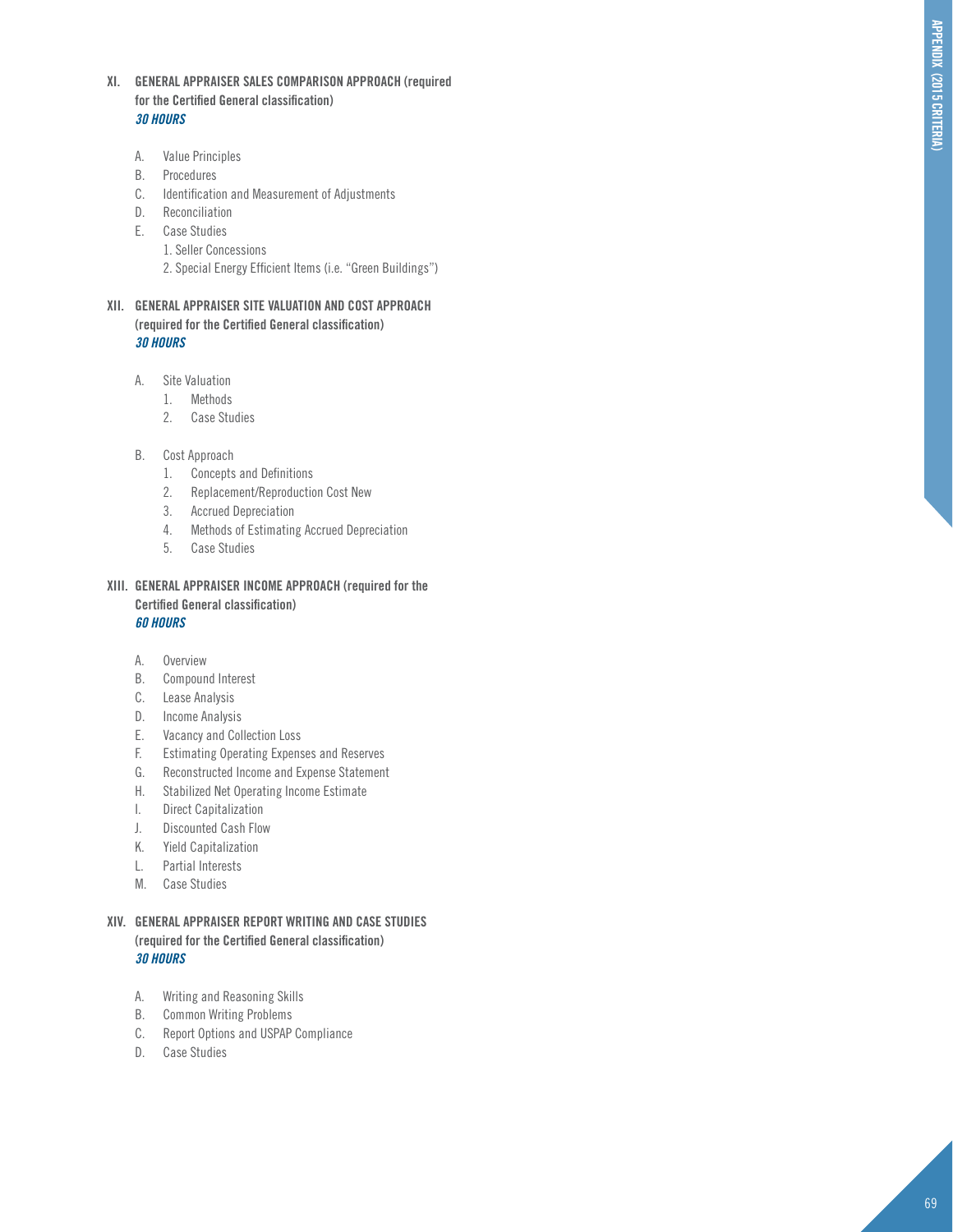## XI. GENERAL APPRAISER SALES COMPARISON APPROACH (required for the Certified General classification)

***30 HOURS***

A. Value Principles
B. Procedures
C. Identification and Measurement of Adjustments
D. Reconciliation
E. Case Studies
   1. Seller Concessions
   2. Special Energy Efficient Items (i.e. "Green Buildings")

## XII. GENERAL APPRAISER SITE VALUATION AND COST APPROACH (required for the Certified General classification)

***30 HOURS***

A. Site Valuation
   1. Methods
   2. Case Studies

B. Cost Approach
   1. Concepts and Definitions
   2. Replacement/Reproduction Cost New
   3. Accrued Depreciation
   4. Methods of Estimating Accrued Depreciation
   5. Case Studies

## XIII. GENERAL APPRAISER INCOME APPROACH (required for the Certified General classification)

***60 HOURS***

A. Overview
B. Compound Interest
C. Lease Analysis
D. Income Analysis
E. Vacancy and Collection Loss
F. Estimating Operating Expenses and Reserves
G. Reconstructed Income and Expense Statement
H. Stabilized Net Operating Income Estimate
I. Direct Capitalization
J. Discounted Cash Flow
K. Yield Capitalization
L. Partial Interests
M. Case Studies

## XIV. GENERAL APPRAISER REPORT WRITING AND CASE STUDIES (required for the Certified General classification)

***30 HOURS***

A. Writing and Reasoning Skills
B. Common Writing Problems
C. Report Options and USPAP Compliance
D. Case Studies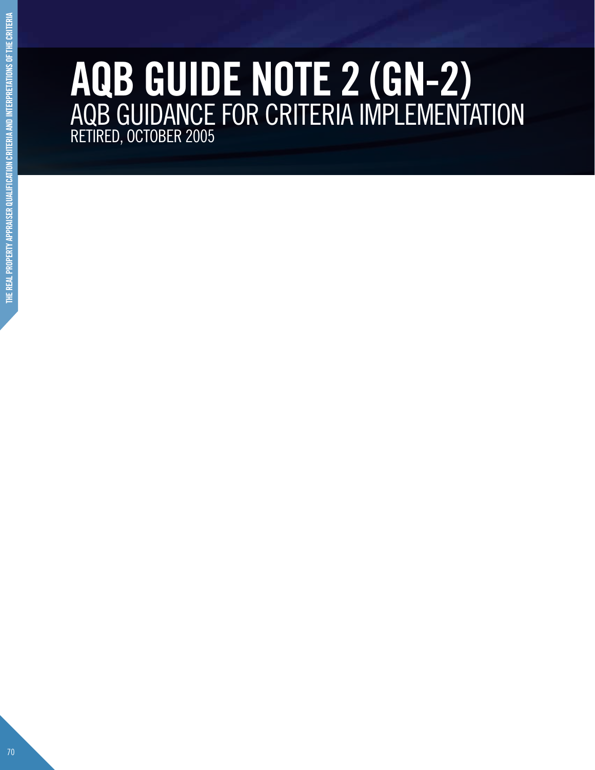# AQB GUIDE NOTE 2 (GN-2)

## AQB GUIDANCE FOR CRITERIA IMPLEMENTATION

RETIRED, OCTOBER 2005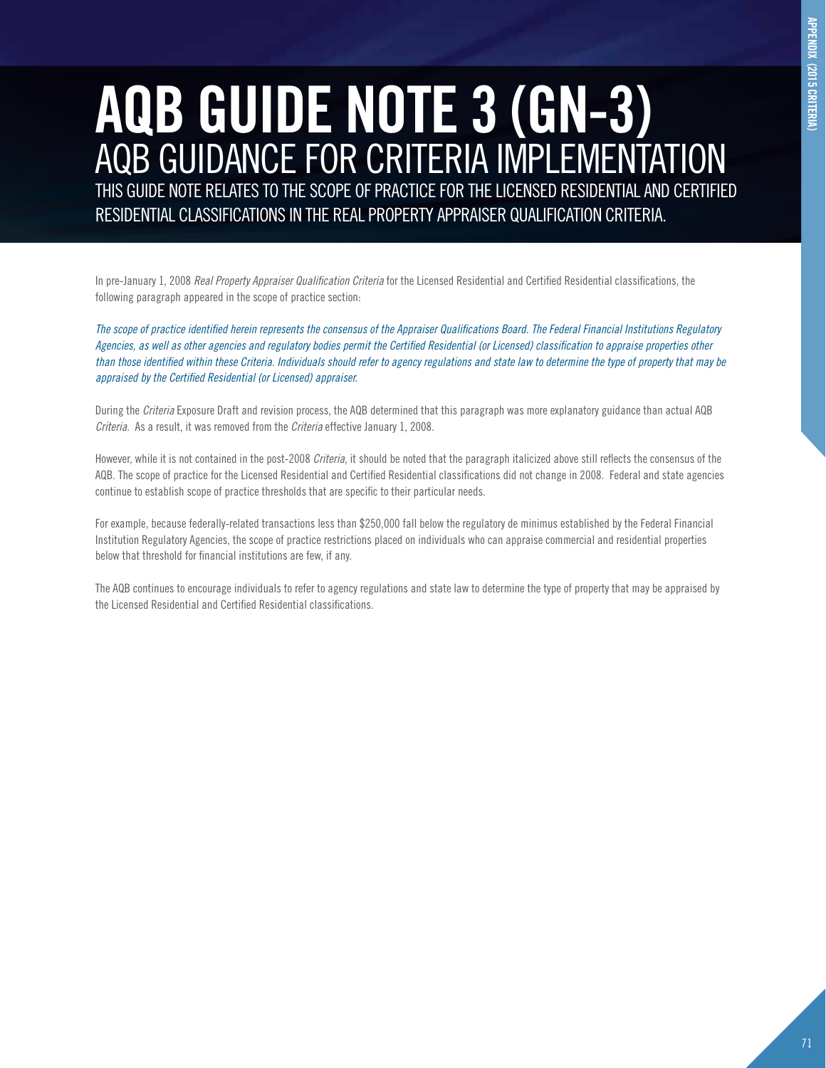# AQB GUIDE NOTE 3 (GN-3)

## AQB GUIDANCE FOR CRITERIA IMPLEMENTATION

THIS GUIDE NOTE RELATES TO THE SCOPE OF PRACTICE FOR THE LICENSED RESIDENTIAL AND CERTIFIED RESIDENTIAL CLASSIFICATIONS IN THE REAL PROPERTY APPRAISER QUALIFICATION CRITERIA.

In pre-January 1, 2008 *Real Property Appraiser Qualification Criteria* for the Licensed Residential and Certified Residential classifications, the following paragraph appeared in the scope of practice section:

*The scope of practice identified herein represents the consensus of the Appraiser Qualifications Board. The Federal Financial Institutions Regulatory Agencies, as well as other agencies and regulatory bodies permit the Certified Residential (or Licensed) classification to appraise properties other than those identified within these Criteria. Individuals should refer to agency regulations and state law to determine the type of property that may be appraised by the Certified Residential (or Licensed) appraiser.*

During the *Criteria* Exposure Draft and revision process, the AQB determined that this paragraph was more explanatory guidance than actual AQB *Criteria*. As a result, it was removed from the *Criteria* effective January 1, 2008.

However, while it is not contained in the post-2008 *Criteria*, it should be noted that the paragraph italicized above still reflects the consensus of the AQB. The scope of practice for the Licensed Residential and Certified Residential classifications did not change in 2008. Federal and state agencies continue to establish scope of practice thresholds that are specific to their particular needs.

For example, because federally-related transactions less than $250,000 fall below the regulatory de minimus established by the Federal Financial Institution Regulatory Agencies, the scope of practice restrictions placed on individuals who can appraise commercial and residential properties below that threshold for financial institutions are few, if any.

The AQB continues to encourage individuals to refer to agency regulations and state law to determine the type of property that may be appraised by the Licensed Residential and Certified Residential classifications.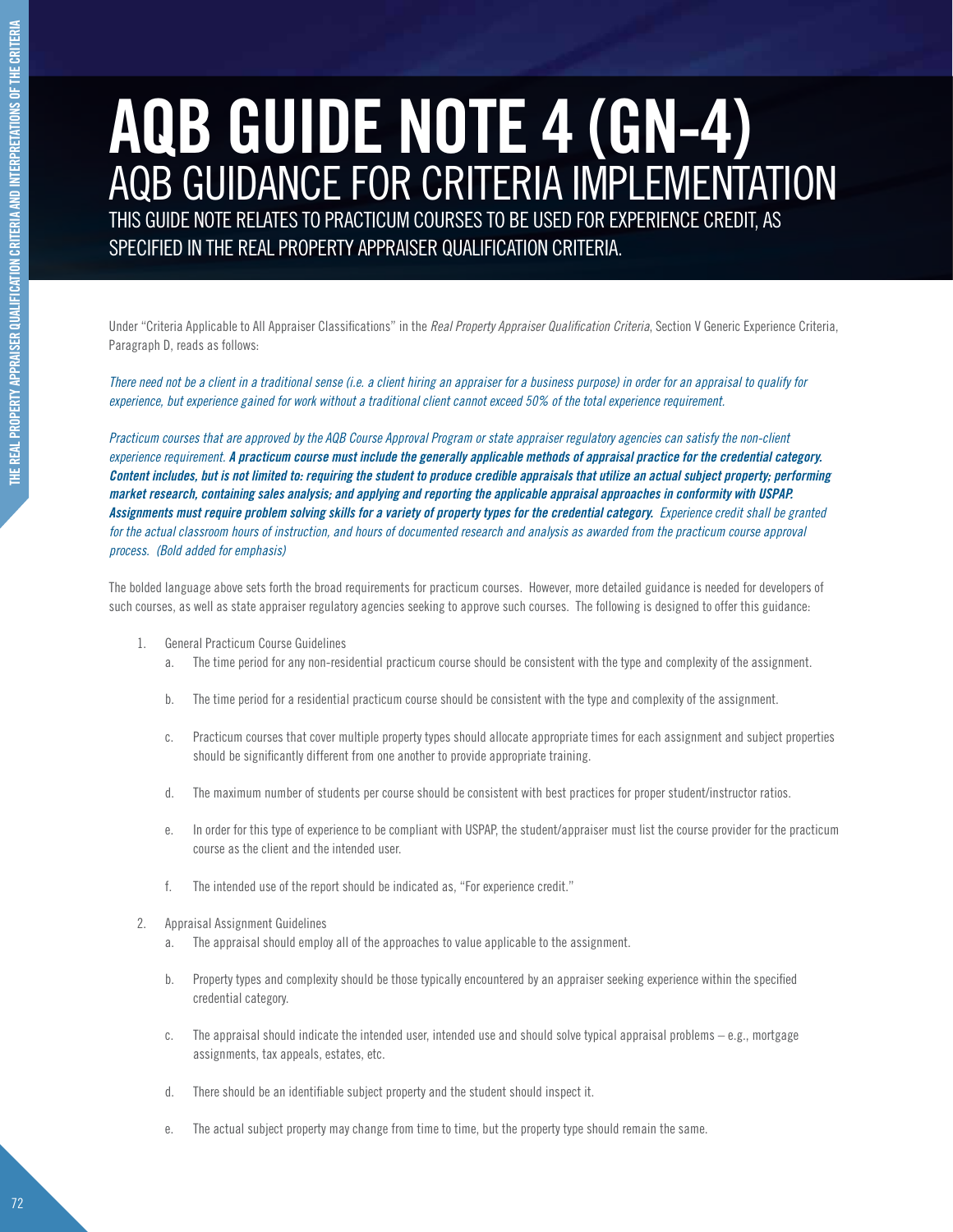# AQB GUIDE NOTE 4 (GN-4)

## AQB GUIDANCE FOR CRITERIA IMPLEMENTATION

THIS GUIDE NOTE RELATES TO PRACTICUM COURSES TO BE USED FOR EXPERIENCE CREDIT, AS SPECIFIED IN THE REAL PROPERTY APPRAISER QUALIFICATION CRITERIA.

Under "Criteria Applicable to All Appraiser Classifications" in the *Real Property Appraiser Qualification Criteria*, Section V Generic Experience Criteria, Paragraph D, reads as follows:

*There need not be a client in a traditional sense (i.e. a client hiring an appraiser for a business purpose) in order for an appraisal to qualify for experience, but experience gained for work without a traditional client cannot exceed 50% of the total experience requirement.*

*Practicum courses that are approved by the AQB Course Approval Program or state appraiser regulatory agencies can satisfy the non-client experience requirement.* ***A practicum course must include the generally applicable methods of appraisal practice for the credential category. Content includes, but is not limited to: requiring the student to produce credible appraisals that utilize an actual subject property; performing market research, containing sales analysis; and applying and reporting the applicable appraisal approaches in conformity with USPAP. Assignments must require problem solving skills for a variety of property types for the credential category.*** *Experience credit shall be granted for the actual classroom hours of instruction, and hours of documented research and analysis as awarded from the practicum course approval process. (Bold added for emphasis)*

The bolded language above sets forth the broad requirements for practicum courses. However, more detailed guidance is needed for developers of such courses, as well as state appraiser regulatory agencies seeking to approve such courses. The following is designed to offer this guidance:

1. General Practicum Course Guidelines
   a. The time period for any non-residential practicum course should be consistent with the type and complexity of the assignment.

   b. The time period for a residential practicum course should be consistent with the type and complexity of the assignment.

   c. Practicum courses that cover multiple property types should allocate appropriate times for each assignment and subject properties should be significantly different from one another to provide appropriate training.

   d. The maximum number of students per course should be consistent with best practices for proper student/instructor ratios.

   e. In order for this type of experience to be compliant with USPAP, the student/appraiser must list the course provider for the practicum course as the client and the intended user.

   f. The intended use of the report should be indicated as, "For experience credit."

2. Appraisal Assignment Guidelines
   a. The appraisal should employ all of the approaches to value applicable to the assignment.

   b. Property types and complexity should be those typically encountered by an appraiser seeking experience within the specified credential category.

   c. The appraisal should indicate the intended user, intended use and should solve typical appraisal problems – e.g., mortgage assignments, tax appeals, estates, etc.

   d. There should be an identifiable subject property and the student should inspect it.

   e. The actual subject property may change from time to time, but the property type should remain the same.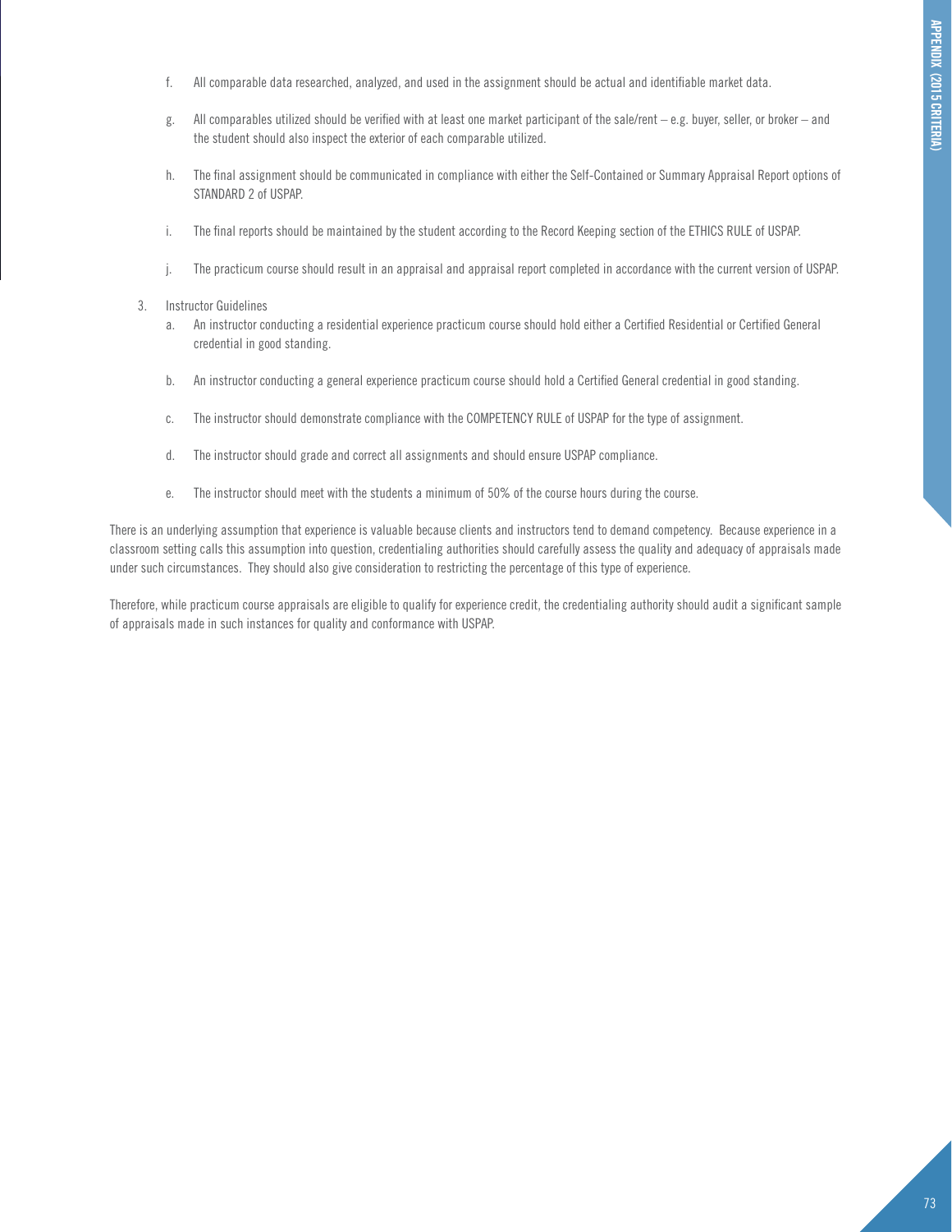f. All comparable data researched, analyzed, and used in the assignment should be actual and identifiable market data.

g. All comparables utilized should be verified with at least one market participant of the sale/rent – e.g. buyer, seller, or broker – and the student should also inspect the exterior of each comparable utilized.

h. The final assignment should be communicated in compliance with either the Self-Contained or Summary Appraisal Report options of STANDARD 2 of USPAP.

i. The final reports should be maintained by the student according to the Record Keeping section of the ETHICS RULE of USPAP.

j. The practicum course should result in an appraisal and appraisal report completed in accordance with the current version of USPAP.

3. Instructor Guidelines

   a. An instructor conducting a residential experience practicum course should hold either a Certified Residential or Certified General credential in good standing.

   b. An instructor conducting a general experience practicum course should hold a Certified General credential in good standing.

   c. The instructor should demonstrate compliance with the COMPETENCY RULE of USPAP for the type of assignment.

   d. The instructor should grade and correct all assignments and should ensure USPAP compliance.

   e. The instructor should meet with the students a minimum of 50% of the course hours during the course.

There is an underlying assumption that experience is valuable because clients and instructors tend to demand competency. Because experience in a classroom setting calls this assumption into question, credentialing authorities should carefully assess the quality and adequacy of appraisals made under such circumstances. They should also give consideration to restricting the percentage of this type of experience.

Therefore, while practicum course appraisals are eligible to qualify for experience credit, the credentialing authority should audit a significant sample of appraisals made in such instances for quality and conformance with USPAP.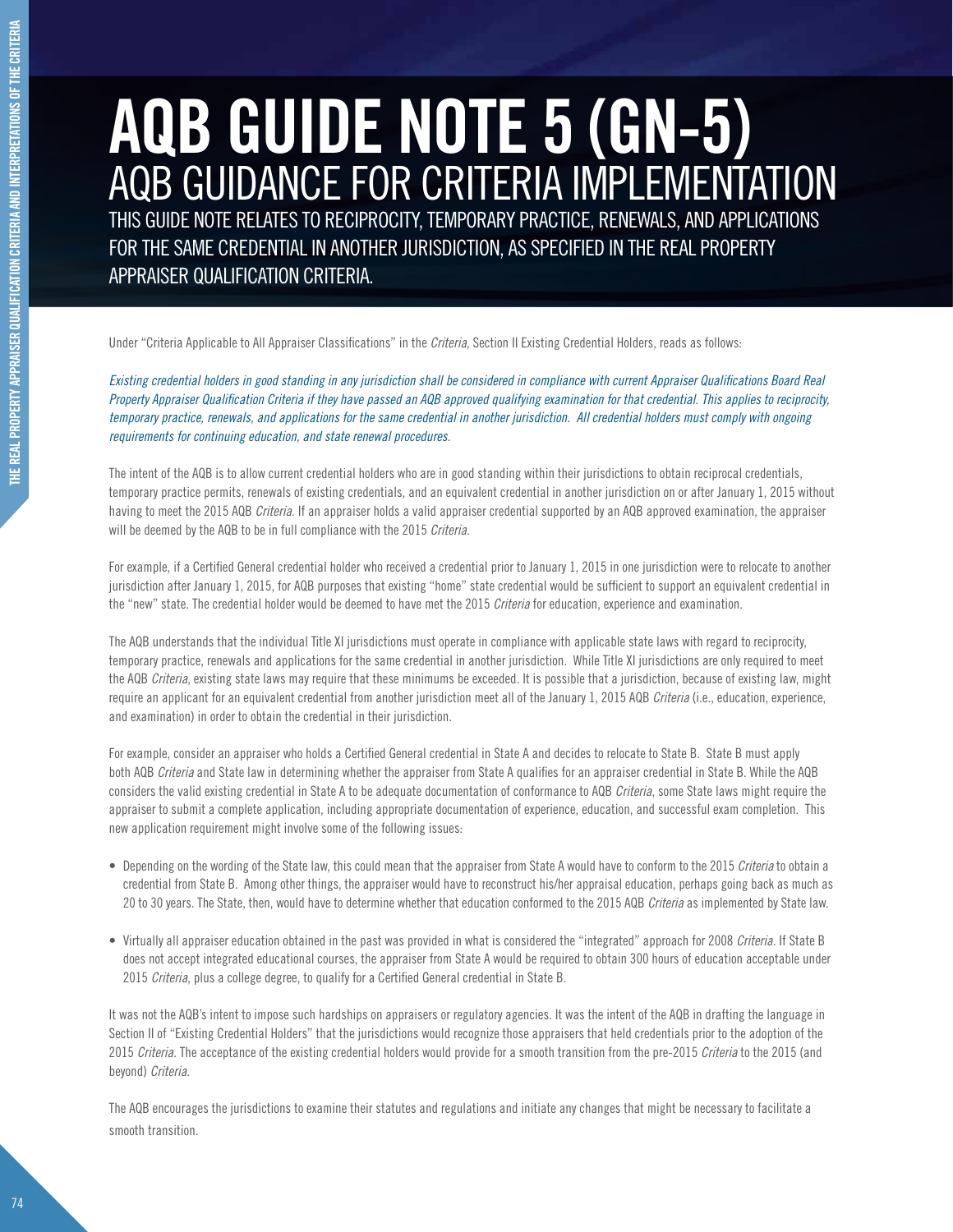# AQB GUIDE NOTE 5 (GN-5)

## AQB GUIDANCE FOR CRITERIA IMPLEMENTATION

THIS GUIDE NOTE RELATES TO RECIPROCITY, TEMPORARY PRACTICE, RENEWALS, AND APPLICATIONS FOR THE SAME CREDENTIAL IN ANOTHER JURISDICTION, AS SPECIFIED IN THE REAL PROPERTY APPRAISER QUALIFICATION CRITERIA.

Under "Criteria Applicable to All Appraiser Classifications" in the *Criteria*, Section II Existing Credential Holders, reads as follows:

*Existing credential holders in good standing in any jurisdiction shall be considered in compliance with current Appraiser Qualifications Board Real Property Appraiser Qualification Criteria if they have passed an AQB approved qualifying examination for that credential. This applies to reciprocity, temporary practice, renewals, and applications for the same credential in another jurisdiction. All credential holders must comply with ongoing requirements for continuing education, and state renewal procedures.*

The intent of the AQB is to allow current credential holders who are in good standing within their jurisdictions to obtain reciprocal credentials, temporary practice permits, renewals of existing credentials, and an equivalent credential in another jurisdiction on or after January 1, 2015 without having to meet the 2015 AQB *Criteria*. If an appraiser holds a valid appraiser credential supported by an AQB approved examination, the appraiser will be deemed by the AQB to be in full compliance with the 2015 *Criteria*.

For example, if a Certified General credential holder who received a credential prior to January 1, 2015 in one jurisdiction were to relocate to another jurisdiction after January 1, 2015, for AQB purposes that existing "home" state credential would be sufficient to support an equivalent credential in the "new" state. The credential holder would be deemed to have met the 2015 *Criteria* for education, experience and examination.

The AQB understands that the individual Title XI jurisdictions must operate in compliance with applicable state laws with regard to reciprocity, temporary practice, renewals and applications for the same credential in another jurisdiction. While Title XI jurisdictions are only required to meet the AQB *Criteria*, existing state laws may require that these minimums be exceeded. It is possible that a jurisdiction, because of existing law, might require an applicant for an equivalent credential from another jurisdiction meet all of the January 1, 2015 AQB *Criteria* (i.e., education, experience, and examination) in order to obtain the credential in their jurisdiction.

For example, consider an appraiser who holds a Certified General credential in State A and decides to relocate to State B. State B must apply both AQB *Criteria* and State law in determining whether the appraiser from State A qualifies for an appraiser credential in State B. While the AQB considers the valid existing credential in State A to be adequate documentation of conformance to AQB *Criteria*, some State laws might require the appraiser to submit a complete application, including appropriate documentation of experience, education, and successful exam completion. This new application requirement might involve some of the following issues:

- Depending on the wording of the State law, this could mean that the appraiser from State A would have to conform to the 2015 *Criteria* to obtain a credential from State B. Among other things, the appraiser would have to reconstruct his/her appraisal education, perhaps going back as much as 20 to 30 years. The State, then, would have to determine whether that education conformed to the 2015 AQB *Criteria* as implemented by State law.
- Virtually all appraiser education obtained in the past was provided in what is considered the "integrated" approach for 2008 *Criteria*. If State B does not accept integrated educational courses, the appraiser from State A would be required to obtain 300 hours of education acceptable under 2015 *Criteria*, plus a college degree, to qualify for a Certified General credential in State B.

It was not the AQB's intent to impose such hardships on appraisers or regulatory agencies. It was the intent of the AQB in drafting the language in Section II of "Existing Credential Holders" that the jurisdictions would recognize those appraisers that held credentials prior to the adoption of the 2015 *Criteria*. The acceptance of the existing credential holders would provide for a smooth transition from the pre-2015 *Criteria* to the 2015 (and beyond) *Criteria*.

The AQB encourages the jurisdictions to examine their statutes and regulations and initiate any changes that might be necessary to facilitate a smooth transition.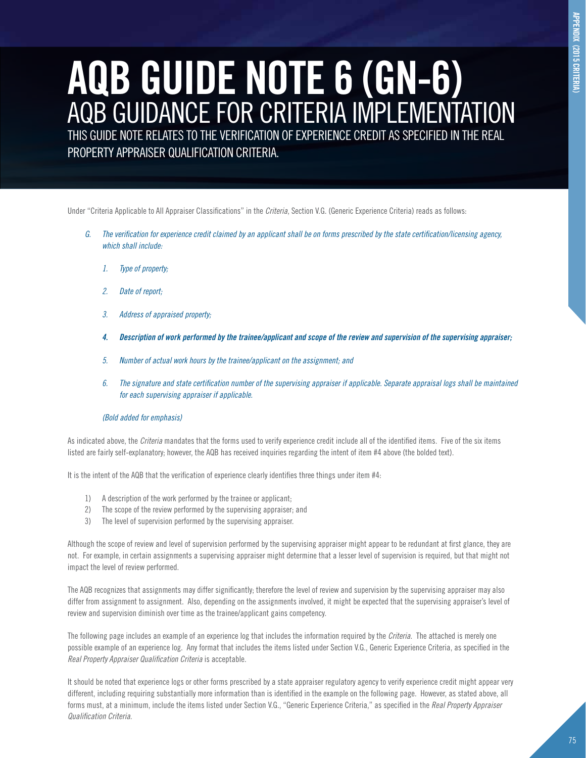# AQB GUIDE NOTE 6 (GN-6)

## AQB GUIDANCE FOR CRITERIA IMPLEMENTATION

THIS GUIDE NOTE RELATES TO THE VERIFICATION OF EXPERIENCE CREDIT AS SPECIFIED IN THE REAL PROPERTY APPRAISER QUALIFICATION CRITERIA.

Under "Criteria Applicable to All Appraiser Classifications" in the *Criteria*, Section V.G. (Generic Experience Criteria) reads as follows:

*G. The verification for experience credit claimed by an applicant shall be on forms prescribed by the state certification/licensing agency, which shall include:*

*1. Type of property;*

*2. Date of report;*

*3. Address of appraised property;*

***4. Description of work performed by the trainee/applicant and scope of the review and supervision of the supervising appraiser;***

*5. Number of actual work hours by the trainee/applicant on the assignment; and*

*6. The signature and state certification number of the supervising appraiser if applicable. Separate appraisal logs shall be maintained for each supervising appraiser if applicable.*

*(Bold added for emphasis)*

As indicated above, the *Criteria* mandates that the forms used to verify experience credit include all of the identified items. Five of the six items listed are fairly self-explanatory; however, the AQB has received inquiries regarding the intent of item #4 above (the bolded text).

It is the intent of the AQB that the verification of experience clearly identifies three things under item #4:

1) A description of the work performed by the trainee or applicant;
2) The scope of the review performed by the supervising appraiser; and
3) The level of supervision performed by the supervising appraiser.

Although the scope of review and level of supervision performed by the supervising appraiser might appear to be redundant at first glance, they are not. For example, in certain assignments a supervising appraiser might determine that a lesser level of supervision is required, but that might not impact the level of review performed.

The AQB recognizes that assignments may differ significantly; therefore the level of review and supervision by the supervising appraiser may also differ from assignment to assignment. Also, depending on the assignments involved, it might be expected that the supervising appraiser's level of review and supervision diminish over time as the trainee/applicant gains competency.

The following page includes an example of an experience log that includes the information required by the *Criteria*. The attached is merely one possible example of an experience log. Any format that includes the items listed under Section V.G., Generic Experience Criteria, as specified in the *Real Property Appraiser Qualification Criteria* is acceptable.

It should be noted that experience logs or other forms prescribed by a state appraiser regulatory agency to verify experience credit might appear very different, including requiring substantially more information than is identified in the example on the following page. However, as stated above, all forms must, at a minimum, include the items listed under Section V.G., "Generic Experience Criteria," as specified in the *Real Property Appraiser Qualification Criteria.*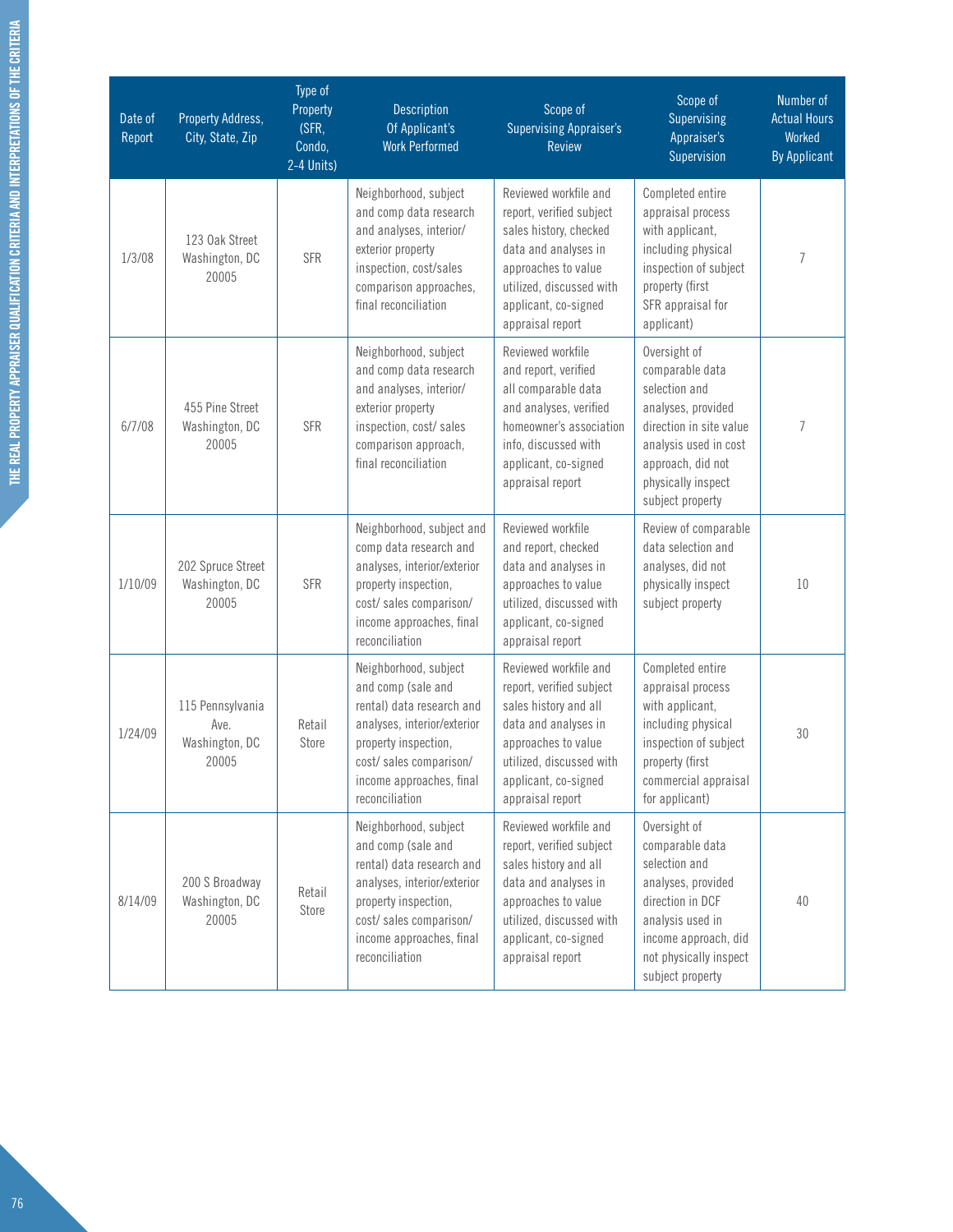| Date of Report | Property Address, City, State, Zip | Type of Property (SFR, Condo, 2-4 Units) | Description Of Applicant's Work Performed | Scope of Supervising Appraiser's Review | Scope of Supervising Appraiser's Supervision | Number of Actual Hours Worked By Applicant |
|---|---|---|---|---|---|---|
| 1/3/08 | 123 Oak Street Washington, DC 20005 | SFR | Neighborhood, subject and comp data research and analyses, interior/ exterior property inspection, cost/sales comparison approaches, final reconciliation | Reviewed workfile and report, verified subject sales history, checked data and analyses in approaches to value utilized, discussed with applicant, co-signed appraisal report | Completed entire appraisal process with applicant, including physical inspection of subject property (first SFR appraisal for applicant) | 7 |
| 6/7/08 | 455 Pine Street Washington, DC 20005 | SFR | Neighborhood, subject and comp data research and analyses, interior/ exterior property inspection, cost/ sales comparison approach, final reconciliation | Reviewed workfile and report, verified all comparable data and analyses, verified homeowner's association info, discussed with applicant, co-signed appraisal report | Oversight of comparable data selection and analyses, provided direction in site value analysis used in cost approach, did not physically inspect subject property | 7 |
| 1/10/09 | 202 Spruce Street Washington, DC 20005 | SFR | Neighborhood, subject and comp data research and analyses, interior/exterior property inspection, cost/ sales comparison/ income approaches, final reconciliation | Reviewed workfile and report, checked data and analyses in approaches to value utilized, discussed with applicant, co-signed appraisal report | Review of comparable data selection and analyses, did not physically inspect subject property | 10 |
| 1/24/09 | 115 Pennsylvania Ave. Washington, DC 20005 | Retail Store | Neighborhood, subject and comp (sale and rental) data research and analyses, interior/exterior property inspection, cost/ sales comparison/ income approaches, final reconciliation | Reviewed workfile and report, verified subject sales history and all data and analyses in approaches to value utilized, discussed with applicant, co-signed appraisal report | Completed entire appraisal process with applicant, including physical inspection of subject property (first commercial appraisal for applicant) | 30 |
| 8/14/09 | 200 S Broadway Washington, DC 20005 | Retail Store | Neighborhood, subject and comp (sale and rental) data research and analyses, interior/exterior property inspection, cost/ sales comparison/ income approaches, final reconciliation | Reviewed workfile and report, verified subject sales history and all data and analyses in approaches to value utilized, discussed with applicant, co-signed appraisal report | Oversight of comparable data selection and analyses, provided direction in DCF analysis used in income approach, did not physically inspect subject property | 40 |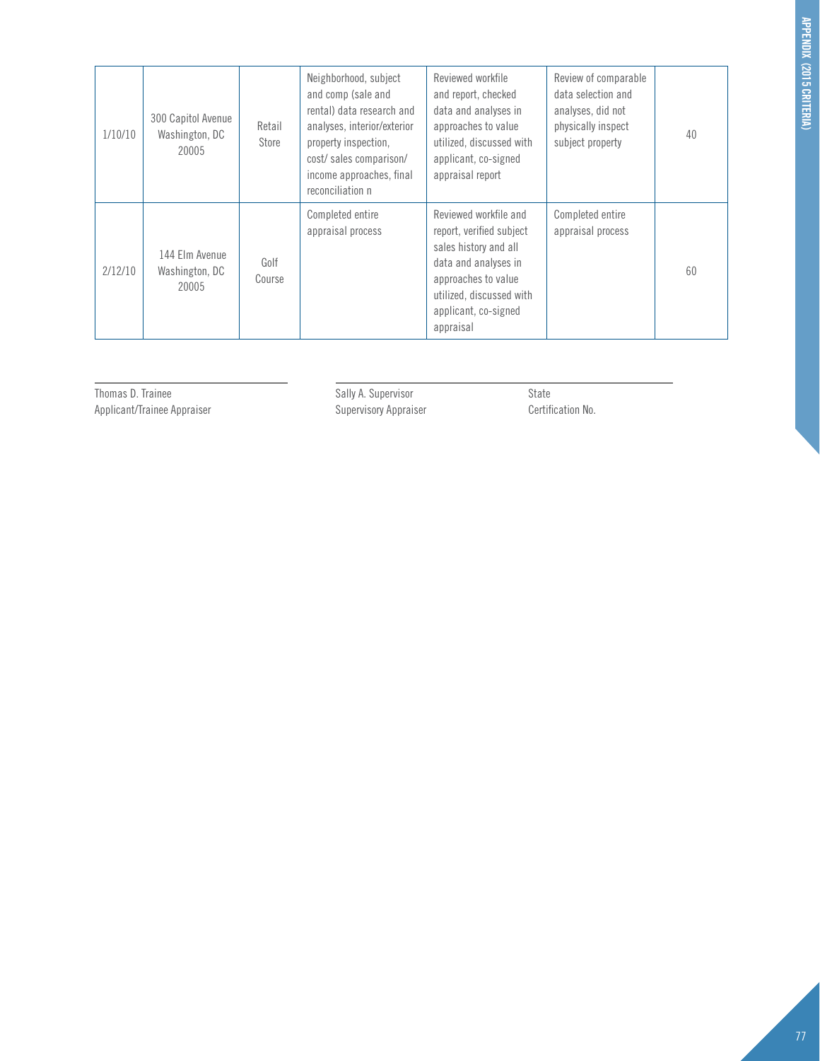| | | | | | | |
|---|---|---|---|---|---|---|
| 1/10/10 | 300 Capitol Avenue Washington, DC 20005 | Retail Store | Neighborhood, subject and comp (sale and rental) data research and analyses, interior/exterior property inspection, cost/ sales comparison/ income approaches, final reconciliation n | Reviewed workfile and report, checked data and analyses in approaches to value utilized, discussed with applicant, co-signed appraisal report | Review of comparable data selection and analyses, did not physically inspect subject property | 40 |
| 2/12/10 | 144 Elm Avenue Washington, DC 20005 | Golf Course | Completed entire appraisal process | Reviewed workfile and report, verified subject sales history and all data and analyses in approaches to value utilized, discussed with applicant, co-signed appraisal | Completed entire appraisal process | 60 |

Thomas D. Trainee
Applicant/Trainee Appraiser

Sally A. Supervisor
Supervisory Appraiser

State
Certification No.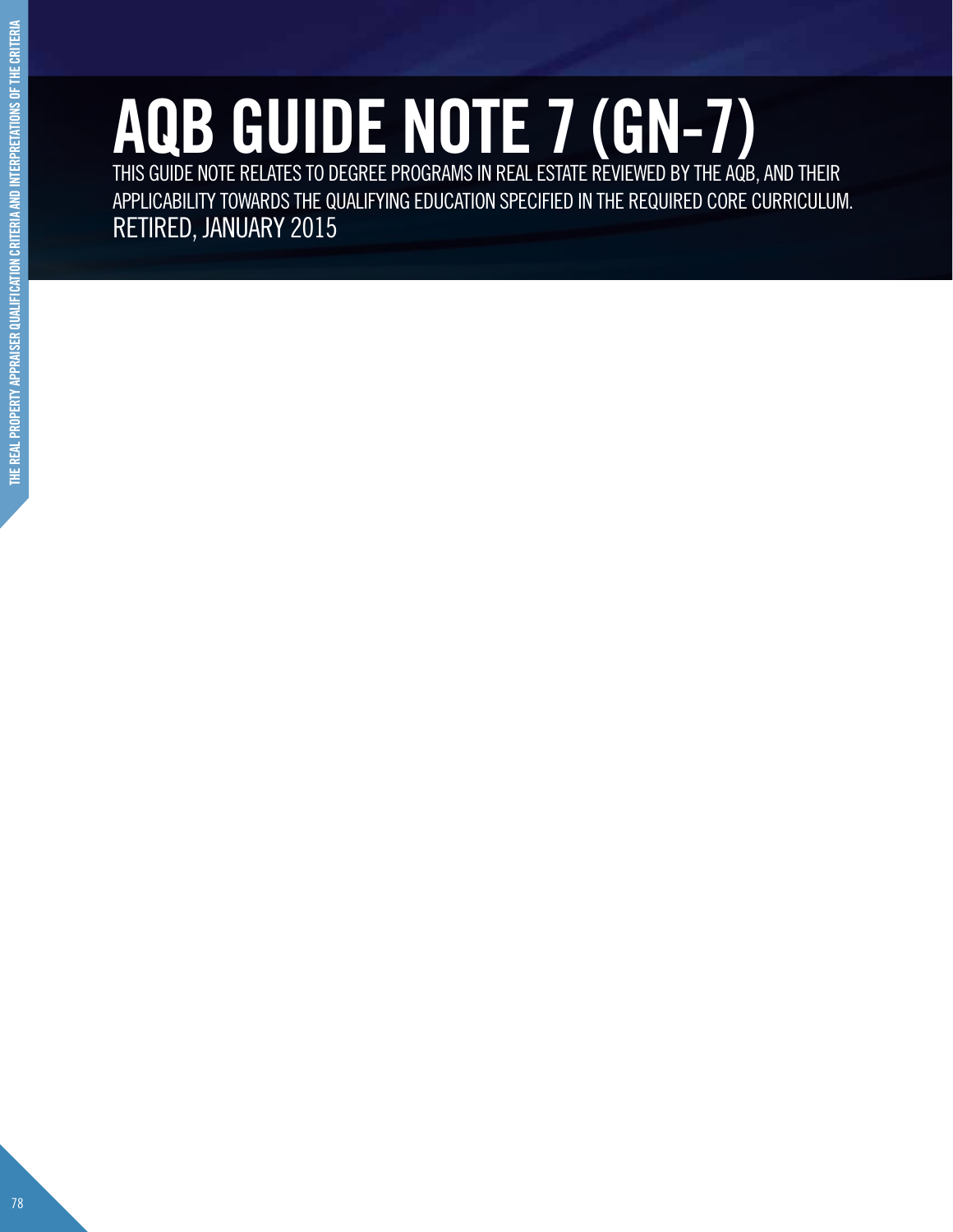# AQB GUIDE NOTE 7 (GN-7)

THIS GUIDE NOTE RELATES TO DEGREE PROGRAMS IN REAL ESTATE REVIEWED BY THE AQB, AND THEIR APPLICABILITY TOWARDS THE QUALIFYING EDUCATION SPECIFIED IN THE REQUIRED CORE CURRICULUM.

RETIRED, JANUARY 2015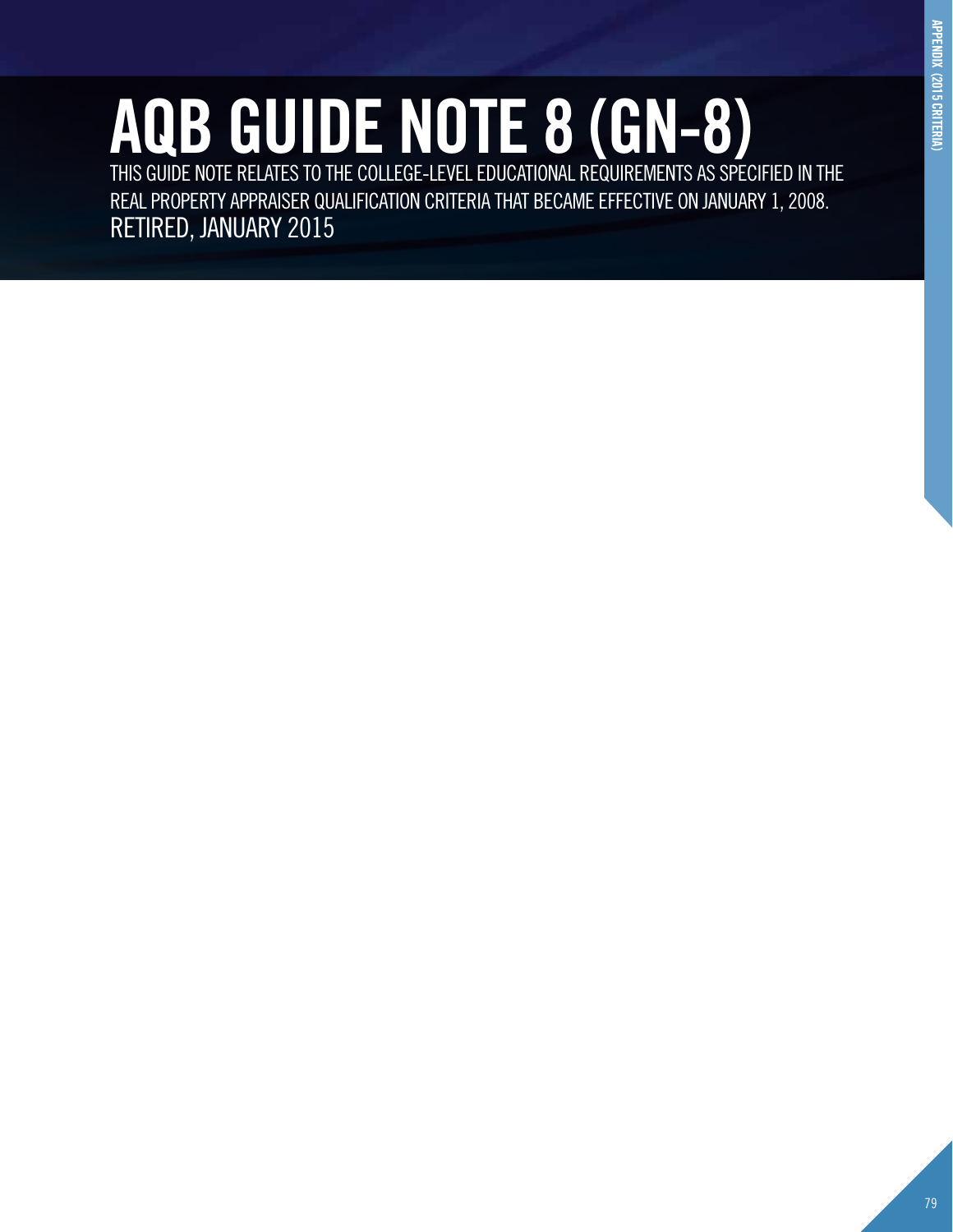# AQB GUIDE NOTE 8 (GN-8)

THIS GUIDE NOTE RELATES TO THE COLLEGE-LEVEL EDUCATIONAL REQUIREMENTS AS SPECIFIED IN THE REAL PROPERTY APPRAISER QUALIFICATION CRITERIA THAT BECAME EFFECTIVE ON JANUARY 1, 2008.

RETIRED, JANUARY 2015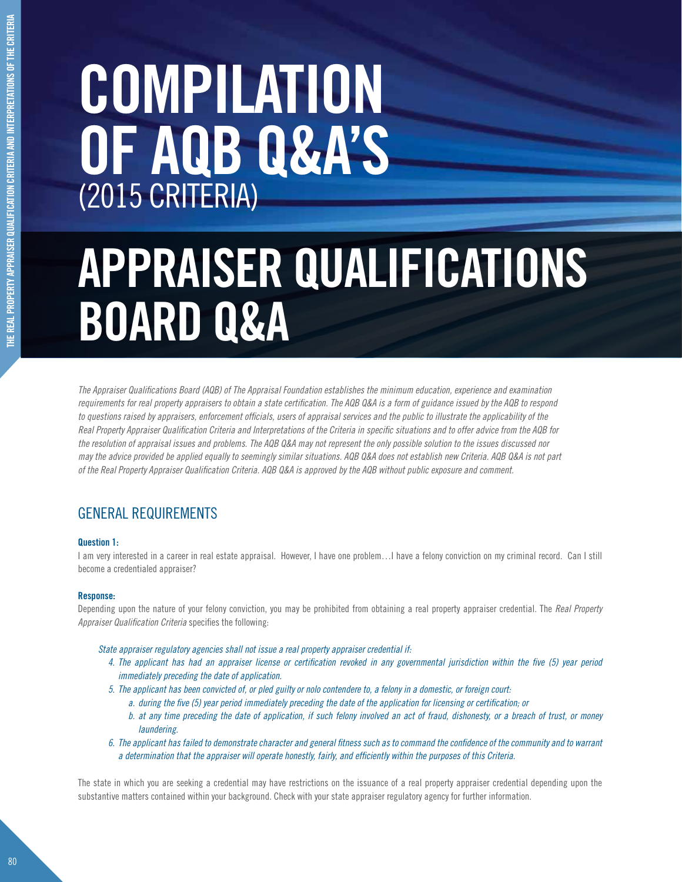# COMPILATION OF AQB Q&A'S (2015 CRITERIA)

# APPRAISER QUALIFICATIONS BOARD Q&A

*The Appraiser Qualifications Board (AQB) of The Appraisal Foundation establishes the minimum education, experience and examination requirements for real property appraisers to obtain a state certification. The AQB Q&A is a form of guidance issued by the AQB to respond to questions raised by appraisers, enforcement officials, users of appraisal services and the public to illustrate the applicability of the Real Property Appraiser Qualification Criteria and Interpretations of the Criteria in specific situations and to offer advice from the AQB for the resolution of appraisal issues and problems. The AQB Q&A may not represent the only possible solution to the issues discussed nor may the advice provided be applied equally to seemingly similar situations. AQB Q&A does not establish new Criteria. AQB Q&A is not part of the Real Property Appraiser Qualification Criteria. AQB Q&A is approved by the AQB without public exposure and comment.*

## GENERAL REQUIREMENTS

**Question 1:**

I am very interested in a career in real estate appraisal. However, I have one problem…I have a felony conviction on my criminal record. Can I still become a credentialed appraiser?

**Response:**

Depending upon the nature of your felony conviction, you may be prohibited from obtaining a real property appraiser credential. The *Real Property Appraiser Qualification Criteria* specifies the following:

*State appraiser regulatory agencies shall not issue a real property appraiser credential if:*

4. *The applicant has had an appraiser license or certification revoked in any governmental jurisdiction within the five (5) year period immediately preceding the date of application.*
5. *The applicant has been convicted of, or pled guilty or nolo contendere to, a felony in a domestic, or foreign court:*
   a. *during the five (5) year period immediately preceding the date of the application for licensing or certification; or*
   b. *at any time preceding the date of application, if such felony involved an act of fraud, dishonesty, or a breach of trust, or money laundering.*
6. *The applicant has failed to demonstrate character and general fitness such as to command the confidence of the community and to warrant a determination that the appraiser will operate honestly, fairly, and efficiently within the purposes of this Criteria.*

The state in which you are seeking a credential may have restrictions on the issuance of a real property appraiser credential depending upon the substantive matters contained within your background. Check with your state appraiser regulatory agency for further information.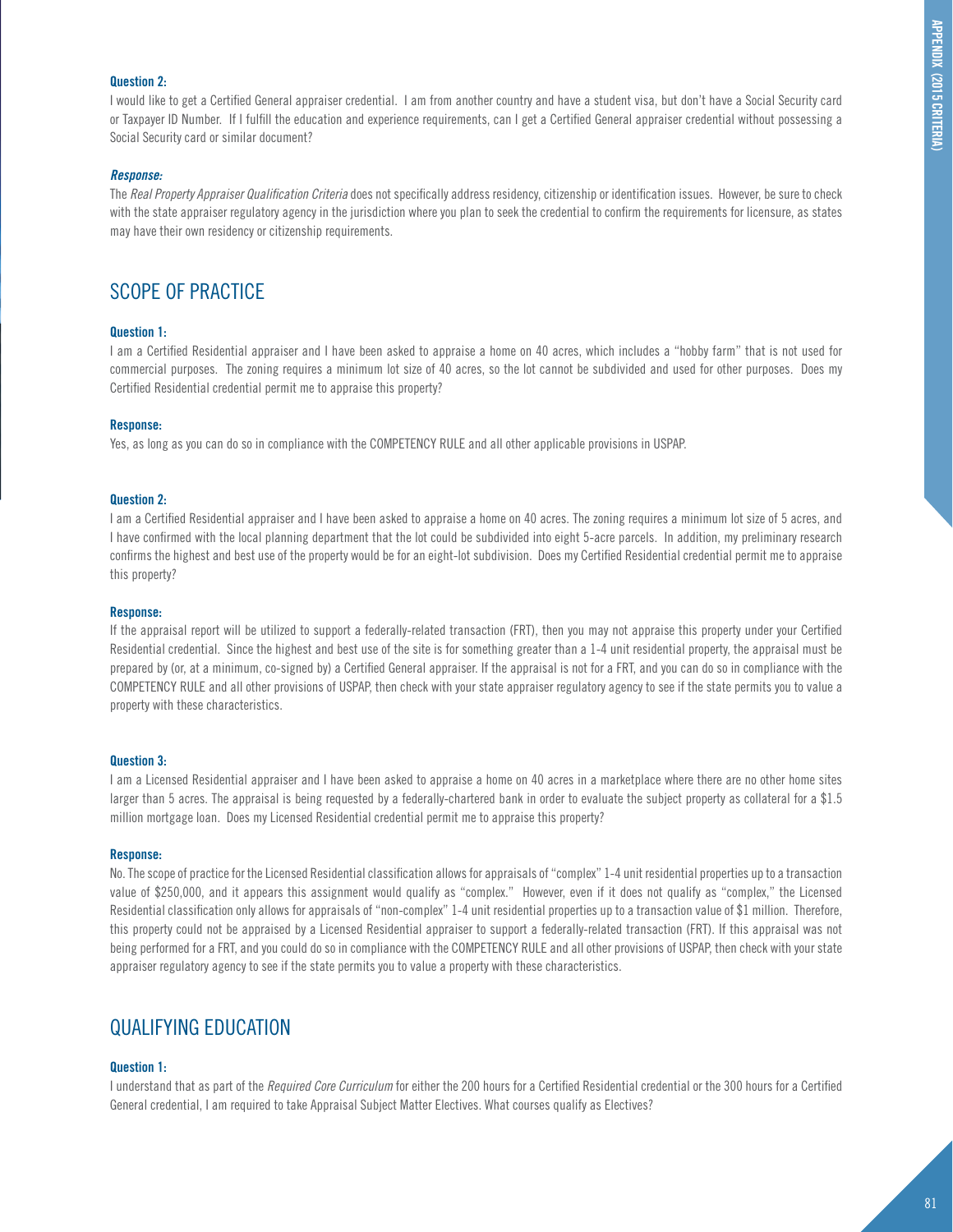**Question 2:**

I would like to get a Certified General appraiser credential. I am from another country and have a student visa, but don't have a Social Security card or Taxpayer ID Number. If I fulfill the education and experience requirements, can I get a Certified General appraiser credential without possessing a Social Security card or similar document?

***Response:***

The *Real Property Appraiser Qualification Criteria* does not specifically address residency, citizenship or identification issues. However, be sure to check with the state appraiser regulatory agency in the jurisdiction where you plan to seek the credential to confirm the requirements for licensure, as states may have their own residency or citizenship requirements.

## SCOPE OF PRACTICE

**Question 1:**

I am a Certified Residential appraiser and I have been asked to appraise a home on 40 acres, which includes a "hobby farm" that is not used for commercial purposes. The zoning requires a minimum lot size of 40 acres, so the lot cannot be subdivided and used for other purposes. Does my Certified Residential credential permit me to appraise this property?

**Response:**

Yes, as long as you can do so in compliance with the COMPETENCY RULE and all other applicable provisions in USPAP.

**Question 2:**

I am a Certified Residential appraiser and I have been asked to appraise a home on 40 acres. The zoning requires a minimum lot size of 5 acres, and I have confirmed with the local planning department that the lot could be subdivided into eight 5-acre parcels. In addition, my preliminary research confirms the highest and best use of the property would be for an eight-lot subdivision. Does my Certified Residential credential permit me to appraise this property?

**Response:**

If the appraisal report will be utilized to support a federally-related transaction (FRT), then you may not appraise this property under your Certified Residential credential. Since the highest and best use of the site is for something greater than a 1-4 unit residential property, the appraisal must be prepared by (or, at a minimum, co-signed by) a Certified General appraiser. If the appraisal is not for a FRT, and you can do so in compliance with the COMPETENCY RULE and all other provisions of USPAP, then check with your state appraiser regulatory agency to see if the state permits you to value a property with these characteristics.

**Question 3:**

I am a Licensed Residential appraiser and I have been asked to appraise a home on 40 acres in a marketplace where there are no other home sites larger than 5 acres. The appraisal is being requested by a federally-chartered bank in order to evaluate the subject property as collateral for a $1.5 million mortgage loan. Does my Licensed Residential credential permit me to appraise this property?

**Response:**

No. The scope of practice for the Licensed Residential classification allows for appraisals of "complex" 1-4 unit residential properties up to a transaction value of $250,000, and it appears this assignment would qualify as "complex." However, even if it does not qualify as "complex," the Licensed Residential classification only allows for appraisals of "non-complex" 1-4 unit residential properties up to a transaction value of $1 million. Therefore, this property could not be appraised by a Licensed Residential appraiser to support a federally-related transaction (FRT). If this appraisal was not being performed for a FRT, and you could do so in compliance with the COMPETENCY RULE and all other provisions of USPAP, then check with your state appraiser regulatory agency to see if the state permits you to value a property with these characteristics.

## QUALIFYING EDUCATION

**Question 1:**

I understand that as part of the *Required Core Curriculum* for either the 200 hours for a Certified Residential credential or the 300 hours for a Certified General credential, I am required to take Appraisal Subject Matter Electives. What courses qualify as Electives?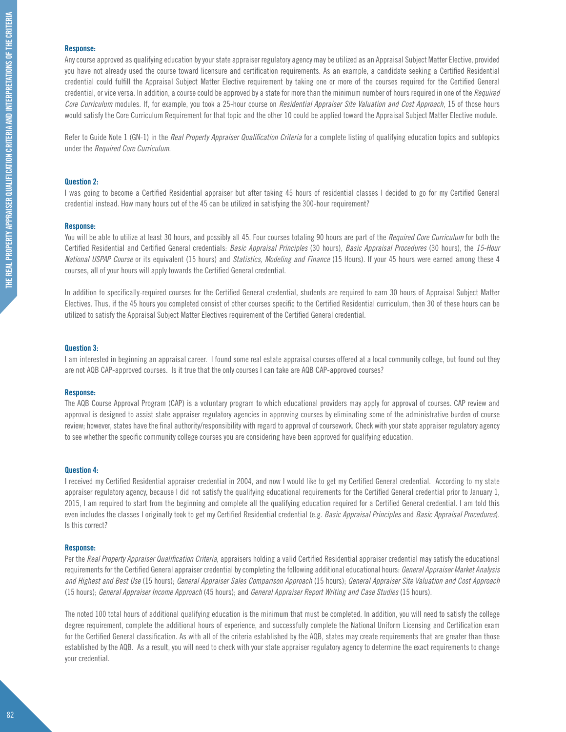**Response:**

Any course approved as qualifying education by your state appraiser regulatory agency may be utilized as an Appraisal Subject Matter Elective, provided you have not already used the course toward licensure and certification requirements. As an example, a candidate seeking a Certified Residential credential could fulfill the Appraisal Subject Matter Elective requirement by taking one or more of the courses required for the Certified General credential, or vice versa. In addition, a course could be approved by a state for more than the minimum number of hours required in one of the *Required Core Curriculum* modules. If, for example, you took a 25-hour course on *Residential Appraiser Site Valuation and Cost Approach*, 15 of those hours would satisfy the Core Curriculum Requirement for that topic and the other 10 could be applied toward the Appraisal Subject Matter Elective module.

Refer to Guide Note 1 (GN-1) in the *Real Property Appraiser Qualification Criteria* for a complete listing of qualifying education topics and subtopics under the *Required Core Curriculum*.

**Question 2:**

I was going to become a Certified Residential appraiser but after taking 45 hours of residential classes I decided to go for my Certified General credential instead. How many hours out of the 45 can be utilized in satisfying the 300-hour requirement?

**Response:**

You will be able to utilize at least 30 hours, and possibly all 45. Four courses totaling 90 hours are part of the *Required Core Curriculum* for both the Certified Residential and Certified General credentials: *Basic Appraisal Principles* (30 hours), *Basic Appraisal Procedures* (30 hours), the *15-Hour National USPAP Course* or its equivalent (15 hours) and *Statistics, Modeling and Finance* (15 Hours). If your 45 hours were earned among these 4 courses, all of your hours will apply towards the Certified General credential.

In addition to specifically-required courses for the Certified General credential, students are required to earn 30 hours of Appraisal Subject Matter Electives. Thus, if the 45 hours you completed consist of other courses specific to the Certified Residential curriculum, then 30 of these hours can be utilized to satisfy the Appraisal Subject Matter Electives requirement of the Certified General credential.

**Question 3:**

I am interested in beginning an appraisal career. I found some real estate appraisal courses offered at a local community college, but found out they are not AQB CAP-approved courses. Is it true that the only courses I can take are AQB CAP-approved courses?

**Response:**

The AQB Course Approval Program (CAP) is a voluntary program to which educational providers may apply for approval of courses. CAP review and approval is designed to assist state appraiser regulatory agencies in approving courses by eliminating some of the administrative burden of course review; however, states have the final authority/responsibility with regard to approval of coursework. Check with your state appraiser regulatory agency to see whether the specific community college courses you are considering have been approved for qualifying education.

**Question 4:**

I received my Certified Residential appraiser credential in 2004, and now I would like to get my Certified General credential. According to my state appraiser regulatory agency, because I did not satisfy the qualifying educational requirements for the Certified General credential prior to January 1, 2015, I am required to start from the beginning and complete all the qualifying education required for a Certified General credential. I am told this even includes the classes I originally took to get my Certified Residential credential (e.g. *Basic Appraisal Principles* and *Basic Appraisal Procedures*). Is this correct?

**Response:**

Per the *Real Property Appraiser Qualification Criteria*, appraisers holding a valid Certified Residential appraiser credential may satisfy the educational requirements for the Certified General appraiser credential by completing the following additional educational hours: *General Appraiser Market Analysis and Highest and Best Use* (15 hours); *General Appraiser Sales Comparison Approach* (15 hours); *General Appraiser Site Valuation and Cost Approach* (15 hours); *General Appraiser Income Approach* (45 hours); and *General Appraiser Report Writing and Case Studies* (15 hours).

The noted 100 total hours of additional qualifying education is the minimum that must be completed. In addition, you will need to satisfy the college degree requirement, complete the additional hours of experience, and successfully complete the National Uniform Licensing and Certification exam for the Certified General classification. As with all of the criteria established by the AQB, states may create requirements that are greater than those established by the AQB. As a result, you will need to check with your state appraiser regulatory agency to determine the exact requirements to change your credential.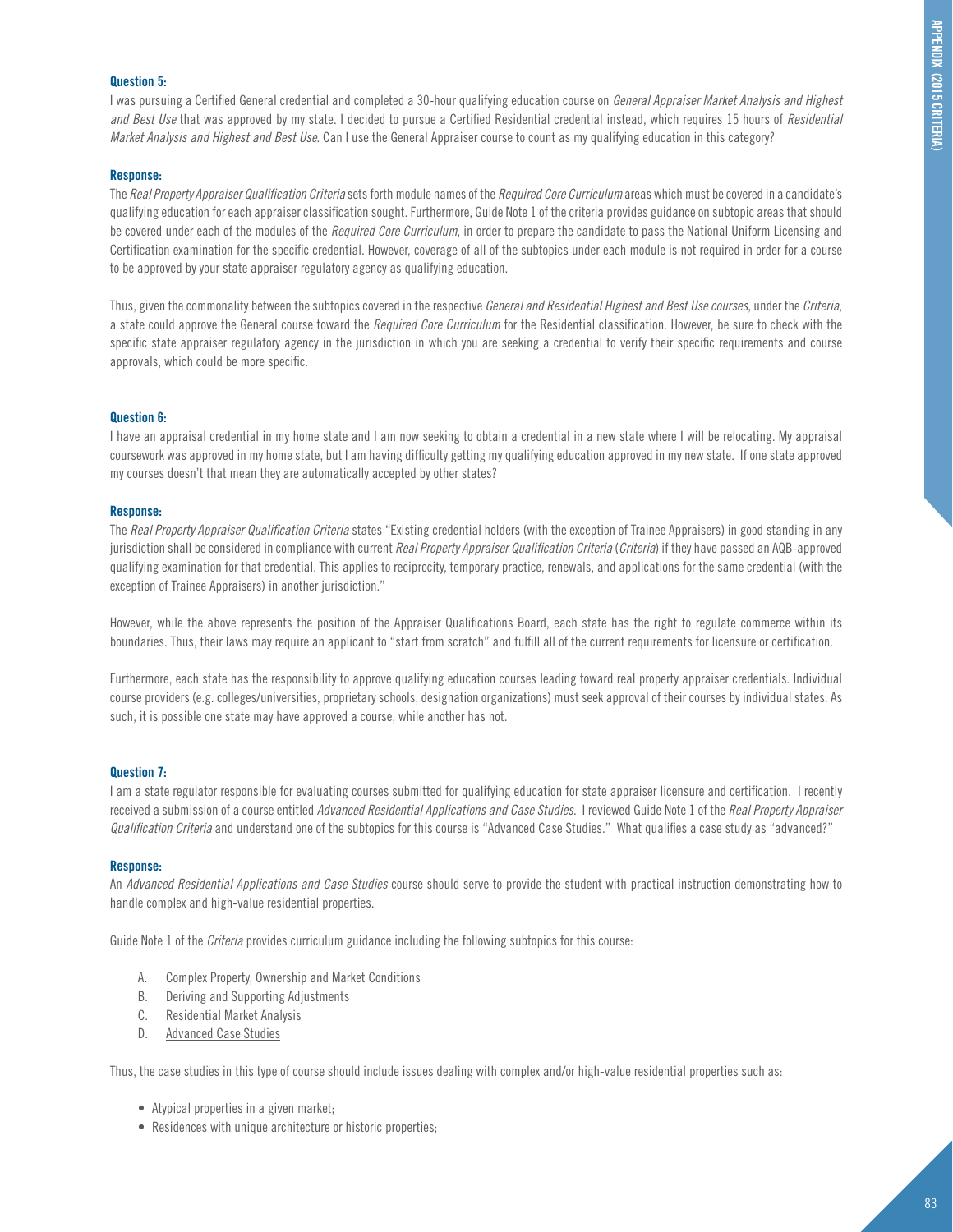**Question 5:**

I was pursuing a Certified General credential and completed a 30-hour qualifying education course on *General Appraiser Market Analysis and Highest and Best Use* that was approved by my state. I decided to pursue a Certified Residential credential instead, which requires 15 hours of *Residential Market Analysis and Highest and Best Use*. Can I use the General Appraiser course to count as my qualifying education in this category?

**Response:**

The *Real Property Appraiser Qualification Criteria* sets forth module names of the *Required Core Curriculum* areas which must be covered in a candidate's qualifying education for each appraiser classification sought. Furthermore, Guide Note 1 of the criteria provides guidance on subtopic areas that should be covered under each of the modules of the *Required Core Curriculum*, in order to prepare the candidate to pass the National Uniform Licensing and Certification examination for the specific credential. However, coverage of all of the subtopics under each module is not required in order for a course to be approved by your state appraiser regulatory agency as qualifying education.

Thus, given the commonality between the subtopics covered in the respective *General and Residential Highest and Best Use courses*, under the *Criteria*, a state could approve the General course toward the *Required Core Curriculum* for the Residential classification. However, be sure to check with the specific state appraiser regulatory agency in the jurisdiction in which you are seeking a credential to verify their specific requirements and course approvals, which could be more specific.

**Question 6:**

I have an appraisal credential in my home state and I am now seeking to obtain a credential in a new state where I will be relocating. My appraisal coursework was approved in my home state, but I am having difficulty getting my qualifying education approved in my new state. If one state approved my courses doesn't that mean they are automatically accepted by other states?

**Response:**

The *Real Property Appraiser Qualification Criteria* states "Existing credential holders (with the exception of Trainee Appraisers) in good standing in any jurisdiction shall be considered in compliance with current *Real Property Appraiser Qualification Criteria* (*Criteria*) if they have passed an AQB-approved qualifying examination for that credential. This applies to reciprocity, temporary practice, renewals, and applications for the same credential (with the exception of Trainee Appraisers) in another jurisdiction."

However, while the above represents the position of the Appraiser Qualifications Board, each state has the right to regulate commerce within its boundaries. Thus, their laws may require an applicant to "start from scratch" and fulfill all of the current requirements for licensure or certification.

Furthermore, each state has the responsibility to approve qualifying education courses leading toward real property appraiser credentials. Individual course providers (e.g. colleges/universities, proprietary schools, designation organizations) must seek approval of their courses by individual states. As such, it is possible one state may have approved a course, while another has not.

**Question 7:**

I am a state regulator responsible for evaluating courses submitted for qualifying education for state appraiser licensure and certification. I recently received a submission of a course entitled *Advanced Residential Applications and Case Studies*. I reviewed Guide Note 1 of the *Real Property Appraiser Qualification Criteria* and understand one of the subtopics for this course is "Advanced Case Studies." What qualifies a case study as "advanced?"

**Response:**

An *Advanced Residential Applications and Case Studies* course should serve to provide the student with practical instruction demonstrating how to handle complex and high-value residential properties.

Guide Note 1 of the *Criteria* provides curriculum guidance including the following subtopics for this course:

A. Complex Property, Ownership and Market Conditions
B. Deriving and Supporting Adjustments
C. Residential Market Analysis
D. <u>Advanced Case Studies</u>

Thus, the case studies in this type of course should include issues dealing with complex and/or high-value residential properties such as:

- Atypical properties in a given market;
- Residences with unique architecture or historic properties;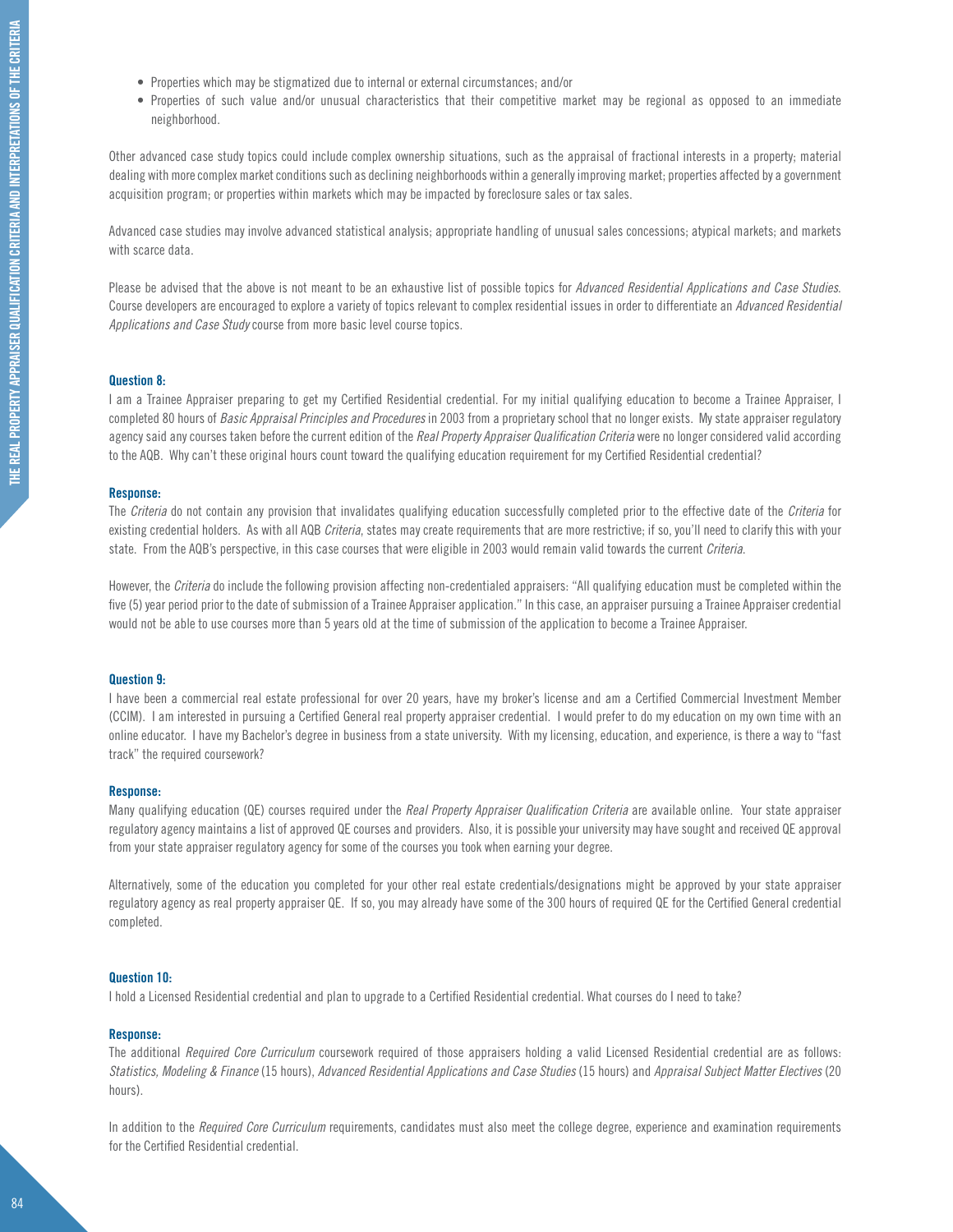- Properties which may be stigmatized due to internal or external circumstances; and/or
- Properties of such value and/or unusual characteristics that their competitive market may be regional as opposed to an immediate neighborhood.

Other advanced case study topics could include complex ownership situations, such as the appraisal of fractional interests in a property; material dealing with more complex market conditions such as declining neighborhoods within a generally improving market; properties affected by a government acquisition program; or properties within markets which may be impacted by foreclosure sales or tax sales.

Advanced case studies may involve advanced statistical analysis; appropriate handling of unusual sales concessions; atypical markets; and markets with scarce data.

Please be advised that the above is not meant to be an exhaustive list of possible topics for *Advanced Residential Applications and Case Studies*. Course developers are encouraged to explore a variety of topics relevant to complex residential issues in order to differentiate an *Advanced Residential Applications and Case Study* course from more basic level course topics.

**Question 8:**

I am a Trainee Appraiser preparing to get my Certified Residential credential. For my initial qualifying education to become a Trainee Appraiser, I completed 80 hours of *Basic Appraisal Principles and Procedures* in 2003 from a proprietary school that no longer exists. My state appraiser regulatory agency said any courses taken before the current edition of the *Real Property Appraiser Qualification Criteria* were no longer considered valid according to the AQB. Why can't these original hours count toward the qualifying education requirement for my Certified Residential credential?

**Response:**

The *Criteria* do not contain any provision that invalidates qualifying education successfully completed prior to the effective date of the *Criteria* for existing credential holders. As with all AQB *Criteria*, states may create requirements that are more restrictive; if so, you'll need to clarify this with your state. From the AQB's perspective, in this case courses that were eligible in 2003 would remain valid towards the current *Criteria*.

However, the *Criteria* do include the following provision affecting non-credentialed appraisers: "All qualifying education must be completed within the five (5) year period prior to the date of submission of a Trainee Appraiser application." In this case, an appraiser pursuing a Trainee Appraiser credential would not be able to use courses more than 5 years old at the time of submission of the application to become a Trainee Appraiser.

**Question 9:**

I have been a commercial real estate professional for over 20 years, have my broker's license and am a Certified Commercial Investment Member (CCIM). I am interested in pursuing a Certified General real property appraiser credential. I would prefer to do my education on my own time with an online educator. I have my Bachelor's degree in business from a state university. With my licensing, education, and experience, is there a way to "fast track" the required coursework?

**Response:**

Many qualifying education (QE) courses required under the *Real Property Appraiser Qualification Criteria* are available online. Your state appraiser regulatory agency maintains a list of approved QE courses and providers. Also, it is possible your university may have sought and received QE approval from your state appraiser regulatory agency for some of the courses you took when earning your degree.

Alternatively, some of the education you completed for your other real estate credentials/designations might be approved by your state appraiser regulatory agency as real property appraiser QE. If so, you may already have some of the 300 hours of required QE for the Certified General credential completed.

**Question 10:**

I hold a Licensed Residential credential and plan to upgrade to a Certified Residential credential. What courses do I need to take?

**Response:**

The additional *Required Core Curriculum* coursework required of those appraisers holding a valid Licensed Residential credential are as follows: *Statistics, Modeling & Finance* (15 hours), *Advanced Residential Applications and Case Studies* (15 hours) and *Appraisal Subject Matter Electives* (20 hours).

In addition to the *Required Core Curriculum* requirements, candidates must also meet the college degree, experience and examination requirements for the Certified Residential credential.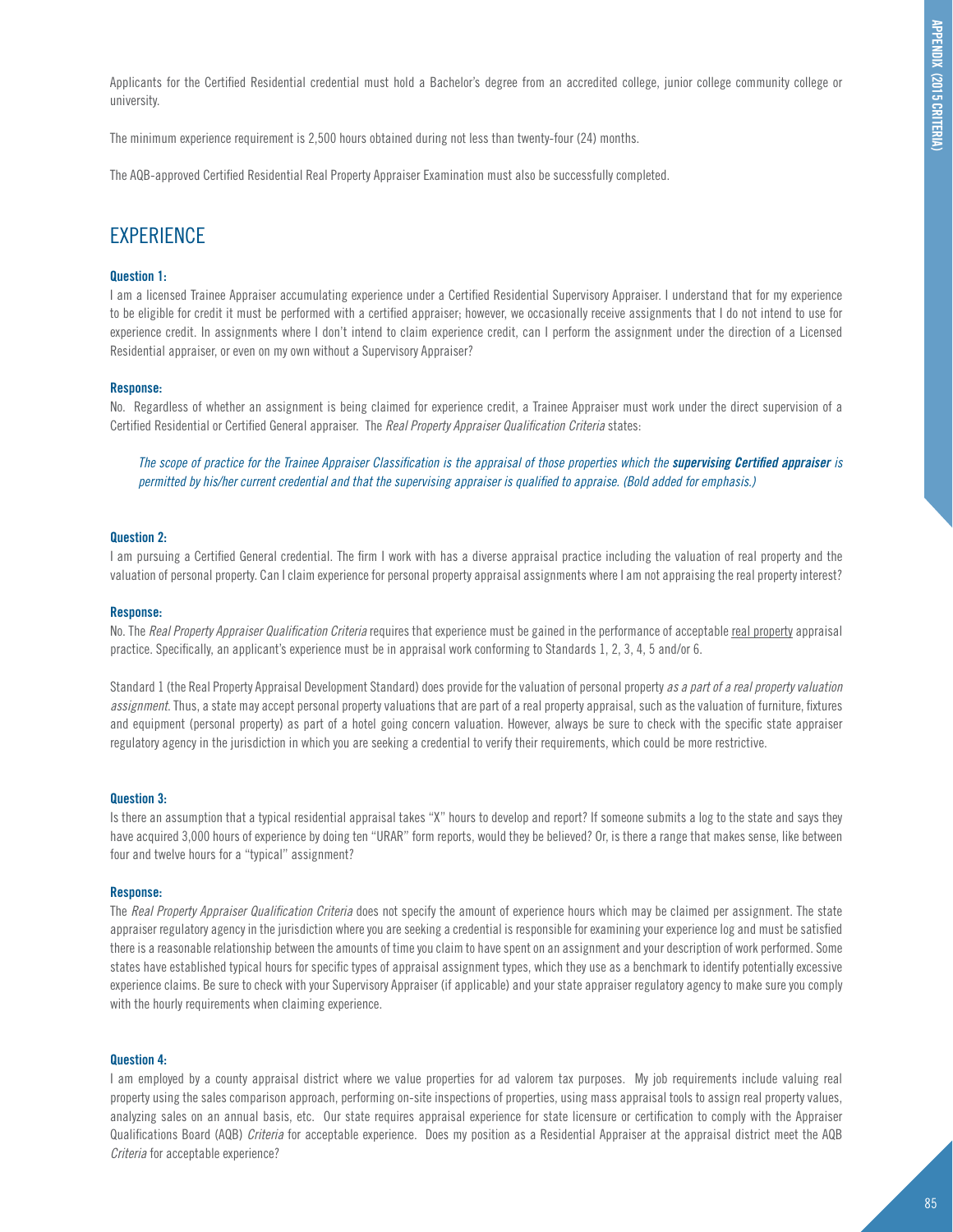Applicants for the Certified Residential credential must hold a Bachelor's degree from an accredited college, junior college community college or university.

The minimum experience requirement is 2,500 hours obtained during not less than twenty-four (24) months.

The AQB-approved Certified Residential Real Property Appraiser Examination must also be successfully completed.

## EXPERIENCE

**Question 1:**

I am a licensed Trainee Appraiser accumulating experience under a Certified Residential Supervisory Appraiser. I understand that for my experience to be eligible for credit it must be performed with a certified appraiser; however, we occasionally receive assignments that I do not intend to use for experience credit. In assignments where I don't intend to claim experience credit, can I perform the assignment under the direction of a Licensed Residential appraiser, or even on my own without a Supervisory Appraiser?

**Response:**

No. Regardless of whether an assignment is being claimed for experience credit, a Trainee Appraiser must work under the direct supervision of a Certified Residential or Certified General appraiser. The *Real Property Appraiser Qualification Criteria* states:

> *The scope of practice for the Trainee Appraiser Classification is the appraisal of those properties which the **supervising Certified appraiser** is permitted by his/her current credential and that the supervising appraiser is qualified to appraise. (Bold added for emphasis.)*

**Question 2:**

I am pursuing a Certified General credential. The firm I work with has a diverse appraisal practice including the valuation of real property and the valuation of personal property. Can I claim experience for personal property appraisal assignments where I am not appraising the real property interest?

**Response:**

No. The *Real Property Appraiser Qualification Criteria* requires that experience must be gained in the performance of acceptable real property appraisal practice. Specifically, an applicant's experience must be in appraisal work conforming to Standards 1, 2, 3, 4, 5 and/or 6.

Standard 1 (the Real Property Appraisal Development Standard) does provide for the valuation of personal property *as a part of a real property valuation assignment*. Thus, a state may accept personal property valuations that are part of a real property appraisal, such as the valuation of furniture, fixtures and equipment (personal property) as part of a hotel going concern valuation. However, always be sure to check with the specific state appraiser regulatory agency in the jurisdiction in which you are seeking a credential to verify their requirements, which could be more restrictive.

**Question 3:**

Is there an assumption that a typical residential appraisal takes "X" hours to develop and report? If someone submits a log to the state and says they have acquired 3,000 hours of experience by doing ten "URAR" form reports, would they be believed? Or, is there a range that makes sense, like between four and twelve hours for a "typical" assignment?

**Response:**

The *Real Property Appraiser Qualification Criteria* does not specify the amount of experience hours which may be claimed per assignment. The state appraiser regulatory agency in the jurisdiction where you are seeking a credential is responsible for examining your experience log and must be satisfied there is a reasonable relationship between the amounts of time you claim to have spent on an assignment and your description of work performed. Some states have established typical hours for specific types of appraisal assignment types, which they use as a benchmark to identify potentially excessive experience claims. Be sure to check with your Supervisory Appraiser (if applicable) and your state appraiser regulatory agency to make sure you comply with the hourly requirements when claiming experience.

**Question 4:**

I am employed by a county appraisal district where we value properties for ad valorem tax purposes. My job requirements include valuing real property using the sales comparison approach, performing on-site inspections of properties, using mass appraisal tools to assign real property values, analyzing sales on an annual basis, etc. Our state requires appraisal experience for state licensure or certification to comply with the Appraiser Qualifications Board (AQB) *Criteria* for acceptable experience. Does my position as a Residential Appraiser at the appraisal district meet the AQB *Criteria* for acceptable experience?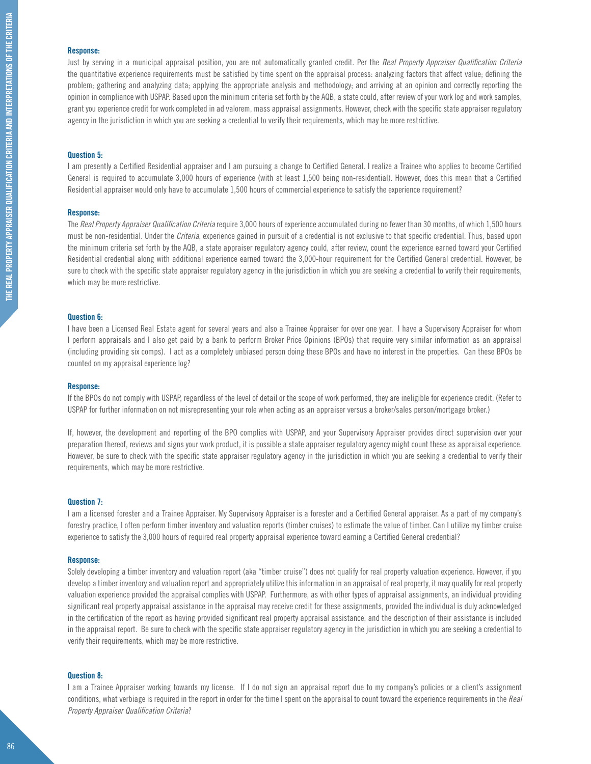#### Response:

Just by serving in a municipal appraisal position, you are not automatically granted credit. Per the *Real Property Appraiser Qualification Criteria* the quantitative experience requirements must be satisfied by time spent on the appraisal process: analyzing factors that affect value; defining the problem; gathering and analyzing data; applying the appropriate analysis and methodology; and arriving at an opinion and correctly reporting the opinion in compliance with USPAP. Based upon the minimum criteria set forth by the AQB, a state could, after review of your work log and work samples, grant you experience credit for work completed in ad valorem, mass appraisal assignments. However, check with the specific state appraiser regulatory agency in the jurisdiction in which you are seeking a credential to verify their requirements, which may be more restrictive.

#### Question 5:

I am presently a Certified Residential appraiser and I am pursuing a change to Certified General. I realize a Trainee who applies to become Certified General is required to accumulate 3,000 hours of experience (with at least 1,500 being non-residential). However, does this mean that a Certified Residential appraiser would only have to accumulate 1,500 hours of commercial experience to satisfy the experience requirement?

#### Response:

The *Real Property Appraiser Qualification Criteria* require 3,000 hours of experience accumulated during no fewer than 30 months, of which 1,500 hours must be non-residential. Under the *Criteria*, experience gained in pursuit of a credential is not exclusive to that specific credential. Thus, based upon the minimum criteria set forth by the AQB, a state appraiser regulatory agency could, after review, count the experience earned toward your Certified Residential credential along with additional experience earned toward the 3,000-hour requirement for the Certified General credential. However, be sure to check with the specific state appraiser regulatory agency in the jurisdiction in which you are seeking a credential to verify their requirements, which may be more restrictive.

#### Question 6:

I have been a Licensed Real Estate agent for several years and also a Trainee Appraiser for over one year. I have a Supervisory Appraiser for whom I perform appraisals and I also get paid by a bank to perform Broker Price Opinions (BPOs) that require very similar information as an appraisal (including providing six comps). I act as a completely unbiased person doing these BPOs and have no interest in the properties. Can these BPOs be counted on my appraisal experience log?

#### Response:

If the BPOs do not comply with USPAP, regardless of the level of detail or the scope of work performed, they are ineligible for experience credit. (Refer to USPAP for further information on not misrepresenting your role when acting as an appraiser versus a broker/sales person/mortgage broker.)

If, however, the development and reporting of the BPO complies with USPAP, and your Supervisory Appraiser provides direct supervision over your preparation thereof, reviews and signs your work product, it is possible a state appraiser regulatory agency might count these as appraisal experience. However, be sure to check with the specific state appraiser regulatory agency in the jurisdiction in which you are seeking a credential to verify their requirements, which may be more restrictive.

#### Question 7:

I am a licensed forester and a Trainee Appraiser. My Supervisory Appraiser is a forester and a Certified General appraiser. As a part of my company's forestry practice, I often perform timber inventory and valuation reports (timber cruises) to estimate the value of timber. Can I utilize my timber cruise experience to satisfy the 3,000 hours of required real property appraisal experience toward earning a Certified General credential?

#### Response:

Solely developing a timber inventory and valuation report (aka "timber cruise") does not qualify for real property valuation experience. However, if you develop a timber inventory and valuation report and appropriately utilize this information in an appraisal of real property, it may qualify for real property valuation experience provided the appraisal complies with USPAP. Furthermore, as with other types of appraisal assignments, an individual providing significant real property appraisal assistance in the appraisal may receive credit for these assignments, provided the individual is duly acknowledged in the certification of the report as having provided significant real property appraisal assistance, and the description of their assistance is included in the appraisal report. Be sure to check with the specific state appraiser regulatory agency in the jurisdiction in which you are seeking a credential to verify their requirements, which may be more restrictive.

#### Question 8:

I am a Trainee Appraiser working towards my license. If I do not sign an appraisal report due to my company's policies or a client's assignment conditions, what verbiage is required in the report in order for the time I spent on the appraisal to count toward the experience requirements in the *Real Property Appraiser Qualification Criteria*?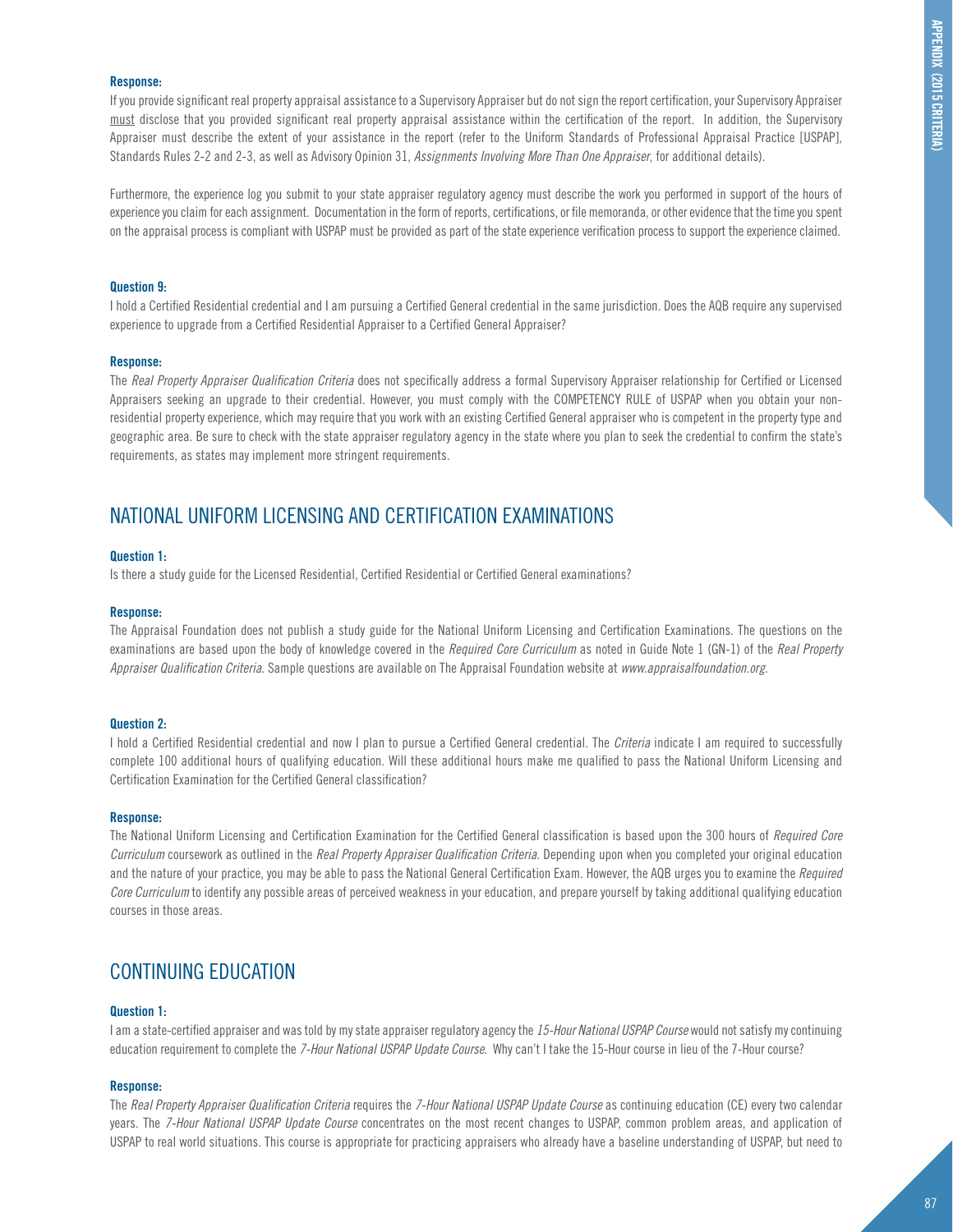**Response:**

If you provide significant real property appraisal assistance to a Supervisory Appraiser but do not sign the report certification, your Supervisory Appraiser must disclose that you provided significant real property appraisal assistance within the certification of the report. In addition, the Supervisory Appraiser must describe the extent of your assistance in the report (refer to the Uniform Standards of Professional Appraisal Practice [USPAP], Standards Rules 2-2 and 2-3, as well as Advisory Opinion 31, *Assignments Involving More Than One Appraiser*, for additional details).

Furthermore, the experience log you submit to your state appraiser regulatory agency must describe the work you performed in support of the hours of experience you claim for each assignment. Documentation in the form of reports, certifications, or file memoranda, or other evidence that the time you spent on the appraisal process is compliant with USPAP must be provided as part of the state experience verification process to support the experience claimed.

**Question 9:**

I hold a Certified Residential credential and I am pursuing a Certified General credential in the same jurisdiction. Does the AQB require any supervised experience to upgrade from a Certified Residential Appraiser to a Certified General Appraiser?

**Response:**

The *Real Property Appraiser Qualification Criteria* does not specifically address a formal Supervisory Appraiser relationship for Certified or Licensed Appraisers seeking an upgrade to their credential. However, you must comply with the COMPETENCY RULE of USPAP when you obtain your non-residential property experience, which may require that you work with an existing Certified General appraiser who is competent in the property type and geographic area. Be sure to check with the state appraiser regulatory agency in the state where you plan to seek the credential to confirm the state's requirements, as states may implement more stringent requirements.

## NATIONAL UNIFORM LICENSING AND CERTIFICATION EXAMINATIONS

**Question 1:**

Is there a study guide for the Licensed Residential, Certified Residential or Certified General examinations?

**Response:**

The Appraisal Foundation does not publish a study guide for the National Uniform Licensing and Certification Examinations. The questions on the examinations are based upon the body of knowledge covered in the *Required Core Curriculum* as noted in Guide Note 1 (GN-1) of the *Real Property Appraiser Qualification Criteria*. Sample questions are available on The Appraisal Foundation website at *www.appraisalfoundation.org*.

**Question 2:**

I hold a Certified Residential credential and now I plan to pursue a Certified General credential. The *Criteria* indicate I am required to successfully complete 100 additional hours of qualifying education. Will these additional hours make me qualified to pass the National Uniform Licensing and Certification Examination for the Certified General classification?

**Response:**

The National Uniform Licensing and Certification Examination for the Certified General classification is based upon the 300 hours of *Required Core Curriculum* coursework as outlined in the *Real Property Appraiser Qualification Criteria*. Depending upon when you completed your original education and the nature of your practice, you may be able to pass the National General Certification Exam. However, the AQB urges you to examine the *Required Core Curriculum* to identify any possible areas of perceived weakness in your education, and prepare yourself by taking additional qualifying education courses in those areas.

## CONTINUING EDUCATION

**Question 1:**

I am a state-certified appraiser and was told by my state appraiser regulatory agency the *15-Hour National USPAP Course* would not satisfy my continuing education requirement to complete the *7-Hour National USPAP Update Course*. Why can't I take the 15-Hour course in lieu of the 7-Hour course?

**Response:**

The *Real Property Appraiser Qualification Criteria* requires the *7-Hour National USPAP Update Course* as continuing education (CE) every two calendar years. The *7-Hour National USPAP Update Course* concentrates on the most recent changes to USPAP, common problem areas, and application of USPAP to real world situations. This course is appropriate for practicing appraisers who already have a baseline understanding of USPAP, but need to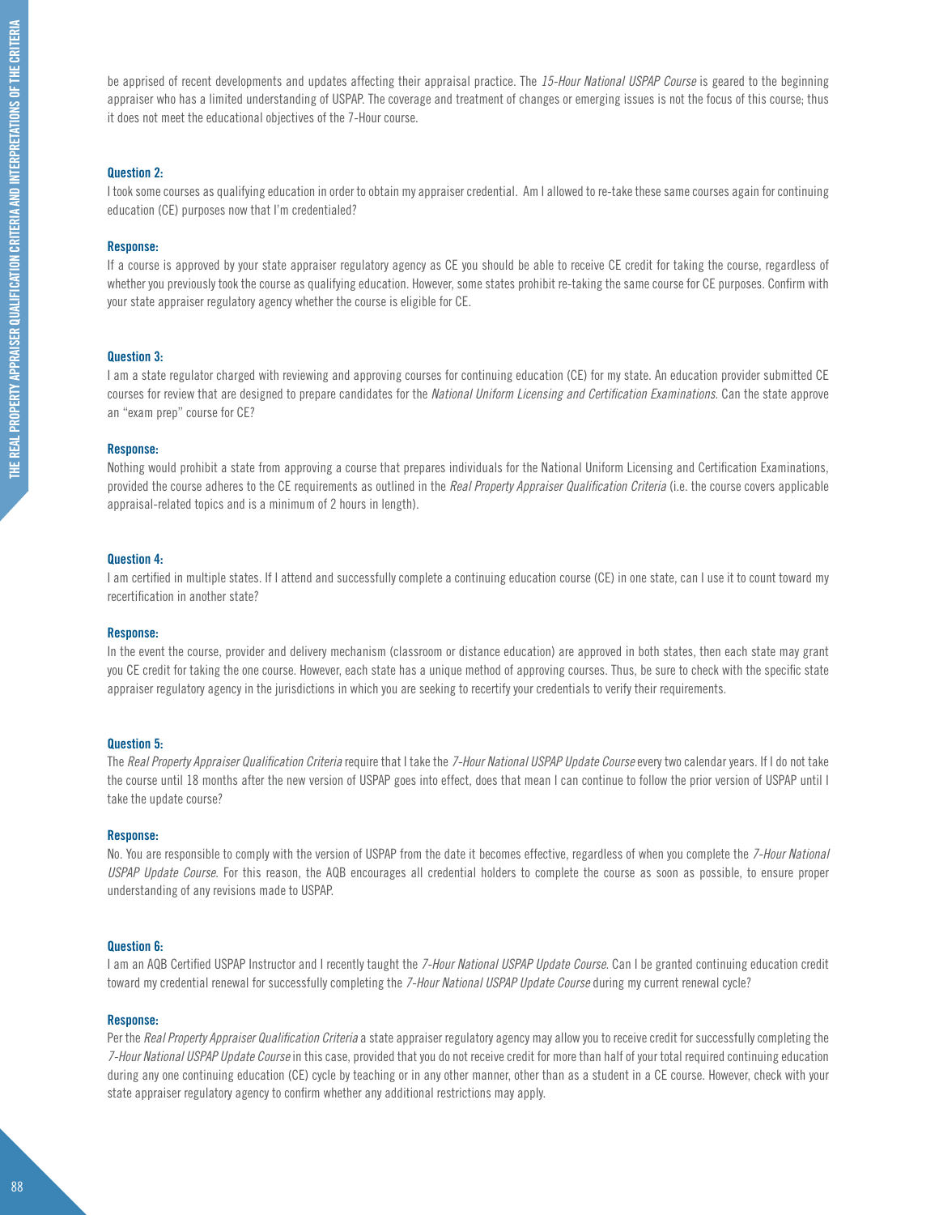be apprised of recent developments and updates affecting their appraisal practice. The *15-Hour National USPAP Course* is geared to the beginning appraiser who has a limited understanding of USPAP. The coverage and treatment of changes or emerging issues is not the focus of this course; thus it does not meet the educational objectives of the 7-Hour course.

**Question 2:**

I took some courses as qualifying education in order to obtain my appraiser credential. Am I allowed to re-take these same courses again for continuing education (CE) purposes now that I'm credentialed?

**Response:**

If a course is approved by your state appraiser regulatory agency as CE you should be able to receive CE credit for taking the course, regardless of whether you previously took the course as qualifying education. However, some states prohibit re-taking the same course for CE purposes. Confirm with your state appraiser regulatory agency whether the course is eligible for CE.

**Question 3:**

I am a state regulator charged with reviewing and approving courses for continuing education (CE) for my state. An education provider submitted CE courses for review that are designed to prepare candidates for the *National Uniform Licensing and Certification Examinations*. Can the state approve an "exam prep" course for CE?

**Response:**

Nothing would prohibit a state from approving a course that prepares individuals for the National Uniform Licensing and Certification Examinations, provided the course adheres to the CE requirements as outlined in the *Real Property Appraiser Qualification Criteria* (i.e. the course covers applicable appraisal-related topics and is a minimum of 2 hours in length).

**Question 4:**

I am certified in multiple states. If I attend and successfully complete a continuing education course (CE) in one state, can I use it to count toward my recertification in another state?

**Response:**

In the event the course, provider and delivery mechanism (classroom or distance education) are approved in both states, then each state may grant you CE credit for taking the one course. However, each state has a unique method of approving courses. Thus, be sure to check with the specific state appraiser regulatory agency in the jurisdictions in which you are seeking to recertify your credentials to verify their requirements.

**Question 5:**

The *Real Property Appraiser Qualification Criteria* require that I take the *7-Hour National USPAP Update Course* every two calendar years. If I do not take the course until 18 months after the new version of USPAP goes into effect, does that mean I can continue to follow the prior version of USPAP until I take the update course?

**Response:**

No. You are responsible to comply with the version of USPAP from the date it becomes effective, regardless of when you complete the *7-Hour National USPAP Update Course*. For this reason, the AQB encourages all credential holders to complete the course as soon as possible, to ensure proper understanding of any revisions made to USPAP.

**Question 6:**

I am an AQB Certified USPAP Instructor and I recently taught the *7-Hour National USPAP Update Course*. Can I be granted continuing education credit toward my credential renewal for successfully completing the *7-Hour National USPAP Update Course* during my current renewal cycle?

**Response:**

Per the *Real Property Appraiser Qualification Criteria* a state appraiser regulatory agency may allow you to receive credit for successfully completing the *7-Hour National USPAP Update Course* in this case, provided that you do not receive credit for more than half of your total required continuing education during any one continuing education (CE) cycle by teaching or in any other manner, other than as a student in a CE course. However, check with your state appraiser regulatory agency to confirm whether any additional restrictions may apply.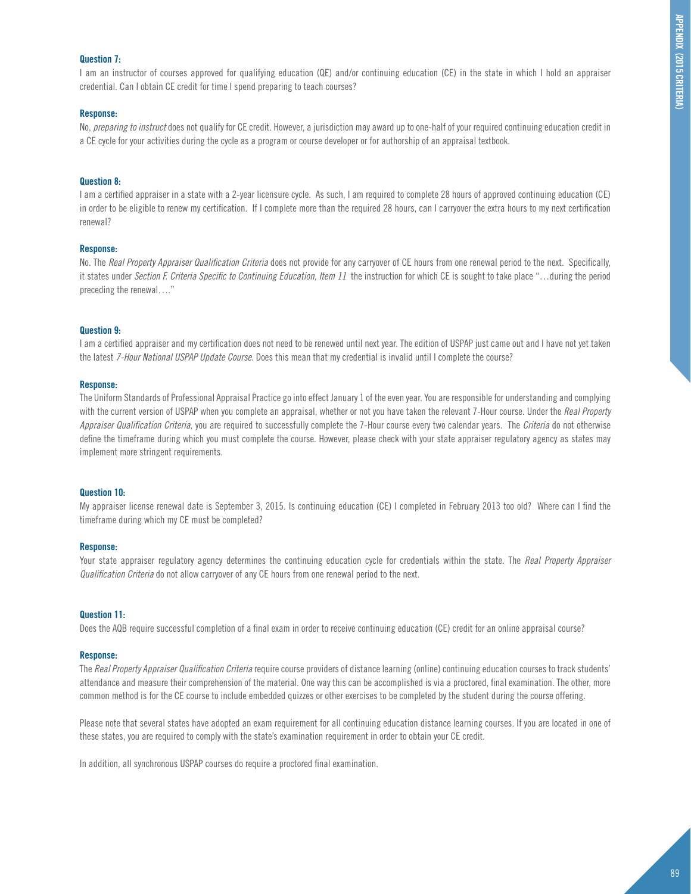**Question 7:**

I am an instructor of courses approved for qualifying education (QE) and/or continuing education (CE) in the state in which I hold an appraiser credential. Can I obtain CE credit for time I spend preparing to teach courses?

**Response:**

No, *preparing to instruct* does not qualify for CE credit. However, a jurisdiction may award up to one-half of your required continuing education credit in a CE cycle for your activities during the cycle as a program or course developer or for authorship of an appraisal textbook.

**Question 8:**

I am a certified appraiser in a state with a 2-year licensure cycle. As such, I am required to complete 28 hours of approved continuing education (CE) in order to be eligible to renew my certification. If I complete more than the required 28 hours, can I carryover the extra hours to my next certification renewal?

**Response:**

No. The *Real Property Appraiser Qualification Criteria* does not provide for any carryover of CE hours from one renewal period to the next. Specifically, it states under *Section F. Criteria Specific to Continuing Education, Item 11* the instruction for which CE is sought to take place "…during the period preceding the renewal…."

**Question 9:**

I am a certified appraiser and my certification does not need to be renewed until next year. The edition of USPAP just came out and I have not yet taken the latest *7-Hour National USPAP Update Course*. Does this mean that my credential is invalid until I complete the course?

**Response:**

The Uniform Standards of Professional Appraisal Practice go into effect January 1 of the even year. You are responsible for understanding and complying with the current version of USPAP when you complete an appraisal, whether or not you have taken the relevant 7-Hour course. Under the *Real Property Appraiser Qualification Criteria*, you are required to successfully complete the 7-Hour course every two calendar years. The *Criteria* do not otherwise define the timeframe during which you must complete the course. However, please check with your state appraiser regulatory agency as states may implement more stringent requirements.

**Question 10:**

My appraiser license renewal date is September 3, 2015. Is continuing education (CE) I completed in February 2013 too old? Where can I find the timeframe during which my CE must be completed?

**Response:**

Your state appraiser regulatory agency determines the continuing education cycle for credentials within the state. The *Real Property Appraiser Qualification Criteria* do not allow carryover of any CE hours from one renewal period to the next.

**Question 11:**

Does the AQB require successful completion of a final exam in order to receive continuing education (CE) credit for an online appraisal course?

**Response:**

The *Real Property Appraiser Qualification Criteria* require course providers of distance learning (online) continuing education courses to track students' attendance and measure their comprehension of the material. One way this can be accomplished is via a proctored, final examination. The other, more common method is for the CE course to include embedded quizzes or other exercises to be completed by the student during the course offering.

Please note that several states have adopted an exam requirement for all continuing education distance learning courses. If you are located in one of these states, you are required to comply with the state's examination requirement in order to obtain your CE credit.

In addition, all synchronous USPAP courses do require a proctored final examination.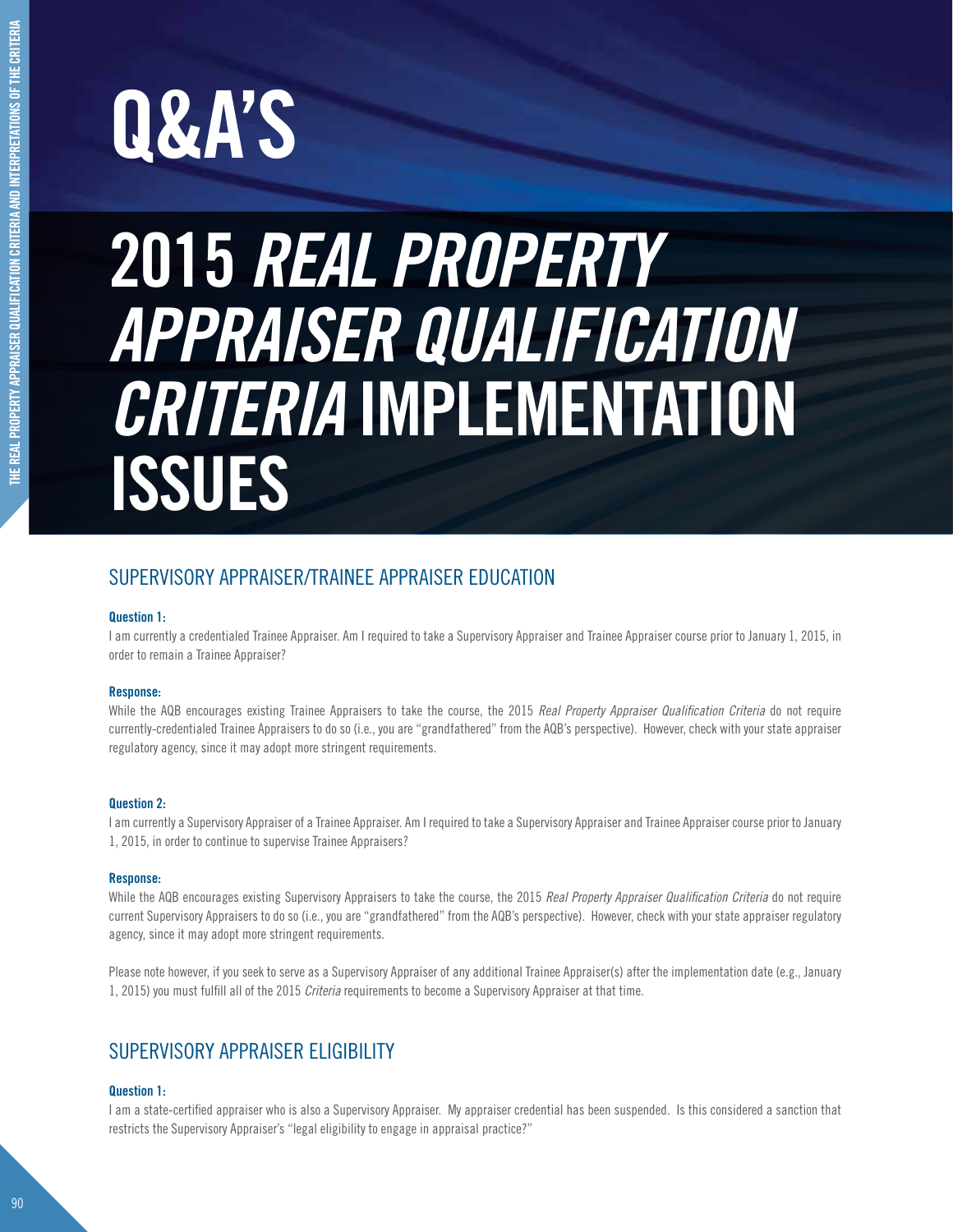# Q&A'S

# 2015 *REAL PROPERTY APPRAISER QUALIFICATION CRITERIA* IMPLEMENTATION ISSUES

## SUPERVISORY APPRAISER/TRAINEE APPRAISER EDUCATION

**Question 1:**

I am currently a credentialed Trainee Appraiser. Am I required to take a Supervisory Appraiser and Trainee Appraiser course prior to January 1, 2015, in order to remain a Trainee Appraiser?

**Response:**

While the AQB encourages existing Trainee Appraisers to take the course, the 2015 *Real Property Appraiser Qualification Criteria* do not require currently-credentialed Trainee Appraisers to do so (i.e., you are "grandfathered" from the AQB's perspective). However, check with your state appraiser regulatory agency, since it may adopt more stringent requirements.

**Question 2:**

I am currently a Supervisory Appraiser of a Trainee Appraiser. Am I required to take a Supervisory Appraiser and Trainee Appraiser course prior to January 1, 2015, in order to continue to supervise Trainee Appraisers?

**Response:**

While the AQB encourages existing Supervisory Appraisers to take the course, the 2015 *Real Property Appraiser Qualification Criteria* do not require current Supervisory Appraisers to do so (i.e., you are "grandfathered" from the AQB's perspective). However, check with your state appraiser regulatory agency, since it may adopt more stringent requirements.

Please note however, if you seek to serve as a Supervisory Appraiser of any additional Trainee Appraiser(s) after the implementation date (e.g., January 1, 2015) you must fulfill all of the 2015 *Criteria* requirements to become a Supervisory Appraiser at that time.

## SUPERVISORY APPRAISER ELIGIBILITY

**Question 1:**

I am a state-certified appraiser who is also a Supervisory Appraiser. My appraiser credential has been suspended. Is this considered a sanction that restricts the Supervisory Appraiser's "legal eligibility to engage in appraisal practice?"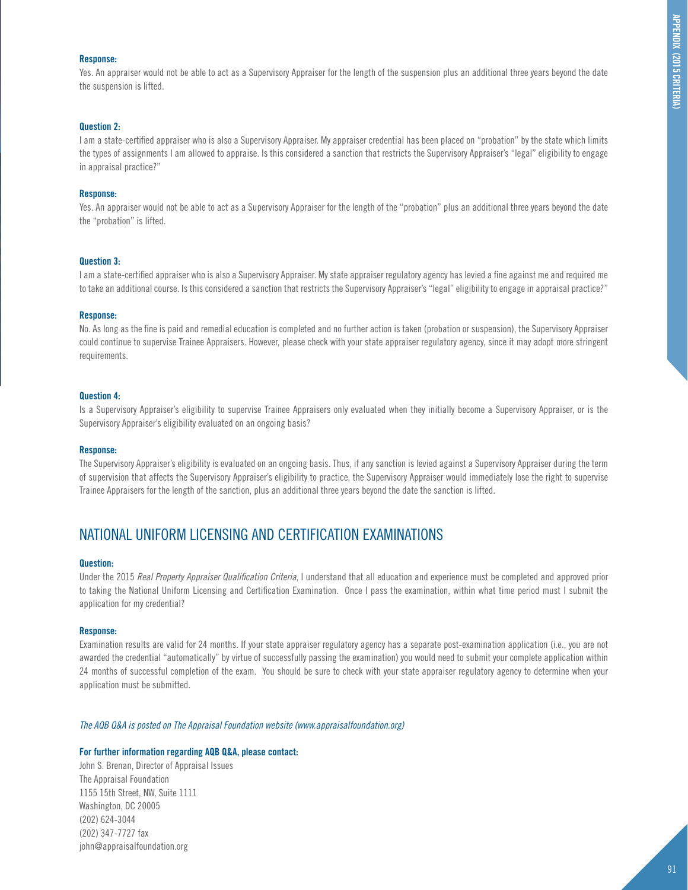**Response:**

Yes. An appraiser would not be able to act as a Supervisory Appraiser for the length of the suspension plus an additional three years beyond the date the suspension is lifted.

**Question 2:**

I am a state-certified appraiser who is also a Supervisory Appraiser. My appraiser credential has been placed on "probation" by the state which limits the types of assignments I am allowed to appraise. Is this considered a sanction that restricts the Supervisory Appraiser's "legal" eligibility to engage in appraisal practice?"

**Response:**

Yes. An appraiser would not be able to act as a Supervisory Appraiser for the length of the "probation" plus an additional three years beyond the date the "probation" is lifted.

**Question 3:**

I am a state-certified appraiser who is also a Supervisory Appraiser. My state appraiser regulatory agency has levied a fine against me and required me to take an additional course. Is this considered a sanction that restricts the Supervisory Appraiser's "legal" eligibility to engage in appraisal practice?"

**Response:**

No. As long as the fine is paid and remedial education is completed and no further action is taken (probation or suspension), the Supervisory Appraiser could continue to supervise Trainee Appraisers. However, please check with your state appraiser regulatory agency, since it may adopt more stringent requirements.

**Question 4:**

Is a Supervisory Appraiser's eligibility to supervise Trainee Appraisers only evaluated when they initially become a Supervisory Appraiser, or is the Supervisory Appraiser's eligibility evaluated on an ongoing basis?

**Response:**

The Supervisory Appraiser's eligibility is evaluated on an ongoing basis. Thus, if any sanction is levied against a Supervisory Appraiser during the term of supervision that affects the Supervisory Appraiser's eligibility to practice, the Supervisory Appraiser would immediately lose the right to supervise Trainee Appraisers for the length of the sanction, plus an additional three years beyond the date the sanction is lifted.

## NATIONAL UNIFORM LICENSING AND CERTIFICATION EXAMINATIONS

**Question:**

Under the 2015 *Real Property Appraiser Qualification Criteria*, I understand that all education and experience must be completed and approved prior to taking the National Uniform Licensing and Certification Examination. Once I pass the examination, within what time period must I submit the application for my credential?

**Response:**

Examination results are valid for 24 months. If your state appraiser regulatory agency has a separate post-examination application (i.e., you are not awarded the credential "automatically" by virtue of successfully passing the examination) you would need to submit your complete application within 24 months of successful completion of the exam. You should be sure to check with your state appraiser regulatory agency to determine when your application must be submitted.

*The AQB Q&A is posted on The Appraisal Foundation website (www.appraisalfoundation.org)*

**For further information regarding AQB Q&A, please contact:**

John S. Brenan, Director of Appraisal Issues
The Appraisal Foundation
1155 15th Street, NW, Suite 1111
Washington, DC 20005
(202) 624-3044
(202) 347-7727 fax
john@appraisalfoundation.org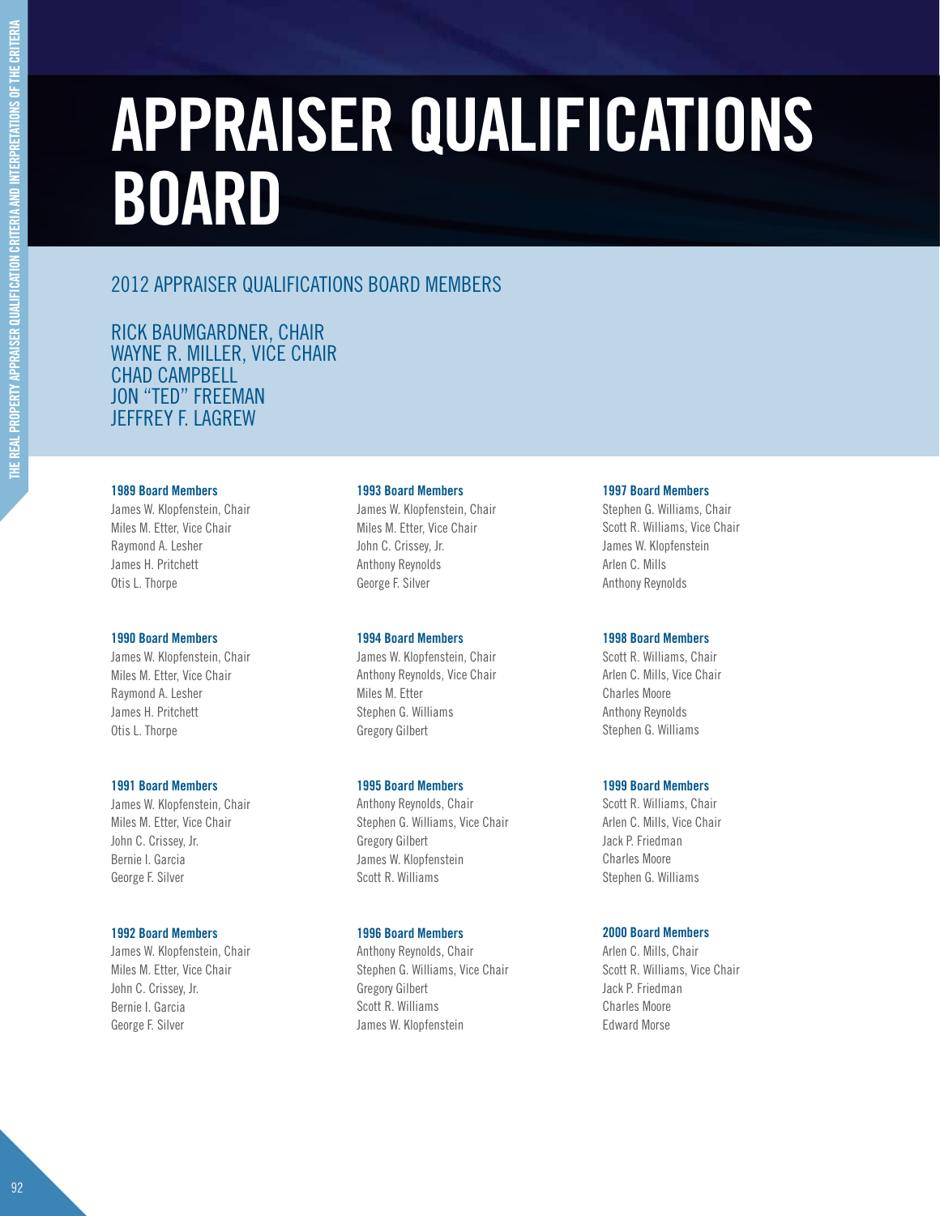# APPRAISER QUALIFICATIONS BOARD

## 2012 APPRAISER QUALIFICATIONS BOARD MEMBERS

RICK BAUMGARDNER, CHAIR
WAYNE R. MILLER, VICE CHAIR
CHAD CAMPBELL
JON "TED" FREEMAN
JEFFREY F. LAGREW

**1989 Board Members**
James W. Klopfenstein, Chair
Miles M. Etter, Vice Chair
Raymond A. Lesher
James H. Pritchett
Otis L. Thorpe

**1990 Board Members**
James W. Klopfenstein, Chair
Miles M. Etter, Vice Chair
Raymond A. Lesher
James H. Pritchett
Otis L. Thorpe

**1991 Board Members**
James W. Klopfenstein, Chair
Miles M. Etter, Vice Chair
John C. Crissey, Jr.
Bernie I. Garcia
George F. Silver

**1992 Board Members**
James W. Klopfenstein, Chair
Miles M. Etter, Vice Chair
John C. Crissey, Jr.
Bernie I. Garcia
George F. Silver

**1993 Board Members**
James W. Klopfenstein, Chair
Miles M. Etter, Vice Chair
John C. Crissey, Jr.
Anthony Reynolds
George F. Silver

**1994 Board Members**
James W. Klopfenstein, Chair
Anthony Reynolds, Vice Chair
Miles M. Etter
Stephen G. Williams
Gregory Gilbert

**1995 Board Members**
Anthony Reynolds, Chair
Stephen G. Williams, Vice Chair
Gregory Gilbert
James W. Klopfenstein
Scott R. Williams

**1996 Board Members**
Anthony Reynolds, Chair
Stephen G. Williams, Vice Chair
Gregory Gilbert
Scott R. Williams
James W. Klopfenstein

**1997 Board Members**
Stephen G. Williams, Chair
Scott R. Williams, Vice Chair
James W. Klopfenstein
Arlen C. Mills
Anthony Reynolds

**1998 Board Members**
Scott R. Williams, Chair
Arlen C. Mills, Vice Chair
Charles Moore
Anthony Reynolds
Stephen G. Williams

**1999 Board Members**
Scott R. Williams, Chair
Arlen C. Mills, Vice Chair
Jack P. Friedman
Charles Moore
Stephen G. Williams

**2000 Board Members**
Arlen C. Mills, Chair
Scott R. Williams, Vice Chair
Jack P. Friedman
Charles Moore
Edward Morse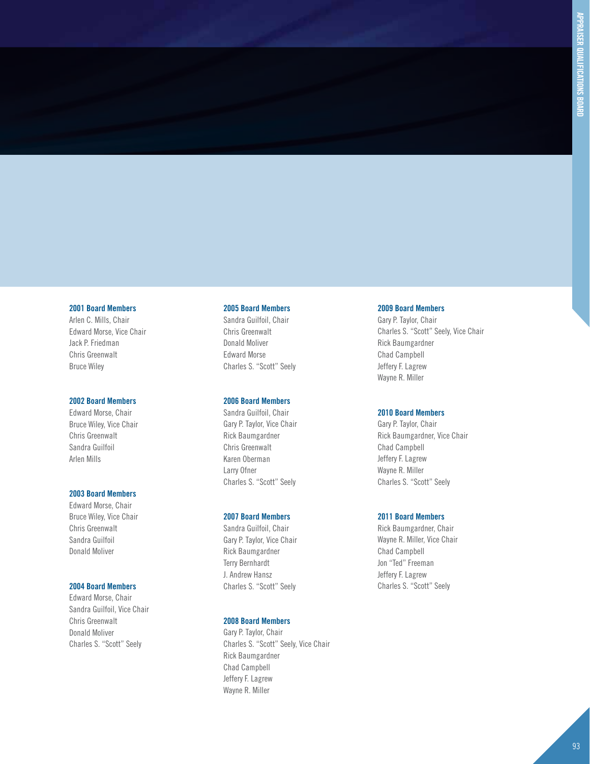### 2001 Board Members

Arlen C. Mills, Chair
Edward Morse, Vice Chair
Jack P. Friedman
Chris Greenwalt
Bruce Wiley

### 2002 Board Members

Edward Morse, Chair
Bruce Wiley, Vice Chair
Chris Greenwalt
Sandra Guilfoil
Arlen Mills

### 2003 Board Members

Edward Morse, Chair
Bruce Wiley, Vice Chair
Chris Greenwalt
Sandra Guilfoil
Donald Moliver

### 2004 Board Members

Edward Morse, Chair
Sandra Guilfoil, Vice Chair
Chris Greenwalt
Donald Moliver
Charles S. "Scott" Seely

### 2005 Board Members

Sandra Guilfoil, Chair
Chris Greenwalt
Donald Moliver
Edward Morse
Charles S. "Scott" Seely

### 2006 Board Members

Sandra Guilfoil, Chair
Gary P. Taylor, Vice Chair
Rick Baumgardner
Chris Greenwalt
Karen Oberman
Larry Ofner
Charles S. "Scott" Seely

### 2007 Board Members

Sandra Guilfoil, Chair
Gary P. Taylor, Vice Chair
Rick Baumgardner
Terry Bernhardt
J. Andrew Hansz
Charles S. "Scott" Seely

### 2008 Board Members

Gary P. Taylor, Chair
Charles S. "Scott" Seely, Vice Chair
Rick Baumgardner
Chad Campbell
Jeffery F. Lagrew
Wayne R. Miller

### 2009 Board Members

Gary P. Taylor, Chair
Charles S. "Scott" Seely, Vice Chair
Rick Baumgardner
Chad Campbell
Jeffery F. Lagrew
Wayne R. Miller

### 2010 Board Members

Gary P. Taylor, Chair
Rick Baumgardner, Vice Chair
Chad Campbell
Jeffery F. Lagrew
Wayne R. Miller
Charles S. "Scott" Seely

### 2011 Board Members

Rick Baumgardner, Chair
Wayne R. Miller, Vice Chair
Chad Campbell
Jon "Ted" Freeman
Jeffery F. Lagrew
Charles S. "Scott" Seely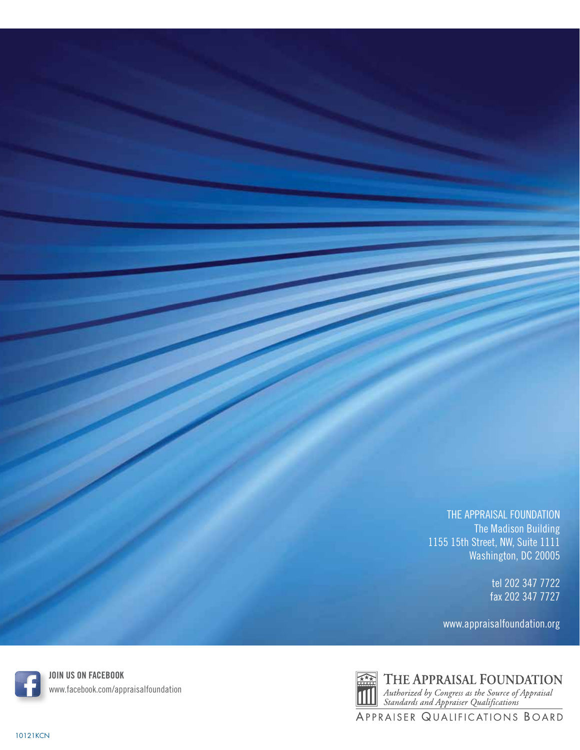THE APPRAISAL FOUNDATION
The Madison Building
1155 15th Street, NW, Suite 1111
Washington, DC 20005

tel 202 347 7722
fax 202 347 7727

www.appraisalfoundation.org

**JOIN US ON FACEBOOK**
www.facebook.com/appraisalfoundation

THE APPRAISAL FOUNDATION
*Authorized by Congress as the Source of Appraisal Standards and Appraiser Qualifications*

APPRAISER QUALIFICATIONS BOARD

10121KCN